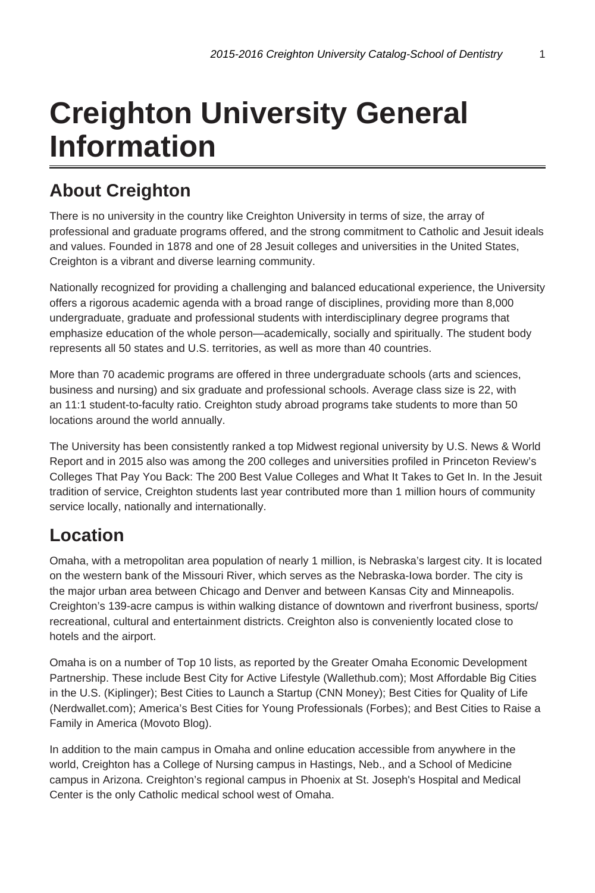# Creighton University General Information

## About Creighton

There is no university in the country like Creighton University in terms of size, the array of professional and graduate programs offered, and the strong commitment to Catholic and Jesuit ideals and values. Founded in 1878 and one of 28 Jesuit colleges and universities in the United States, Creighton is a vibrant and diverse learning community.

Nationally recognized for providing a challenging and balanced educational experience, the University offers a rigorous academic agenda with a broad range of disciplines, providing more than 8,000 undergraduate, graduate and professional students with interdisciplinary degree programs that emphasize education of the whole person—academically, socially and spiritually. The student body represents all 50 states and U.S. territories, as well as more than 40 countries.

More than 70 academic programs are offered in three undergraduate schools (arts and sciences, business and nursing) and six graduate and professional schools. Average class size is 22, with an 11:1 student-to-faculty ratio. Creighton study abroad programs take students to more than 50 locations around the world annually.

The University has been consistently ranked a top Midwest regional university by U.S. News & World Report and in 2015 also was among the 200 colleges and universities profiled in Princeton Review's Colleges That Pay You Back: The 200 Best Value Colleges and What It Takes to Get In. In the Jesuit tradition of service, Creighton students last year contributed more than 1 million hours of community service locally, nationally and internationally.

## Location

Omaha, with a metropolitan area population of nearly 1 million, is Nebraska's largest city. It is located on the western bank of the Missouri River, which serves as the Nebraska-Iowa border. The city is the major urban area between Chicago and Denver and between Kansas City and Minneapolis. Creighton's 139-acre campus is within walking distance of downtown and riverfront business, sports/recreational, cultural and entertainment districts. Creighton also is conveniently located close to hotels and the airport.

Omaha is on a number of Top 10 lists, as reported by the Greater Omaha Economic Development Partnership. These include Best City for Active Lifestyle (Wallethub.com); Most Affordable Big Cities in the U.S. (Kiplinger); Best Cities to Launch a Startup (CNN Money); Best Cities for Quality of Life (Nerdwallet.com); America's Best Cities for Young Professionals (Forbes); and Best Cities to Raise a Family in America (Movoto Blog).

In addition to the main campus in Omaha and online education accessible from anywhere in the world, Creighton has a College of Nursing campus in Hastings, Neb., and a School of Medicine campus in Arizona. Creighton's regional campus in Phoenix at St. Joseph's Hospital and Medical Center is the only Catholic medical school west of Omaha.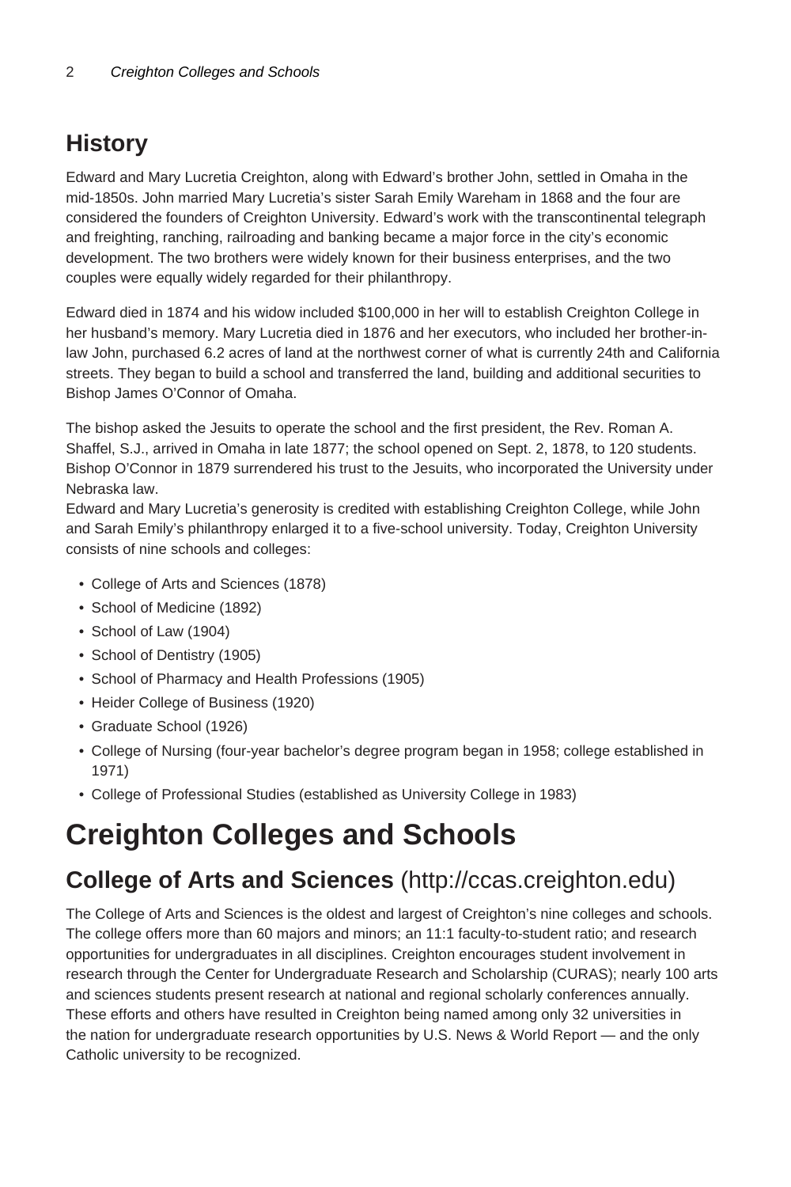## History

Edward and Mary Lucretia Creighton, along with Edward's brother John, settled in Omaha in the mid-1850s. John married Mary Lucretia's sister Sarah Emily Wareham in 1868 and the four are considered the founders of Creighton University. Edward's work with the transcontinental telegraph and freighting, ranching, railroading and banking became a major force in the city's economic development. The two brothers were widely known for their business enterprises, and the two couples were equally widely regarded for their philanthropy.

Edward died in 1874 and his widow included $100,000 in her will to establish Creighton College in her husband's memory. Mary Lucretia died in 1876 and her executors, who included her brother-in-law John, purchased 6.2 acres of land at the northwest corner of what is currently 24th and California streets. They began to build a school and transferred the land, building and additional securities to Bishop James O'Connor of Omaha.

The bishop asked the Jesuits to operate the school and the first president, the Rev. Roman A. Shaffel, S.J., arrived in Omaha in late 1877; the school opened on Sept. 2, 1878, to 120 students. Bishop O'Connor in 1879 surrendered his trust to the Jesuits, who incorporated the University under Nebraska law.
Edward and Mary Lucretia's generosity is credited with establishing Creighton College, while John and Sarah Emily's philanthropy enlarged it to a five-school university. Today, Creighton University consists of nine schools and colleges:

- College of Arts and Sciences (1878)
- School of Medicine (1892)
- School of Law (1904)
- School of Dentistry (1905)
- School of Pharmacy and Health Professions (1905)
- Heider College of Business (1920)
- Graduate School (1926)
- College of Nursing (four-year bachelor's degree program began in 1958; college established in 1971)
- College of Professional Studies (established as University College in 1983)

# Creighton Colleges and Schools

## College of Arts and Sciences (http://ccas.creighton.edu)

The College of Arts and Sciences is the oldest and largest of Creighton's nine colleges and schools. The college offers more than 60 majors and minors; an 11:1 faculty-to-student ratio; and research opportunities for undergraduates in all disciplines. Creighton encourages student involvement in research through the Center for Undergraduate Research and Scholarship (CURAS); nearly 100 arts and sciences students present research at national and regional scholarly conferences annually. These efforts and others have resulted in Creighton being named among only 32 universities in the nation for undergraduate research opportunities by U.S. News & World Report — and the only Catholic university to be recognized.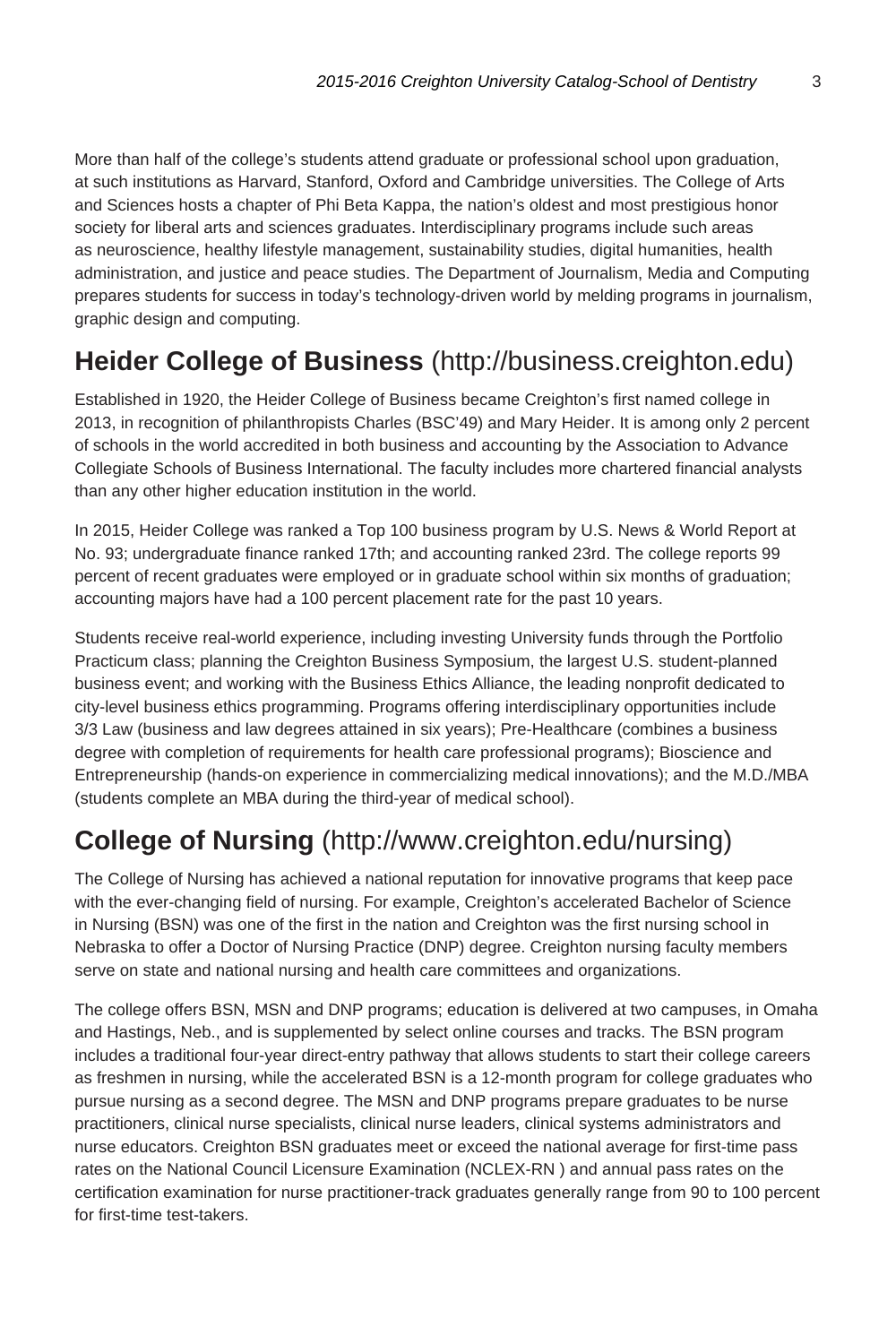More than half of the college's students attend graduate or professional school upon graduation, at such institutions as Harvard, Stanford, Oxford and Cambridge universities. The College of Arts and Sciences hosts a chapter of Phi Beta Kappa, the nation's oldest and most prestigious honor society for liberal arts and sciences graduates. Interdisciplinary programs include such areas as neuroscience, healthy lifestyle management, sustainability studies, digital humanities, health administration, and justice and peace studies. The Department of Journalism, Media and Computing prepares students for success in today's technology-driven world by melding programs in journalism, graphic design and computing.

## **Heider College of Business** (http://business.creighton.edu)

Established in 1920, the Heider College of Business became Creighton's first named college in 2013, in recognition of philanthropists Charles (BSC'49) and Mary Heider. It is among only 2 percent of schools in the world accredited in both business and accounting by the Association to Advance Collegiate Schools of Business International. The faculty includes more chartered financial analysts than any other higher education institution in the world.

In 2015, Heider College was ranked a Top 100 business program by U.S. News & World Report at No. 93; undergraduate finance ranked 17th; and accounting ranked 23rd. The college reports 99 percent of recent graduates were employed or in graduate school within six months of graduation; accounting majors have had a 100 percent placement rate for the past 10 years.

Students receive real-world experience, including investing University funds through the Portfolio Practicum class; planning the Creighton Business Symposium, the largest U.S. student-planned business event; and working with the Business Ethics Alliance, the leading nonprofit dedicated to city-level business ethics programming. Programs offering interdisciplinary opportunities include 3/3 Law (business and law degrees attained in six years); Pre-Healthcare (combines a business degree with completion of requirements for health care professional programs); Bioscience and Entrepreneurship (hands-on experience in commercializing medical innovations); and the M.D./MBA (students complete an MBA during the third-year of medical school).

## **College of Nursing** (http://www.creighton.edu/nursing)

The College of Nursing has achieved a national reputation for innovative programs that keep pace with the ever-changing field of nursing. For example, Creighton's accelerated Bachelor of Science in Nursing (BSN) was one of the first in the nation and Creighton was the first nursing school in Nebraska to offer a Doctor of Nursing Practice (DNP) degree. Creighton nursing faculty members serve on state and national nursing and health care committees and organizations.

The college offers BSN, MSN and DNP programs; education is delivered at two campuses, in Omaha and Hastings, Neb., and is supplemented by select online courses and tracks. The BSN program includes a traditional four-year direct-entry pathway that allows students to start their college careers as freshmen in nursing, while the accelerated BSN is a 12-month program for college graduates who pursue nursing as a second degree. The MSN and DNP programs prepare graduates to be nurse practitioners, clinical nurse specialists, clinical nurse leaders, clinical systems administrators and nurse educators. Creighton BSN graduates meet or exceed the national average for first-time pass rates on the National Council Licensure Examination (NCLEX-RN ) and annual pass rates on the certification examination for nurse practitioner-track graduates generally range from 90 to 100 percent for first-time test-takers.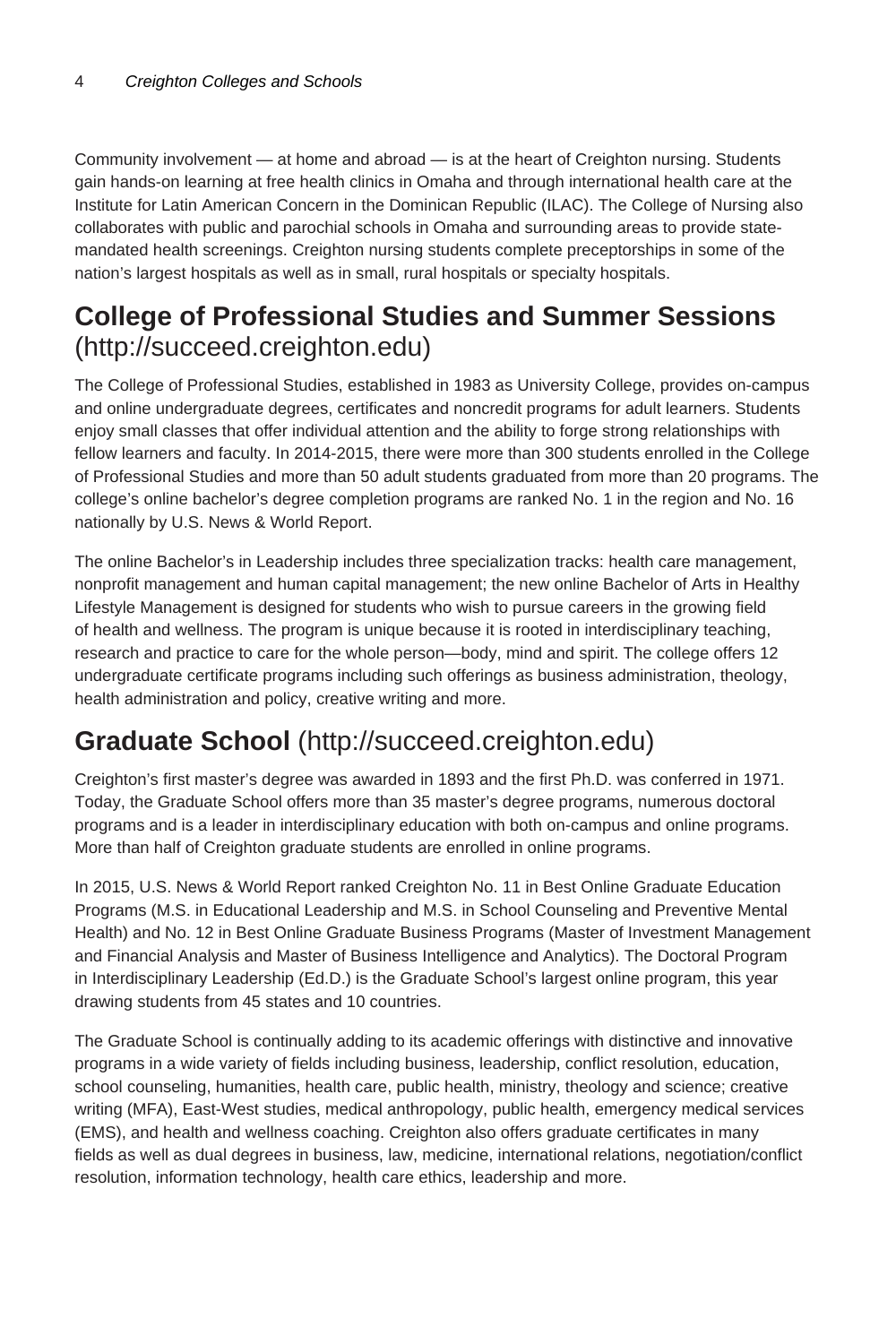Community involvement — at home and abroad — is at the heart of Creighton nursing. Students gain hands-on learning at free health clinics in Omaha and through international health care at the Institute for Latin American Concern in the Dominican Republic (ILAC). The College of Nursing also collaborates with public and parochial schools in Omaha and surrounding areas to provide state-mandated health screenings. Creighton nursing students complete preceptorships in some of the nation's largest hospitals as well as in small, rural hospitals or specialty hospitals.

## College of Professional Studies and Summer Sessions (http://succeed.creighton.edu)

The College of Professional Studies, established in 1983 as University College, provides on-campus and online undergraduate degrees, certificates and noncredit programs for adult learners. Students enjoy small classes that offer individual attention and the ability to forge strong relationships with fellow learners and faculty. In 2014-2015, there were more than 300 students enrolled in the College of Professional Studies and more than 50 adult students graduated from more than 20 programs. The college's online bachelor's degree completion programs are ranked No. 1 in the region and No. 16 nationally by U.S. News & World Report.

The online Bachelor's in Leadership includes three specialization tracks: health care management, nonprofit management and human capital management; the new online Bachelor of Arts in Healthy Lifestyle Management is designed for students who wish to pursue careers in the growing field of health and wellness. The program is unique because it is rooted in interdisciplinary teaching, research and practice to care for the whole person—body, mind and spirit. The college offers 12 undergraduate certificate programs including such offerings as business administration, theology, health administration and policy, creative writing and more.

## Graduate School (http://succeed.creighton.edu)

Creighton's first master's degree was awarded in 1893 and the first Ph.D. was conferred in 1971. Today, the Graduate School offers more than 35 master's degree programs, numerous doctoral programs and is a leader in interdisciplinary education with both on-campus and online programs. More than half of Creighton graduate students are enrolled in online programs.

In 2015, U.S. News & World Report ranked Creighton No. 11 in Best Online Graduate Education Programs (M.S. in Educational Leadership and M.S. in School Counseling and Preventive Mental Health) and No. 12 in Best Online Graduate Business Programs (Master of Investment Management and Financial Analysis and Master of Business Intelligence and Analytics). The Doctoral Program in Interdisciplinary Leadership (Ed.D.) is the Graduate School's largest online program, this year drawing students from 45 states and 10 countries.

The Graduate School is continually adding to its academic offerings with distinctive and innovative programs in a wide variety of fields including business, leadership, conflict resolution, education, school counseling, humanities, health care, public health, ministry, theology and science; creative writing (MFA), East-West studies, medical anthropology, public health, emergency medical services (EMS), and health and wellness coaching. Creighton also offers graduate certificates in many fields as well as dual degrees in business, law, medicine, international relations, negotiation/conflict resolution, information technology, health care ethics, leadership and more.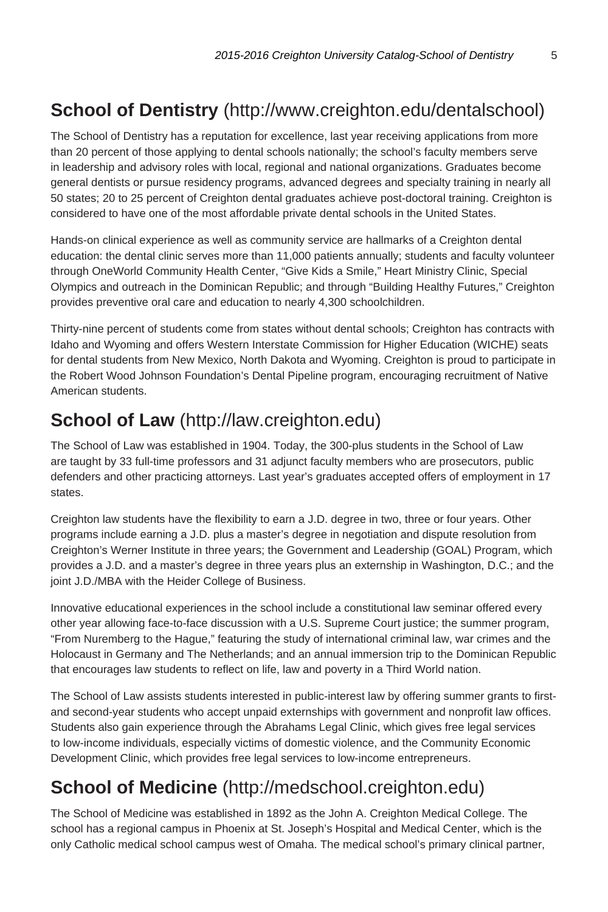## **School of Dentistry** (http://www.creighton.edu/dentalschool)

The School of Dentistry has a reputation for excellence, last year receiving applications from more than 20 percent of those applying to dental schools nationally; the school's faculty members serve in leadership and advisory roles with local, regional and national organizations. Graduates become general dentists or pursue residency programs, advanced degrees and specialty training in nearly all 50 states; 20 to 25 percent of Creighton dental graduates achieve post-doctoral training. Creighton is considered to have one of the most affordable private dental schools in the United States.

Hands-on clinical experience as well as community service are hallmarks of a Creighton dental education: the dental clinic serves more than 11,000 patients annually; students and faculty volunteer through OneWorld Community Health Center, "Give Kids a Smile," Heart Ministry Clinic, Special Olympics and outreach in the Dominican Republic; and through "Building Healthy Futures," Creighton provides preventive oral care and education to nearly 4,300 schoolchildren.

Thirty-nine percent of students come from states without dental schools; Creighton has contracts with Idaho and Wyoming and offers Western Interstate Commission for Higher Education (WICHE) seats for dental students from New Mexico, North Dakota and Wyoming. Creighton is proud to participate in the Robert Wood Johnson Foundation's Dental Pipeline program, encouraging recruitment of Native American students.

## **School of Law** (http://law.creighton.edu)

The School of Law was established in 1904. Today, the 300-plus students in the School of Law are taught by 33 full-time professors and 31 adjunct faculty members who are prosecutors, public defenders and other practicing attorneys. Last year's graduates accepted offers of employment in 17 states.

Creighton law students have the flexibility to earn a J.D. degree in two, three or four years. Other programs include earning a J.D. plus a master's degree in negotiation and dispute resolution from Creighton's Werner Institute in three years; the Government and Leadership (GOAL) Program, which provides a J.D. and a master's degree in three years plus an externship in Washington, D.C.; and the joint J.D./MBA with the Heider College of Business.

Innovative educational experiences in the school include a constitutional law seminar offered every other year allowing face-to-face discussion with a U.S. Supreme Court justice; the summer program, "From Nuremberg to the Hague," featuring the study of international criminal law, war crimes and the Holocaust in Germany and The Netherlands; and an annual immersion trip to the Dominican Republic that encourages law students to reflect on life, law and poverty in a Third World nation.

The School of Law assists students interested in public-interest law by offering summer grants to first- and second-year students who accept unpaid externships with government and nonprofit law offices. Students also gain experience through the Abrahams Legal Clinic, which gives free legal services to low-income individuals, especially victims of domestic violence, and the Community Economic Development Clinic, which provides free legal services to low-income entrepreneurs.

## **School of Medicine** (http://medschool.creighton.edu)

The School of Medicine was established in 1892 as the John A. Creighton Medical College. The school has a regional campus in Phoenix at St. Joseph's Hospital and Medical Center, which is the only Catholic medical school campus west of Omaha. The medical school's primary clinical partner,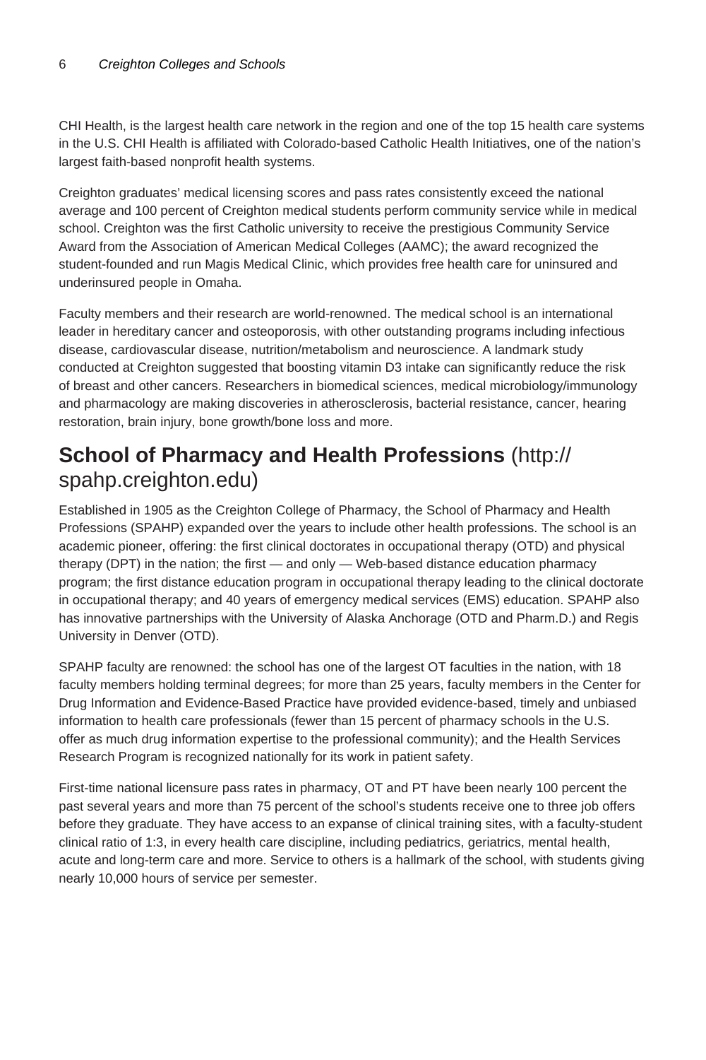CHI Health, is the largest health care network in the region and one of the top 15 health care systems in the U.S. CHI Health is affiliated with Colorado-based Catholic Health Initiatives, one of the nation's largest faith-based nonprofit health systems.

Creighton graduates' medical licensing scores and pass rates consistently exceed the national average and 100 percent of Creighton medical students perform community service while in medical school. Creighton was the first Catholic university to receive the prestigious Community Service Award from the Association of American Medical Colleges (AAMC); the award recognized the student-founded and run Magis Medical Clinic, which provides free health care for uninsured and underinsured people in Omaha.

Faculty members and their research are world-renowned. The medical school is an international leader in hereditary cancer and osteoporosis, with other outstanding programs including infectious disease, cardiovascular disease, nutrition/metabolism and neuroscience. A landmark study conducted at Creighton suggested that boosting vitamin D3 intake can significantly reduce the risk of breast and other cancers. Researchers in biomedical sciences, medical microbiology/immunology and pharmacology are making discoveries in atherosclerosis, bacterial resistance, cancer, hearing restoration, brain injury, bone growth/bone loss and more.

## **School of Pharmacy and Health Professions** (http://spahp.creighton.edu)

Established in 1905 as the Creighton College of Pharmacy, the School of Pharmacy and Health Professions (SPAHP) expanded over the years to include other health professions. The school is an academic pioneer, offering: the first clinical doctorates in occupational therapy (OTD) and physical therapy (DPT) in the nation; the first — and only — Web-based distance education pharmacy program; the first distance education program in occupational therapy leading to the clinical doctorate in occupational therapy; and 40 years of emergency medical services (EMS) education. SPAHP also has innovative partnerships with the University of Alaska Anchorage (OTD and Pharm.D.) and Regis University in Denver (OTD).

SPAHP faculty are renowned: the school has one of the largest OT faculties in the nation, with 18 faculty members holding terminal degrees; for more than 25 years, faculty members in the Center for Drug Information and Evidence-Based Practice have provided evidence-based, timely and unbiased information to health care professionals (fewer than 15 percent of pharmacy schools in the U.S. offer as much drug information expertise to the professional community); and the Health Services Research Program is recognized nationally for its work in patient safety.

First-time national licensure pass rates in pharmacy, OT and PT have been nearly 100 percent the past several years and more than 75 percent of the school's students receive one to three job offers before they graduate. They have access to an expanse of clinical training sites, with a faculty-student clinical ratio of 1:3, in every health care discipline, including pediatrics, geriatrics, mental health, acute and long-term care and more. Service to others is a hallmark of the school, with students giving nearly 10,000 hours of service per semester.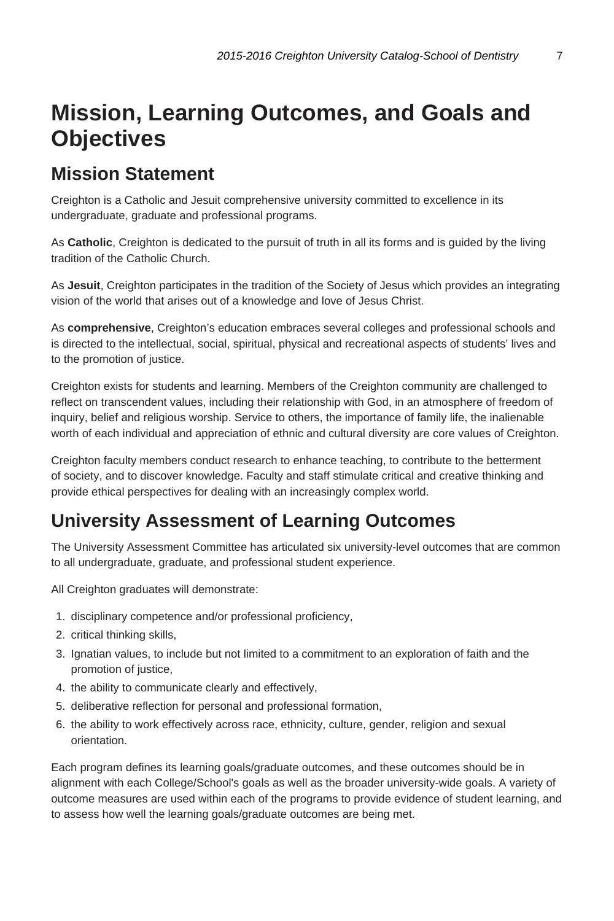# Mission, Learning Outcomes, and Goals and Objectives

## Mission Statement

Creighton is a Catholic and Jesuit comprehensive university committed to excellence in its undergraduate, graduate and professional programs.

As **Catholic**, Creighton is dedicated to the pursuit of truth in all its forms and is guided by the living tradition of the Catholic Church.

As **Jesuit**, Creighton participates in the tradition of the Society of Jesus which provides an integrating vision of the world that arises out of a knowledge and love of Jesus Christ.

As **comprehensive**, Creighton's education embraces several colleges and professional schools and is directed to the intellectual, social, spiritual, physical and recreational aspects of students' lives and to the promotion of justice.

Creighton exists for students and learning. Members of the Creighton community are challenged to reflect on transcendent values, including their relationship with God, in an atmosphere of freedom of inquiry, belief and religious worship. Service to others, the importance of family life, the inalienable worth of each individual and appreciation of ethnic and cultural diversity are core values of Creighton.

Creighton faculty members conduct research to enhance teaching, to contribute to the betterment of society, and to discover knowledge. Faculty and staff stimulate critical and creative thinking and provide ethical perspectives for dealing with an increasingly complex world.

## University Assessment of Learning Outcomes

The University Assessment Committee has articulated six university-level outcomes that are common to all undergraduate, graduate, and professional student experience.

All Creighton graduates will demonstrate:

1. disciplinary competence and/or professional proficiency,
2. critical thinking skills,
3. Ignatian values, to include but not limited to a commitment to an exploration of faith and the promotion of justice,
4. the ability to communicate clearly and effectively,
5. deliberative reflection for personal and professional formation,
6. the ability to work effectively across race, ethnicity, culture, gender, religion and sexual orientation.

Each program defines its learning goals/graduate outcomes, and these outcomes should be in alignment with each College/School's goals as well as the broader university-wide goals. A variety of outcome measures are used within each of the programs to provide evidence of student learning, and to assess how well the learning goals/graduate outcomes are being met.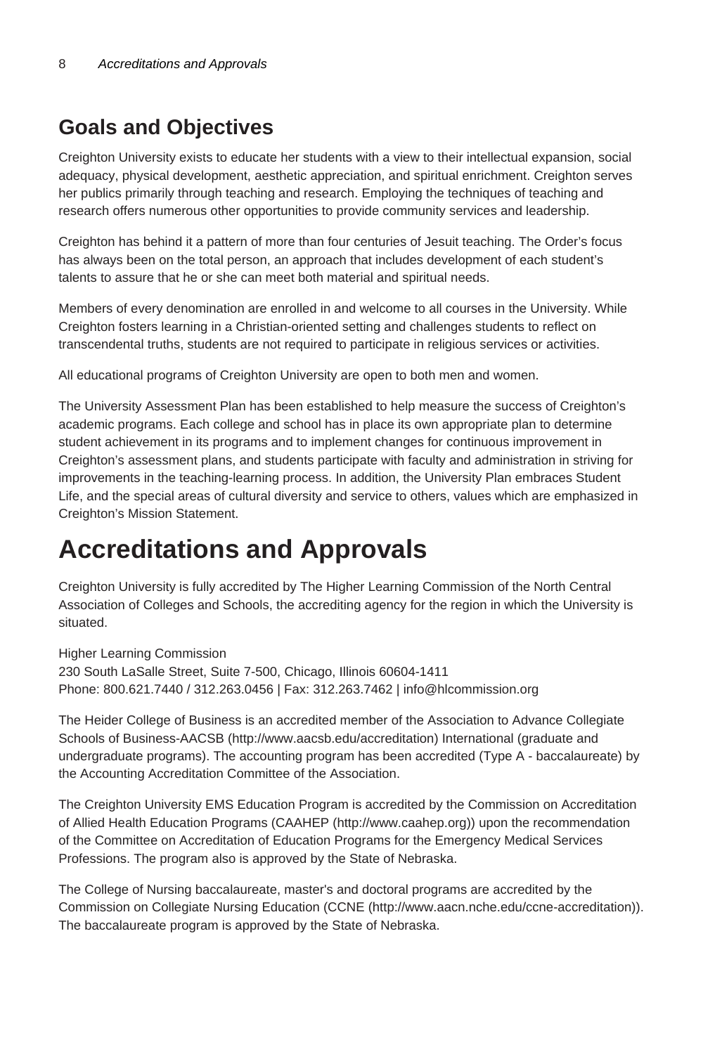## Goals and Objectives

Creighton University exists to educate her students with a view to their intellectual expansion, social adequacy, physical development, aesthetic appreciation, and spiritual enrichment. Creighton serves her publics primarily through teaching and research. Employing the techniques of teaching and research offers numerous other opportunities to provide community services and leadership.

Creighton has behind it a pattern of more than four centuries of Jesuit teaching. The Order's focus has always been on the total person, an approach that includes development of each student's talents to assure that he or she can meet both material and spiritual needs.

Members of every denomination are enrolled in and welcome to all courses in the University. While Creighton fosters learning in a Christian-oriented setting and challenges students to reflect on transcendental truths, students are not required to participate in religious services or activities.

All educational programs of Creighton University are open to both men and women.

The University Assessment Plan has been established to help measure the success of Creighton's academic programs. Each college and school has in place its own appropriate plan to determine student achievement in its programs and to implement changes for continuous improvement in Creighton's assessment plans, and students participate with faculty and administration in striving for improvements in the teaching-learning process. In addition, the University Plan embraces Student Life, and the special areas of cultural diversity and service to others, values which are emphasized in Creighton's Mission Statement.

# Accreditations and Approvals

Creighton University is fully accredited by The Higher Learning Commission of the North Central Association of Colleges and Schools, the accrediting agency for the region in which the University is situated.

Higher Learning Commission
230 South LaSalle Street, Suite 7-500, Chicago, Illinois 60604-1411
Phone: 800.621.7440 / 312.263.0456 | Fax: 312.263.7462 | info@hlcommission.org

The Heider College of Business is an accredited member of the Association to Advance Collegiate Schools of Business-AACSB (http://www.aacsb.edu/accreditation) International (graduate and undergraduate programs). The accounting program has been accredited (Type A - baccalaureate) by the Accounting Accreditation Committee of the Association.

The Creighton University EMS Education Program is accredited by the Commission on Accreditation of Allied Health Education Programs (CAAHEP (http://www.caahep.org)) upon the recommendation of the Committee on Accreditation of Education Programs for the Emergency Medical Services Professions. The program also is approved by the State of Nebraska.

The College of Nursing baccalaureate, master's and doctoral programs are accredited by the Commission on Collegiate Nursing Education (CCNE (http://www.aacn.nche.edu/ccne-accreditation)). The baccalaureate program is approved by the State of Nebraska.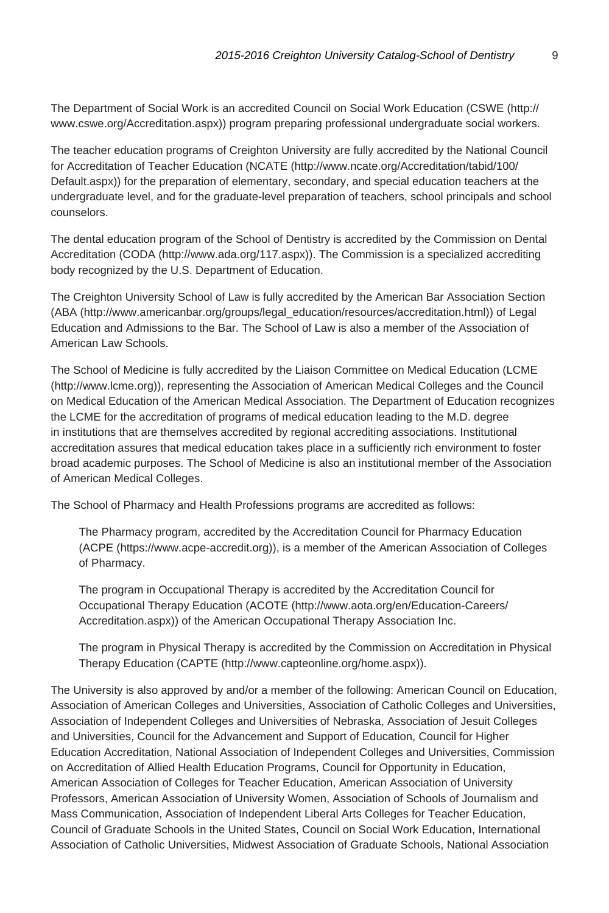The Department of Social Work is an accredited Council on Social Work Education (CSWE (http://www.cswe.org/Accreditation.aspx)) program preparing professional undergraduate social workers.

The teacher education programs of Creighton University are fully accredited by the National Council for Accreditation of Teacher Education (NCATE (http://www.ncate.org/Accreditation/tabid/100/Default.aspx)) for the preparation of elementary, secondary, and special education teachers at the undergraduate level, and for the graduate-level preparation of teachers, school principals and school counselors.

The dental education program of the School of Dentistry is accredited by the Commission on Dental Accreditation (CODA (http://www.ada.org/117.aspx)). The Commission is a specialized accrediting body recognized by the U.S. Department of Education.

The Creighton University School of Law is fully accredited by the American Bar Association Section (ABA (http://www.americanbar.org/groups/legal_education/resources/accreditation.html)) of Legal Education and Admissions to the Bar. The School of Law is also a member of the Association of American Law Schools.

The School of Medicine is fully accredited by the Liaison Committee on Medical Education (LCME (http://www.lcme.org)), representing the Association of American Medical Colleges and the Council on Medical Education of the American Medical Association. The Department of Education recognizes the LCME for the accreditation of programs of medical education leading to the M.D. degree in institutions that are themselves accredited by regional accrediting associations. Institutional accreditation assures that medical education takes place in a sufficiently rich environment to foster broad academic purposes. The School of Medicine is also an institutional member of the Association of American Medical Colleges.

The School of Pharmacy and Health Professions programs are accredited as follows:

> The Pharmacy program, accredited by the Accreditation Council for Pharmacy Education (ACPE (https://www.acpe-accredit.org)), is a member of the American Association of Colleges of Pharmacy.
>
> The program in Occupational Therapy is accredited by the Accreditation Council for Occupational Therapy Education (ACOTE (http://www.aota.org/en/Education-Careers/Accreditation.aspx)) of the American Occupational Therapy Association Inc.
>
> The program in Physical Therapy is accredited by the Commission on Accreditation in Physical Therapy Education (CAPTE (http://www.capteonline.org/home.aspx)).

The University is also approved by and/or a member of the following: American Council on Education, Association of American Colleges and Universities, Association of Catholic Colleges and Universities, Association of Independent Colleges and Universities of Nebraska, Association of Jesuit Colleges and Universities, Council for the Advancement and Support of Education, Council for Higher Education Accreditation, National Association of Independent Colleges and Universities, Commission on Accreditation of Allied Health Education Programs, Council for Opportunity in Education, American Association of Colleges for Teacher Education, American Association of University Professors, American Association of University Women, Association of Schools of Journalism and Mass Communication, Association of Independent Liberal Arts Colleges for Teacher Education, Council of Graduate Schools in the United States, Council on Social Work Education, International Association of Catholic Universities, Midwest Association of Graduate Schools, National Association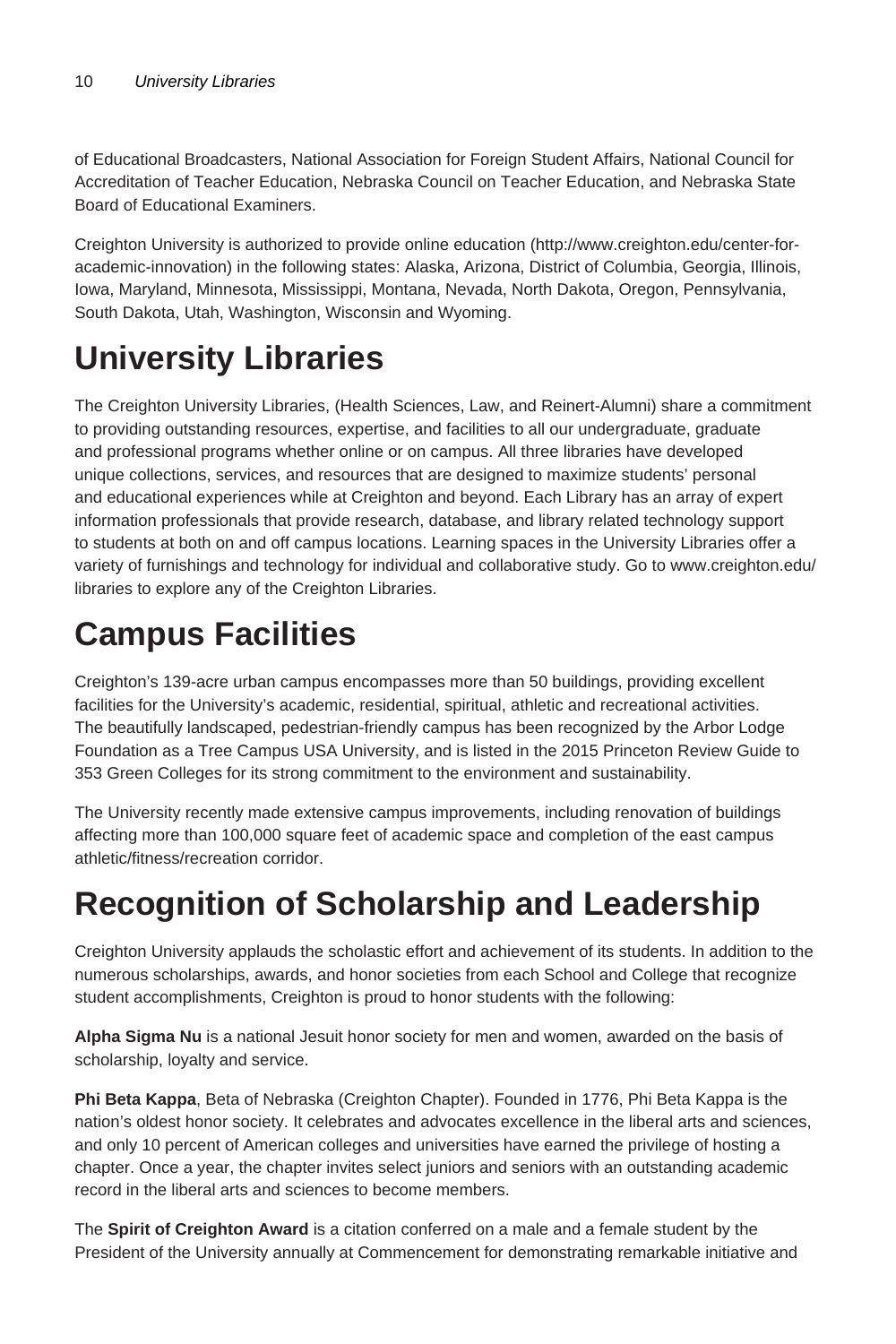of Educational Broadcasters, National Association for Foreign Student Affairs, National Council for Accreditation of Teacher Education, Nebraska Council on Teacher Education, and Nebraska State Board of Educational Examiners.

Creighton University is authorized to provide online education (http://www.creighton.edu/center-for-academic-innovation) in the following states: Alaska, Arizona, District of Columbia, Georgia, Illinois, Iowa, Maryland, Minnesota, Mississippi, Montana, Nevada, North Dakota, Oregon, Pennsylvania, South Dakota, Utah, Washington, Wisconsin and Wyoming.

# University Libraries

The Creighton University Libraries, (Health Sciences, Law, and Reinert-Alumni) share a commitment to providing outstanding resources, expertise, and facilities to all our undergraduate, graduate and professional programs whether online or on campus. All three libraries have developed unique collections, services, and resources that are designed to maximize students' personal and educational experiences while at Creighton and beyond. Each Library has an array of expert information professionals that provide research, database, and library related technology support to students at both on and off campus locations. Learning spaces in the University Libraries offer a variety of furnishings and technology for individual and collaborative study. Go to www.creighton.edu/libraries to explore any of the Creighton Libraries.

# Campus Facilities

Creighton's 139-acre urban campus encompasses more than 50 buildings, providing excellent facilities for the University's academic, residential, spiritual, athletic and recreational activities. The beautifully landscaped, pedestrian-friendly campus has been recognized by the Arbor Lodge Foundation as a Tree Campus USA University, and is listed in the 2015 Princeton Review Guide to 353 Green Colleges for its strong commitment to the environment and sustainability.

The University recently made extensive campus improvements, including renovation of buildings affecting more than 100,000 square feet of academic space and completion of the east campus athletic/fitness/recreation corridor.

# Recognition of Scholarship and Leadership

Creighton University applauds the scholastic effort and achievement of its students. In addition to the numerous scholarships, awards, and honor societies from each School and College that recognize student accomplishments, Creighton is proud to honor students with the following:

**Alpha Sigma Nu** is a national Jesuit honor society for men and women, awarded on the basis of scholarship, loyalty and service.

**Phi Beta Kappa**, Beta of Nebraska (Creighton Chapter). Founded in 1776, Phi Beta Kappa is the nation's oldest honor society. It celebrates and advocates excellence in the liberal arts and sciences, and only 10 percent of American colleges and universities have earned the privilege of hosting a chapter. Once a year, the chapter invites select juniors and seniors with an outstanding academic record in the liberal arts and sciences to become members.

The **Spirit of Creighton Award** is a citation conferred on a male and a female student by the President of the University annually at Commencement for demonstrating remarkable initiative and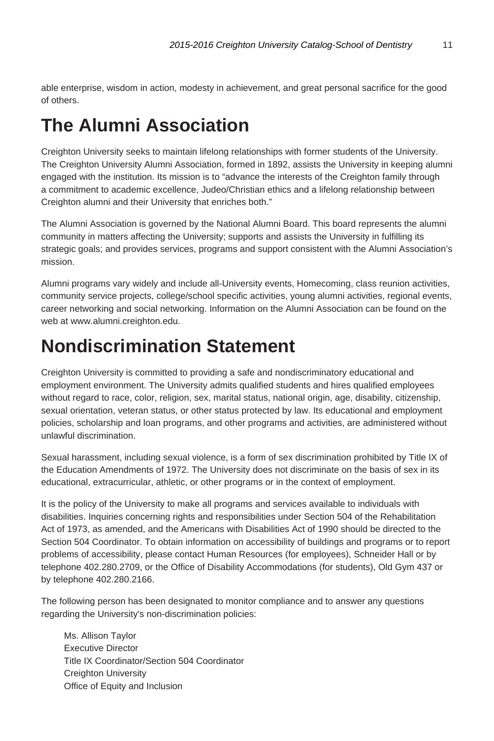able enterprise, wisdom in action, modesty in achievement, and great personal sacrifice for the good of others.

# The Alumni Association

Creighton University seeks to maintain lifelong relationships with former students of the University. The Creighton University Alumni Association, formed in 1892, assists the University in keeping alumni engaged with the institution. Its mission is to "advance the interests of the Creighton family through a commitment to academic excellence, Judeo/Christian ethics and a lifelong relationship between Creighton alumni and their University that enriches both."

The Alumni Association is governed by the National Alumni Board. This board represents the alumni community in matters affecting the University; supports and assists the University in fulfilling its strategic goals; and provides services, programs and support consistent with the Alumni Association's mission.

Alumni programs vary widely and include all-University events, Homecoming, class reunion activities, community service projects, college/school specific activities, young alumni activities, regional events, career networking and social networking. Information on the Alumni Association can be found on the web at www.alumni.creighton.edu.

# Nondiscrimination Statement

Creighton University is committed to providing a safe and nondiscriminatory educational and employment environment. The University admits qualified students and hires qualified employees without regard to race, color, religion, sex, marital status, national origin, age, disability, citizenship, sexual orientation, veteran status, or other status protected by law. Its educational and employment policies, scholarship and loan programs, and other programs and activities, are administered without unlawful discrimination.

Sexual harassment, including sexual violence, is a form of sex discrimination prohibited by Title IX of the Education Amendments of 1972. The University does not discriminate on the basis of sex in its educational, extracurricular, athletic, or other programs or in the context of employment.

It is the policy of the University to make all programs and services available to individuals with disabilities. Inquiries concerning rights and responsibilities under Section 504 of the Rehabilitation Act of 1973, as amended, and the Americans with Disabilities Act of 1990 should be directed to the Section 504 Coordinator. To obtain information on accessibility of buildings and programs or to report problems of accessibility, please contact Human Resources (for employees), Schneider Hall or by telephone 402.280.2709, or the Office of Disability Accommodations (for students), Old Gym 437 or by telephone 402.280.2166.

The following person has been designated to monitor compliance and to answer any questions regarding the University's non-discrimination policies:

Ms. Allison Taylor  
Executive Director  
Title IX Coordinator/Section 504 Coordinator  
Creighton University  
Office of Equity and Inclusion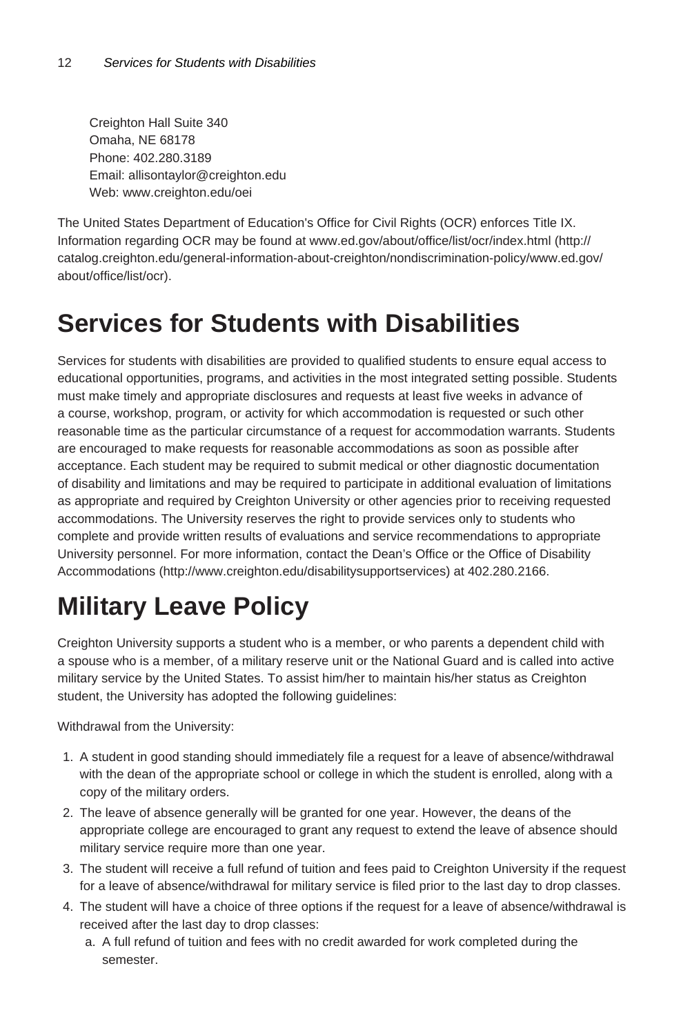Creighton Hall Suite 340
Omaha, NE 68178
Phone: 402.280.3189
Email: allisontaylor@creighton.edu
Web: www.creighton.edu/oei

The United States Department of Education's Office for Civil Rights (OCR) enforces Title IX. Information regarding OCR may be found at www.ed.gov/about/office/list/ocr/index.html (http://catalog.creighton.edu/general-information-about-creighton/nondiscrimination-policy/www.ed.gov/about/office/list/ocr).

# Services for Students with Disabilities

Services for students with disabilities are provided to qualified students to ensure equal access to educational opportunities, programs, and activities in the most integrated setting possible. Students must make timely and appropriate disclosures and requests at least five weeks in advance of a course, workshop, program, or activity for which accommodation is requested or such other reasonable time as the particular circumstance of a request for accommodation warrants. Students are encouraged to make requests for reasonable accommodations as soon as possible after acceptance. Each student may be required to submit medical or other diagnostic documentation of disability and limitations and may be required to participate in additional evaluation of limitations as appropriate and required by Creighton University or other agencies prior to receiving requested accommodations. The University reserves the right to provide services only to students who complete and provide written results of evaluations and service recommendations to appropriate University personnel. For more information, contact the Dean's Office or the Office of Disability Accommodations (http://www.creighton.edu/disabilitysupportservices) at 402.280.2166.

# Military Leave Policy

Creighton University supports a student who is a member, or who parents a dependent child with a spouse who is a member, of a military reserve unit or the National Guard and is called into active military service by the United States. To assist him/her to maintain his/her status as Creighton student, the University has adopted the following guidelines:

Withdrawal from the University:

1. A student in good standing should immediately file a request for a leave of absence/withdrawal with the dean of the appropriate school or college in which the student is enrolled, along with a copy of the military orders.
2. The leave of absence generally will be granted for one year. However, the deans of the appropriate college are encouraged to grant any request to extend the leave of absence should military service require more than one year.
3. The student will receive a full refund of tuition and fees paid to Creighton University if the request for a leave of absence/withdrawal for military service is filed prior to the last day to drop classes.
4. The student will have a choice of three options if the request for a leave of absence/withdrawal is received after the last day to drop classes:
   a. A full refund of tuition and fees with no credit awarded for work completed during the semester.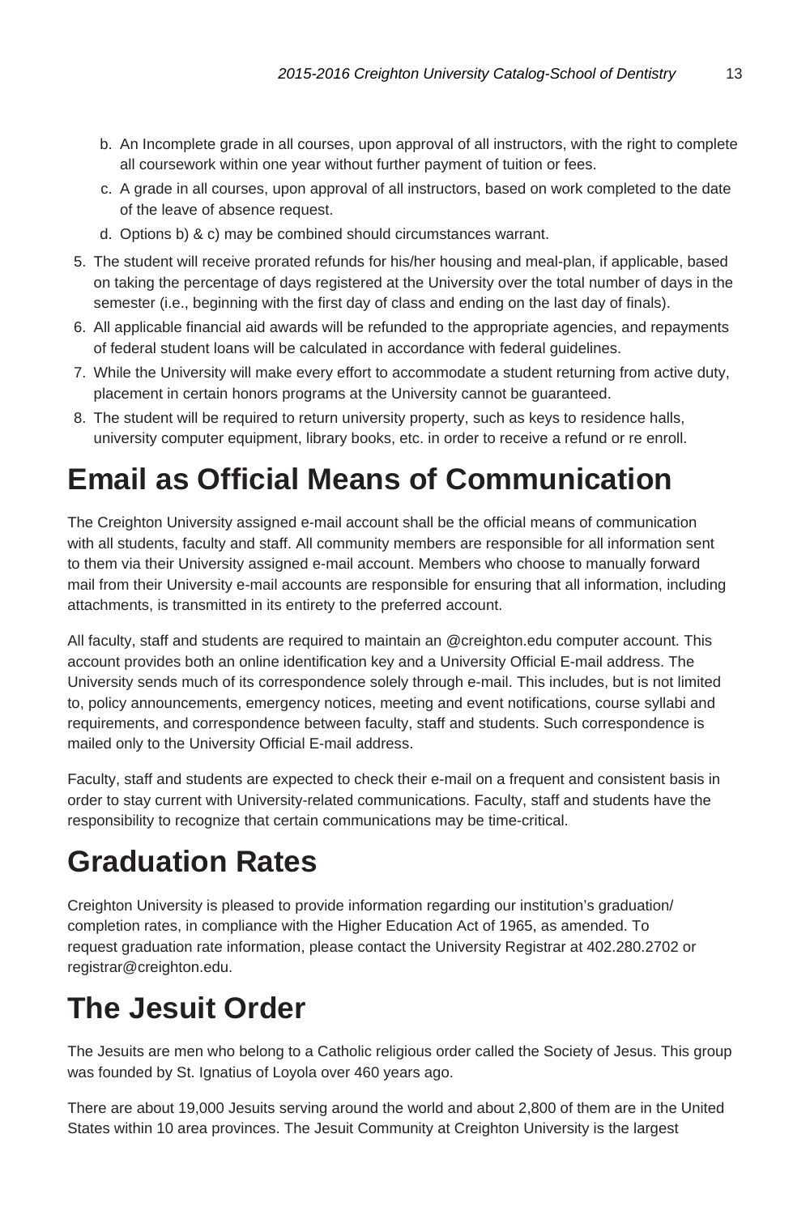b. An Incomplete grade in all courses, upon approval of all instructors, with the right to complete all coursework within one year without further payment of tuition or fees.
   c. A grade in all courses, upon approval of all instructors, based on work completed to the date of the leave of absence request.
   d. Options b) & c) may be combined should circumstances warrant.

5. The student will receive prorated refunds for his/her housing and meal-plan, if applicable, based on taking the percentage of days registered at the University over the total number of days in the semester (i.e., beginning with the first day of class and ending on the last day of finals).
6. All applicable financial aid awards will be refunded to the appropriate agencies, and repayments of federal student loans will be calculated in accordance with federal guidelines.
7. While the University will make every effort to accommodate a student returning from active duty, placement in certain honors programs at the University cannot be guaranteed.
8. The student will be required to return university property, such as keys to residence halls, university computer equipment, library books, etc. in order to receive a refund or re enroll.

# Email as Official Means of Communication

The Creighton University assigned e-mail account shall be the official means of communication with all students, faculty and staff. All community members are responsible for all information sent to them via their University assigned e-mail account. Members who choose to manually forward mail from their University e-mail accounts are responsible for ensuring that all information, including attachments, is transmitted in its entirety to the preferred account.

All faculty, staff and students are required to maintain an @creighton.edu computer account. This account provides both an online identification key and a University Official E-mail address. The University sends much of its correspondence solely through e-mail. This includes, but is not limited to, policy announcements, emergency notices, meeting and event notifications, course syllabi and requirements, and correspondence between faculty, staff and students. Such correspondence is mailed only to the University Official E-mail address.

Faculty, staff and students are expected to check their e-mail on a frequent and consistent basis in order to stay current with University-related communications. Faculty, staff and students have the responsibility to recognize that certain communications may be time-critical.

# Graduation Rates

Creighton University is pleased to provide information regarding our institution's graduation/completion rates, in compliance with the Higher Education Act of 1965, as amended. To request graduation rate information, please contact the University Registrar at 402.280.2702 or registrar@creighton.edu.

# The Jesuit Order

The Jesuits are men who belong to a Catholic religious order called the Society of Jesus. This group was founded by St. Ignatius of Loyola over 460 years ago.

There are about 19,000 Jesuits serving around the world and about 2,800 of them are in the United States within 10 area provinces. The Jesuit Community at Creighton University is the largest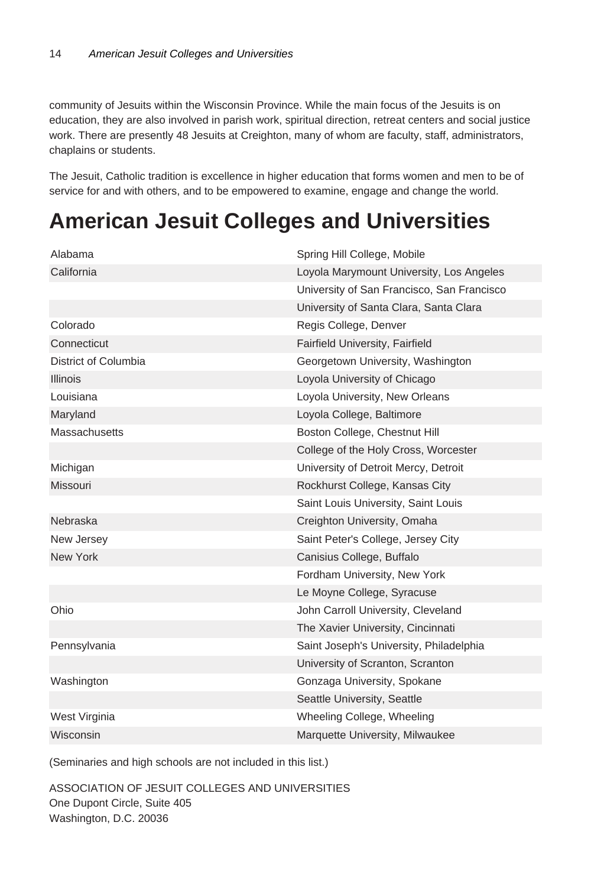community of Jesuits within the Wisconsin Province. While the main focus of the Jesuits is on education, they are also involved in parish work, spiritual direction, retreat centers and social justice work. There are presently 48 Jesuits at Creighton, many of whom are faculty, staff, administrators, chaplains or students.

The Jesuit, Catholic tradition is excellence in higher education that forms women and men to be of service for and with others, and to be empowered to examine, engage and change the world.

# American Jesuit Colleges and Universities

| | |
|---|---|
| Alabama | Spring Hill College, Mobile |
| California | Loyola Marymount University, Los Angeles |
| | University of San Francisco, San Francisco |
| | University of Santa Clara, Santa Clara |
| Colorado | Regis College, Denver |
| Connecticut | Fairfield University, Fairfield |
| District of Columbia | Georgetown University, Washington |
| Illinois | Loyola University of Chicago |
| Louisiana | Loyola University, New Orleans |
| Maryland | Loyola College, Baltimore |
| Massachusetts | Boston College, Chestnut Hill |
| | College of the Holy Cross, Worcester |
| Michigan | University of Detroit Mercy, Detroit |
| Missouri | Rockhurst College, Kansas City |
| | Saint Louis University, Saint Louis |
| Nebraska | Creighton University, Omaha |
| New Jersey | Saint Peter's College, Jersey City |
| New York | Canisius College, Buffalo |
| | Fordham University, New York |
| | Le Moyne College, Syracuse |
| Ohio | John Carroll University, Cleveland |
| | The Xavier University, Cincinnati |
| Pennsylvania | Saint Joseph's University, Philadelphia |
| | University of Scranton, Scranton |
| Washington | Gonzaga University, Spokane |
| | Seattle University, Seattle |
| West Virgina | Wheeling College, Wheeling |
| Wisconsin | Marquette University, Milwaukee |

(Seminaries and high schools are not included in this list.)

ASSOCIATION OF JESUIT COLLEGES AND UNIVERSITIES
One Dupont Circle, Suite 405
Washington, D.C. 20036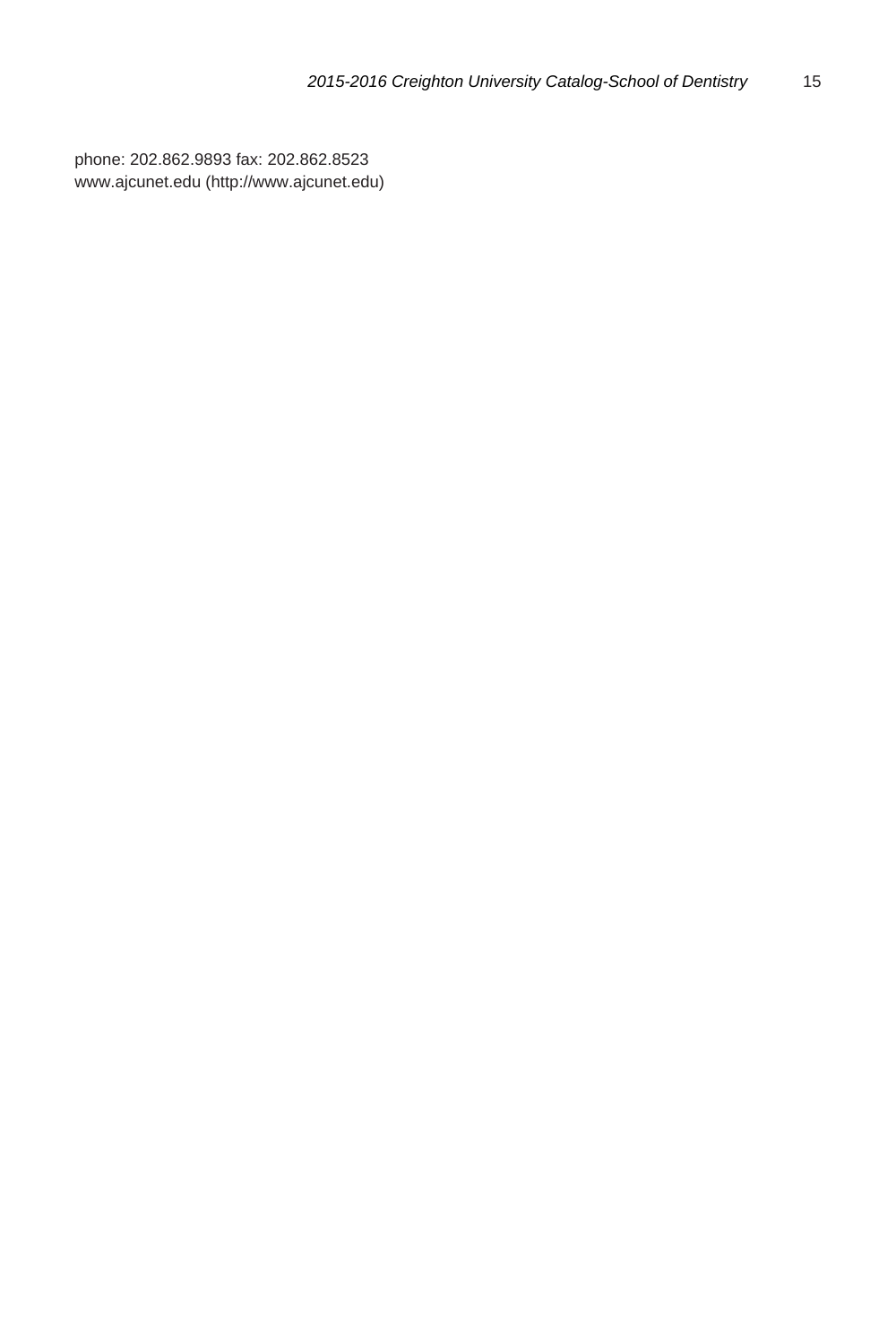phone: 202.862.9893 fax: 202.862.8523
www.ajcunet.edu (http://www.ajcunet.edu)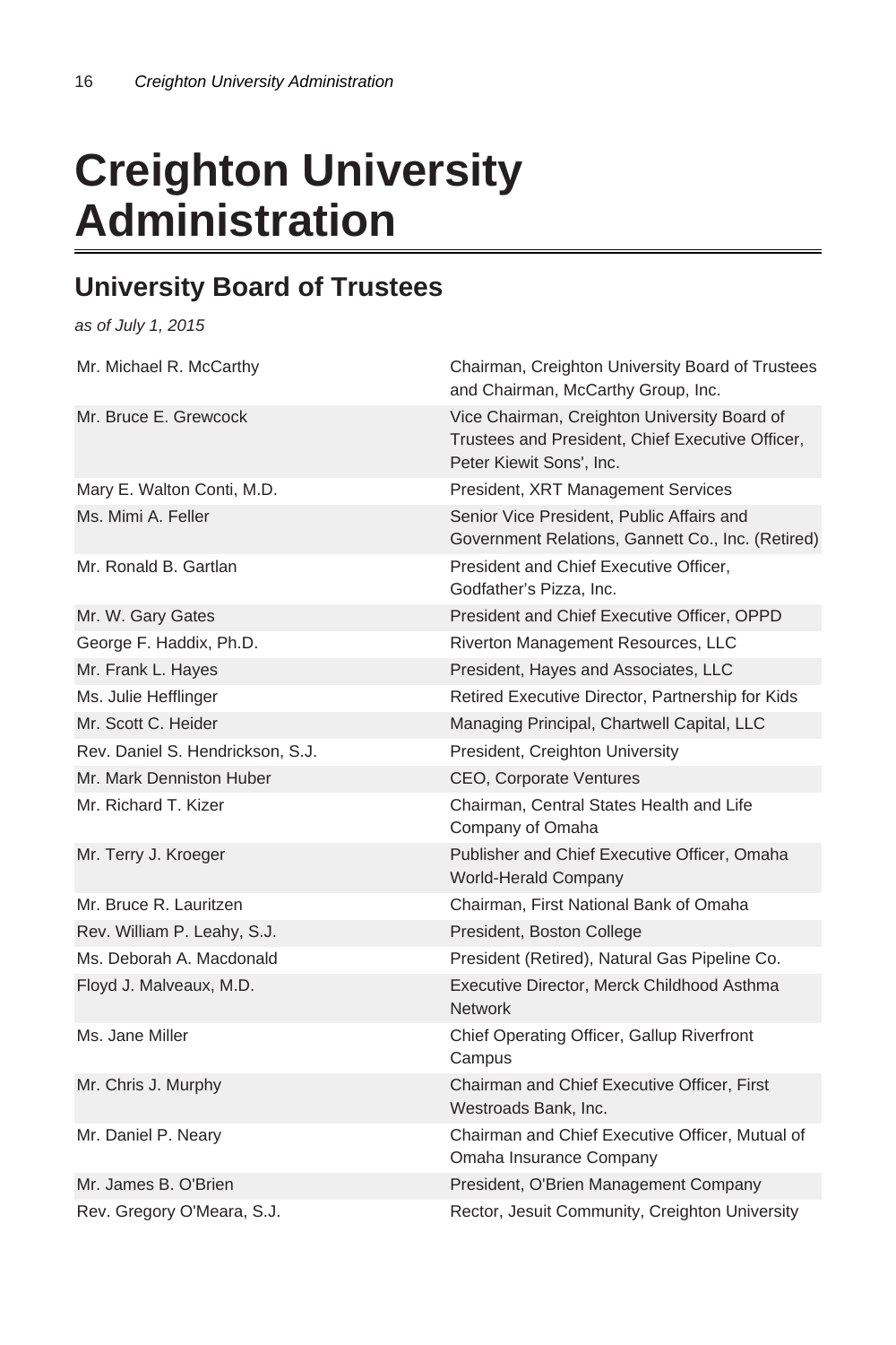# Creighton University Administration

## University Board of Trustees

*as of July 1, 2015*

| | |
|---|---|
| Mr. Michael R. McCarthy | Chairman, Creighton University Board of Trustees and Chairman, McCarthy Group, Inc. |
| Mr. Bruce E. Grewcock | Vice Chairman, Creighton University Board of Trustees and President, Chief Executive Officer, Peter Kiewit Sons', Inc. |
| Mary E. Walton Conti, M.D. | President, XRT Management Services |
| Ms. Mimi A. Feller | Senior Vice President, Public Affairs and Government Relations, Gannett Co., Inc. (Retired) |
| Mr. Ronald B. Gartlan | President and Chief Executive Officer, Godfather's Pizza, Inc. |
| Mr. W. Gary Gates | President and Chief Executive Officer, OPPD |
| George F. Haddix, Ph.D. | Riverton Management Resources, LLC |
| Mr. Frank L. Hayes | President, Hayes and Associates, LLC |
| Ms. Julie Hefflinger | Retired Executive Director, Partnership for Kids |
| Mr. Scott C. Heider | Managing Principal, Chartwell Capital, LLC |
| Rev. Daniel S. Hendrickson, S.J. | President, Creighton University |
| Mr. Mark Denniston Huber | CEO, Corporate Ventures |
| Mr. Richard T. Kizer | Chairman, Central States Health and Life Company of Omaha |
| Mr. Terry J. Kroeger | Publisher and Chief Executive Officer, Omaha World-Herald Company |
| Mr. Bruce R. Lauritzen | Chairman, First National Bank of Omaha |
| Rev. William P. Leahy, S.J. | President, Boston College |
| Ms. Deborah A. Macdonald | President (Retired), Natural Gas Pipeline Co. |
| Floyd J. Malveaux, M.D. | Executive Director, Merck Childhood Asthma Network |
| Ms. Jane Miller | Chief Operating Officer, Gallup Riverfront Campus |
| Mr. Chris J. Murphy | Chairman and Chief Executive Officer, First Westroads Bank, Inc. |
| Mr. Daniel P. Neary | Chairman and Chief Executive Officer, Mutual of Omaha Insurance Company |
| Mr. James B. O'Brien | President, O'Brien Management Company |
| Rev. Gregory O'Meara, S.J. | Rector, Jesuit Community, Creighton University |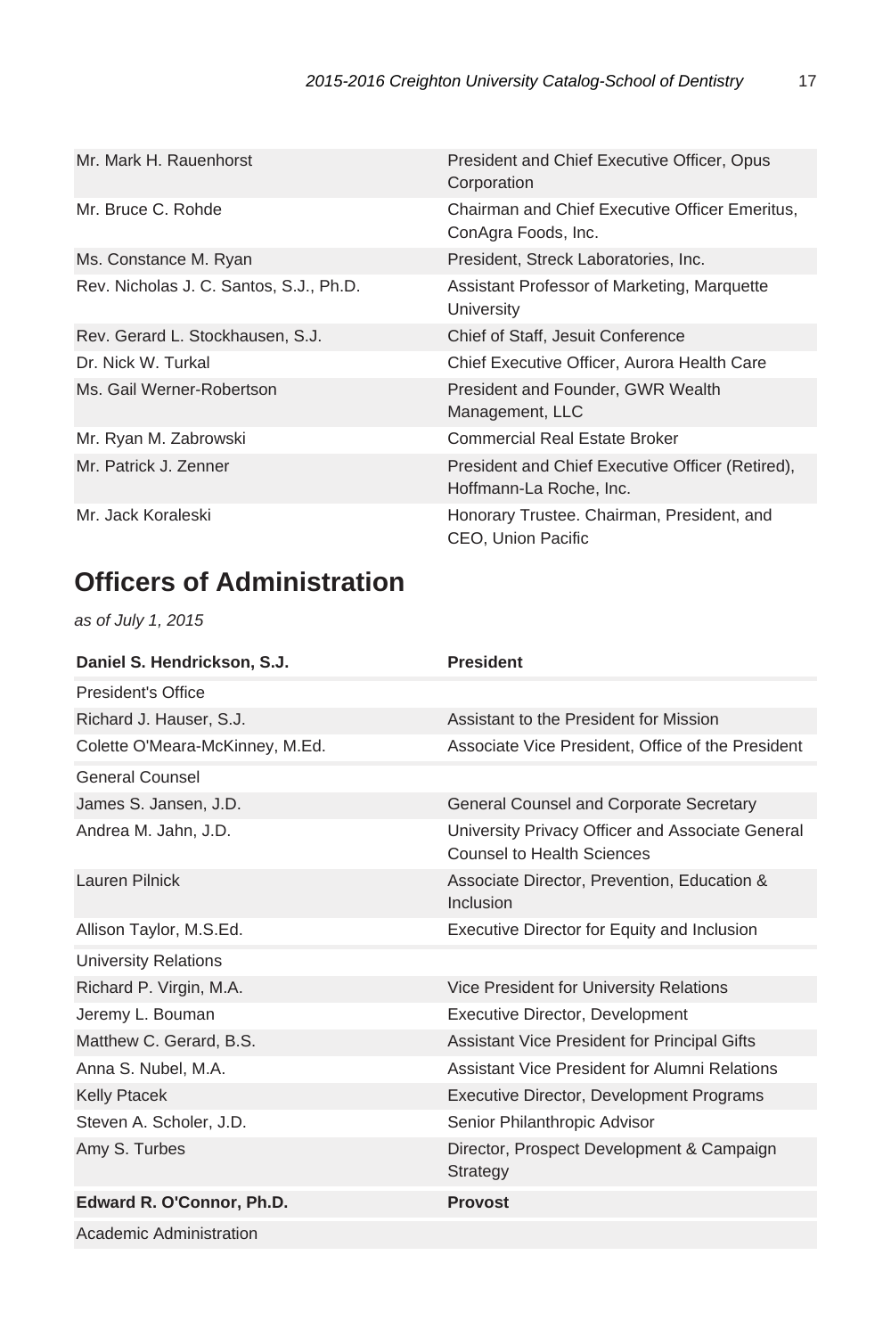| | |
|---|---|
| Mr. Mark H. Rauenhorst | President and Chief Executive Officer, Opus Corporation |
| Mr. Bruce C. Rohde | Chairman and Chief Executive Officer Emeritus, ConAgra Foods, Inc. |
| Ms. Constance M. Ryan | President, Streck Laboratories, Inc. |
| Rev. Nicholas J. C. Santos, S.J., Ph.D. | Assistant Professor of Marketing, Marquette University |
| Rev. Gerard L. Stockhausen, S.J. | Chief of Staff, Jesuit Conference |
| Dr. Nick W. Turkal | Chief Executive Officer, Aurora Health Care |
| Ms. Gail Werner-Robertson | President and Founder, GWR Wealth Management, LLC |
| Mr. Ryan M. Zabrowski | Commercial Real Estate Broker |
| Mr. Patrick J. Zenner | President and Chief Executive Officer (Retired), Hoffmann-La Roche, Inc. |
| Mr. Jack Koraleski | Honorary Trustee. Chairman, President, and CEO, Union Pacific |

## Officers of Administration

*as of July 1, 2015*

| **Daniel S. Hendrickson, S.J.** | **President** |
|---|---|
| President's Office | |
| Richard J. Hauser, S.J. | Assistant to the President for Mission |
| Colette O'Meara-McKinney, M.Ed. | Associate Vice President, Office of the President |
| General Counsel | |
| James S. Jansen, J.D. | General Counsel and Corporate Secretary |
| Andrea M. Jahn, J.D. | University Privacy Officer and Associate General Counsel to Health Sciences |
| Lauren Pilnick | Associate Director, Prevention, Education & Inclusion |
| Allison Taylor, M.S.Ed. | Executive Director for Equity and Inclusion |
| University Relations | |
| Richard P. Virgin, M.A. | Vice President for University Relations |
| Jeremy L. Bouman | Executive Director, Development |
| Matthew C. Gerard, B.S. | Assistant Vice President for Principal Gifts |
| Anna S. Nubel, M.A. | Assistant Vice President for Alumni Relations |
| Kelly Ptacek | Executive Director, Development Programs |
| Steven A. Scholer, J.D. | Senior Philanthropic Advisor |
| Amy S. Turbes | Director, Prospect Development & Campaign Strategy |
| **Edward R. O'Connor, Ph.D.** | **Provost** |
| Academic Administration | |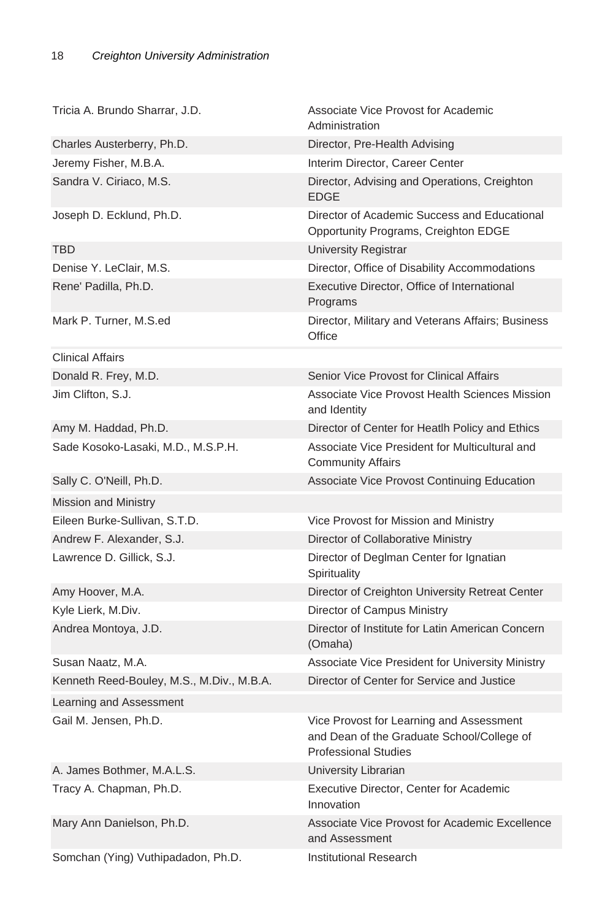| | |
|---|---|
| Tricia A. Brundo Sharrar, J.D. | Associate Vice Provost for Academic Administration |
| Charles Austerberry, Ph.D. | Director, Pre-Health Advising |
| Jeremy Fisher, M.B.A. | Interim Director, Career Center |
| Sandra V. Ciriaco, M.S. | Director, Advising and Operations, Creighton EDGE |
| Joseph D. Ecklund, Ph.D. | Director of Academic Success and Educational Opportunity Programs, Creighton EDGE |
| TBD | University Registrar |
| Denise Y. LeClair, M.S. | Director, Office of Disability Accommodations |
| Rene' Padilla, Ph.D. | Executive Director, Office of International Programs |
| Mark P. Turner, M.S.ed | Director, Military and Veterans Affairs; Business Office |
| Clinical Affairs | |
| Donald R. Frey, M.D. | Senior Vice Provost for Clinical Affairs |
| Jim Clifton, S.J. | Associate Vice Provost Health Sciences Mission and Identity |
| Amy M. Haddad, Ph.D. | Director of Center for Heatlh Policy and Ethics |
| Sade Kosoko-Lasaki, M.D., M.S.P.H. | Associate Vice President for Multicultural and Community Affairs |
| Sally C. O'Neill, Ph.D. | Associate Vice Provost Continuing Education |
| Mission and Ministry | |
| Eileen Burke-Sullivan, S.T.D. | Vice Provost for Mission and Ministry |
| Andrew F. Alexander, S.J. | Director of Collaborative Ministry |
| Lawrence D. Gillick, S.J. | Director of Deglman Center for Ignatian Spirituality |
| Amy Hoover, M.A. | Director of Creighton University Retreat Center |
| Kyle Lierk, M.Div. | Director of Campus Ministry |
| Andrea Montoya, J.D. | Director of Institute for Latin American Concern (Omaha) |
| Susan Naatz, M.A. | Associate Vice President for University Ministry |
| Kenneth Reed-Bouley, M.S., M.Div., M.B.A. | Director of Center for Service and Justice |
| Learning and Assessment | |
| Gail M. Jensen, Ph.D. | Vice Provost for Learning and Assessment and Dean of the Graduate School/College of Professional Studies |
| A. James Bothmer, M.A.L.S. | University Librarian |
| Tracy A. Chapman, Ph.D. | Executive Director, Center for Academic Innovation |
| Mary Ann Danielson, Ph.D. | Associate Vice Provost for Academic Excellence and Assessment |
| Somchan (Ying) Vuthipadadon, Ph.D. | Institutional Research |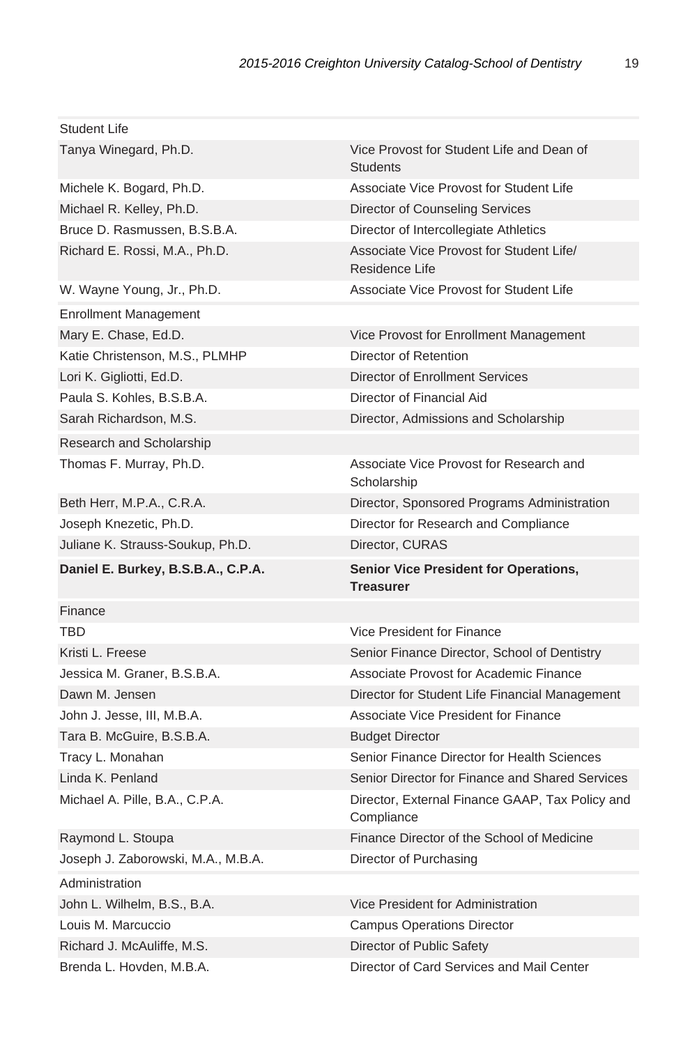| Student Life | |
|---|---|
| Tanya Winegard, Ph.D. | Vice Provost for Student Life and Dean of Students |
| Michele K. Bogard, Ph.D. | Associate Vice Provost for Student Life |
| Michael R. Kelley, Ph.D. | Director of Counseling Services |
| Bruce D. Rasmussen, B.S.B.A. | Director of Intercollegiate Athletics |
| Richard E. Rossi, M.A., Ph.D. | Associate Vice Provost for Student Life/ Residence Life |
| W. Wayne Young, Jr., Ph.D. | Associate Vice Provost for Student Life |
| Enrollment Management | |
| Mary E. Chase, Ed.D. | Vice Provost for Enrollment Management |
| Katie Christenson, M.S., PLMHP | Director of Retention |
| Lori K. Gigliotti, Ed.D. | Director of Enrollment Services |
| Paula S. Kohles, B.S.B.A. | Director of Financial Aid |
| Sarah Richardson, M.S. | Director, Admissions and Scholarship |
| Research and Scholarship | |
| Thomas F. Murray, Ph.D. | Associate Vice Provost for Research and Scholarship |
| Beth Herr, M.P.A., C.R.A. | Director, Sponsored Programs Administration |
| Joseph Knezetic, Ph.D. | Director for Research and Compliance |
| Juliane K. Strauss-Soukup, Ph.D. | Director, CURAS |
| **Daniel E. Burkey, B.S.B.A., C.P.A.** | **Senior Vice President for Operations, Treasurer** |
| Finance | |
| TBD | Vice President for Finance |
| Kristi L. Freese | Senior Finance Director, School of Dentistry |
| Jessica M. Graner, B.S.B.A. | Associate Provost for Academic Finance |
| Dawn M. Jensen | Director for Student Life Financial Management |
| John J. Jesse, III, M.B.A. | Associate Vice President for Finance |
| Tara B. McGuire, B.S.B.A. | Budget Director |
| Tracy L. Monahan | Senior Finance Director for Health Sciences |
| Linda K. Penland | Senior Director for Finance and Shared Services |
| Michael A. Pille, B.A., C.P.A. | Director, External Finance GAAP, Tax Policy and Compliance |
| Raymond L. Stoupa | Finance Director of the School of Medicine |
| Joseph J. Zaborowski, M.A., M.B.A. | Director of Purchasing |
| Administration | |
| John L. Wilhelm, B.S., B.A. | Vice President for Administration |
| Louis M. Marcuccio | Campus Operations Director |
| Richard J. McAuliffe, M.S. | Director of Public Safety |
| Brenda L. Hovden, M.B.A. | Director of Card Services and Mail Center |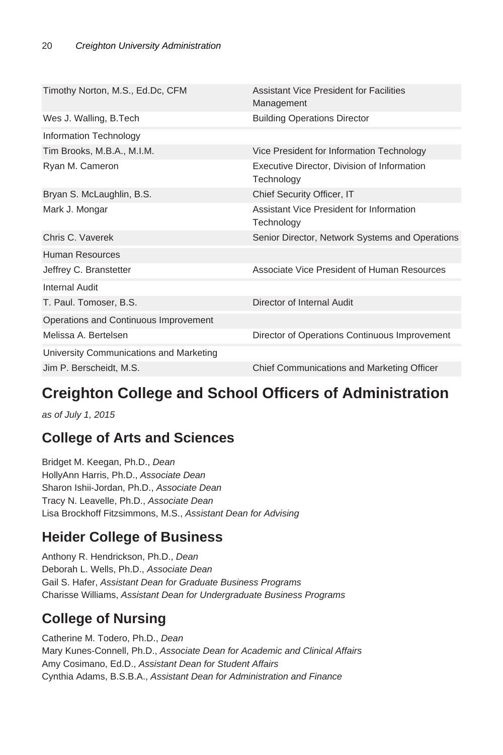| | |
|---|---|
| Timothy Norton, M.S., Ed.Dc, CFM | Assistant Vice President for Facilities Management |
| Wes J. Walling, B.Tech | Building Operations Director |
| Information Technology | |
| Tim Brooks, M.B.A., M.I.M. | Vice President for Information Technology |
| Ryan M. Cameron | Executive Director, Division of Information Technology |
| Bryan S. McLaughlin, B.S. | Chief Security Officer, IT |
| Mark J. Mongar | Assistant Vice President for Information Technology |
| Chris C. Vaverek | Senior Director, Network Systems and Operations |
| Human Resources | |
| Jeffrey C. Branstetter | Associate Vice President of Human Resources |
| Internal Audit | |
| T. Paul. Tomoser, B.S. | Director of Internal Audit |
| Operations and Continuous Improvement | |
| Melissa A. Bertelsen | Director of Operations Continuous Improvement |
| University Communications and Marketing | |
| Jim P. Berscheidt, M.S. | Chief Communications and Marketing Officer |

## Creighton College and School Officers of Administration

*as of July 1, 2015*

### College of Arts and Sciences

Bridget M. Keegan, Ph.D., *Dean*
HollyAnn Harris, Ph.D., *Associate Dean*
Sharon Ishii-Jordan, Ph.D., *Associate Dean*
Tracy N. Leavelle, Ph.D., *Associate Dean*
Lisa Brockhoff Fitzsimmons, M.S., *Assistant Dean for Advising*

### Heider College of Business

Anthony R. Hendrickson, Ph.D., *Dean*
Deborah L. Wells, Ph.D., *Associate Dean*
Gail S. Hafer, *Assistant Dean for Graduate Business Programs*
Charisse Williams, *Assistant Dean for Undergraduate Business Programs*

### College of Nursing

Catherine M. Todero, Ph.D., *Dean*
Mary Kunes-Connell, Ph.D., *Associate Dean for Academic and Clinical Affairs*
Amy Cosimano, Ed.D., *Assistant Dean for Student Affairs*
Cynthia Adams, B.S.B.A., *Assistant Dean for Administration and Finance*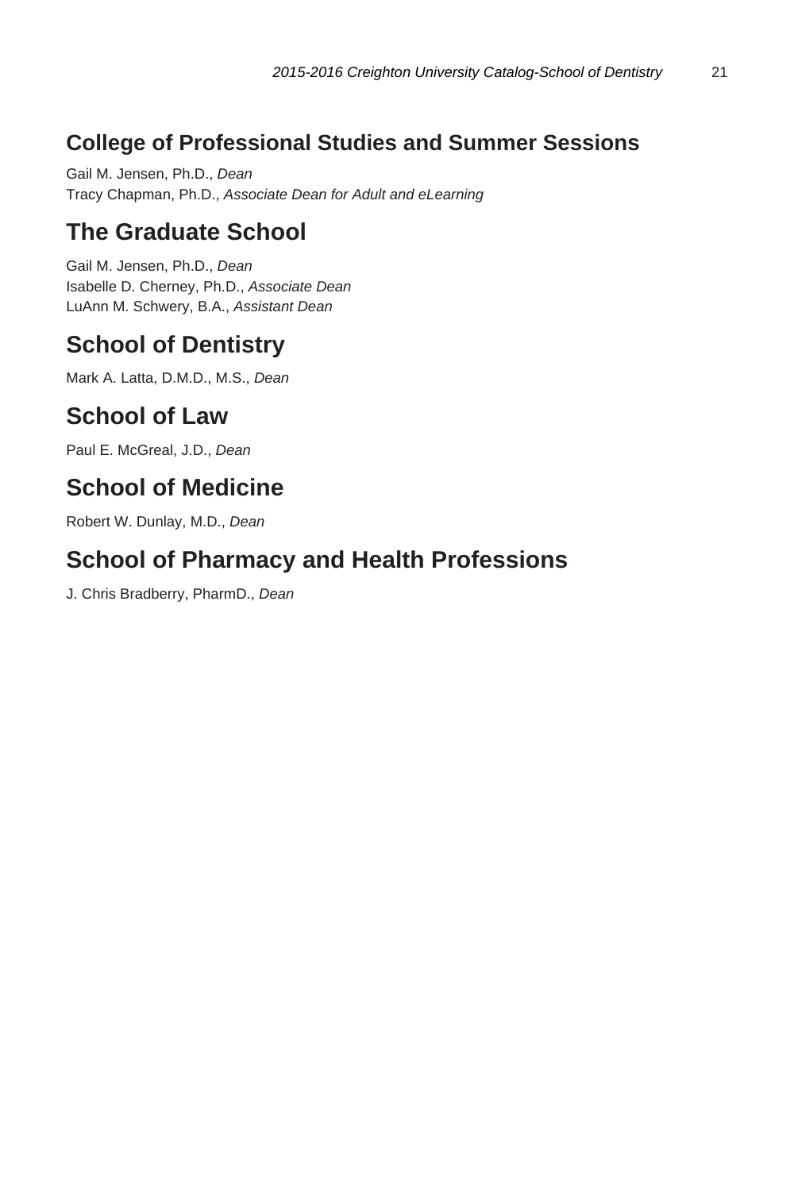## College of Professional Studies and Summer Sessions

Gail M. Jensen, Ph.D., *Dean*
Tracy Chapman, Ph.D., *Associate Dean for Adult and eLearning*

## The Graduate School

Gail M. Jensen, Ph.D., *Dean*
Isabelle D. Cherney, Ph.D., *Associate Dean*
LuAnn M. Schwery, B.A., *Assistant Dean*

## School of Dentistry

Mark A. Latta, D.M.D., M.S., *Dean*

## School of Law

Paul E. McGreal, J.D., *Dean*

## School of Medicine

Robert W. Dunlay, M.D., *Dean*

## School of Pharmacy and Health Professions

J. Chris Bradberry, PharmD., *Dean*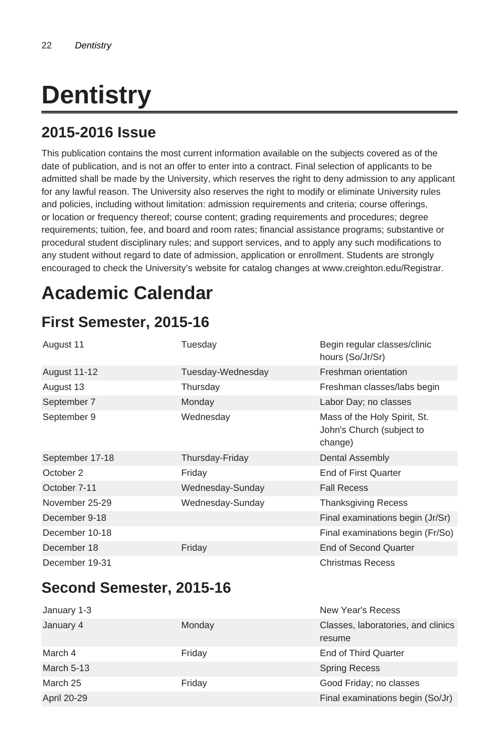# Dentistry

## 2015-2016 Issue

This publication contains the most current information available on the subjects covered as of the date of publication, and is not an offer to enter into a contract. Final selection of applicants to be admitted shall be made by the University, which reserves the right to deny admission to any applicant for any lawful reason. The University also reserves the right to modify or eliminate University rules and policies, including without limitation: admission requirements and criteria; course offerings, or location or frequency thereof; course content; grading requirements and procedures; degree requirements; tuition, fee, and board and room rates; financial assistance programs; substantive or procedural student disciplinary rules; and support services, and to apply any such modifications to any student without regard to date of admission, application or enrollment. Students are strongly encouraged to check the University's website for catalog changes at www.creighton.edu/Registrar.

# Academic Calendar

## First Semester, 2015-16

| | | |
|---|---|---|
| August 11 | Tuesday | Begin regular classes/clinic hours (So/Jr/Sr) |
| August 11-12 | Tuesday-Wednesday | Freshman orientation |
| August 13 | Thursday | Freshman classes/labs begin |
| September 7 | Monday | Labor Day; no classes |
| September 9 | Wednesday | Mass of the Holy Spirit, St. John's Church (subject to change) |
| September 17-18 | Thursday-Friday | Dental Assembly |
| October 2 | Friday | End of First Quarter |
| October 7-11 | Wednesday-Sunday | Fall Recess |
| November 25-29 | Wednesday-Sunday | Thanksgiving Recess |
| December 9-18 | | Final examinations begin (Jr/Sr) |
| December 10-18 | | Final examinations begin (Fr/So) |
| December 18 | Friday | End of Second Quarter |
| December 19-31 | | Christmas Recess |

## Second Semester, 2015-16

| | | |
|---|---|---|
| January 1-3 | | New Year's Recess |
| January 4 | Monday | Classes, laboratories, and clinics resume |
| March 4 | Friday | End of Third Quarter |
| March 5-13 | | Spring Recess |
| March 25 | Friday | Good Friday; no classes |
| April 20-29 | | Final examinations begin (So/Jr) |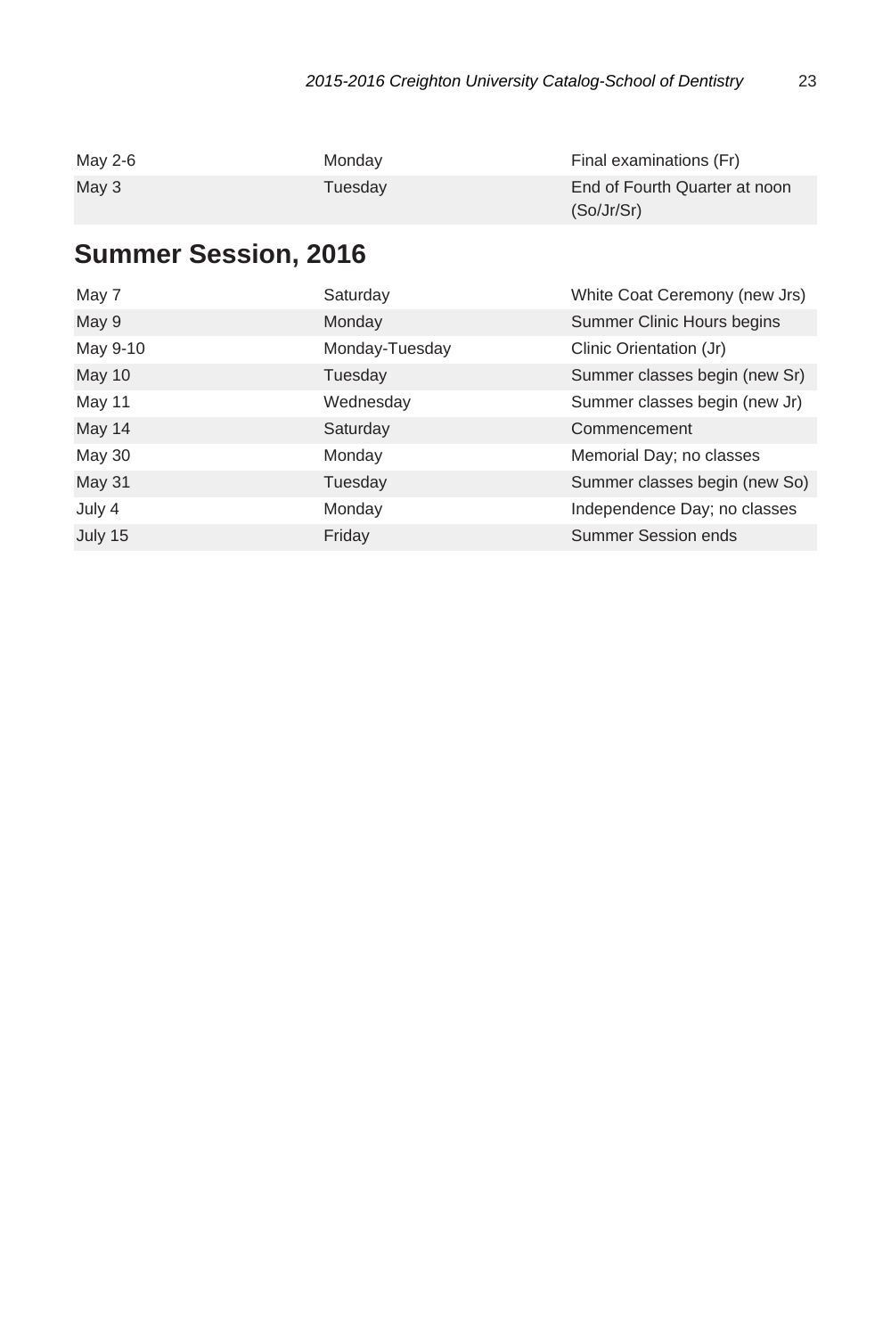| | | |
|---|---|---|
| May 2-6 | Monday | Final examinations (Fr) |
| May 3 | Tuesday | End of Fourth Quarter at noon (So/Jr/Sr) |

## Summer Session, 2016

| | | |
|---|---|---|
| May 7 | Saturday | White Coat Ceremony (new Jrs) |
| May 9 | Monday | Summer Clinic Hours begins |
| May 9-10 | Monday-Tuesday | Clinic Orientation (Jr) |
| May 10 | Tuesday | Summer classes begin (new Sr) |
| May 11 | Wednesday | Summer classes begin (new Jr) |
| May 14 | Saturday | Commencement |
| May 30 | Monday | Memorial Day; no classes |
| May 31 | Tuesday | Summer classes begin (new So) |
| July 4 | Monday | Independence Day; no classes |
| July 15 | Friday | Summer Session ends |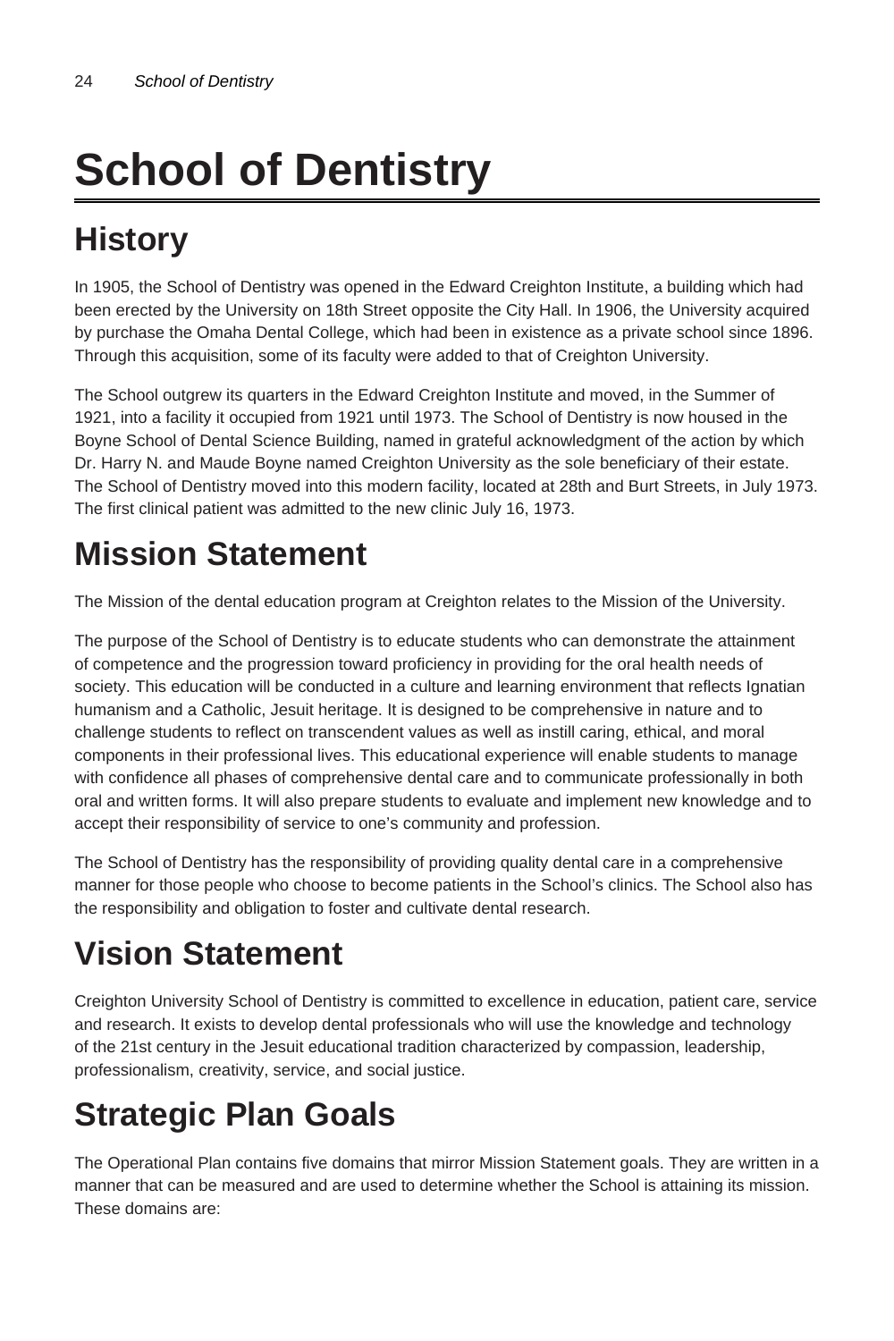# School of Dentistry

## History

In 1905, the School of Dentistry was opened in the Edward Creighton Institute, a building which had been erected by the University on 18th Street opposite the City Hall. In 1906, the University acquired by purchase the Omaha Dental College, which had been in existence as a private school since 1896. Through this acquisition, some of its faculty were added to that of Creighton University.

The School outgrew its quarters in the Edward Creighton Institute and moved, in the Summer of 1921, into a facility it occupied from 1921 until 1973. The School of Dentistry is now housed in the Boyne School of Dental Science Building, named in grateful acknowledgment of the action by which Dr. Harry N. and Maude Boyne named Creighton University as the sole beneficiary of their estate. The School of Dentistry moved into this modern facility, located at 28th and Burt Streets, in July 1973. The first clinical patient was admitted to the new clinic July 16, 1973.

## Mission Statement

The Mission of the dental education program at Creighton relates to the Mission of the University.

The purpose of the School of Dentistry is to educate students who can demonstrate the attainment of competence and the progression toward proficiency in providing for the oral health needs of society. This education will be conducted in a culture and learning environment that reflects Ignatian humanism and a Catholic, Jesuit heritage. It is designed to be comprehensive in nature and to challenge students to reflect on transcendent values as well as instill caring, ethical, and moral components in their professional lives. This educational experience will enable students to manage with confidence all phases of comprehensive dental care and to communicate professionally in both oral and written forms. It will also prepare students to evaluate and implement new knowledge and to accept their responsibility of service to one's community and profession.

The School of Dentistry has the responsibility of providing quality dental care in a comprehensive manner for those people who choose to become patients in the School's clinics. The School also has the responsibility and obligation to foster and cultivate dental research.

## Vision Statement

Creighton University School of Dentistry is committed to excellence in education, patient care, service and research. It exists to develop dental professionals who will use the knowledge and technology of the 21st century in the Jesuit educational tradition characterized by compassion, leadership, professionalism, creativity, service, and social justice.

## Strategic Plan Goals

The Operational Plan contains five domains that mirror Mission Statement goals. They are written in a manner that can be measured and are used to determine whether the School is attaining its mission. These domains are: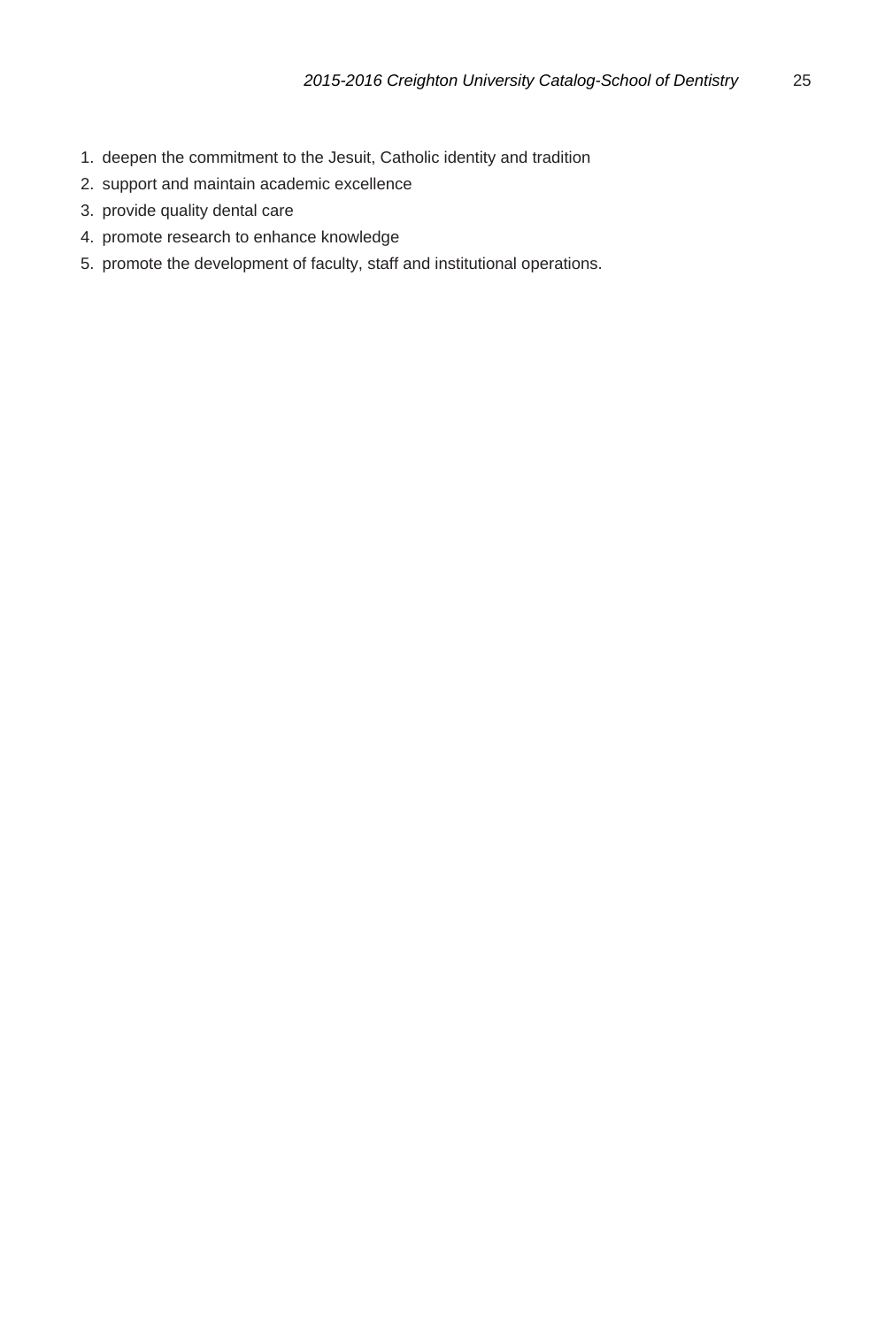1. deepen the commitment to the Jesuit, Catholic identity and tradition
2. support and maintain academic excellence
3. provide quality dental care
4. promote research to enhance knowledge
5. promote the development of faculty, staff and institutional operations.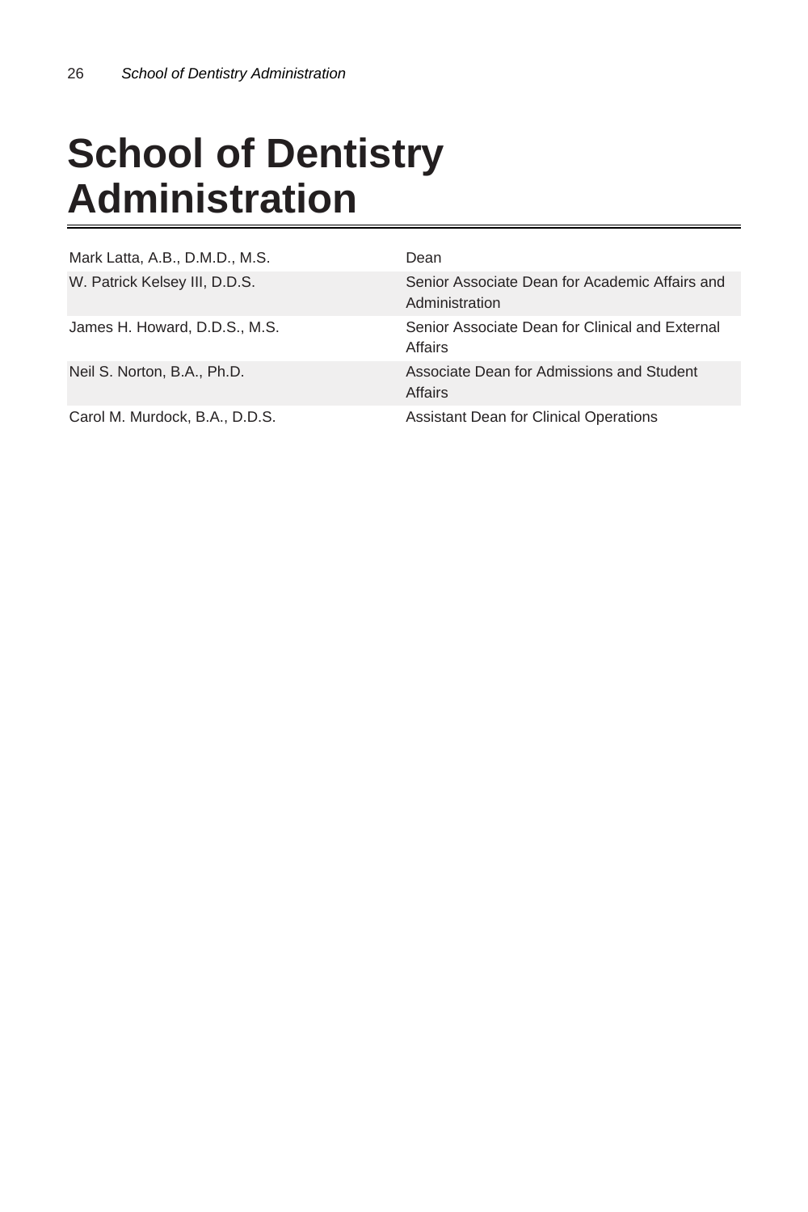# School of Dentistry Administration

| | |
|---|---|
| Mark Latta, A.B., D.M.D., M.S. | Dean |
| W. Patrick Kelsey III, D.D.S. | Senior Associate Dean for Academic Affairs and Administration |
| James H. Howard, D.D.S., M.S. | Senior Associate Dean for Clinical and External Affairs |
| Neil S. Norton, B.A., Ph.D. | Associate Dean for Admissions and Student Affairs |
| Carol M. Murdock, B.A., D.D.S. | Assistant Dean for Clinical Operations |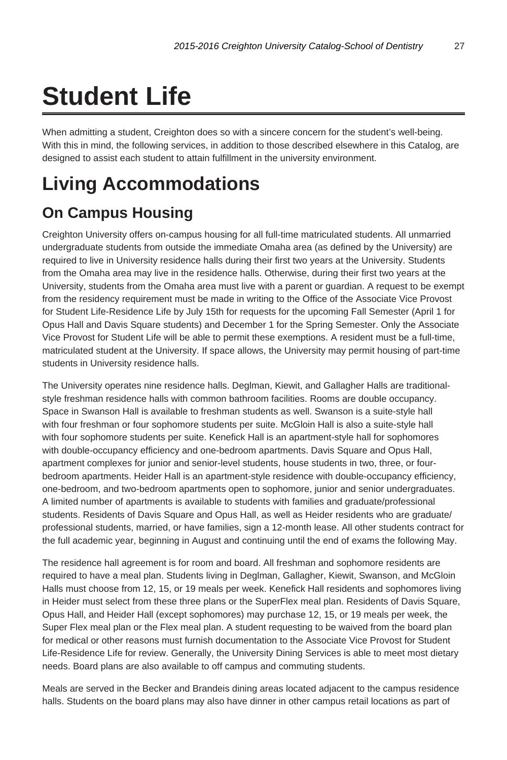# Student Life

When admitting a student, Creighton does so with a sincere concern for the student's well-being. With this in mind, the following services, in addition to those described elsewhere in this Catalog, are designed to assist each student to attain fulfillment in the university environment.

# Living Accommodations

## On Campus Housing

Creighton University offers on-campus housing for all full-time matriculated students. All unmarried undergraduate students from outside the immediate Omaha area (as defined by the University) are required to live in University residence halls during their first two years at the University. Students from the Omaha area may live in the residence halls. Otherwise, during their first two years at the University, students from the Omaha area must live with a parent or guardian. A request to be exempt from the residency requirement must be made in writing to the Office of the Associate Vice Provost for Student Life-Residence Life by July 15th for requests for the upcoming Fall Semester (April 1 for Opus Hall and Davis Square students) and December 1 for the Spring Semester. Only the Associate Vice Provost for Student Life will be able to permit these exemptions. A resident must be a full-time, matriculated student at the University. If space allows, the University may permit housing of part-time students in University residence halls.

The University operates nine residence halls. Deglman, Kiewit, and Gallagher Halls are traditional-style freshman residence halls with common bathroom facilities. Rooms are double occupancy. Space in Swanson Hall is available to freshman students as well. Swanson is a suite-style hall with four freshman or four sophomore students per suite. McGloin Hall is also a suite-style hall with four sophomore students per suite. Kenefick Hall is an apartment-style hall for sophomores with double-occupancy efficiency and one-bedroom apartments. Davis Square and Opus Hall, apartment complexes for junior and senior-level students, house students in two, three, or four-bedroom apartments. Heider Hall is an apartment-style residence with double-occupancy efficiency, one-bedroom, and two-bedroom apartments open to sophomore, junior and senior undergraduates. A limited number of apartments is available to students with families and graduate/professional students. Residents of Davis Square and Opus Hall, as well as Heider residents who are graduate/professional students, married, or have families, sign a 12-month lease. All other students contract for the full academic year, beginning in August and continuing until the end of exams the following May.

The residence hall agreement is for room and board. All freshman and sophomore residents are required to have a meal plan. Students living in Deglman, Gallagher, Kiewit, Swanson, and McGloin Halls must choose from 12, 15, or 19 meals per week. Kenefick Hall residents and sophomores living in Heider must select from these three plans or the SuperFlex meal plan. Residents of Davis Square, Opus Hall, and Heider Hall (except sophomores) may purchase 12, 15, or 19 meals per week, the Super Flex meal plan or the Flex meal plan. A student requesting to be waived from the board plan for medical or other reasons must furnish documentation to the Associate Vice Provost for Student Life-Residence Life for review. Generally, the University Dining Services is able to meet most dietary needs. Board plans are also available to off campus and commuting students.

Meals are served in the Becker and Brandeis dining areas located adjacent to the campus residence halls. Students on the board plans may also have dinner in other campus retail locations as part of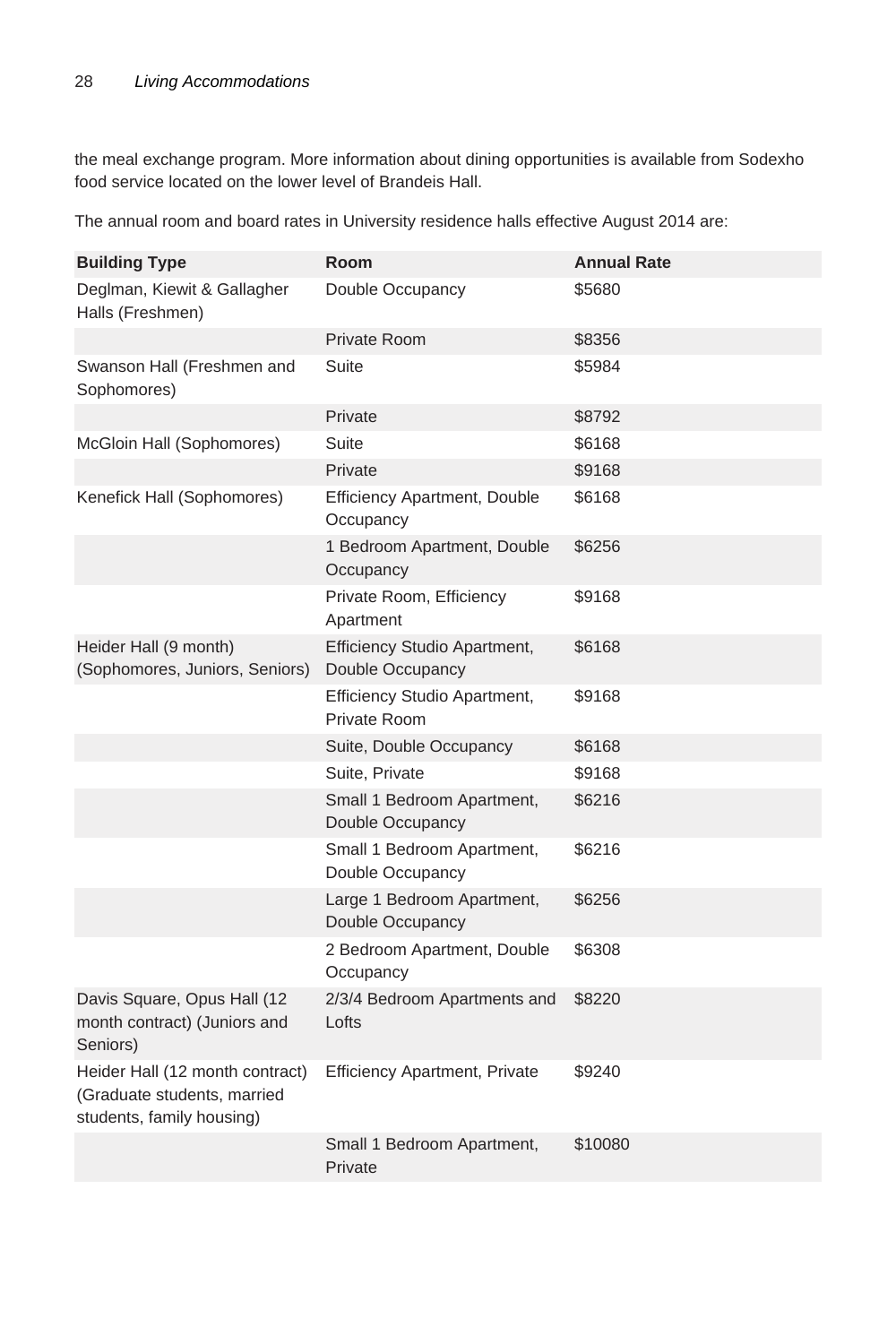the meal exchange program. More information about dining opportunities is available from Sodexho food service located on the lower level of Brandeis Hall.

The annual room and board rates in University residence halls effective August 2014 are:

| Building Type | Room | Annual Rate |
|---|---|---|
| Deglman, Kiewit & Gallagher Halls (Freshmen) | Double Occupancy | $5680 |
| | Private Room | $8356 |
| Swanson Hall (Freshmen and Sophomores) | Suite | $5984 |
| | Private | $8792 |
| McGloin Hall (Sophomores) | Suite | $6168 |
| | Private | $9168 |
| Kenefick Hall (Sophomores) | Efficiency Apartment, Double Occupancy | $6168 |
| | 1 Bedroom Apartment, Double Occupancy | $6256 |
| | Private Room, Efficiency Apartment | $9168 |
| Heider Hall (9 month) (Sophomores, Juniors, Seniors) | Efficiency Studio Apartment, Double Occupancy | $6168 |
| | Efficiency Studio Apartment, Private Room | $9168 |
| | Suite, Double Occupancy | $6168 |
| | Suite, Private | $9168 |
| | Small 1 Bedroom Apartment, Double Occupancy | $6216 |
| | Small 1 Bedroom Apartment, Double Occupancy | $6216 |
| | Large 1 Bedroom Apartment, Double Occupancy | $6256 |
| | 2 Bedroom Apartment, Double Occupancy | $6308 |
| Davis Square, Opus Hall (12 month contract) (Juniors and Seniors) | 2/3/4 Bedroom Apartments and Lofts | $8220 |
| Heider Hall (12 month contract) (Graduate students, married students, family housing) | Efficiency Apartment, Private | $9240 |
| | Small 1 Bedroom Apartment, Private | $10080 |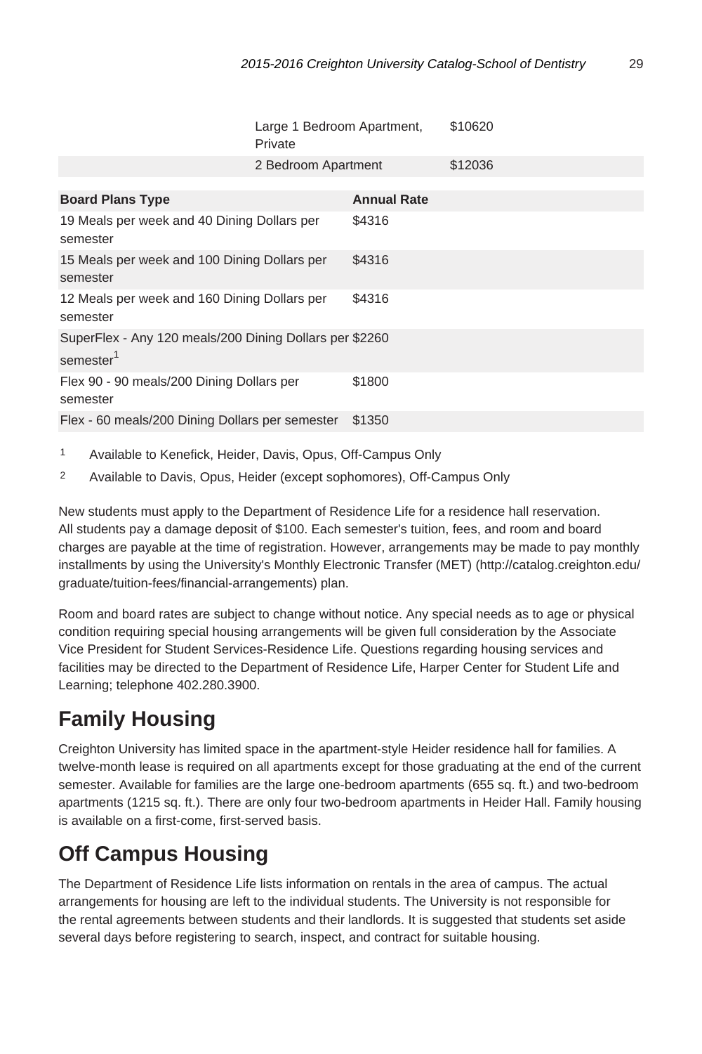| | | |
|---|---|---|
| | Large 1 Bedroom Apartment, Private | $10620 |
| | 2 Bedroom Apartment | $12036 |

| Board Plans Type | Annual Rate |
|---|---|
| 19 Meals per week and 40 Dining Dollars per semester | $4316 |
| 15 Meals per week and 100 Dining Dollars per semester | $4316 |
| 12 Meals per week and 160 Dining Dollars per semester | $4316 |
| SuperFlex - Any 120 meals/200 Dining Dollars per semester[1] | $2260 |
| Flex 90 - 90 meals/200 Dining Dollars per semester | $1800 |
| Flex - 60 meals/200 Dining Dollars per semester | $1350 |

1. Available to Kenefick, Heider, Davis, Opus, Off-Campus Only
2. Available to Davis, Opus, Heider (except sophomores), Off-Campus Only

New students must apply to the Department of Residence Life for a residence hall reservation. All students pay a damage deposit of $100. Each semester's tuition, fees, and room and board charges are payable at the time of registration. However, arrangements may be made to pay monthly installments by using the University's Monthly Electronic Transfer (MET) (http://catalog.creighton.edu/graduate/tuition-fees/financial-arrangements) plan.

Room and board rates are subject to change without notice. Any special needs as to age or physical condition requiring special housing arrangements will be given full consideration by the Associate Vice President for Student Services-Residence Life. Questions regarding housing services and facilities may be directed to the Department of Residence Life, Harper Center for Student Life and Learning; telephone 402.280.3900.

## Family Housing

Creighton University has limited space in the apartment-style Heider residence hall for families. A twelve-month lease is required on all apartments except for those graduating at the end of the current semester. Available for families are the large one-bedroom apartments (655 sq. ft.) and two-bedroom apartments (1215 sq. ft.). There are only four two-bedroom apartments in Heider Hall. Family housing is available on a first-come, first-served basis.

## Off Campus Housing

The Department of Residence Life lists information on rentals in the area of campus. The actual arrangements for housing are left to the individual students. The University is not responsible for the rental agreements between students and their landlords. It is suggested that students set aside several days before registering to search, inspect, and contract for suitable housing.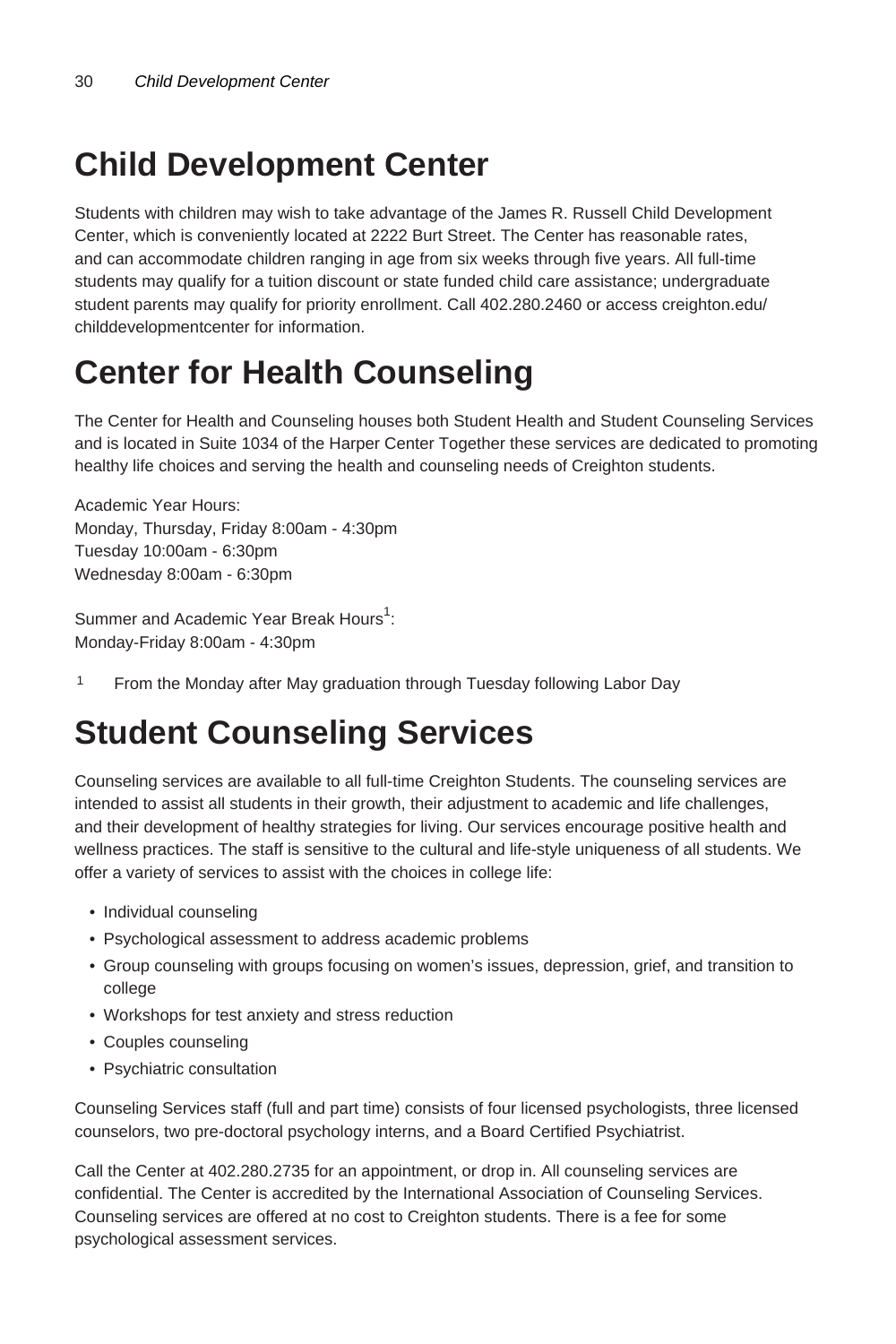# Child Development Center

Students with children may wish to take advantage of the James R. Russell Child Development Center, which is conveniently located at 2222 Burt Street. The Center has reasonable rates, and can accommodate children ranging in age from six weeks through five years. All full-time students may qualify for a tuition discount or state funded child care assistance; undergraduate student parents may qualify for priority enrollment. Call 402.280.2460 or access creighton.edu/childdevelopmentcenter for information.

# Center for Health Counseling

The Center for Health and Counseling houses both Student Health and Student Counseling Services and is located in Suite 1034 of the Harper Center Together these services are dedicated to promoting healthy life choices and serving the health and counseling needs of Creighton students.

Academic Year Hours:
Monday, Thursday, Friday 8:00am - 4:30pm
Tuesday 10:00am - 6:30pm
Wednesday 8:00am - 6:30pm

Summer and Academic Year Break Hours[1]:
Monday-Friday 8:00am - 4:30pm

[1] From the Monday after May graduation through Tuesday following Labor Day

# Student Counseling Services

Counseling services are available to all full-time Creighton Students. The counseling services are intended to assist all students in their growth, their adjustment to academic and life challenges, and their development of healthy strategies for living. Our services encourage positive health and wellness practices. The staff is sensitive to the cultural and life-style uniqueness of all students. We offer a variety of services to assist with the choices in college life:

- Individual counseling
- Psychological assessment to address academic problems
- Group counseling with groups focusing on women's issues, depression, grief, and transition to college
- Workshops for test anxiety and stress reduction
- Couples counseling
- Psychiatric consultation

Counseling Services staff (full and part time) consists of four licensed psychologists, three licensed counselors, two pre-doctoral psychology interns, and a Board Certified Psychiatrist.

Call the Center at 402.280.2735 for an appointment, or drop in. All counseling services are confidential. The Center is accredited by the International Association of Counseling Services. Counseling services are offered at no cost to Creighton students. There is a fee for some psychological assessment services.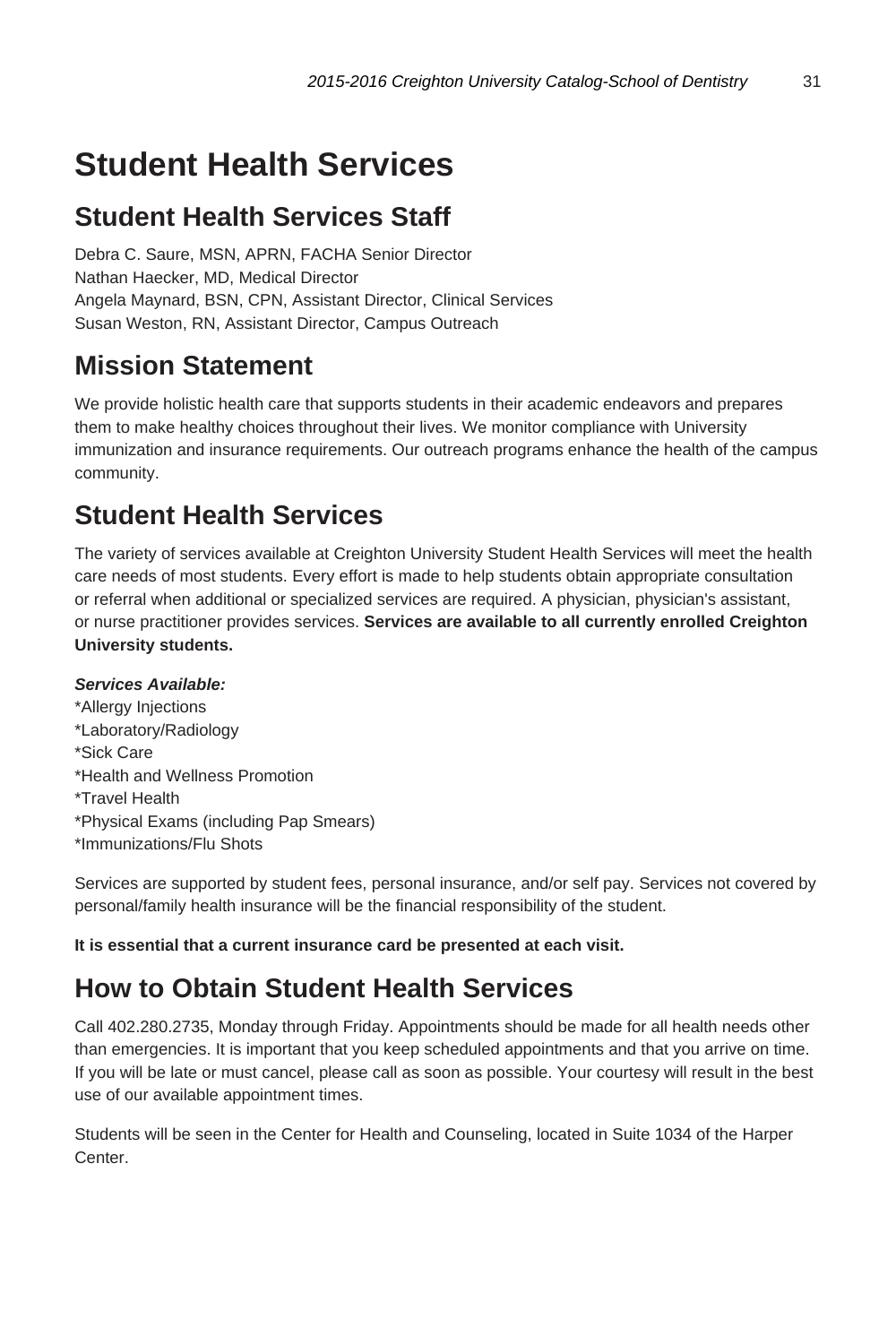# Student Health Services

## Student Health Services Staff

Debra C. Saure, MSN, APRN, FACHA Senior Director
Nathan Haecker, MD, Medical Director
Angela Maynard, BSN, CPN, Assistant Director, Clinical Services
Susan Weston, RN, Assistant Director, Campus Outreach

## Mission Statement

We provide holistic health care that supports students in their academic endeavors and prepares them to make healthy choices throughout their lives. We monitor compliance with University immunization and insurance requirements. Our outreach programs enhance the health of the campus community.

## Student Health Services

The variety of services available at Creighton University Student Health Services will meet the health care needs of most students. Every effort is made to help students obtain appropriate consultation or referral when additional or specialized services are required. A physician, physician's assistant, or nurse practitioner provides services. **Services are available to all currently enrolled Creighton University students.**

***Services Available:***
*Allergy Injections
*Laboratory/Radiology
*Sick Care
*Health and Wellness Promotion
*Travel Health
*Physical Exams (including Pap Smears)
*Immunizations/Flu Shots

Services are supported by student fees, personal insurance, and/or self pay. Services not covered by personal/family health insurance will be the financial responsibility of the student.

**It is essential that a current insurance card be presented at each visit.**

## How to Obtain Student Health Services

Call 402.280.2735, Monday through Friday. Appointments should be made for all health needs other than emergencies. It is important that you keep scheduled appointments and that you arrive on time. If you will be late or must cancel, please call as soon as possible. Your courtesy will result in the best use of our available appointment times.

Students will be seen in the Center for Health and Counseling, located in Suite 1034 of the Harper Center.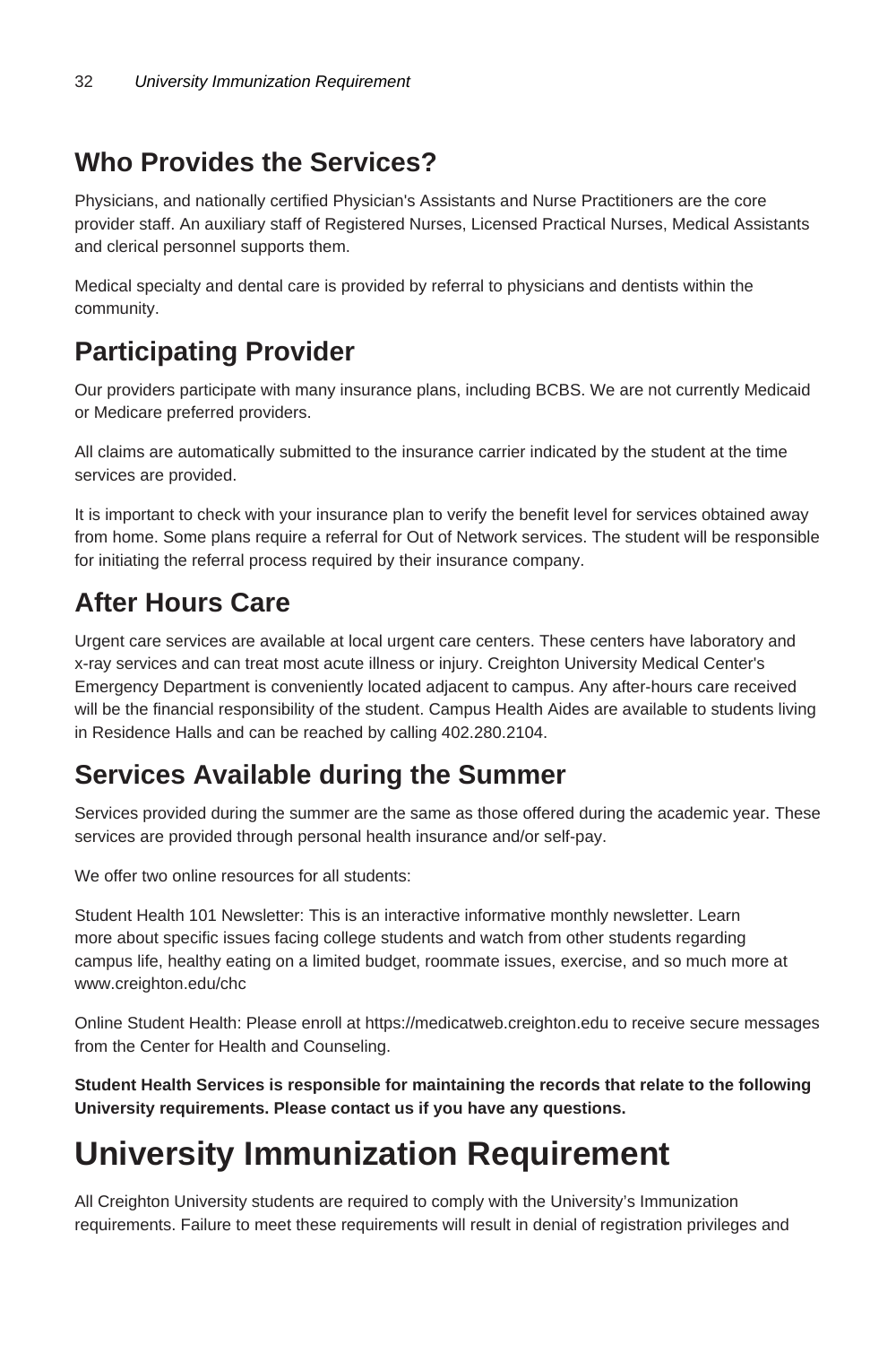## Who Provides the Services?

Physicians, and nationally certified Physician's Assistants and Nurse Practitioners are the core provider staff. An auxiliary staff of Registered Nurses, Licensed Practical Nurses, Medical Assistants and clerical personnel supports them.

Medical specialty and dental care is provided by referral to physicians and dentists within the community.

## Participating Provider

Our providers participate with many insurance plans, including BCBS. We are not currently Medicaid or Medicare preferred providers.

All claims are automatically submitted to the insurance carrier indicated by the student at the time services are provided.

It is important to check with your insurance plan to verify the benefit level for services obtained away from home. Some plans require a referral for Out of Network services. The student will be responsible for initiating the referral process required by their insurance company.

## After Hours Care

Urgent care services are available at local urgent care centers. These centers have laboratory and x-ray services and can treat most acute illness or injury. Creighton University Medical Center's Emergency Department is conveniently located adjacent to campus. Any after-hours care received will be the financial responsibility of the student. Campus Health Aides are available to students living in Residence Halls and can be reached by calling 402.280.2104.

## Services Available during the Summer

Services provided during the summer are the same as those offered during the academic year. These services are provided through personal health insurance and/or self-pay.

We offer two online resources for all students:

Student Health 101 Newsletter: This is an interactive informative monthly newsletter. Learn more about specific issues facing college students and watch from other students regarding campus life, healthy eating on a limited budget, roommate issues, exercise, and so much more at www.creighton.edu/chc

Online Student Health: Please enroll at https://medicatweb.creighton.edu to receive secure messages from the Center for Health and Counseling.

**Student Health Services is responsible for maintaining the records that relate to the following University requirements. Please contact us if you have any questions.**

# University Immunization Requirement

All Creighton University students are required to comply with the University's Immunization requirements. Failure to meet these requirements will result in denial of registration privileges and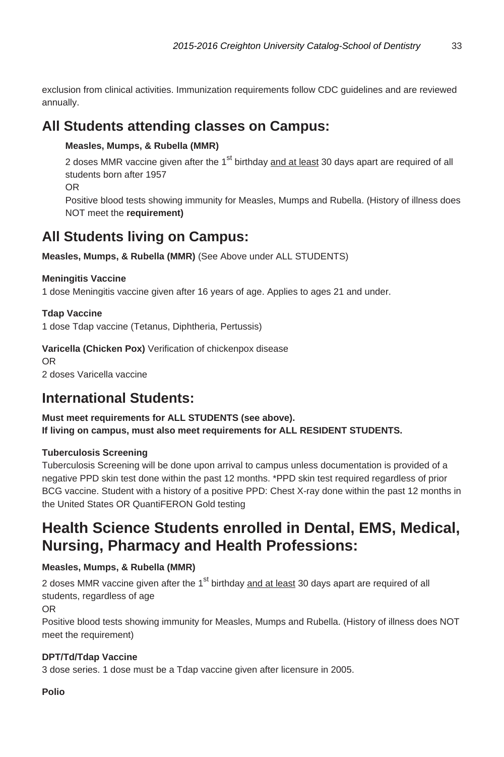exclusion from clinical activities. Immunization requirements follow CDC guidelines and are reviewed annually.

## All Students attending classes on Campus:

**Measles, Mumps, & Rubella (MMR)**

2 doses MMR vaccine given after the 1st birthday <u>and at least</u> 30 days apart are required of all students born after 1957

OR

Positive blood tests showing immunity for Measles, Mumps and Rubella. (History of illness does NOT meet the **requirement)**

## All Students living on Campus:

**Measles, Mumps, & Rubella (MMR)** (See Above under ALL STUDENTS)

**Meningitis Vaccine**
1 dose Meningitis vaccine given after 16 years of age. Applies to ages 21 and under.

**Tdap Vaccine**
1 dose Tdap vaccine (Tetanus, Diphtheria, Pertussis)

**Varicella (Chicken Pox)** Verification of chickenpox disease
OR
2 doses Varicella vaccine

## International Students:

**Must meet requirements for ALL STUDENTS (see above).**
**If living on campus, must also meet requirements for ALL RESIDENT STUDENTS.**

**Tuberculosis Screening**
Tuberculosis Screening will be done upon arrival to campus unless documentation is provided of a negative PPD skin test done within the past 12 months. *PPD skin test required regardless of prior BCG vaccine. Student with a history of a positive PPD: Chest X-ray done within the past 12 months in the United States OR QuantiFERON Gold testing

## Health Science Students enrolled in Dental, EMS, Medical, Nursing, Pharmacy and Health Professions:

**Measles, Mumps, & Rubella (MMR)**

2 doses MMR vaccine given after the 1st birthday <u>and at least</u> 30 days apart are required of all students, regardless of age

OR

Positive blood tests showing immunity for Measles, Mumps and Rubella. (History of illness does NOT meet the requirement)

**DPT/Td/Tdap Vaccine**
3 dose series. 1 dose must be a Tdap vaccine given after licensure in 2005.

**Polio**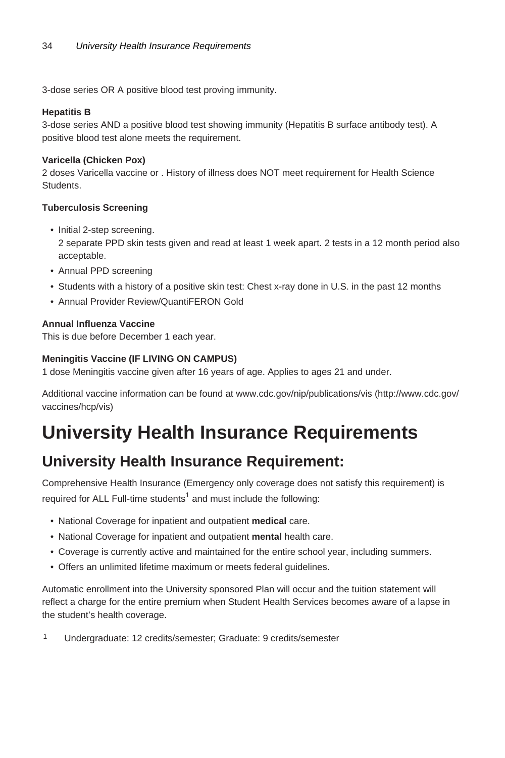3-dose series OR A positive blood test proving immunity.

**Hepatitis B**
3-dose series AND a positive blood test showing immunity (Hepatitis B surface antibody test). A positive blood test alone meets the requirement.

**Varicella (Chicken Pox)**
2 doses Varicella vaccine or . History of illness does NOT meet requirement for Health Science Students.

**Tuberculosis Screening**

- Initial 2-step screening.
  2 separate PPD skin tests given and read at least 1 week apart. 2 tests in a 12 month period also acceptable.
- Annual PPD screening
- Students with a history of a positive skin test: Chest x-ray done in U.S. in the past 12 months
- Annual Provider Review/QuantiFERON Gold

**Annual Influenza Vaccine**
This is due before December 1 each year.

**Meningitis Vaccine (IF LIVING ON CAMPUS)**
1 dose Meningitis vaccine given after 16 years of age. Applies to ages 21 and under.

Additional vaccine information can be found at www.cdc.gov/nip/publications/vis (http://www.cdc.gov/vaccines/hcp/vis)

# University Health Insurance Requirements

## University Health Insurance Requirement:

Comprehensive Health Insurance (Emergency only coverage does not satisfy this requirement) is required for ALL Full-time students[1] and must include the following:

- National Coverage for inpatient and outpatient **medical** care.
- National Coverage for inpatient and outpatient **mental** health care.
- Coverage is currently active and maintained for the entire school year, including summers.
- Offers an unlimited lifetime maximum or meets federal guidelines.

Automatic enrollment into the University sponsored Plan will occur and the tuition statement will reflect a charge for the entire premium when Student Health Services becomes aware of a lapse in the student's health coverage.

[1] Undergraduate: 12 credits/semester; Graduate: 9 credits/semester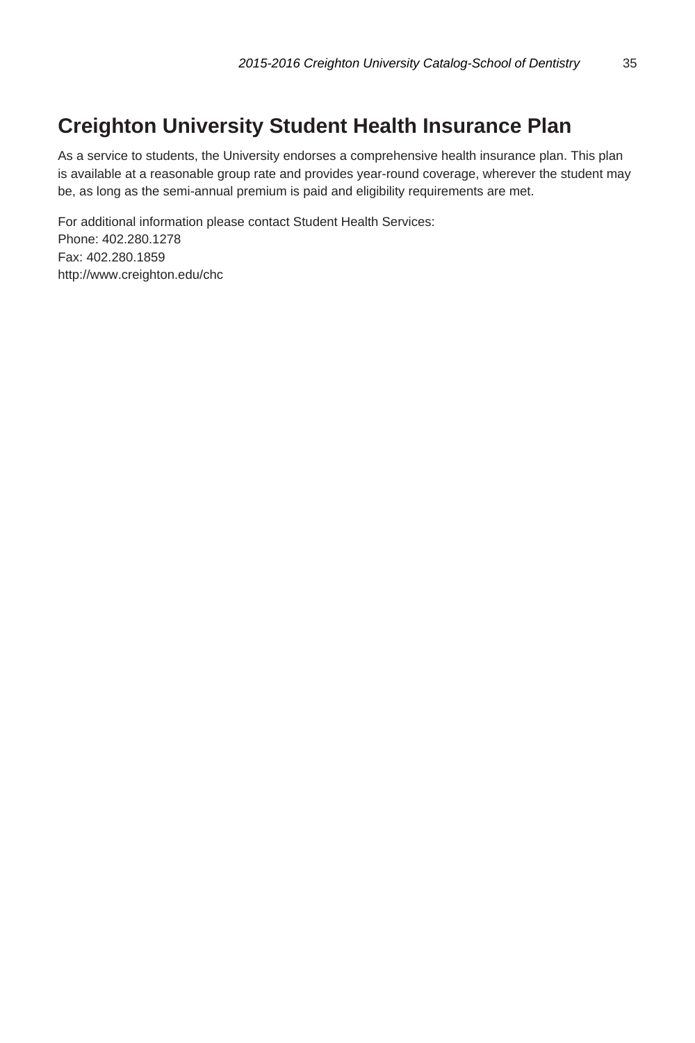# Creighton University Student Health Insurance Plan

As a service to students, the University endorses a comprehensive health insurance plan. This plan is available at a reasonable group rate and provides year-round coverage, wherever the student may be, as long as the semi-annual premium is paid and eligibility requirements are met.

For additional information please contact Student Health Services:
Phone: 402.280.1278
Fax: 402.280.1859
http://www.creighton.edu/chc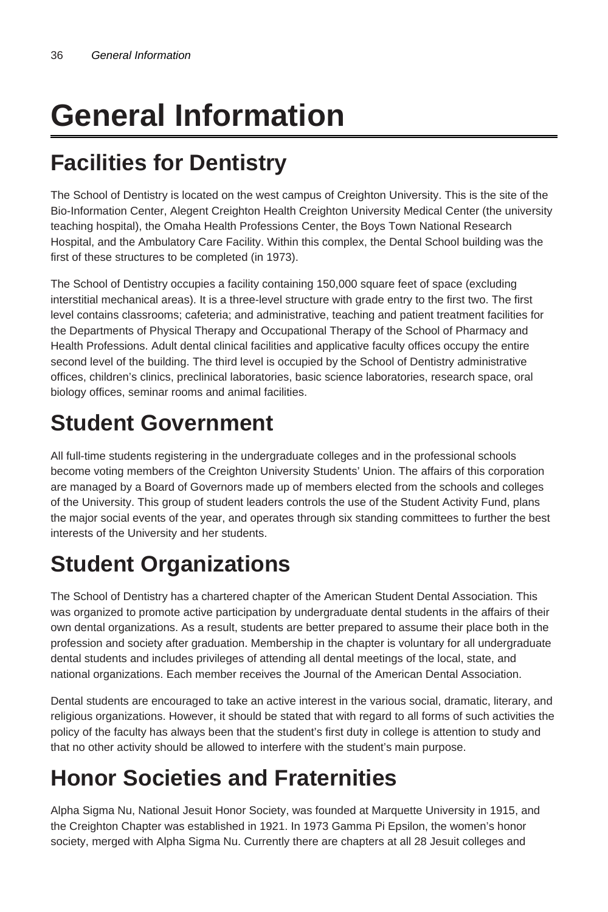# General Information

## Facilities for Dentistry

The School of Dentistry is located on the west campus of Creighton University. This is the site of the Bio-Information Center, Alegent Creighton Health Creighton University Medical Center (the university teaching hospital), the Omaha Health Professions Center, the Boys Town National Research Hospital, and the Ambulatory Care Facility. Within this complex, the Dental School building was the first of these structures to be completed (in 1973).

The School of Dentistry occupies a facility containing 150,000 square feet of space (excluding interstitial mechanical areas). It is a three-level structure with grade entry to the first two. The first level contains classrooms; cafeteria; and administrative, teaching and patient treatment facilities for the Departments of Physical Therapy and Occupational Therapy of the School of Pharmacy and Health Professions. Adult dental clinical facilities and applicative faculty offices occupy the entire second level of the building. The third level is occupied by the School of Dentistry administrative offices, children's clinics, preclinical laboratories, basic science laboratories, research space, oral biology offices, seminar rooms and animal facilities.

## Student Government

All full-time students registering in the undergraduate colleges and in the professional schools become voting members of the Creighton University Students' Union. The affairs of this corporation are managed by a Board of Governors made up of members elected from the schools and colleges of the University. This group of student leaders controls the use of the Student Activity Fund, plans the major social events of the year, and operates through six standing committees to further the best interests of the University and her students.

## Student Organizations

The School of Dentistry has a chartered chapter of the American Student Dental Association. This was organized to promote active participation by undergraduate dental students in the affairs of their own dental organizations. As a result, students are better prepared to assume their place both in the profession and society after graduation. Membership in the chapter is voluntary for all undergraduate dental students and includes privileges of attending all dental meetings of the local, state, and national organizations. Each member receives the Journal of the American Dental Association.

Dental students are encouraged to take an active interest in the various social, dramatic, literary, and religious organizations. However, it should be stated that with regard to all forms of such activities the policy of the faculty has always been that the student's first duty in college is attention to study and that no other activity should be allowed to interfere with the student's main purpose.

## Honor Societies and Fraternities

Alpha Sigma Nu, National Jesuit Honor Society, was founded at Marquette University in 1915, and the Creighton Chapter was established in 1921. In 1973 Gamma Pi Epsilon, the women's honor society, merged with Alpha Sigma Nu. Currently there are chapters at all 28 Jesuit colleges and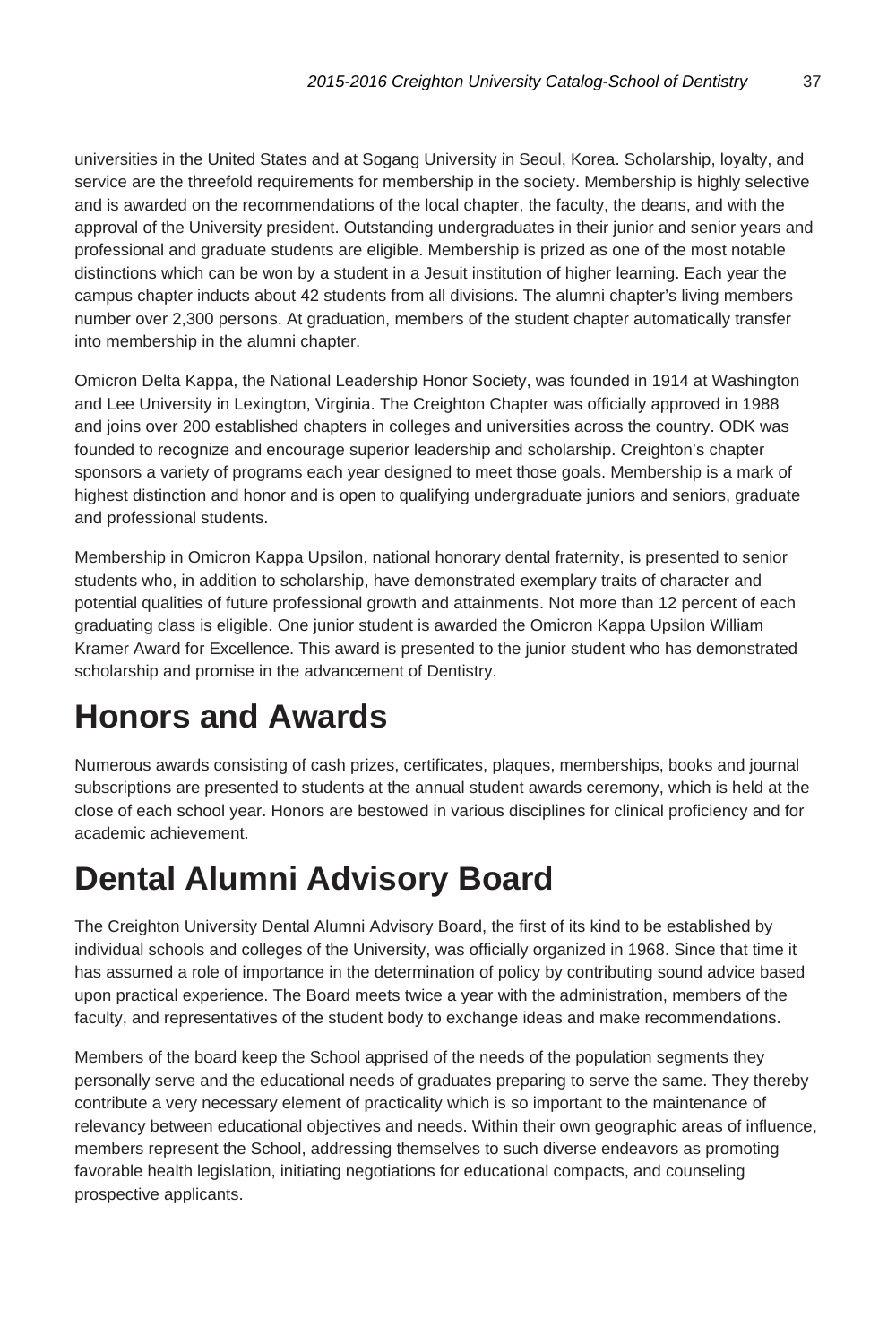universities in the United States and at Sogang University in Seoul, Korea. Scholarship, loyalty, and service are the threefold requirements for membership in the society. Membership is highly selective and is awarded on the recommendations of the local chapter, the faculty, the deans, and with the approval of the University president. Outstanding undergraduates in their junior and senior years and professional and graduate students are eligible. Membership is prized as one of the most notable distinctions which can be won by a student in a Jesuit institution of higher learning. Each year the campus chapter inducts about 42 students from all divisions. The alumni chapter's living members number over 2,300 persons. At graduation, members of the student chapter automatically transfer into membership in the alumni chapter.

Omicron Delta Kappa, the National Leadership Honor Society, was founded in 1914 at Washington and Lee University in Lexington, Virginia. The Creighton Chapter was officially approved in 1988 and joins over 200 established chapters in colleges and universities across the country. ODK was founded to recognize and encourage superior leadership and scholarship. Creighton's chapter sponsors a variety of programs each year designed to meet those goals. Membership is a mark of highest distinction and honor and is open to qualifying undergraduate juniors and seniors, graduate and professional students.

Membership in Omicron Kappa Upsilon, national honorary dental fraternity, is presented to senior students who, in addition to scholarship, have demonstrated exemplary traits of character and potential qualities of future professional growth and attainments. Not more than 12 percent of each graduating class is eligible. One junior student is awarded the Omicron Kappa Upsilon William Kramer Award for Excellence. This award is presented to the junior student who has demonstrated scholarship and promise in the advancement of Dentistry.

# Honors and Awards

Numerous awards consisting of cash prizes, certificates, plaques, memberships, books and journal subscriptions are presented to students at the annual student awards ceremony, which is held at the close of each school year. Honors are bestowed in various disciplines for clinical proficiency and for academic achievement.

# Dental Alumni Advisory Board

The Creighton University Dental Alumni Advisory Board, the first of its kind to be established by individual schools and colleges of the University, was officially organized in 1968. Since that time it has assumed a role of importance in the determination of policy by contributing sound advice based upon practical experience. The Board meets twice a year with the administration, members of the faculty, and representatives of the student body to exchange ideas and make recommendations.

Members of the board keep the School apprised of the needs of the population segments they personally serve and the educational needs of graduates preparing to serve the same. They thereby contribute a very necessary element of practicality which is so important to the maintenance of relevancy between educational objectives and needs. Within their own geographic areas of influence, members represent the School, addressing themselves to such diverse endeavors as promoting favorable health legislation, initiating negotiations for educational compacts, and counseling prospective applicants.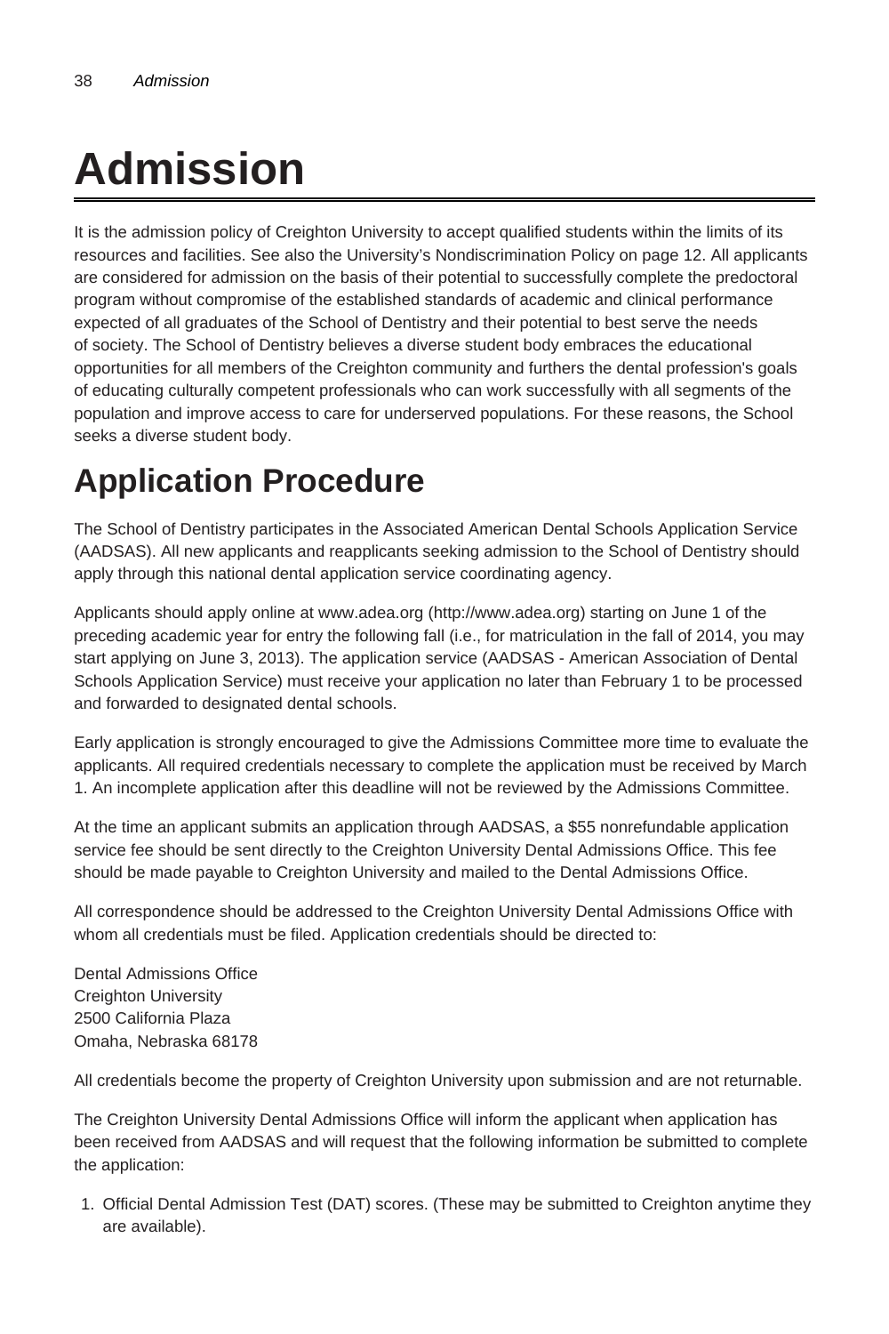# Admission

It is the admission policy of Creighton University to accept qualified students within the limits of its resources and facilities. See also the University's Nondiscrimination Policy on page 12. All applicants are considered for admission on the basis of their potential to successfully complete the predoctoral program without compromise of the established standards of academic and clinical performance expected of all graduates of the School of Dentistry and their potential to best serve the needs of society. The School of Dentistry believes a diverse student body embraces the educational opportunities for all members of the Creighton community and furthers the dental profession's goals of educating culturally competent professionals who can work successfully with all segments of the population and improve access to care for underserved populations. For these reasons, the School seeks a diverse student body.

## Application Procedure

The School of Dentistry participates in the Associated American Dental Schools Application Service (AADSAS). All new applicants and reapplicants seeking admission to the School of Dentistry should apply through this national dental application service coordinating agency.

Applicants should apply online at www.adea.org (http://www.adea.org) starting on June 1 of the preceding academic year for entry the following fall (i.e., for matriculation in the fall of 2014, you may start applying on June 3, 2013). The application service (AADSAS - American Association of Dental Schools Application Service) must receive your application no later than February 1 to be processed and forwarded to designated dental schools.

Early application is strongly encouraged to give the Admissions Committee more time to evaluate the applicants. All required credentials necessary to complete the application must be received by March 1. An incomplete application after this deadline will not be reviewed by the Admissions Committee.

At the time an applicant submits an application through AADSAS, a $55 nonrefundable application service fee should be sent directly to the Creighton University Dental Admissions Office. This fee should be made payable to Creighton University and mailed to the Dental Admissions Office.

All correspondence should be addressed to the Creighton University Dental Admissions Office with whom all credentials must be filed. Application credentials should be directed to:

Dental Admissions Office  
Creighton University  
2500 California Plaza  
Omaha, Nebraska 68178

All credentials become the property of Creighton University upon submission and are not returnable.

The Creighton University Dental Admissions Office will inform the applicant when application has been received from AADSAS and will request that the following information be submitted to complete the application:

1. Official Dental Admission Test (DAT) scores. (These may be submitted to Creighton anytime they are available).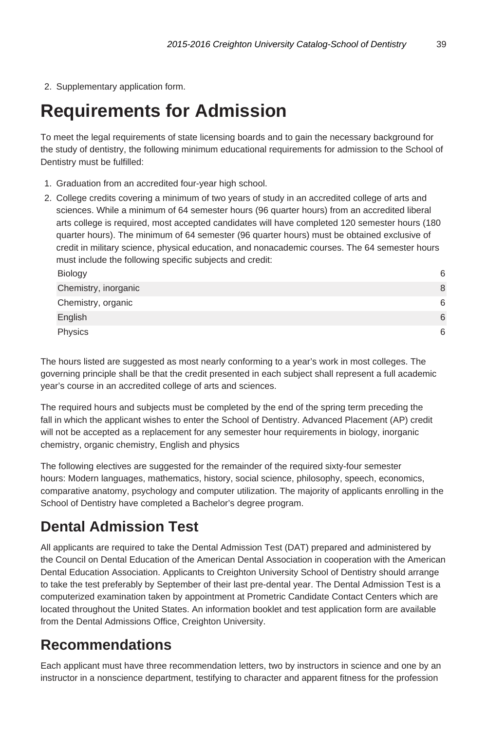2. Supplementary application form.

# Requirements for Admission

To meet the legal requirements of state licensing boards and to gain the necessary background for the study of dentistry, the following minimum educational requirements for admission to the School of Dentistry must be fulfilled:

1. Graduation from an accredited four-year high school.
2. College credits covering a minimum of two years of study in an accredited college of arts and sciences. While a minimum of 64 semester hours (96 quarter hours) from an accredited liberal arts college is required, most accepted candidates will have completed 120 semester hours (180 quarter hours). The minimum of 64 semester (96 quarter hours) must be obtained exclusive of credit in military science, physical education, and nonacademic courses. The 64 semester hours must include the following specific subjects and credit:

| | |
|---|---|
| Biology | 6 |
| Chemistry, inorganic | 8 |
| Chemistry, organic | 6 |
| English | 6 |
| Physics | 6 |

The hours listed are suggested as most nearly conforming to a year's work in most colleges. The governing principle shall be that the credit presented in each subject shall represent a full academic year's course in an accredited college of arts and sciences.

The required hours and subjects must be completed by the end of the spring term preceding the fall in which the applicant wishes to enter the School of Dentistry. Advanced Placement (AP) credit will not be accepted as a replacement for any semester hour requirements in biology, inorganic chemistry, organic chemistry, English and physics

The following electives are suggested for the remainder of the required sixty-four semester hours: Modern languages, mathematics, history, social science, philosophy, speech, economics, comparative anatomy, psychology and computer utilization. The majority of applicants enrolling in the School of Dentistry have completed a Bachelor's degree program.

## Dental Admission Test

All applicants are required to take the Dental Admission Test (DAT) prepared and administered by the Council on Dental Education of the American Dental Association in cooperation with the American Dental Education Association. Applicants to Creighton University School of Dentistry should arrange to take the test preferably by September of their last pre-dental year. The Dental Admission Test is a computerized examination taken by appointment at Prometric Candidate Contact Centers which are located throughout the United States. An information booklet and test application form are available from the Dental Admissions Office, Creighton University.

## Recommendations

Each applicant must have three recommendation letters, two by instructors in science and one by an instructor in a nonscience department, testifying to character and apparent fitness for the profession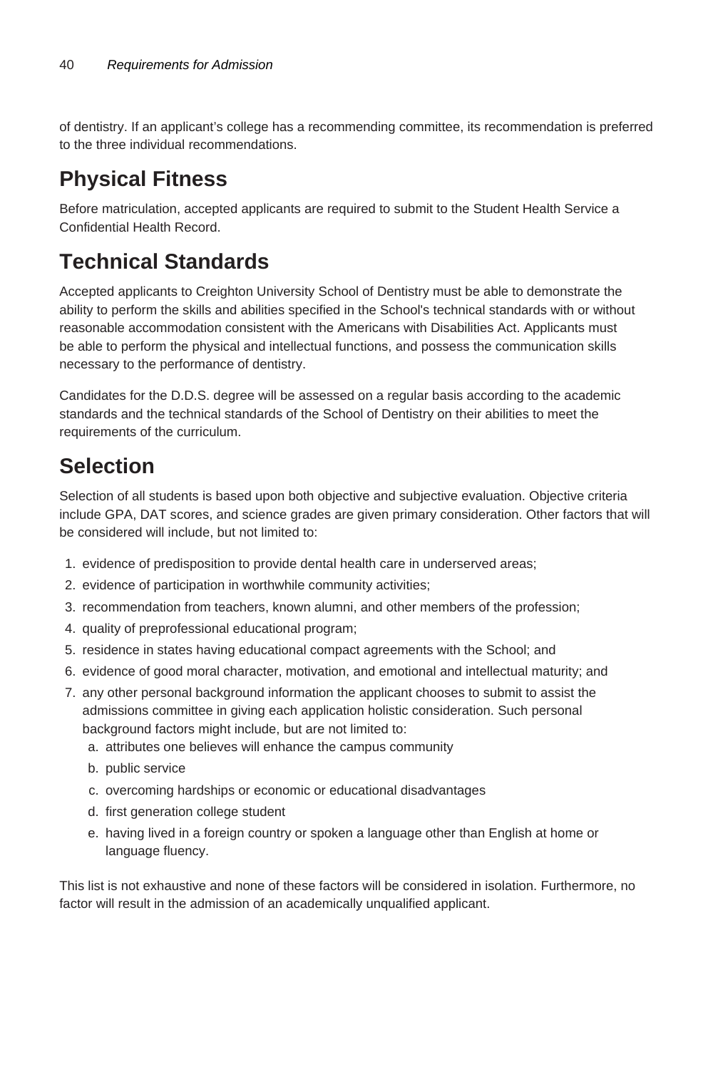of dentistry. If an applicant's college has a recommending committee, its recommendation is preferred to the three individual recommendations.

## Physical Fitness

Before matriculation, accepted applicants are required to submit to the Student Health Service a Confidential Health Record.

## Technical Standards

Accepted applicants to Creighton University School of Dentistry must be able to demonstrate the ability to perform the skills and abilities specified in the School's technical standards with or without reasonable accommodation consistent with the Americans with Disabilities Act. Applicants must be able to perform the physical and intellectual functions, and possess the communication skills necessary to the performance of dentistry.

Candidates for the D.D.S. degree will be assessed on a regular basis according to the academic standards and the technical standards of the School of Dentistry on their abilities to meet the requirements of the curriculum.

## Selection

Selection of all students is based upon both objective and subjective evaluation. Objective criteria include GPA, DAT scores, and science grades are given primary consideration. Other factors that will be considered will include, but not limited to:

1. evidence of predisposition to provide dental health care in underserved areas;
2. evidence of participation in worthwhile community activities;
3. recommendation from teachers, known alumni, and other members of the profession;
4. quality of preprofessional educational program;
5. residence in states having educational compact agreements with the School; and
6. evidence of good moral character, motivation, and emotional and intellectual maturity; and
7. any other personal background information the applicant chooses to submit to assist the admissions committee in giving each application holistic consideration. Such personal background factors might include, but are not limited to:
    a. attributes one believes will enhance the campus community
    b. public service
    c. overcoming hardships or economic or educational disadvantages
    d. first generation college student
    e. having lived in a foreign country or spoken a language other than English at home or language fluency.

This list is not exhaustive and none of these factors will be considered in isolation. Furthermore, no factor will result in the admission of an academically unqualified applicant.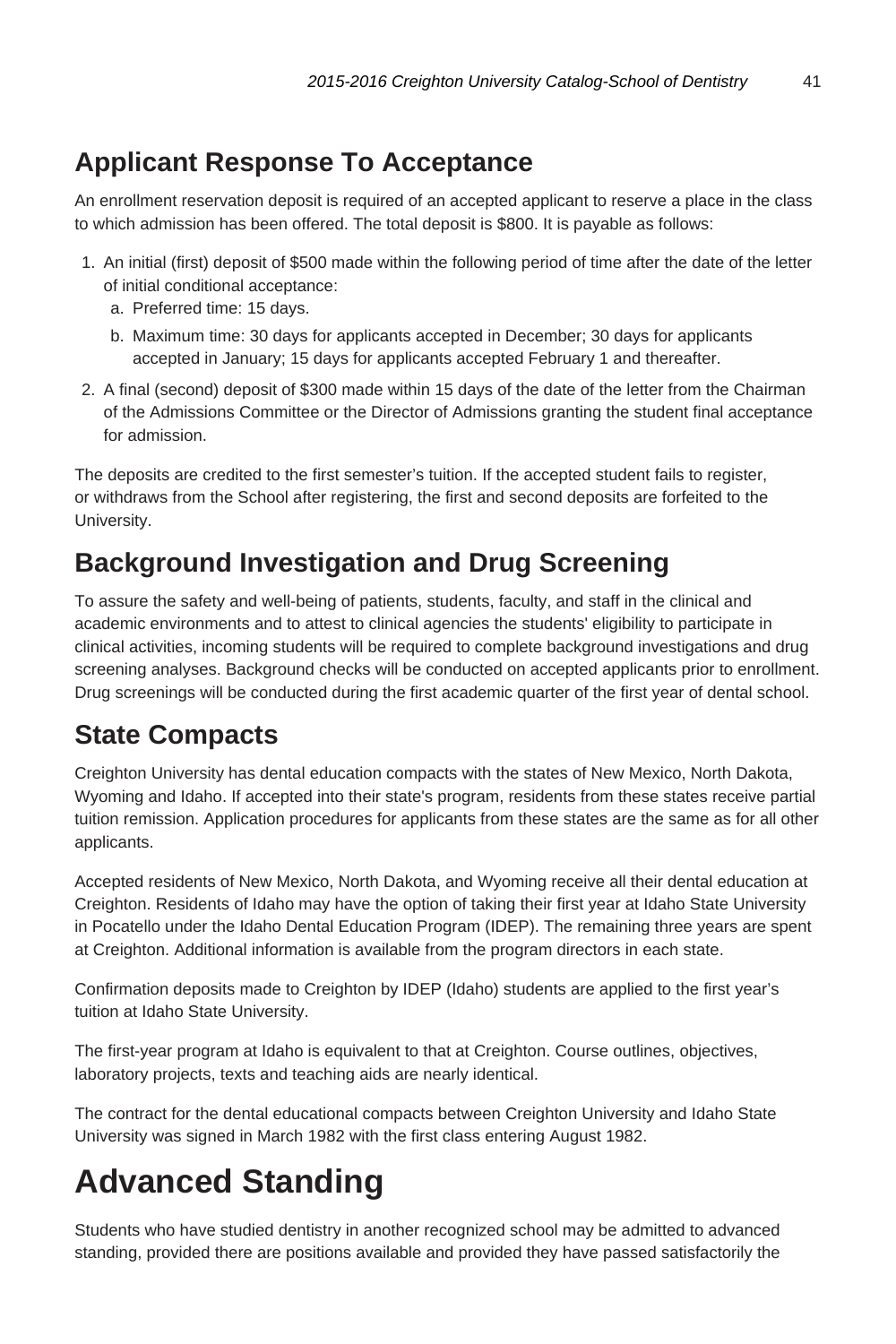## Applicant Response To Acceptance

An enrollment reservation deposit is required of an accepted applicant to reserve a place in the class to which admission has been offered. The total deposit is $800. It is payable as follows:

1. An initial (first) deposit of $500 made within the following period of time after the date of the letter of initial conditional acceptance:
   a. Preferred time: 15 days.
   b. Maximum time: 30 days for applicants accepted in December; 30 days for applicants accepted in January; 15 days for applicants accepted February 1 and thereafter.
2. A final (second) deposit of $300 made within 15 days of the date of the letter from the Chairman of the Admissions Committee or the Director of Admissions granting the student final acceptance for admission.

The deposits are credited to the first semester's tuition. If the accepted student fails to register, or withdraws from the School after registering, the first and second deposits are forfeited to the University.

## Background Investigation and Drug Screening

To assure the safety and well-being of patients, students, faculty, and staff in the clinical and academic environments and to attest to clinical agencies the students' eligibility to participate in clinical activities, incoming students will be required to complete background investigations and drug screening analyses. Background checks will be conducted on accepted applicants prior to enrollment. Drug screenings will be conducted during the first academic quarter of the first year of dental school.

## State Compacts

Creighton University has dental education compacts with the states of New Mexico, North Dakota, Wyoming and Idaho. If accepted into their state's program, residents from these states receive partial tuition remission. Application procedures for applicants from these states are the same as for all other applicants.

Accepted residents of New Mexico, North Dakota, and Wyoming receive all their dental education at Creighton. Residents of Idaho may have the option of taking their first year at Idaho State University in Pocatello under the Idaho Dental Education Program (IDEP). The remaining three years are spent at Creighton. Additional information is available from the program directors in each state.

Confirmation deposits made to Creighton by IDEP (Idaho) students are applied to the first year's tuition at Idaho State University.

The first-year program at Idaho is equivalent to that at Creighton. Course outlines, objectives, laboratory projects, texts and teaching aids are nearly identical.

The contract for the dental educational compacts between Creighton University and Idaho State University was signed in March 1982 with the first class entering August 1982.

# Advanced Standing

Students who have studied dentistry in another recognized school may be admitted to advanced standing, provided there are positions available and provided they have passed satisfactorily the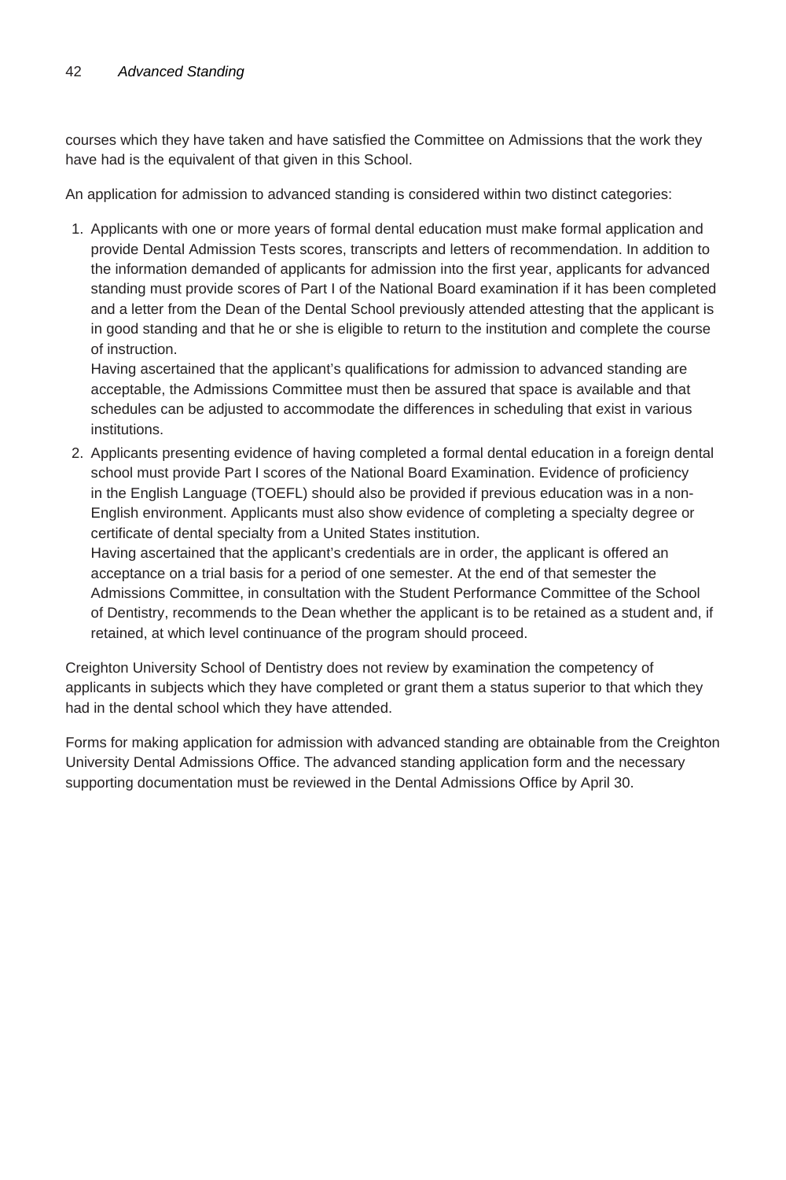courses which they have taken and have satisfied the Committee on Admissions that the work they have had is the equivalent of that given in this School.

An application for admission to advanced standing is considered within two distinct categories:

1. Applicants with one or more years of formal dental education must make formal application and provide Dental Admission Tests scores, transcripts and letters of recommendation. In addition to the information demanded of applicants for admission into the first year, applicants for advanced standing must provide scores of Part I of the National Board examination if it has been completed and a letter from the Dean of the Dental School previously attended attesting that the applicant is in good standing and that he or she is eligible to return to the institution and complete the course of instruction.
   Having ascertained that the applicant's qualifications for admission to advanced standing are acceptable, the Admissions Committee must then be assured that space is available and that schedules can be adjusted to accommodate the differences in scheduling that exist in various institutions.
2. Applicants presenting evidence of having completed a formal dental education in a foreign dental school must provide Part I scores of the National Board Examination. Evidence of proficiency in the English Language (TOEFL) should also be provided if previous education was in a non-English environment. Applicants must also show evidence of completing a specialty degree or certificate of dental specialty from a United States institution.
   Having ascertained that the applicant's credentials are in order, the applicant is offered an acceptance on a trial basis for a period of one semester. At the end of that semester the Admissions Committee, in consultation with the Student Performance Committee of the School of Dentistry, recommends to the Dean whether the applicant is to be retained as a student and, if retained, at which level continuance of the program should proceed.

Creighton University School of Dentistry does not review by examination the competency of applicants in subjects which they have completed or grant them a status superior to that which they had in the dental school which they have attended.

Forms for making application for admission with advanced standing are obtainable from the Creighton University Dental Admissions Office. The advanced standing application form and the necessary supporting documentation must be reviewed in the Dental Admissions Office by April 30.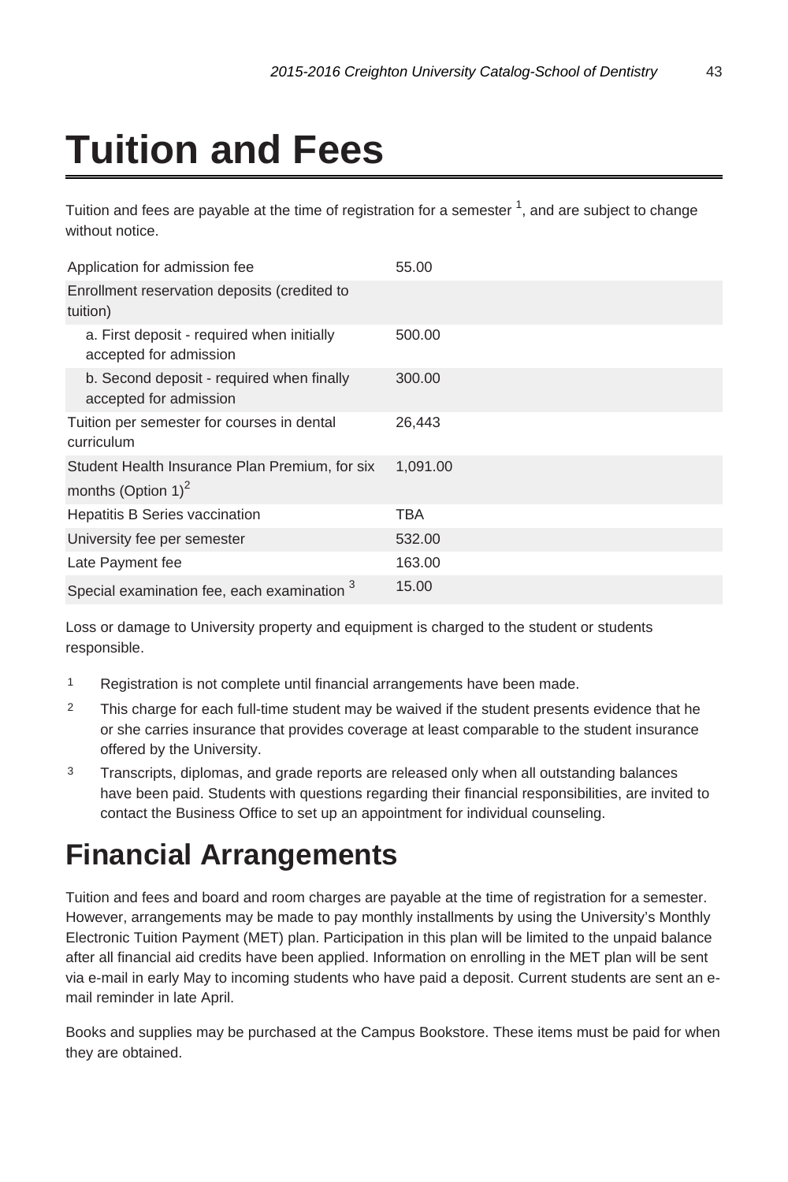# Tuition and Fees

Tuition and fees are payable at the time of registration for a semester [1], and are subject to change without notice.

| | |
|---|---|
| Application for admission fee | 55.00 |
| Enrollment reservation deposits (credited to tuition) | |
| a. First deposit - required when initially accepted for admission | 500.00 |
| b. Second deposit - required when finally accepted for admission | 300.00 |
| Tuition per semester for courses in dental curriculum | 26,443 |
| Student Health Insurance Plan Premium, for six months (Option 1)[2] | 1,091.00 |
| Hepatitis B Series vaccination | TBA |
| University fee per semester | 532.00 |
| Late Payment fee | 163.00 |
| Special examination fee, each examination [3] | 15.00 |

Loss or damage to University property and equipment is charged to the student or students responsible.

1. Registration is not complete until financial arrangements have been made.
2. This charge for each full-time student may be waived if the student presents evidence that he or she carries insurance that provides coverage at least comparable to the student insurance offered by the University.
3. Transcripts, diplomas, and grade reports are released only when all outstanding balances have been paid. Students with questions regarding their financial responsibilities, are invited to contact the Business Office to set up an appointment for individual counseling.

## Financial Arrangements

Tuition and fees and board and room charges are payable at the time of registration for a semester. However, arrangements may be made to pay monthly installments by using the University's Monthly Electronic Tuition Payment (MET) plan. Participation in this plan will be limited to the unpaid balance after all financial aid credits have been applied. Information on enrolling in the MET plan will be sent via e-mail in early May to incoming students who have paid a deposit. Current students are sent an e-mail reminder in late April.

Books and supplies may be purchased at the Campus Bookstore. These items must be paid for when they are obtained.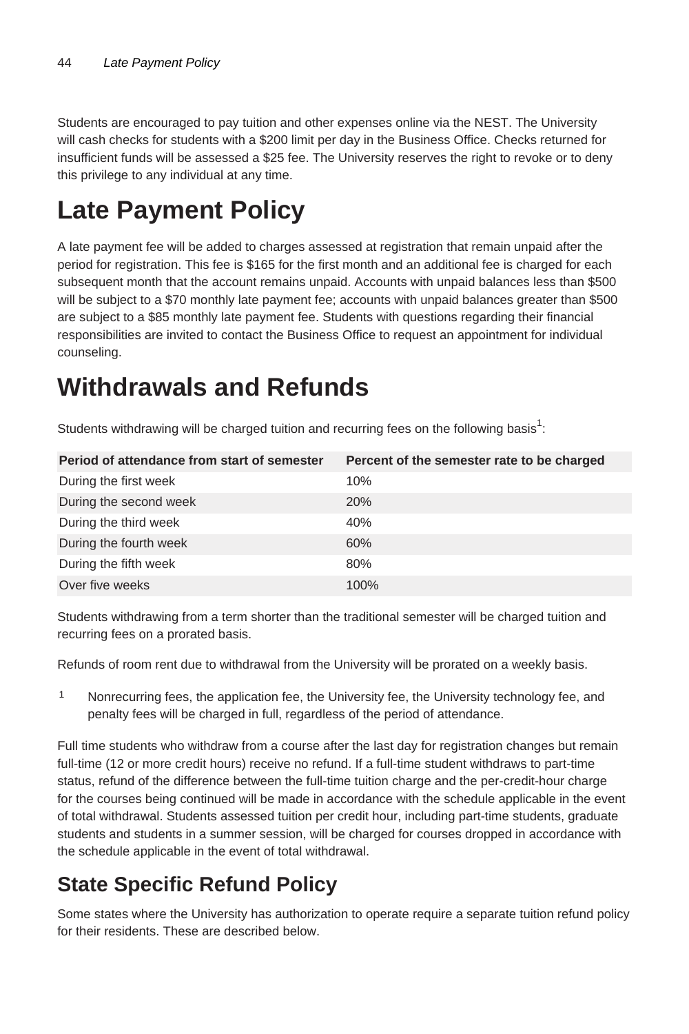Students are encouraged to pay tuition and other expenses online via the NEST. The University will cash checks for students with a $200 limit per day in the Business Office. Checks returned for insufficient funds will be assessed a $25 fee. The University reserves the right to revoke or to deny this privilege to any individual at any time.

# Late Payment Policy

A late payment fee will be added to charges assessed at registration that remain unpaid after the period for registration. This fee is $165 for the first month and an additional fee is charged for each subsequent month that the account remains unpaid. Accounts with unpaid balances less than $500 will be subject to a $70 monthly late payment fee; accounts with unpaid balances greater than $500 are subject to a $85 monthly late payment fee. Students with questions regarding their financial responsibilities are invited to contact the Business Office to request an appointment for individual counseling.

# Withdrawals and Refunds

Students withdrawing will be charged tuition and recurring fees on the following basis[1]:

| Period of attendance from start of semester | Percent of the semester rate to be charged |
|---|---|
| During the first week | 10% |
| During the second week | 20% |
| During the third week | 40% |
| During the fourth week | 60% |
| During the fifth week | 80% |
| Over five weeks | 100% |

Students withdrawing from a term shorter than the traditional semester will be charged tuition and recurring fees on a prorated basis.

Refunds of room rent due to withdrawal from the University will be prorated on a weekly basis.

[1] Nonrecurring fees, the application fee, the University fee, the University technology fee, and penalty fees will be charged in full, regardless of the period of attendance.

Full time students who withdraw from a course after the last day for registration changes but remain full-time (12 or more credit hours) receive no refund. If a full-time student withdraws to part-time status, refund of the difference between the full-time tuition charge and the per-credit-hour charge for the courses being continued will be made in accordance with the schedule applicable in the event of total withdrawal. Students assessed tuition per credit hour, including part-time students, graduate students and students in a summer session, will be charged for courses dropped in accordance with the schedule applicable in the event of total withdrawal.

## State Specific Refund Policy

Some states where the University has authorization to operate require a separate tuition refund policy for their residents. These are described below.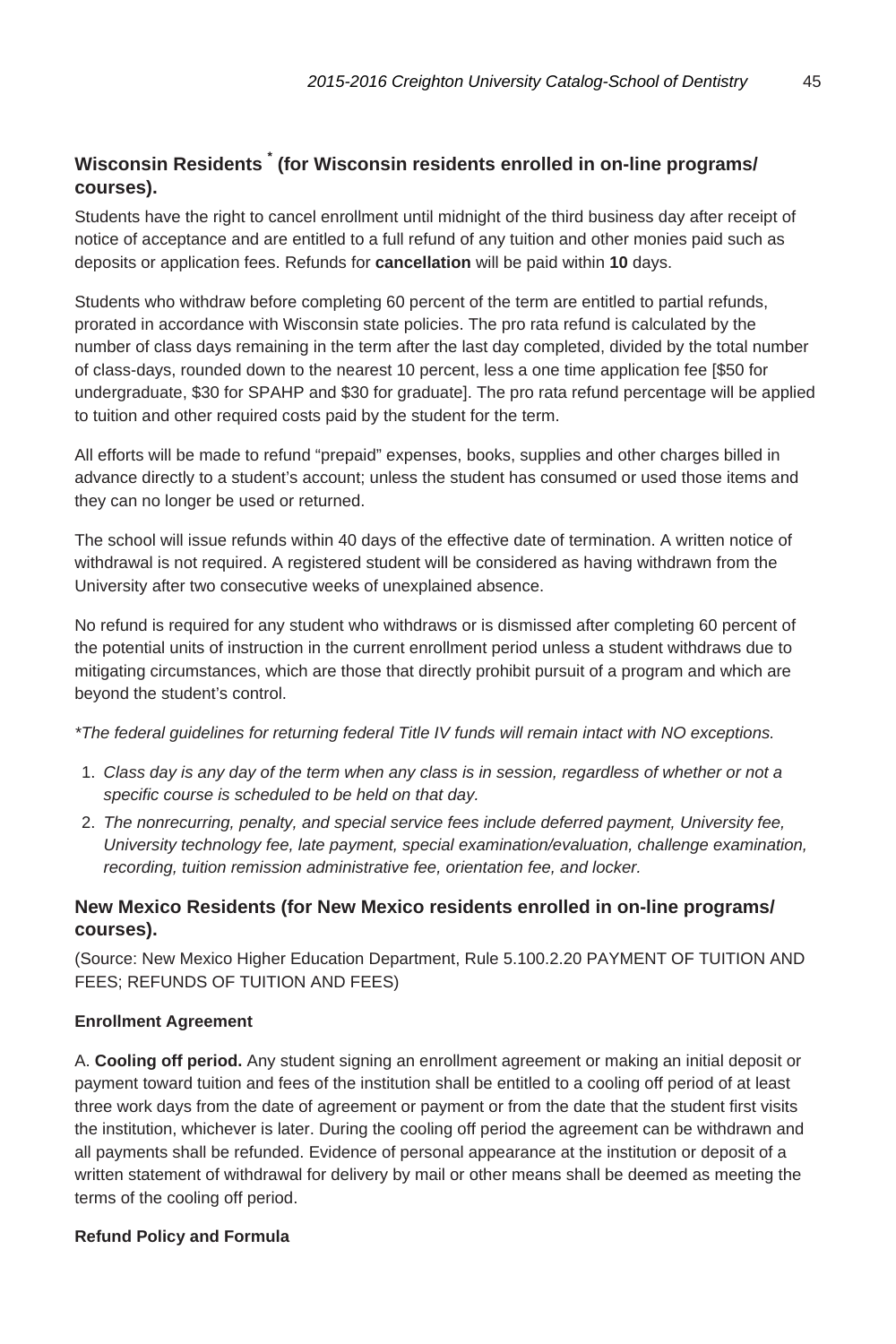### Wisconsin Residents [*] (for Wisconsin residents enrolled in on-line programs/ courses).

Students have the right to cancel enrollment until midnight of the third business day after receipt of notice of acceptance and are entitled to a full refund of any tuition and other monies paid such as deposits or application fees. Refunds for **cancellation** will be paid within **10** days.

Students who withdraw before completing 60 percent of the term are entitled to partial refunds, prorated in accordance with Wisconsin state policies. The pro rata refund is calculated by the number of class days remaining in the term after the last day completed, divided by the total number of class-days, rounded down to the nearest 10 percent, less a one time application fee [$50 for undergraduate, $30 for SPAHP and $30 for graduate]. The pro rata refund percentage will be applied to tuition and other required costs paid by the student for the term.

All efforts will be made to refund “prepaid” expenses, books, supplies and other charges billed in advance directly to a student’s account; unless the student has consumed or used those items and they can no longer be used or returned.

The school will issue refunds within 40 days of the effective date of termination. A written notice of withdrawal is not required. A registered student will be considered as having withdrawn from the University after two consecutive weeks of unexplained absence.

No refund is required for any student who withdraws or is dismissed after completing 60 percent of the potential units of instruction in the current enrollment period unless a student withdraws due to mitigating circumstances, which are those that directly prohibit pursuit of a program and which are beyond the student’s control.

*\*The federal guidelines for returning federal Title IV funds will remain intact with NO exceptions.*

1. *Class day is any day of the term when any class is in session, regardless of whether or not a specific course is scheduled to be held on that day.*
2. *The nonrecurring, penalty, and special service fees include deferred payment, University fee, University technology fee, late payment, special examination/evaluation, challenge examination, recording, tuition remission administrative fee, orientation fee, and locker.*

### New Mexico Residents (for New Mexico residents enrolled in on-line programs/ courses).

(Source: New Mexico Higher Education Department, Rule 5.100.2.20 PAYMENT OF TUITION AND FEES; REFUNDS OF TUITION AND FEES)

#### Enrollment Agreement

A. **Cooling off period.** Any student signing an enrollment agreement or making an initial deposit or payment toward tuition and fees of the institution shall be entitled to a cooling off period of at least three work days from the date of agreement or payment or from the date that the student first visits the institution, whichever is later. During the cooling off period the agreement can be withdrawn and all payments shall be refunded. Evidence of personal appearance at the institution or deposit of a written statement of withdrawal for delivery by mail or other means shall be deemed as meeting the terms of the cooling off period.

#### Refund Policy and Formula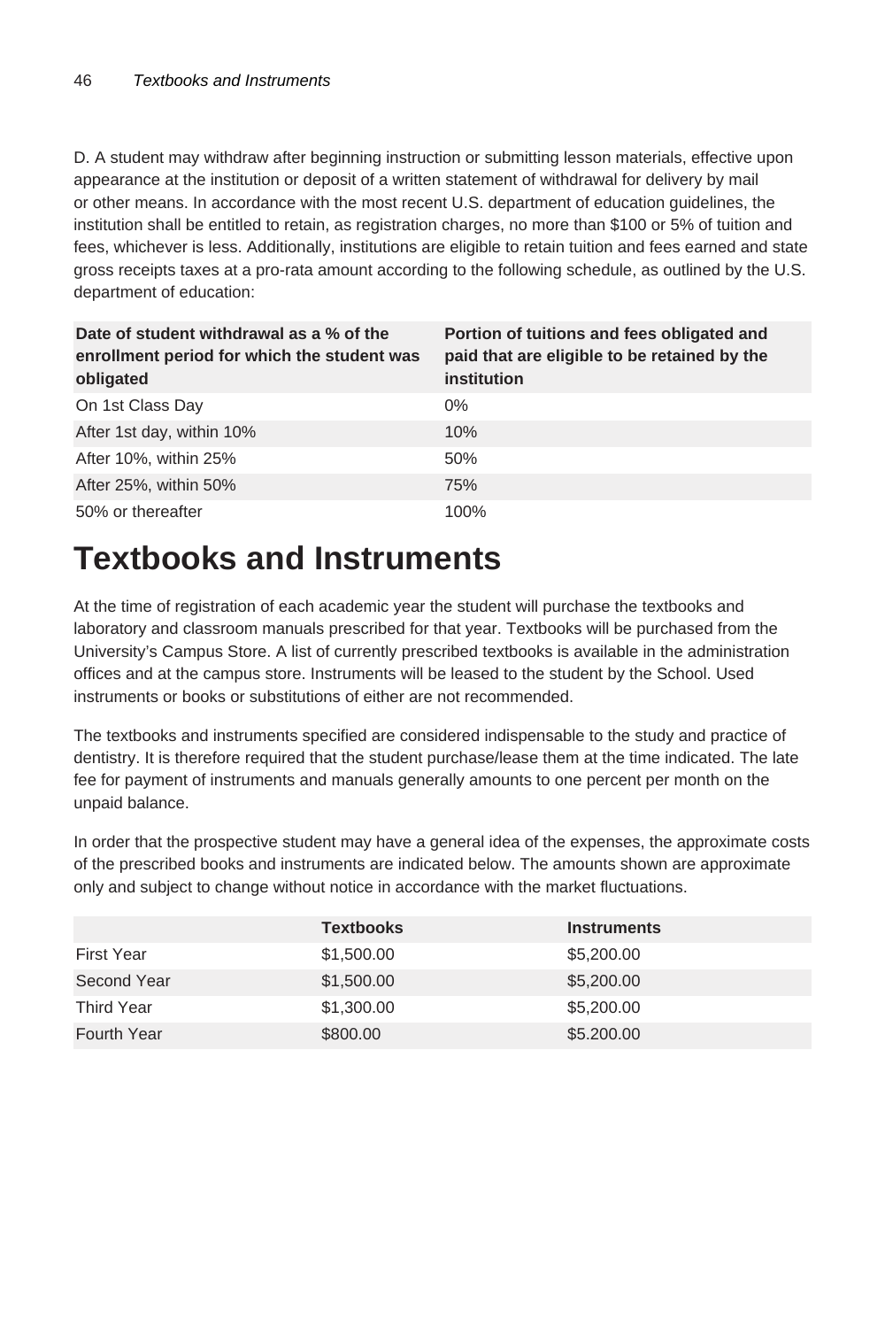D. A student may withdraw after beginning instruction or submitting lesson materials, effective upon appearance at the institution or deposit of a written statement of withdrawal for delivery by mail or other means. In accordance with the most recent U.S. department of education guidelines, the institution shall be entitled to retain, as registration charges, no more than $100 or 5% of tuition and fees, whichever is less. Additionally, institutions are eligible to retain tuition and fees earned and state gross receipts taxes at a pro-rata amount according to the following schedule, as outlined by the U.S. department of education:

| Date of student withdrawal as a % of the enrollment period for which the student was obligated | Portion of tuitions and fees obligated and paid that are eligible to be retained by the institution |
|---|---|
| On 1st Class Day | 0% |
| After 1st day, within 10% | 10% |
| After 10%, within 25% | 50% |
| After 25%, within 50% | 75% |
| 50% or thereafter | 100% |

# Textbooks and Instruments

At the time of registration of each academic year the student will purchase the textbooks and laboratory and classroom manuals prescribed for that year. Textbooks will be purchased from the University's Campus Store. A list of currently prescribed textbooks is available in the administration offices and at the campus store. Instruments will be leased to the student by the School. Used instruments or books or substitutions of either are not recommended.

The textbooks and instruments specified are considered indispensable to the study and practice of dentistry. It is therefore required that the student purchase/lease them at the time indicated. The late fee for payment of instruments and manuals generally amounts to one percent per month on the unpaid balance.

In order that the prospective student may have a general idea of the expenses, the approximate costs of the prescribed books and instruments are indicated below. The amounts shown are approximate only and subject to change without notice in accordance with the market fluctuations.

| | Textbooks | Instruments |
|---|---|---|
| First Year | $1,500.00 | $5,200.00 |
| Second Year | $1,500.00 | $5,200.00 |
| Third Year | $1,300.00 | $5,200.00 |
| Fourth Year | $800.00 | $5.200.00 |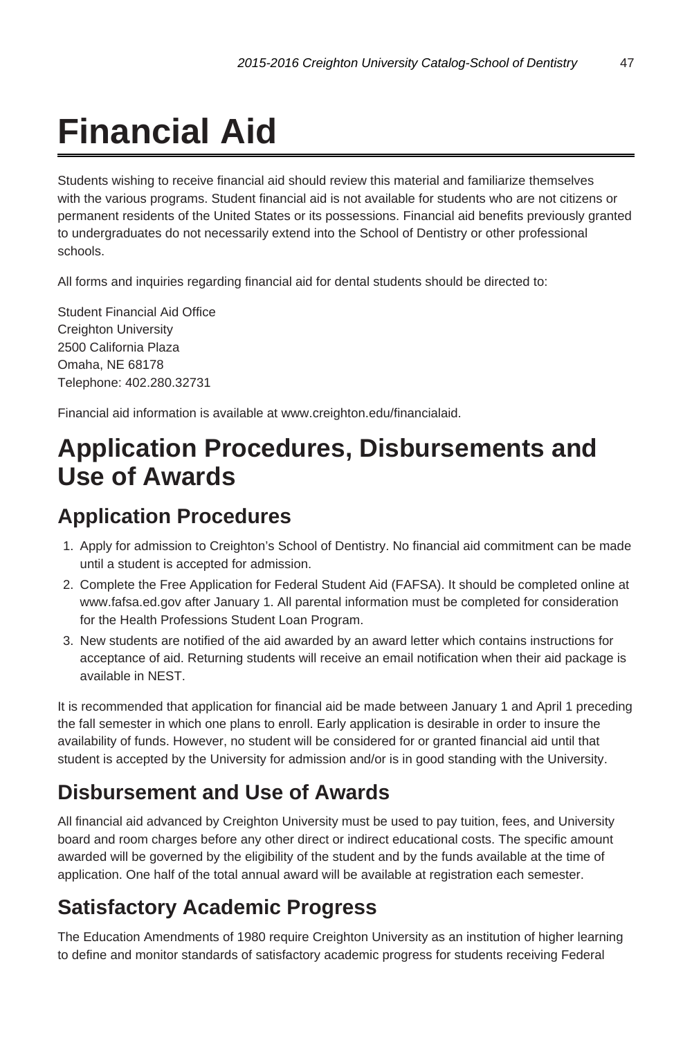# Financial Aid

Students wishing to receive financial aid should review this material and familiarize themselves with the various programs. Student financial aid is not available for students who are not citizens or permanent residents of the United States or its possessions. Financial aid benefits previously granted to undergraduates do not necessarily extend into the School of Dentistry or other professional schools.

All forms and inquiries regarding financial aid for dental students should be directed to:

Student Financial Aid Office
Creighton University
2500 California Plaza
Omaha, NE 68178
Telephone: 402.280.32731

Financial aid information is available at www.creighton.edu/financialaid.

## Application Procedures, Disbursements and Use of Awards

### Application Procedures

1. Apply for admission to Creighton's School of Dentistry. No financial aid commitment can be made until a student is accepted for admission.
2. Complete the Free Application for Federal Student Aid (FAFSA). It should be completed online at www.fafsa.ed.gov after January 1. All parental information must be completed for consideration for the Health Professions Student Loan Program.
3. New students are notified of the aid awarded by an award letter which contains instructions for acceptance of aid. Returning students will receive an email notification when their aid package is available in NEST.

It is recommended that application for financial aid be made between January 1 and April 1 preceding the fall semester in which one plans to enroll. Early application is desirable in order to insure the availability of funds. However, no student will be considered for or granted financial aid until that student is accepted by the University for admission and/or is in good standing with the University.

### Disbursement and Use of Awards

All financial aid advanced by Creighton University must be used to pay tuition, fees, and University board and room charges before any other direct or indirect educational costs. The specific amount awarded will be governed by the eligibility of the student and by the funds available at the time of application. One half of the total annual award will be available at registration each semester.

### Satisfactory Academic Progress

The Education Amendments of 1980 require Creighton University as an institution of higher learning to define and monitor standards of satisfactory academic progress for students receiving Federal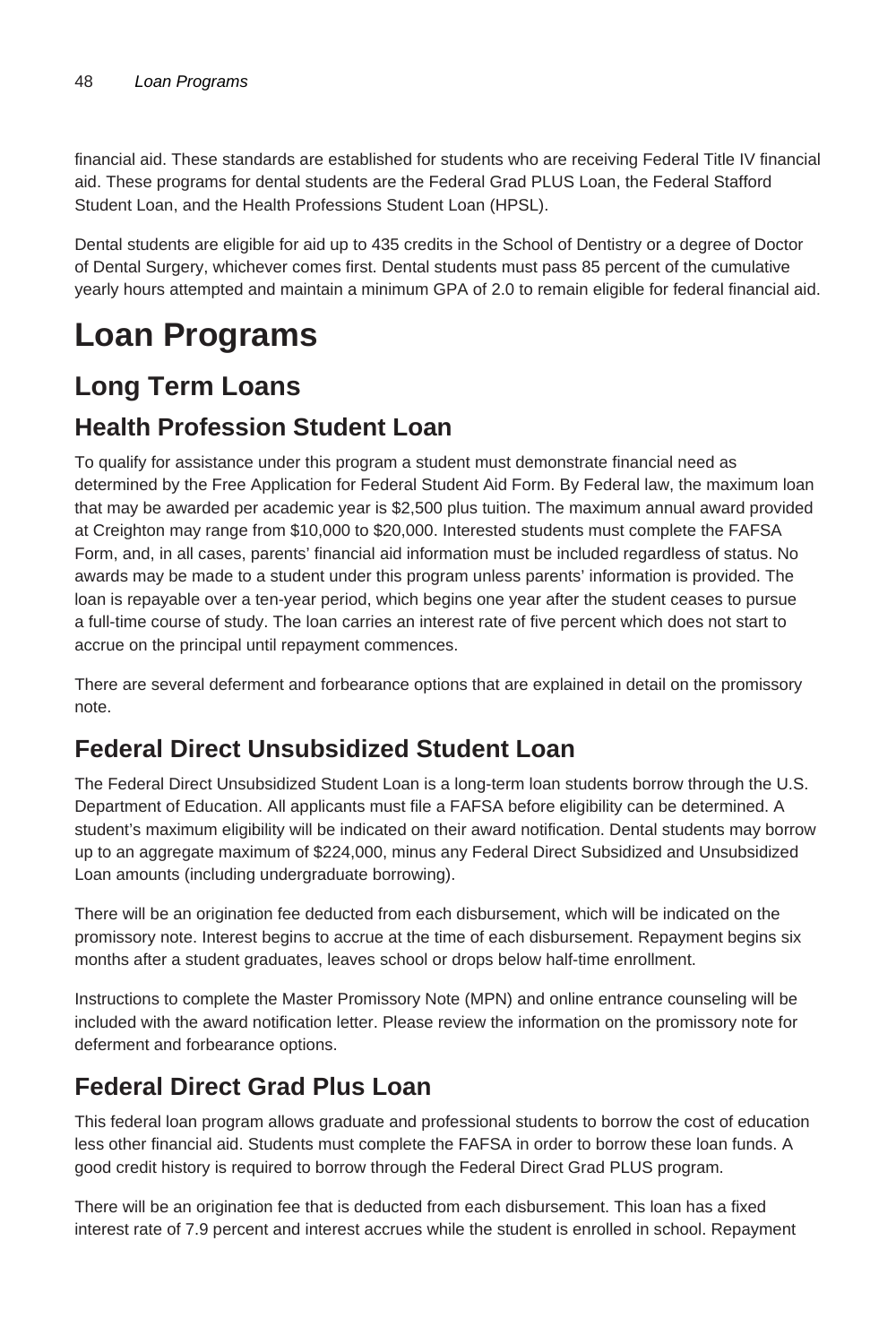financial aid. These standards are established for students who are receiving Federal Title IV financial aid. These programs for dental students are the Federal Grad PLUS Loan, the Federal Stafford Student Loan, and the Health Professions Student Loan (HPSL).

Dental students are eligible for aid up to 435 credits in the School of Dentistry or a degree of Doctor of Dental Surgery, whichever comes first. Dental students must pass 85 percent of the cumulative yearly hours attempted and maintain a minimum GPA of 2.0 to remain eligible for federal financial aid.

# Loan Programs

## Long Term Loans

## Health Profession Student Loan

To qualify for assistance under this program a student must demonstrate financial need as determined by the Free Application for Federal Student Aid Form. By Federal law, the maximum loan that may be awarded per academic year is $2,500 plus tuition. The maximum annual award provided at Creighton may range from $10,000 to $20,000. Interested students must complete the FAFSA Form, and, in all cases, parents' financial aid information must be included regardless of status. No awards may be made to a student under this program unless parents' information is provided. The loan is repayable over a ten-year period, which begins one year after the student ceases to pursue a full-time course of study. The loan carries an interest rate of five percent which does not start to accrue on the principal until repayment commences.

There are several deferment and forbearance options that are explained in detail on the promissory note.

## Federal Direct Unsubsidized Student Loan

The Federal Direct Unsubsidized Student Loan is a long-term loan students borrow through the U.S. Department of Education. All applicants must file a FAFSA before eligibility can be determined. A student's maximum eligibility will be indicated on their award notification. Dental students may borrow up to an aggregate maximum of $224,000, minus any Federal Direct Subsidized and Unsubsidized Loan amounts (including undergraduate borrowing).

There will be an origination fee deducted from each disbursement, which will be indicated on the promissory note. Interest begins to accrue at the time of each disbursement. Repayment begins six months after a student graduates, leaves school or drops below half-time enrollment.

Instructions to complete the Master Promissory Note (MPN) and online entrance counseling will be included with the award notification letter. Please review the information on the promissory note for deferment and forbearance options.

## Federal Direct Grad Plus Loan

This federal loan program allows graduate and professional students to borrow the cost of education less other financial aid. Students must complete the FAFSA in order to borrow these loan funds. A good credit history is required to borrow through the Federal Direct Grad PLUS program.

There will be an origination fee that is deducted from each disbursement. This loan has a fixed interest rate of 7.9 percent and interest accrues while the student is enrolled in school. Repayment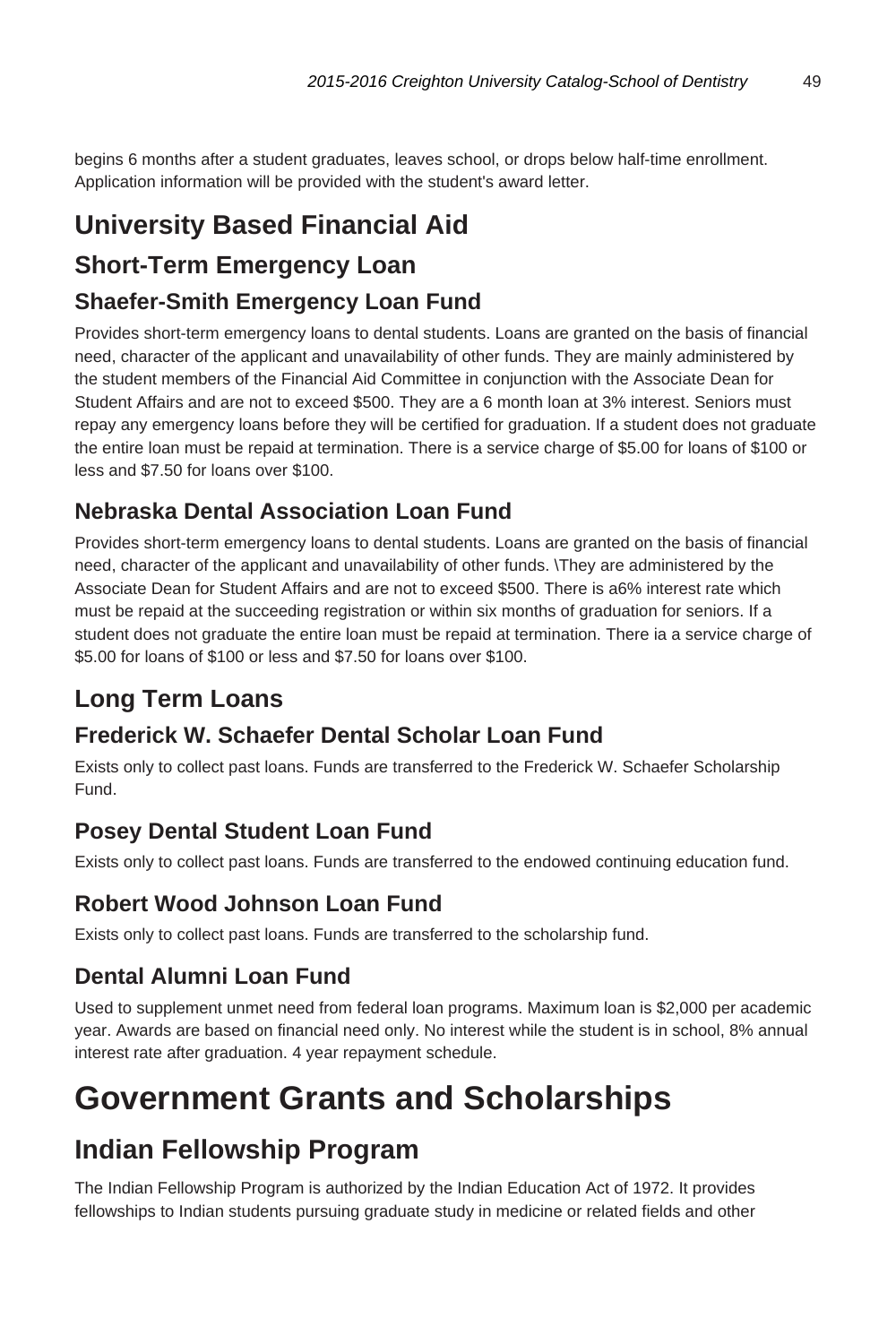begins 6 months after a student graduates, leaves school, or drops below half-time enrollment. Application information will be provided with the student's award letter.

# University Based Financial Aid

## Short-Term Emergency Loan

### Shaefer-Smith Emergency Loan Fund

Provides short-term emergency loans to dental students. Loans are granted on the basis of financial need, character of the applicant and unavailability of other funds. They are mainly administered by the student members of the Financial Aid Committee in conjunction with the Associate Dean for Student Affairs and are not to exceed $500. They are a 6 month loan at 3% interest. Seniors must repay any emergency loans before they will be certified for graduation. If a student does not graduate the entire loan must be repaid at termination. There is a service charge of $5.00 for loans of $100 or less and $7.50 for loans over $100.

### Nebraska Dental Association Loan Fund

Provides short-term emergency loans to dental students. Loans are granted on the basis of financial need, character of the applicant and unavailability of other funds. \They are administered by the Associate Dean for Student Affairs and are not to exceed $500. There is a6% interest rate which must be repaid at the succeeding registration or within six months of graduation for seniors. If a student does not graduate the entire loan must be repaid at termination. There ia a service charge of $5.00 for loans of $100 or less and $7.50 for loans over $100.

## Long Term Loans

### Frederick W. Schaefer Dental Scholar Loan Fund

Exists only to collect past loans. Funds are transferred to the Frederick W. Schaefer Scholarship Fund.

### Posey Dental Student Loan Fund

Exists only to collect past loans. Funds are transferred to the endowed continuing education fund.

### Robert Wood Johnson Loan Fund

Exists only to collect past loans. Funds are transferred to the scholarship fund.

### Dental Alumni Loan Fund

Used to supplement unmet need from federal loan programs. Maximum loan is $2,000 per academic year. Awards are based on financial need only. No interest while the student is in school, 8% annual interest rate after graduation. 4 year repayment schedule.

# Government Grants and Scholarships

## Indian Fellowship Program

The Indian Fellowship Program is authorized by the Indian Education Act of 1972. It provides fellowships to Indian students pursuing graduate study in medicine or related fields and other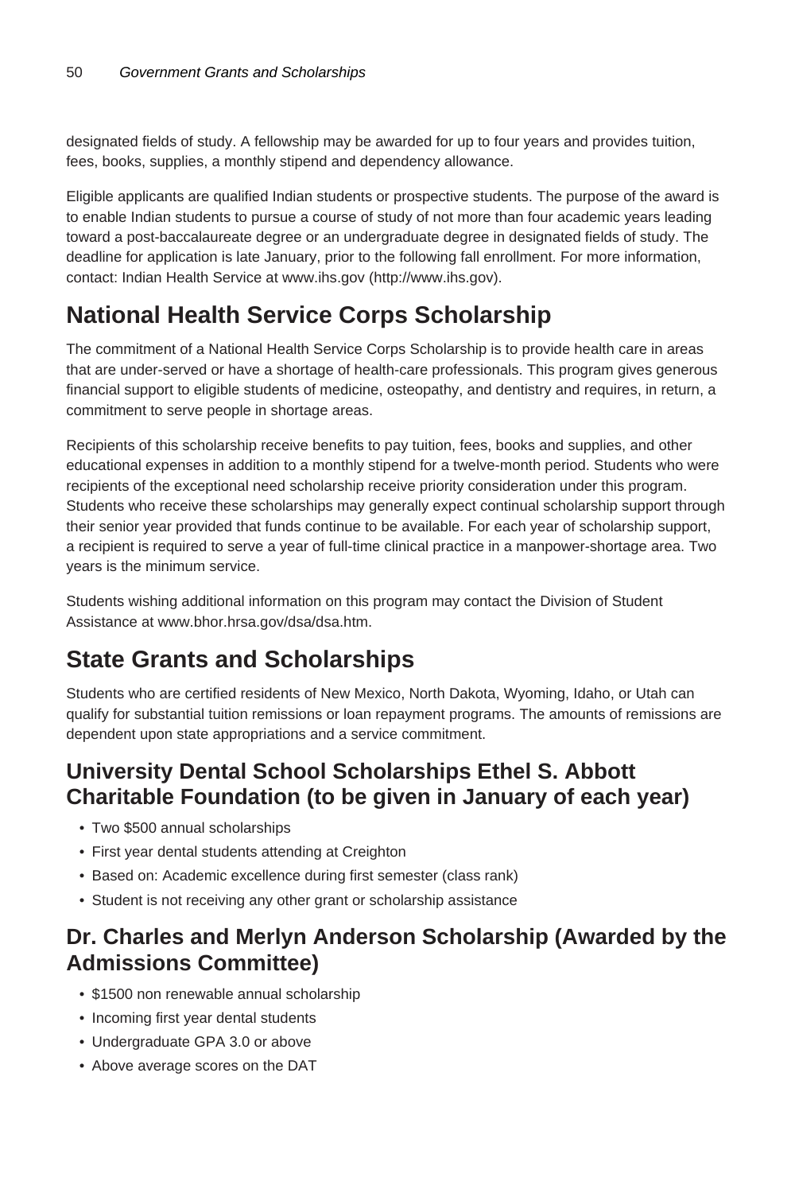designated fields of study. A fellowship may be awarded for up to four years and provides tuition, fees, books, supplies, a monthly stipend and dependency allowance.

Eligible applicants are qualified Indian students or prospective students. The purpose of the award is to enable Indian students to pursue a course of study of not more than four academic years leading toward a post-baccalaureate degree or an undergraduate degree in designated fields of study. The deadline for application is late January, prior to the following fall enrollment. For more information, contact: Indian Health Service at www.ihs.gov (http://www.ihs.gov).

## National Health Service Corps Scholarship

The commitment of a National Health Service Corps Scholarship is to provide health care in areas that are under-served or have a shortage of health-care professionals. This program gives generous financial support to eligible students of medicine, osteopathy, and dentistry and requires, in return, a commitment to serve people in shortage areas.

Recipients of this scholarship receive benefits to pay tuition, fees, books and supplies, and other educational expenses in addition to a monthly stipend for a twelve-month period. Students who were recipients of the exceptional need scholarship receive priority consideration under this program. Students who receive these scholarships may generally expect continual scholarship support through their senior year provided that funds continue to be available. For each year of scholarship support, a recipient is required to serve a year of full-time clinical practice in a manpower-shortage area. Two years is the minimum service.

Students wishing additional information on this program may contact the Division of Student Assistance at www.bhor.hrsa.gov/dsa/dsa.htm.

## State Grants and Scholarships

Students who are certified residents of New Mexico, North Dakota, Wyoming, Idaho, or Utah can qualify for substantial tuition remissions or loan repayment programs. The amounts of remissions are dependent upon state appropriations and a service commitment.

### University Dental School Scholarships Ethel S. Abbott Charitable Foundation (to be given in January of each year)

- Two $500 annual scholarships
- First year dental students attending at Creighton
- Based on: Academic excellence during first semester (class rank)
- Student is not receiving any other grant or scholarship assistance

### Dr. Charles and Merlyn Anderson Scholarship (Awarded by the Admissions Committee)

- $1500 non renewable annual scholarship
- Incoming first year dental students
- Undergraduate GPA 3.0 or above
- Above average scores on the DAT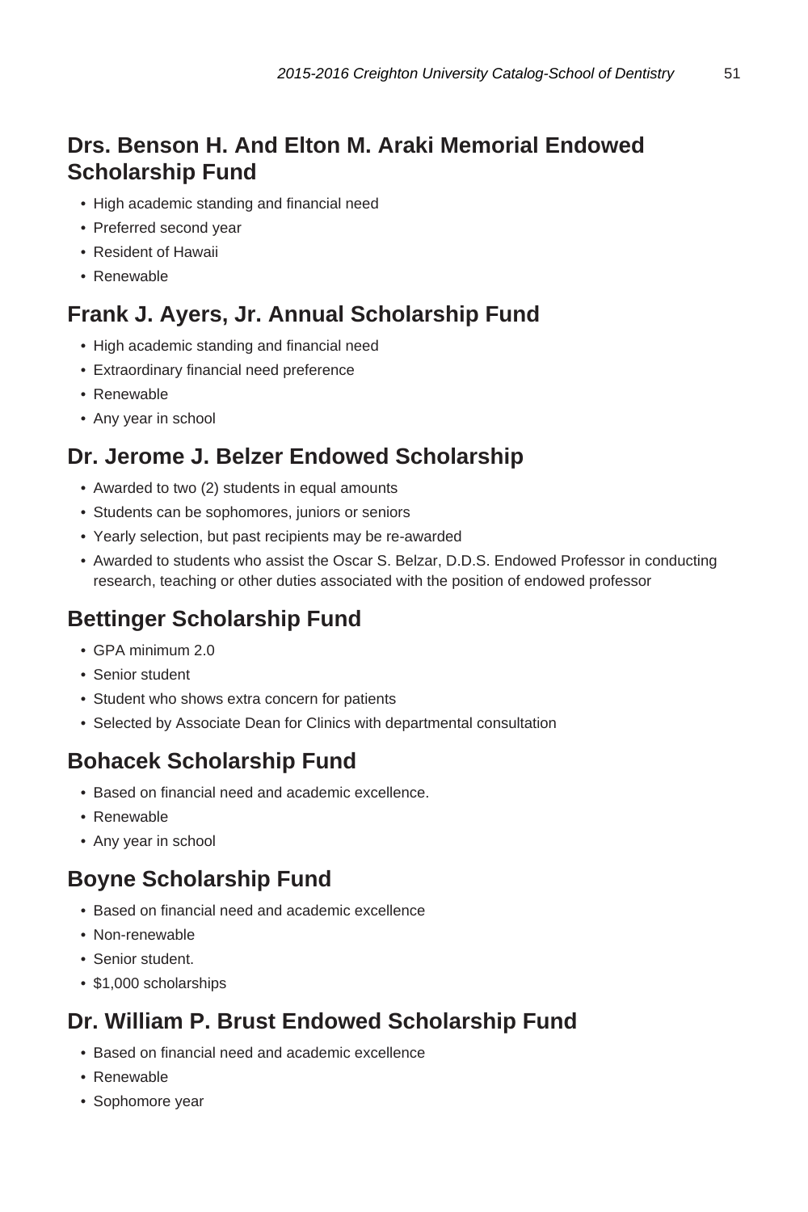## Drs. Benson H. And Elton M. Araki Memorial Endowed Scholarship Fund

- High academic standing and financial need
- Preferred second year
- Resident of Hawaii
- Renewable

## Frank J. Ayers, Jr. Annual Scholarship Fund

- High academic standing and financial need
- Extraordinary financial need preference
- Renewable
- Any year in school

## Dr. Jerome J. Belzer Endowed Scholarship

- Awarded to two (2) students in equal amounts
- Students can be sophomores, juniors or seniors
- Yearly selection, but past recipients may be re-awarded
- Awarded to students who assist the Oscar S. Belzar, D.D.S. Endowed Professor in conducting research, teaching or other duties associated with the position of endowed professor

## Bettinger Scholarship Fund

- GPA minimum 2.0
- Senior student
- Student who shows extra concern for patients
- Selected by Associate Dean for Clinics with departmental consultation

## Bohacek Scholarship Fund

- Based on financial need and academic excellence.
- Renewable
- Any year in school

## Boyne Scholarship Fund

- Based on financial need and academic excellence
- Non-renewable
- Senior student.
- $1,000 scholarships

## Dr. William P. Brust Endowed Scholarship Fund

- Based on financial need and academic excellence
- Renewable
- Sophomore year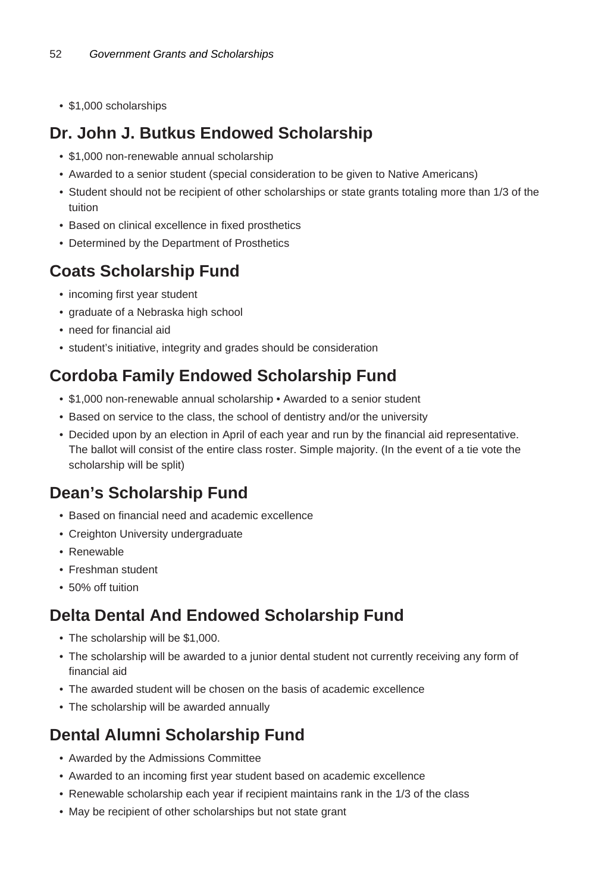- $1,000 scholarships

## Dr. John J. Butkus Endowed Scholarship

- $1,000 non-renewable annual scholarship
- Awarded to a senior student (special consideration to be given to Native Americans)
- Student should not be recipient of other scholarships or state grants totaling more than 1/3 of the tuition
- Based on clinical excellence in fixed prosthetics
- Determined by the Department of Prosthetics

## Coats Scholarship Fund

- incoming first year student
- graduate of a Nebraska high school
- need for financial aid
- student's initiative, integrity and grades should be consideration

## Cordoba Family Endowed Scholarship Fund

- $1,000 non-renewable annual scholarship • Awarded to a senior student
- Based on service to the class, the school of dentistry and/or the university
- Decided upon by an election in April of each year and run by the financial aid representative. The ballot will consist of the entire class roster. Simple majority. (In the event of a tie vote the scholarship will be split)

## Dean's Scholarship Fund

- Based on financial need and academic excellence
- Creighton University undergraduate
- Renewable
- Freshman student
- 50% off tuition

## Delta Dental And Endowed Scholarship Fund

- The scholarship will be $1,000.
- The scholarship will be awarded to a junior dental student not currently receiving any form of financial aid
- The awarded student will be chosen on the basis of academic excellence
- The scholarship will be awarded annually

## Dental Alumni Scholarship Fund

- Awarded by the Admissions Committee
- Awarded to an incoming first year student based on academic excellence
- Renewable scholarship each year if recipient maintains rank in the 1/3 of the class
- May be recipient of other scholarships but not state grant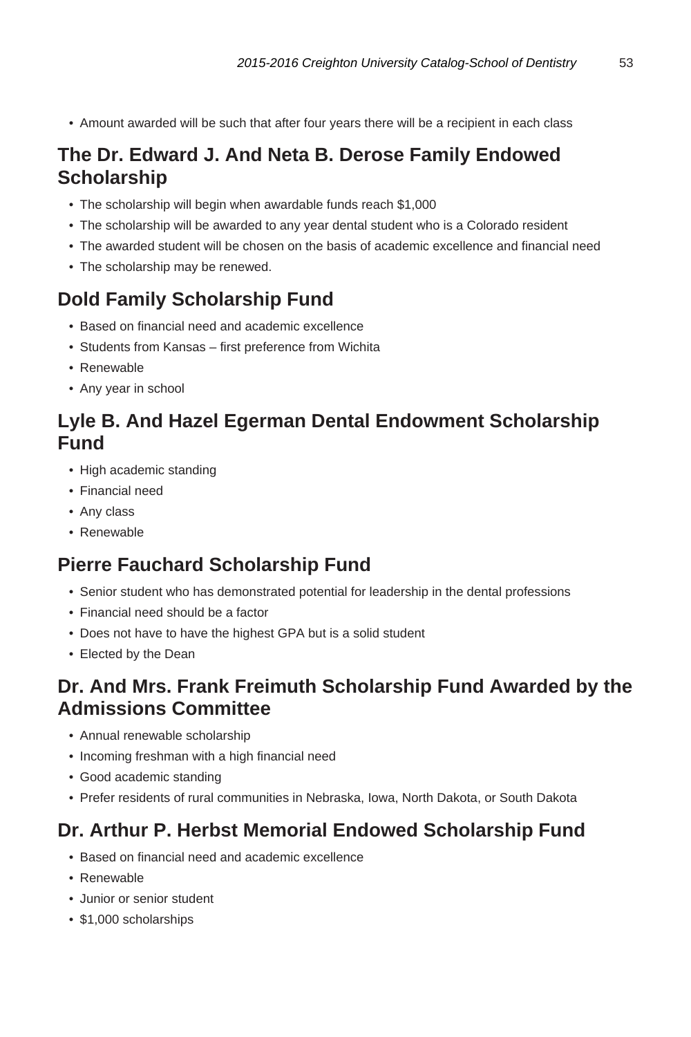- Amount awarded will be such that after four years there will be a recipient in each class

## The Dr. Edward J. And Neta B. Derose Family Endowed Scholarship

- The scholarship will begin when awardable funds reach $1,000
- The scholarship will be awarded to any year dental student who is a Colorado resident
- The awarded student will be chosen on the basis of academic excellence and financial need
- The scholarship may be renewed.

## Dold Family Scholarship Fund

- Based on financial need and academic excellence
- Students from Kansas – first preference from Wichita
- Renewable
- Any year in school

## Lyle B. And Hazel Egerman Dental Endowment Scholarship Fund

- High academic standing
- Financial need
- Any class
- Renewable

## Pierre Fauchard Scholarship Fund

- Senior student who has demonstrated potential for leadership in the dental professions
- Financial need should be a factor
- Does not have to have the highest GPA but is a solid student
- Elected by the Dean

## Dr. And Mrs. Frank Freimuth Scholarship Fund Awarded by the Admissions Committee

- Annual renewable scholarship
- Incoming freshman with a high financial need
- Good academic standing
- Prefer residents of rural communities in Nebraska, Iowa, North Dakota, or South Dakota

## Dr. Arthur P. Herbst Memorial Endowed Scholarship Fund

- Based on financial need and academic excellence
- Renewable
- Junior or senior student
- $1,000 scholarships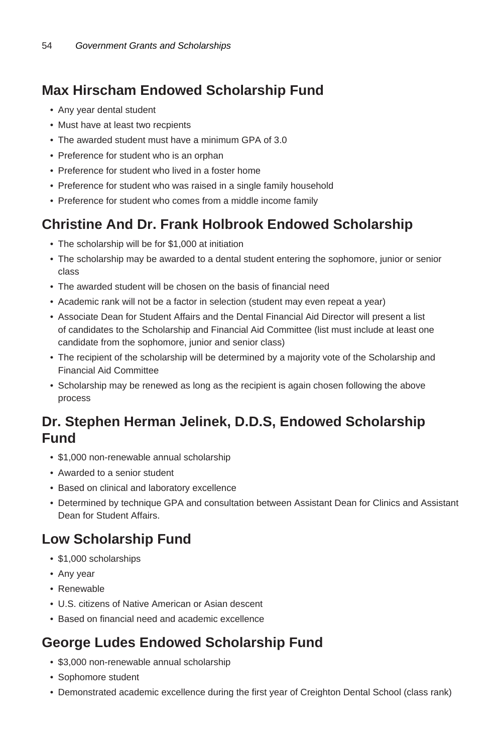## Max Hirscham Endowed Scholarship Fund

- Any year dental student
- Must have at least two recpients
- The awarded student must have a minimum GPA of 3.0
- Preference for student who is an orphan
- Preference for student who lived in a foster home
- Preference for student who was raised in a single family household
- Preference for student who comes from a middle income family

## Christine And Dr. Frank Holbrook Endowed Scholarship

- The scholarship will be for $1,000 at initiation
- The scholarship may be awarded to a dental student entering the sophomore, junior or senior class
- The awarded student will be chosen on the basis of financial need
- Academic rank will not be a factor in selection (student may even repeat a year)
- Associate Dean for Student Affairs and the Dental Financial Aid Director will present a list of candidates to the Scholarship and Financial Aid Committee (list must include at least one candidate from the sophomore, junior and senior class)
- The recipient of the scholarship will be determined by a majority vote of the Scholarship and Financial Aid Committee
- Scholarship may be renewed as long as the recipient is again chosen following the above process

## Dr. Stephen Herman Jelinek, D.D.S, Endowed Scholarship Fund

- $1,000 non-renewable annual scholarship
- Awarded to a senior student
- Based on clinical and laboratory excellence
- Determined by technique GPA and consultation between Assistant Dean for Clinics and Assistant Dean for Student Affairs.

## Low Scholarship Fund

- $1,000 scholarships
- Any year
- Renewable
- U.S. citizens of Native American or Asian descent
- Based on financial need and academic excellence

## George Ludes Endowed Scholarship Fund

- $3,000 non-renewable annual scholarship
- Sophomore student
- Demonstrated academic excellence during the first year of Creighton Dental School (class rank)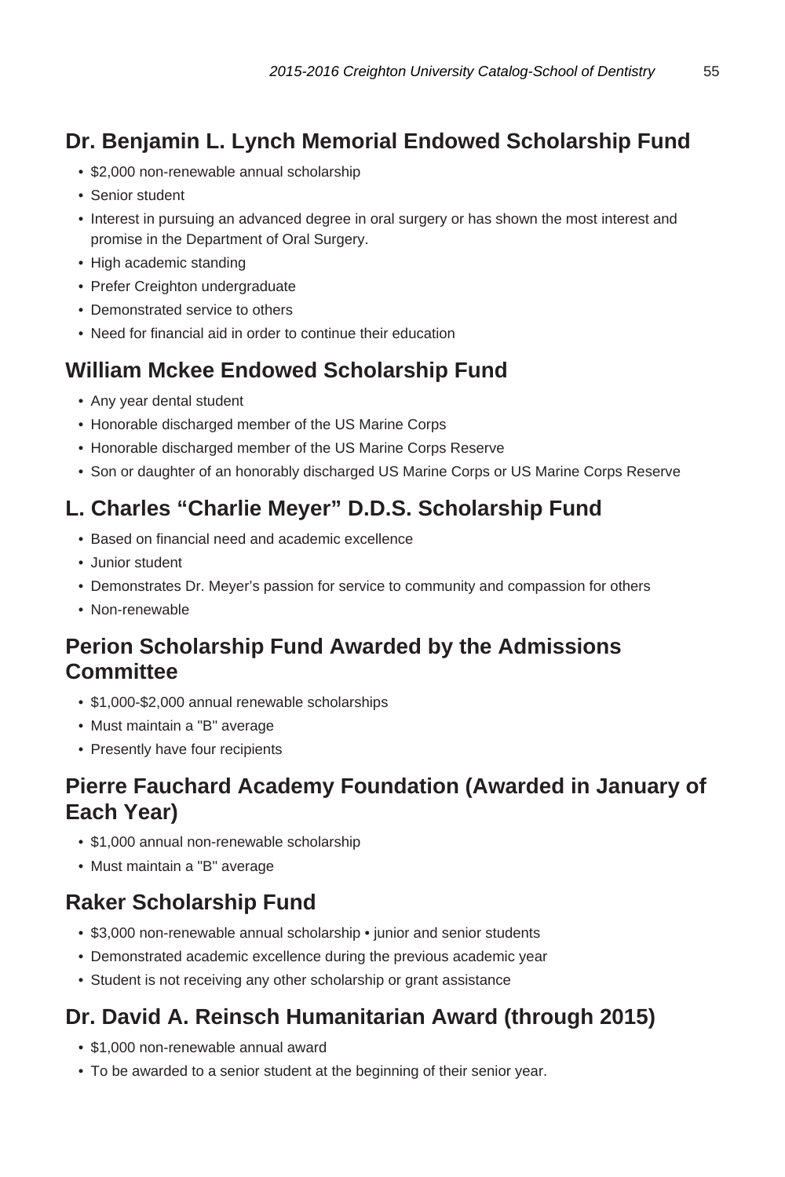## Dr. Benjamin L. Lynch Memorial Endowed Scholarship Fund

- $2,000 non-renewable annual scholarship
- Senior student
- Interest in pursuing an advanced degree in oral surgery or has shown the most interest and promise in the Department of Oral Surgery.
- High academic standing
- Prefer Creighton undergraduate
- Demonstrated service to others
- Need for financial aid in order to continue their education

## William Mckee Endowed Scholarship Fund

- Any year dental student
- Honorable discharged member of the US Marine Corps
- Honorable discharged member of the US Marine Corps Reserve
- Son or daughter of an honorably discharged US Marine Corps or US Marine Corps Reserve

## L. Charles “Charlie Meyer” D.D.S. Scholarship Fund

- Based on financial need and academic excellence
- Junior student
- Demonstrates Dr. Meyer’s passion for service to community and compassion for others
- Non-renewable

## Perion Scholarship Fund Awarded by the Admissions Committee

- $1,000-$2,000 annual renewable scholarships
- Must maintain a "B" average
- Presently have four recipients

## Pierre Fauchard Academy Foundation (Awarded in January of Each Year)

- $1,000 annual non-renewable scholarship
- Must maintain a "B" average

## Raker Scholarship Fund

- $3,000 non-renewable annual scholarship • junior and senior students
- Demonstrated academic excellence during the previous academic year
- Student is not receiving any other scholarship or grant assistance

## Dr. David A. Reinsch Humanitarian Award (through 2015)

- $1,000 non-renewable annual award
- To be awarded to a senior student at the beginning of their senior year.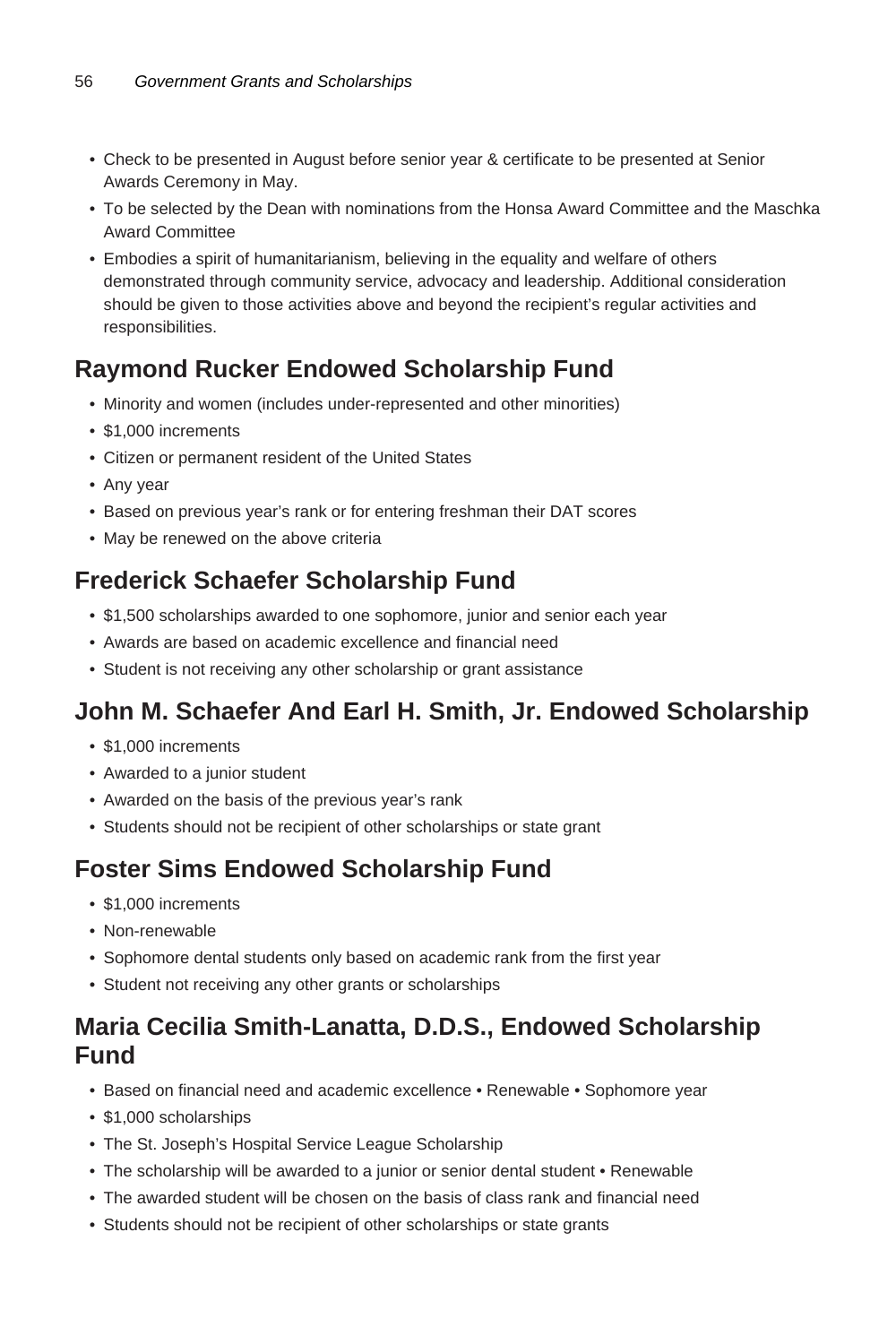- Check to be presented in August before senior year & certificate to be presented at Senior Awards Ceremony in May.
- To be selected by the Dean with nominations from the Honsa Award Committee and the Maschka Award Committee
- Embodies a spirit of humanitarianism, believing in the equality and welfare of others demonstrated through community service, advocacy and leadership. Additional consideration should be given to those activities above and beyond the recipient's regular activities and responsibilities.

## Raymond Rucker Endowed Scholarship Fund

- Minority and women (includes under-represented and other minorities)
- $1,000 increments
- Citizen or permanent resident of the United States
- Any year
- Based on previous year's rank or for entering freshman their DAT scores
- May be renewed on the above criteria

## Frederick Schaefer Scholarship Fund

- $1,500 scholarships awarded to one sophomore, junior and senior each year
- Awards are based on academic excellence and financial need
- Student is not receiving any other scholarship or grant assistance

## John M. Schaefer And Earl H. Smith, Jr. Endowed Scholarship

- $1,000 increments
- Awarded to a junior student
- Awarded on the basis of the previous year's rank
- Students should not be recipient of other scholarships or state grant

## Foster Sims Endowed Scholarship Fund

- $1,000 increments
- Non-renewable
- Sophomore dental students only based on academic rank from the first year
- Student not receiving any other grants or scholarships

## Maria Cecilia Smith-Lanatta, D.D.S., Endowed Scholarship Fund

- Based on financial need and academic excellence • Renewable • Sophomore year
- $1,000 scholarships
- The St. Joseph's Hospital Service League Scholarship
- The scholarship will be awarded to a junior or senior dental student • Renewable
- The awarded student will be chosen on the basis of class rank and financial need
- Students should not be recipient of other scholarships or state grants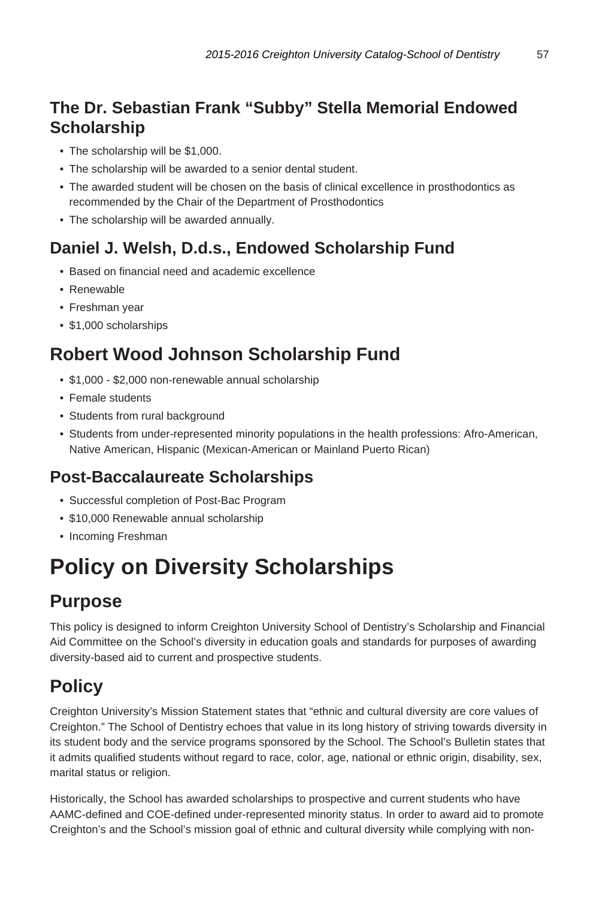## The Dr. Sebastian Frank "Subby" Stella Memorial Endowed Scholarship

- The scholarship will be $1,000.
- The scholarship will be awarded to a senior dental student.
- The awarded student will be chosen on the basis of clinical excellence in prosthodontics as recommended by the Chair of the Department of Prosthodontics
- The scholarship will be awarded annually.

## Daniel J. Welsh, D.d.s., Endowed Scholarship Fund

- Based on financial need and academic excellence
- Renewable
- Freshman year
- $1,000 scholarships

## Robert Wood Johnson Scholarship Fund

- $1,000 - $2,000 non-renewable annual scholarship
- Female students
- Students from rural background
- Students from under-represented minority populations in the health professions: Afro-American, Native American, Hispanic (Mexican-American or Mainland Puerto Rican)

## Post-Baccalaureate Scholarships

- Successful completion of Post-Bac Program
- $10,000 Renewable annual scholarship
- Incoming Freshman

# Policy on Diversity Scholarships

## Purpose

This policy is designed to inform Creighton University School of Dentistry's Scholarship and Financial Aid Committee on the School's diversity in education goals and standards for purposes of awarding diversity-based aid to current and prospective students.

## Policy

Creighton University's Mission Statement states that "ethnic and cultural diversity are core values of Creighton." The School of Dentistry echoes that value in its long history of striving towards diversity in its student body and the service programs sponsored by the School. The School's Bulletin states that it admits qualified students without regard to race, color, age, national or ethnic origin, disability, sex, marital status or religion.

Historically, the School has awarded scholarships to prospective and current students who have AAMC-defined and COE-defined under-represented minority status. In order to award aid to promote Creighton's and the School's mission goal of ethnic and cultural diversity while complying with non-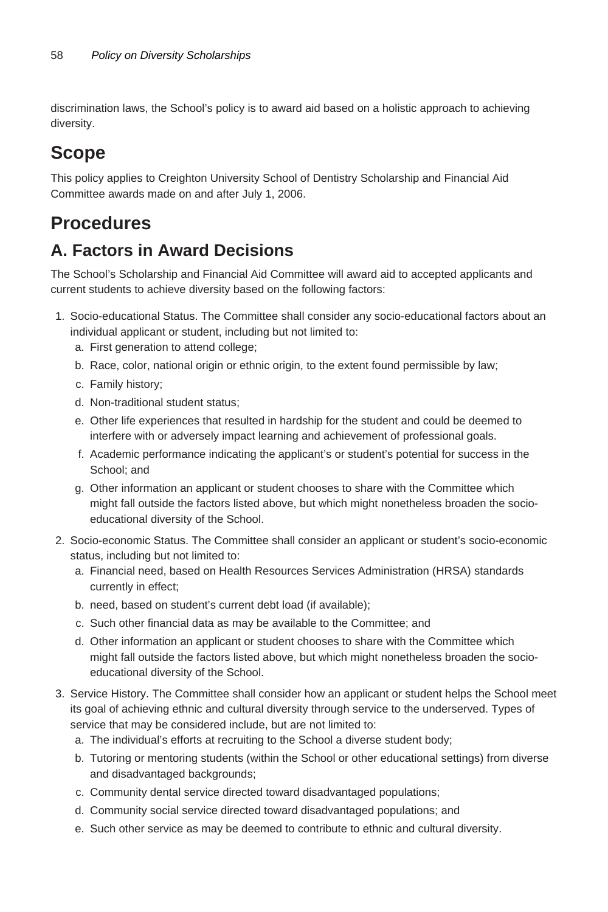discrimination laws, the School's policy is to award aid based on a holistic approach to achieving diversity.

## Scope

This policy applies to Creighton University School of Dentistry Scholarship and Financial Aid Committee awards made on and after July 1, 2006.

## Procedures

### A. Factors in Award Decisions

The School's Scholarship and Financial Aid Committee will award aid to accepted applicants and current students to achieve diversity based on the following factors:

1. Socio-educational Status. The Committee shall consider any socio-educational factors about an individual applicant or student, including but not limited to:
   a. First generation to attend college;
   b. Race, color, national origin or ethnic origin, to the extent found permissible by law;
   c. Family history;
   d. Non-traditional student status;
   e. Other life experiences that resulted in hardship for the student and could be deemed to interfere with or adversely impact learning and achievement of professional goals.
   f. Academic performance indicating the applicant's or student's potential for success in the School; and
   g. Other information an applicant or student chooses to share with the Committee which might fall outside the factors listed above, but which might nonetheless broaden the socio-educational diversity of the School.
2. Socio-economic Status. The Committee shall consider an applicant or student's socio-economic status, including but not limited to:
   a. Financial need, based on Health Resources Services Administration (HRSA) standards currently in effect;
   b. need, based on student's current debt load (if available);
   c. Such other financial data as may be available to the Committee; and
   d. Other information an applicant or student chooses to share with the Committee which might fall outside the factors listed above, but which might nonetheless broaden the socio-educational diversity of the School.
3. Service History. The Committee shall consider how an applicant or student helps the School meet its goal of achieving ethnic and cultural diversity through service to the underserved. Types of service that may be considered include, but are not limited to:
   a. The individual's efforts at recruiting to the School a diverse student body;
   b. Tutoring or mentoring students (within the School or other educational settings) from diverse and disadvantaged backgrounds;
   c. Community dental service directed toward disadvantaged populations;
   d. Community social service directed toward disadvantaged populations; and
   e. Such other service as may be deemed to contribute to ethnic and cultural diversity.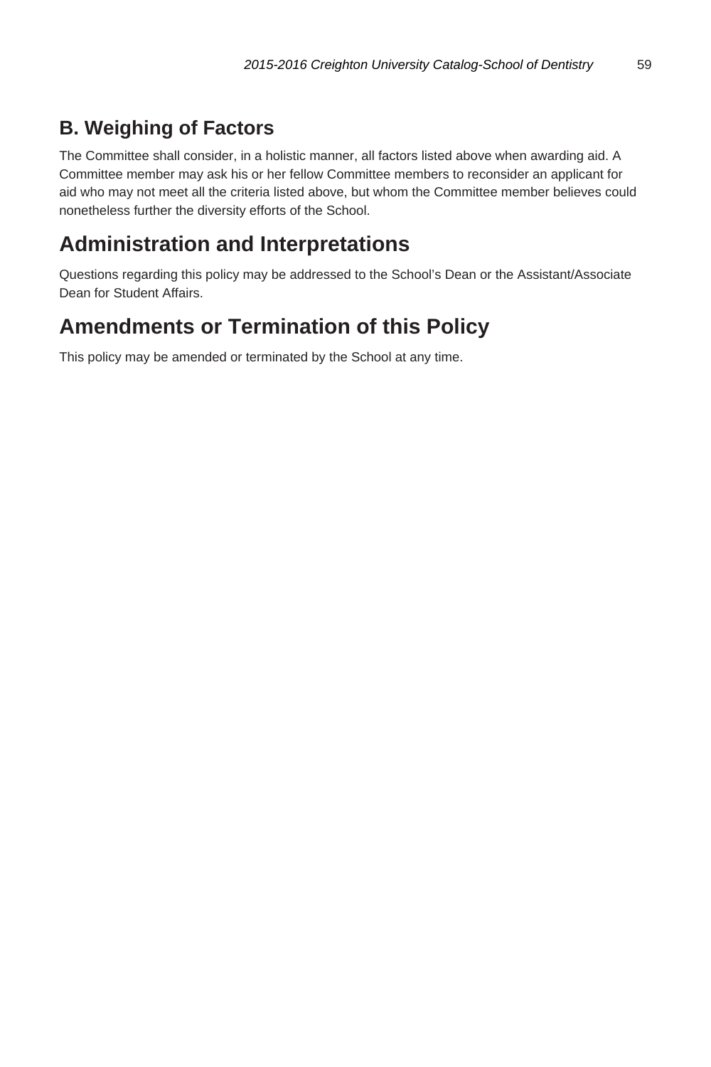### B. Weighing of Factors

The Committee shall consider, in a holistic manner, all factors listed above when awarding aid. A Committee member may ask his or her fellow Committee members to reconsider an applicant for aid who may not meet all the criteria listed above, but whom the Committee member believes could nonetheless further the diversity efforts of the School.

## Administration and Interpretations

Questions regarding this policy may be addressed to the School's Dean or the Assistant/Associate Dean for Student Affairs.

## Amendments or Termination of this Policy

This policy may be amended or terminated by the School at any time.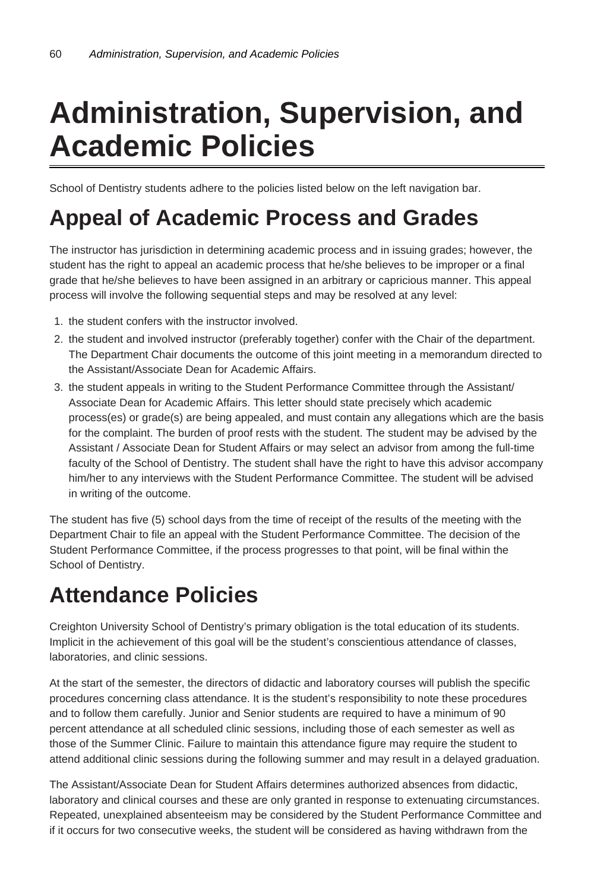# Administration, Supervision, and Academic Policies

School of Dentistry students adhere to the policies listed below on the left navigation bar.

## Appeal of Academic Process and Grades

The instructor has jurisdiction in determining academic process and in issuing grades; however, the student has the right to appeal an academic process that he/she believes to be improper or a final grade that he/she believes to have been assigned in an arbitrary or capricious manner. This appeal process will involve the following sequential steps and may be resolved at any level:

1. the student confers with the instructor involved.
2. the student and involved instructor (preferably together) confer with the Chair of the department. The Department Chair documents the outcome of this joint meeting in a memorandum directed to the Assistant/Associate Dean for Academic Affairs.
3. the student appeals in writing to the Student Performance Committee through the Assistant/ Associate Dean for Academic Affairs. This letter should state precisely which academic process(es) or grade(s) are being appealed, and must contain any allegations which are the basis for the complaint. The burden of proof rests with the student. The student may be advised by the Assistant / Associate Dean for Student Affairs or may select an advisor from among the full-time faculty of the School of Dentistry. The student shall have the right to have this advisor accompany him/her to any interviews with the Student Performance Committee. The student will be advised in writing of the outcome.

The student has five (5) school days from the time of receipt of the results of the meeting with the Department Chair to file an appeal with the Student Performance Committee. The decision of the Student Performance Committee, if the process progresses to that point, will be final within the School of Dentistry.

## Attendance Policies

Creighton University School of Dentistry's primary obligation is the total education of its students. Implicit in the achievement of this goal will be the student's conscientious attendance of classes, laboratories, and clinic sessions.

At the start of the semester, the directors of didactic and laboratory courses will publish the specific procedures concerning class attendance. It is the student's responsibility to note these procedures and to follow them carefully. Junior and Senior students are required to have a minimum of 90 percent attendance at all scheduled clinic sessions, including those of each semester as well as those of the Summer Clinic. Failure to maintain this attendance figure may require the student to attend additional clinic sessions during the following summer and may result in a delayed graduation.

The Assistant/Associate Dean for Student Affairs determines authorized absences from didactic, laboratory and clinical courses and these are only granted in response to extenuating circumstances. Repeated, unexplained absenteeism may be considered by the Student Performance Committee and if it occurs for two consecutive weeks, the student will be considered as having withdrawn from the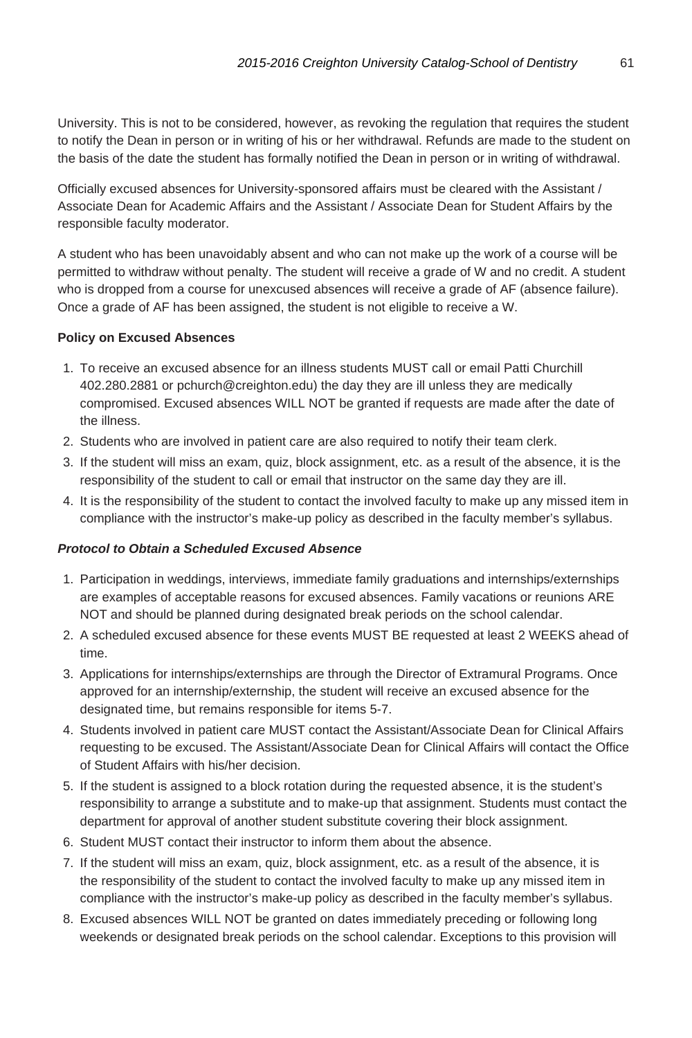University. This is not to be considered, however, as revoking the regulation that requires the student to notify the Dean in person or in writing of his or her withdrawal. Refunds are made to the student on the basis of the date the student has formally notified the Dean in person or in writing of withdrawal.

Officially excused absences for University-sponsored affairs must be cleared with the Assistant / Associate Dean for Academic Affairs and the Assistant / Associate Dean for Student Affairs by the responsible faculty moderator.

A student who has been unavoidably absent and who can not make up the work of a course will be permitted to withdraw without penalty. The student will receive a grade of W and no credit. A student who is dropped from a course for unexcused absences will receive a grade of AF (absence failure). Once a grade of AF has been assigned, the student is not eligible to receive a W.

**Policy on Excused Absences**

1. To receive an excused absence for an illness students MUST call or email Patti Churchill 402.280.2881 or pchurch@creighton.edu) the day they are ill unless they are medically compromised. Excused absences WILL NOT be granted if requests are made after the date of the illness.
2. Students who are involved in patient care are also required to notify their team clerk.
3. If the student will miss an exam, quiz, block assignment, etc. as a result of the absence, it is the responsibility of the student to call or email that instructor on the same day they are ill.
4. It is the responsibility of the student to contact the involved faculty to make up any missed item in compliance with the instructor's make-up policy as described in the faculty member's syllabus.

***Protocol to Obtain a Scheduled Excused Absence***

1. Participation in weddings, interviews, immediate family graduations and internships/externships are examples of acceptable reasons for excused absences. Family vacations or reunions ARE NOT and should be planned during designated break periods on the school calendar.
2. A scheduled excused absence for these events MUST BE requested at least 2 WEEKS ahead of time.
3. Applications for internships/externships are through the Director of Extramural Programs. Once approved for an internship/externship, the student will receive an excused absence for the designated time, but remains responsible for items 5-7.
4. Students involved in patient care MUST contact the Assistant/Associate Dean for Clinical Affairs requesting to be excused. The Assistant/Associate Dean for Clinical Affairs will contact the Office of Student Affairs with his/her decision.
5. If the student is assigned to a block rotation during the requested absence, it is the student's responsibility to arrange a substitute and to make-up that assignment. Students must contact the department for approval of another student substitute covering their block assignment.
6. Student MUST contact their instructor to inform them about the absence.
7. If the student will miss an exam, quiz, block assignment, etc. as a result of the absence, it is the responsibility of the student to contact the involved faculty to make up any missed item in compliance with the instructor's make-up policy as described in the faculty member's syllabus.
8. Excused absences WILL NOT be granted on dates immediately preceding or following long weekends or designated break periods on the school calendar. Exceptions to this provision will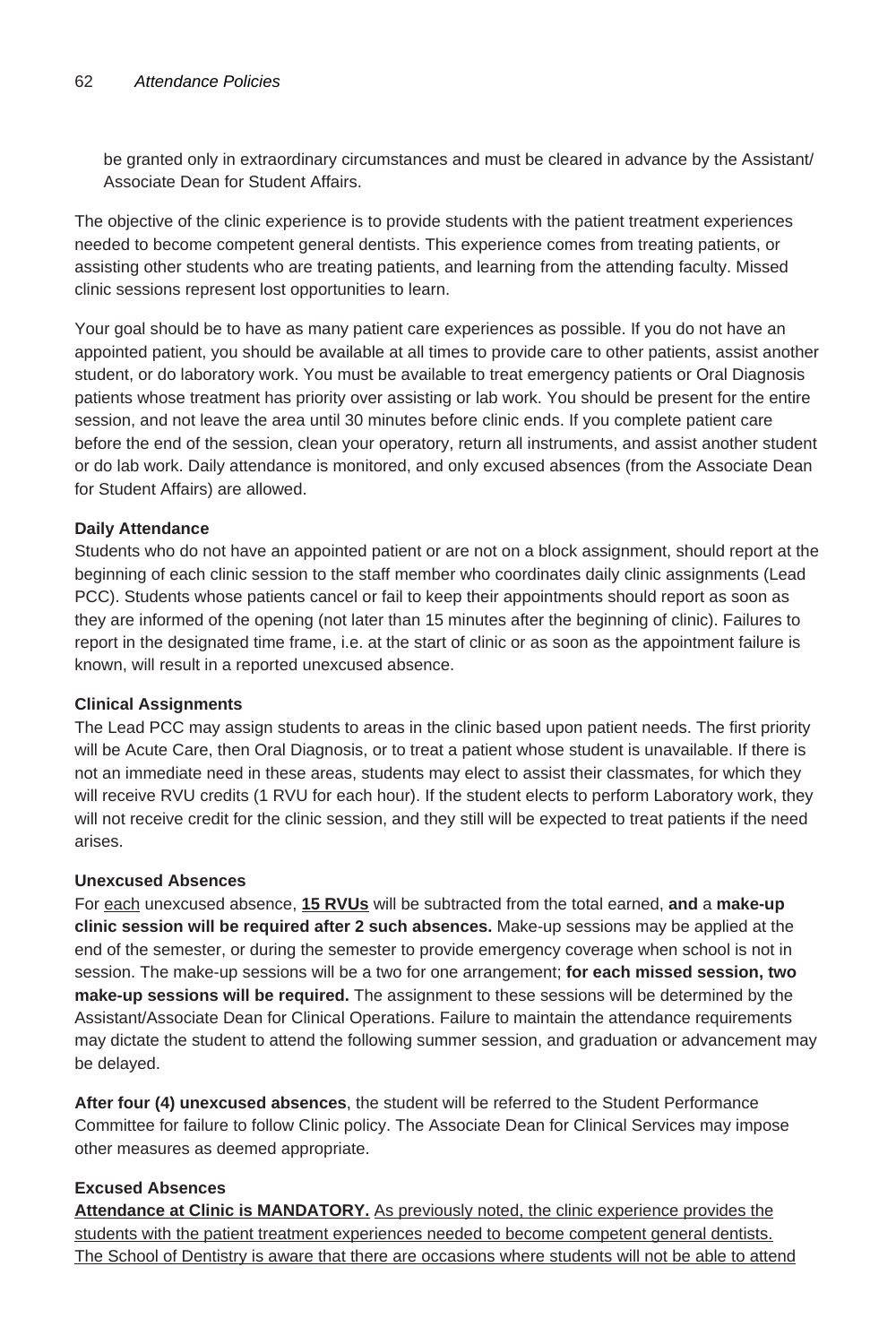be granted only in extraordinary circumstances and must be cleared in advance by the Assistant/ Associate Dean for Student Affairs.

The objective of the clinic experience is to provide students with the patient treatment experiences needed to become competent general dentists. This experience comes from treating patients, or assisting other students who are treating patients, and learning from the attending faculty. Missed clinic sessions represent lost opportunities to learn.

Your goal should be to have as many patient care experiences as possible. If you do not have an appointed patient, you should be available at all times to provide care to other patients, assist another student, or do laboratory work. You must be available to treat emergency patients or Oral Diagnosis patients whose treatment has priority over assisting or lab work. You should be present for the entire session, and not leave the area until 30 minutes before clinic ends. If you complete patient care before the end of the session, clean your operatory, return all instruments, and assist another student or do lab work. Daily attendance is monitored, and only excused absences (from the Associate Dean for Student Affairs) are allowed.

**Daily Attendance**
Students who do not have an appointed patient or are not on a block assignment, should report at the beginning of each clinic session to the staff member who coordinates daily clinic assignments (Lead PCC). Students whose patients cancel or fail to keep their appointments should report as soon as they are informed of the opening (not later than 15 minutes after the beginning of clinic). Failures to report in the designated time frame, i.e. at the start of clinic or as soon as the appointment failure is known, will result in a reported unexcused absence.

**Clinical Assignments**
The Lead PCC may assign students to areas in the clinic based upon patient needs. The first priority will be Acute Care, then Oral Diagnosis, or to treat a patient whose student is unavailable. If there is not an immediate need in these areas, students may elect to assist their classmates, for which they will receive RVU credits (1 RVU for each hour). If the student elects to perform Laboratory work, they will not receive credit for the clinic session, and they still will be expected to treat patients if the need arises.

**Unexcused Absences**
For <u>each</u> unexcused absence, **<u>15 RVUs</u>** will be subtracted from the total earned, **and** a **make-up clinic session will be required after 2 such absences.** Make-up sessions may be applied at the end of the semester, or during the semester to provide emergency coverage when school is not in session. The make-up sessions will be a two for one arrangement; **for each missed session, two make-up sessions will be required.** The assignment to these sessions will be determined by the Assistant/Associate Dean for Clinical Operations. Failure to maintain the attendance requirements may dictate the student to attend the following summer session, and graduation or advancement may be delayed.

**After four (4) unexcused absences**, the student will be referred to the Student Performance Committee for failure to follow Clinic policy. The Associate Dean for Clinical Services may impose other measures as deemed appropriate.

**Excused Absences**
**<u>Attendance at Clinic is MANDATORY.</u>** <u>As previously noted, the clinic experience provides the students with the patient treatment experiences needed to become competent general dentists. The School of Dentistry is aware that there are occasions where students will not be able to attend</u>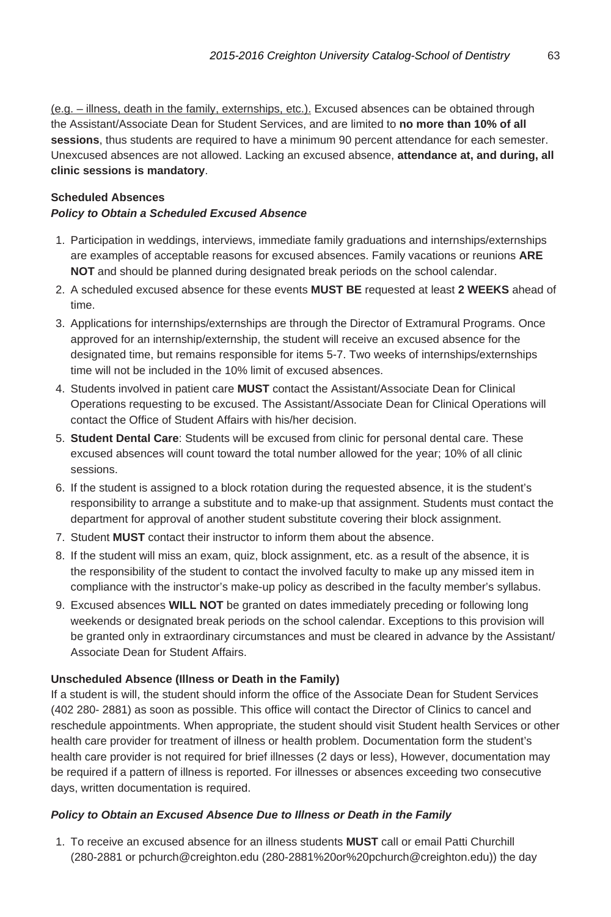(e.g. – illness, death in the family, externships, etc.). Excused absences can be obtained through the Assistant/Associate Dean for Student Services, and are limited to **no more than 10% of all sessions**, thus students are required to have a minimum 90 percent attendance for each semester. Unexcused absences are not allowed. Lacking an excused absence, **attendance at, and during, all clinic sessions is mandatory**.

**Scheduled Absences**

***Policy to Obtain a Scheduled Excused Absence***

1. Participation in weddings, interviews, immediate family graduations and internships/externships are examples of acceptable reasons for excused absences. Family vacations or reunions **ARE NOT** and should be planned during designated break periods on the school calendar.
2. A scheduled excused absence for these events **MUST BE** requested at least **2 WEEKS** ahead of time.
3. Applications for internships/externships are through the Director of Extramural Programs. Once approved for an internship/externship, the student will receive an excused absence for the designated time, but remains responsible for items 5-7. Two weeks of internships/externships time will not be included in the 10% limit of excused absences.
4. Students involved in patient care **MUST** contact the Assistant/Associate Dean for Clinical Operations requesting to be excused. The Assistant/Associate Dean for Clinical Operations will contact the Office of Student Affairs with his/her decision.
5. **Student Dental Care**: Students will be excused from clinic for personal dental care. These excused absences will count toward the total number allowed for the year; 10% of all clinic sessions.
6. If the student is assigned to a block rotation during the requested absence, it is the student's responsibility to arrange a substitute and to make-up that assignment. Students must contact the department for approval of another student substitute covering their block assignment.
7. Student **MUST** contact their instructor to inform them about the absence.
8. If the student will miss an exam, quiz, block assignment, etc. as a result of the absence, it is the responsibility of the student to contact the involved faculty to make up any missed item in compliance with the instructor's make-up policy as described in the faculty member's syllabus.
9. Excused absences **WILL NOT** be granted on dates immediately preceding or following long weekends or designated break periods on the school calendar. Exceptions to this provision will be granted only in extraordinary circumstances and must be cleared in advance by the Assistant/ Associate Dean for Student Affairs.

**Unscheduled Absence (Illness or Death in the Family)**

If a student is will, the student should inform the office of the Associate Dean for Student Services (402 280- 2881) as soon as possible. This office will contact the Director of Clinics to cancel and reschedule appointments. When appropriate, the student should visit Student health Services or other health care provider for treatment of illness or health problem. Documentation form the student's health care provider is not required for brief illnesses (2 days or less), However, documentation may be required if a pattern of illness is reported. For illnesses or absences exceeding two consecutive days, written documentation is required.

***Policy to Obtain an Excused Absence Due to Illness or Death in the Family***

1. To receive an excused absence for an illness students **MUST** call or email Patti Churchill (280-2881 or pchurch@creighton.edu (280-2881%20or%20pchurch@creighton.edu)) the day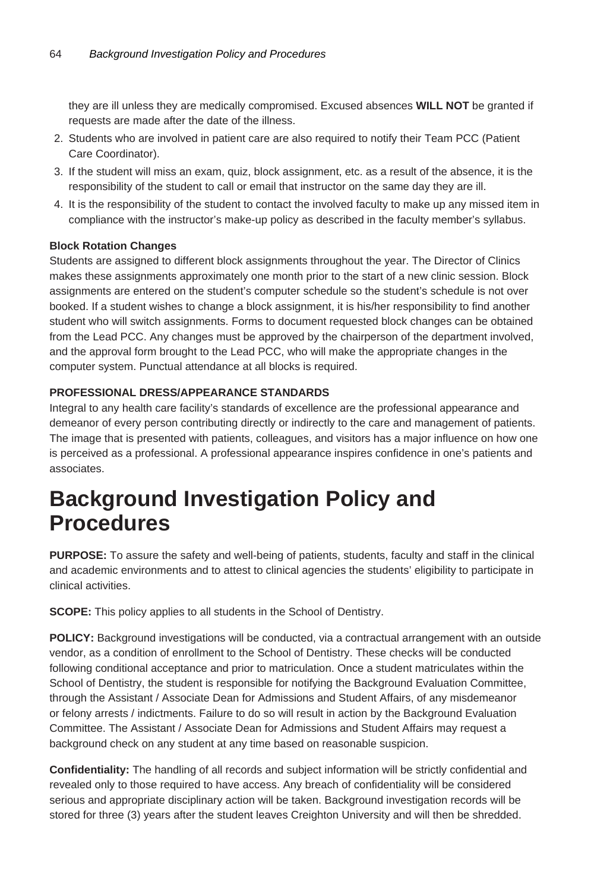they are ill unless they are medically compromised. Excused absences **WILL NOT** be granted if requests are made after the date of the illness.

2. Students who are involved in patient care are also required to notify their Team PCC (Patient Care Coordinator).
3. If the student will miss an exam, quiz, block assignment, etc. as a result of the absence, it is the responsibility of the student to call or email that instructor on the same day they are ill.
4. It is the responsibility of the student to contact the involved faculty to make up any missed item in compliance with the instructor's make-up policy as described in the faculty member's syllabus.

**Block Rotation Changes**

Students are assigned to different block assignments throughout the year. The Director of Clinics makes these assignments approximately one month prior to the start of a new clinic session. Block assignments are entered on the student's computer schedule so the student's schedule is not over booked. If a student wishes to change a block assignment, it is his/her responsibility to find another student who will switch assignments. Forms to document requested block changes can be obtained from the Lead PCC. Any changes must be approved by the chairperson of the department involved, and the approval form brought to the Lead PCC, who will make the appropriate changes in the computer system. Punctual attendance at all blocks is required.

**PROFESSIONAL DRESS/APPEARANCE STANDARDS**

Integral to any health care facility's standards of excellence are the professional appearance and demeanor of every person contributing directly or indirectly to the care and management of patients. The image that is presented with patients, colleagues, and visitors has a major influence on how one is perceived as a professional. A professional appearance inspires confidence in one's patients and associates.

# Background Investigation Policy and Procedures

**PURPOSE:** To assure the safety and well-being of patients, students, faculty and staff in the clinical and academic environments and to attest to clinical agencies the students' eligibility to participate in clinical activities.

**SCOPE:** This policy applies to all students in the School of Dentistry.

**POLICY:** Background investigations will be conducted, via a contractual arrangement with an outside vendor, as a condition of enrollment to the School of Dentistry. These checks will be conducted following conditional acceptance and prior to matriculation. Once a student matriculates within the School of Dentistry, the student is responsible for notifying the Background Evaluation Committee, through the Assistant / Associate Dean for Admissions and Student Affairs, of any misdemeanor or felony arrests / indictments. Failure to do so will result in action by the Background Evaluation Committee. The Assistant / Associate Dean for Admissions and Student Affairs may request a background check on any student at any time based on reasonable suspicion.

**Confidentiality:** The handling of all records and subject information will be strictly confidential and revealed only to those required to have access. Any breach of confidentiality will be considered serious and appropriate disciplinary action will be taken. Background investigation records will be stored for three (3) years after the student leaves Creighton University and will then be shredded.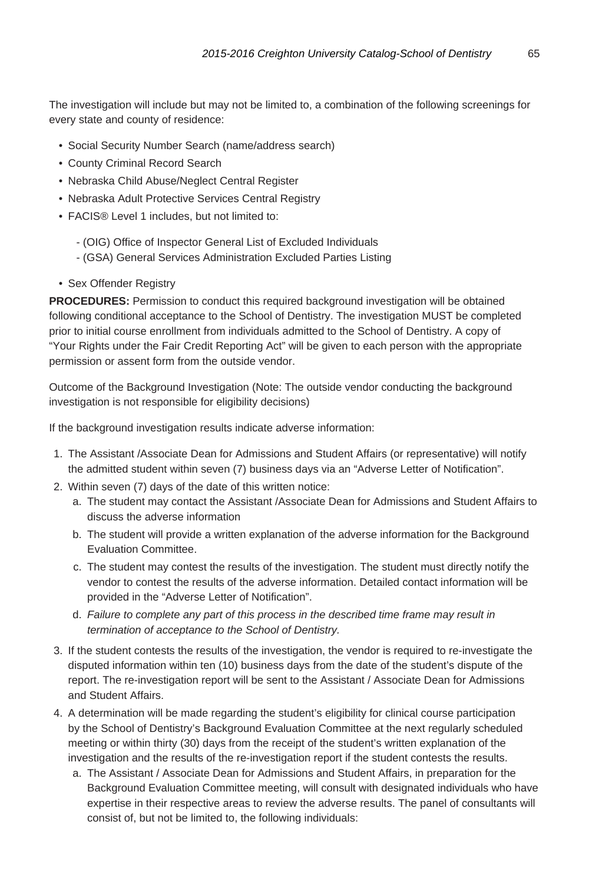The investigation will include but may not be limited to, a combination of the following screenings for every state and county of residence:

- Social Security Number Search (name/address search)
- County Criminal Record Search
- Nebraska Child Abuse/Neglect Central Register
- Nebraska Adult Protective Services Central Registry
- FACIS® Level 1 includes, but not limited to:
  - (OIG) Office of Inspector General List of Excluded Individuals
  - (GSA) General Services Administration Excluded Parties Listing
- Sex Offender Registry

**PROCEDURES:** Permission to conduct this required background investigation will be obtained following conditional acceptance to the School of Dentistry. The investigation MUST be completed prior to initial course enrollment from individuals admitted to the School of Dentistry. A copy of "Your Rights under the Fair Credit Reporting Act" will be given to each person with the appropriate permission or assent form from the outside vendor.

Outcome of the Background Investigation (Note: The outside vendor conducting the background investigation is not responsible for eligibility decisions)

If the background investigation results indicate adverse information:

1. The Assistant /Associate Dean for Admissions and Student Affairs (or representative) will notify the admitted student within seven (7) business days via an "Adverse Letter of Notification".
2. Within seven (7) days of the date of this written notice:
   a. The student may contact the Assistant /Associate Dean for Admissions and Student Affairs to discuss the adverse information
   b. The student will provide a written explanation of the adverse information for the Background Evaluation Committee.
   c. The student may contest the results of the investigation. The student must directly notify the vendor to contest the results of the adverse information. Detailed contact information will be provided in the "Adverse Letter of Notification".
   d. *Failure to complete any part of this process in the described time frame may result in termination of acceptance to the School of Dentistry.*
3. If the student contests the results of the investigation, the vendor is required to re-investigate the disputed information within ten (10) business days from the date of the student's dispute of the report. The re-investigation report will be sent to the Assistant / Associate Dean for Admissions and Student Affairs.
4. A determination will be made regarding the student's eligibility for clinical course participation by the School of Dentistry's Background Evaluation Committee at the next regularly scheduled meeting or within thirty (30) days from the receipt of the student's written explanation of the investigation and the results of the re-investigation report if the student contests the results.
   a. The Assistant / Associate Dean for Admissions and Student Affairs, in preparation for the Background Evaluation Committee meeting, will consult with designated individuals who have expertise in their respective areas to review the adverse results. The panel of consultants will consist of, but not be limited to, the following individuals: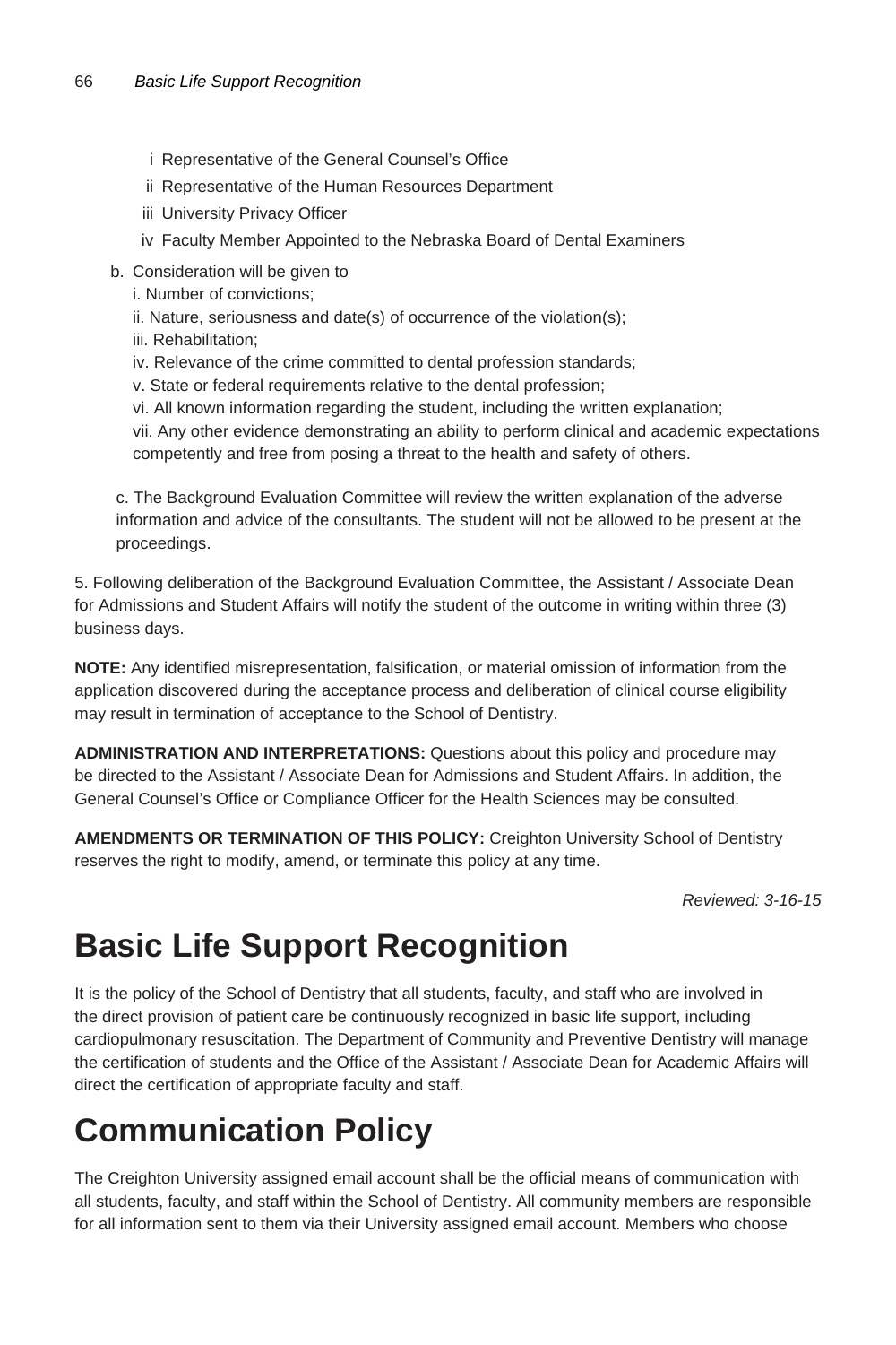i Representative of the General Counsel's Office

ii Representative of the Human Resources Department

iii University Privacy Officer

iv Faculty Member Appointed to the Nebraska Board of Dental Examiners

b. Consideration will be given to

i. Number of convictions;

ii. Nature, seriousness and date(s) of occurrence of the violation(s);

iii. Rehabilitation;

iv. Relevance of the crime committed to dental profession standards;

v. State or federal requirements relative to the dental profession;

vi. All known information regarding the student, including the written explanation;

vii. Any other evidence demonstrating an ability to perform clinical and academic expectations competently and free from posing a threat to the health and safety of others.

c. The Background Evaluation Committee will review the written explanation of the adverse information and advice of the consultants. The student will not be allowed to be present at the proceedings.

5. Following deliberation of the Background Evaluation Committee, the Assistant / Associate Dean for Admissions and Student Affairs will notify the student of the outcome in writing within three (3) business days.

**NOTE:** Any identified misrepresentation, falsification, or material omission of information from the application discovered during the acceptance process and deliberation of clinical course eligibility may result in termination of acceptance to the School of Dentistry.

**ADMINISTRATION AND INTERPRETATIONS:** Questions about this policy and procedure may be directed to the Assistant / Associate Dean for Admissions and Student Affairs. In addition, the General Counsel's Office or Compliance Officer for the Health Sciences may be consulted.

**AMENDMENTS OR TERMINATION OF THIS POLICY:** Creighton University School of Dentistry reserves the right to modify, amend, or terminate this policy at any time.

*Reviewed: 3-16-15*

# Basic Life Support Recognition

It is the policy of the School of Dentistry that all students, faculty, and staff who are involved in the direct provision of patient care be continuously recognized in basic life support, including cardiopulmonary resuscitation. The Department of Community and Preventive Dentistry will manage the certification of students and the Office of the Assistant / Associate Dean for Academic Affairs will direct the certification of appropriate faculty and staff.

# Communication Policy

The Creighton University assigned email account shall be the official means of communication with all students, faculty, and staff within the School of Dentistry. All community members are responsible for all information sent to them via their University assigned email account. Members who choose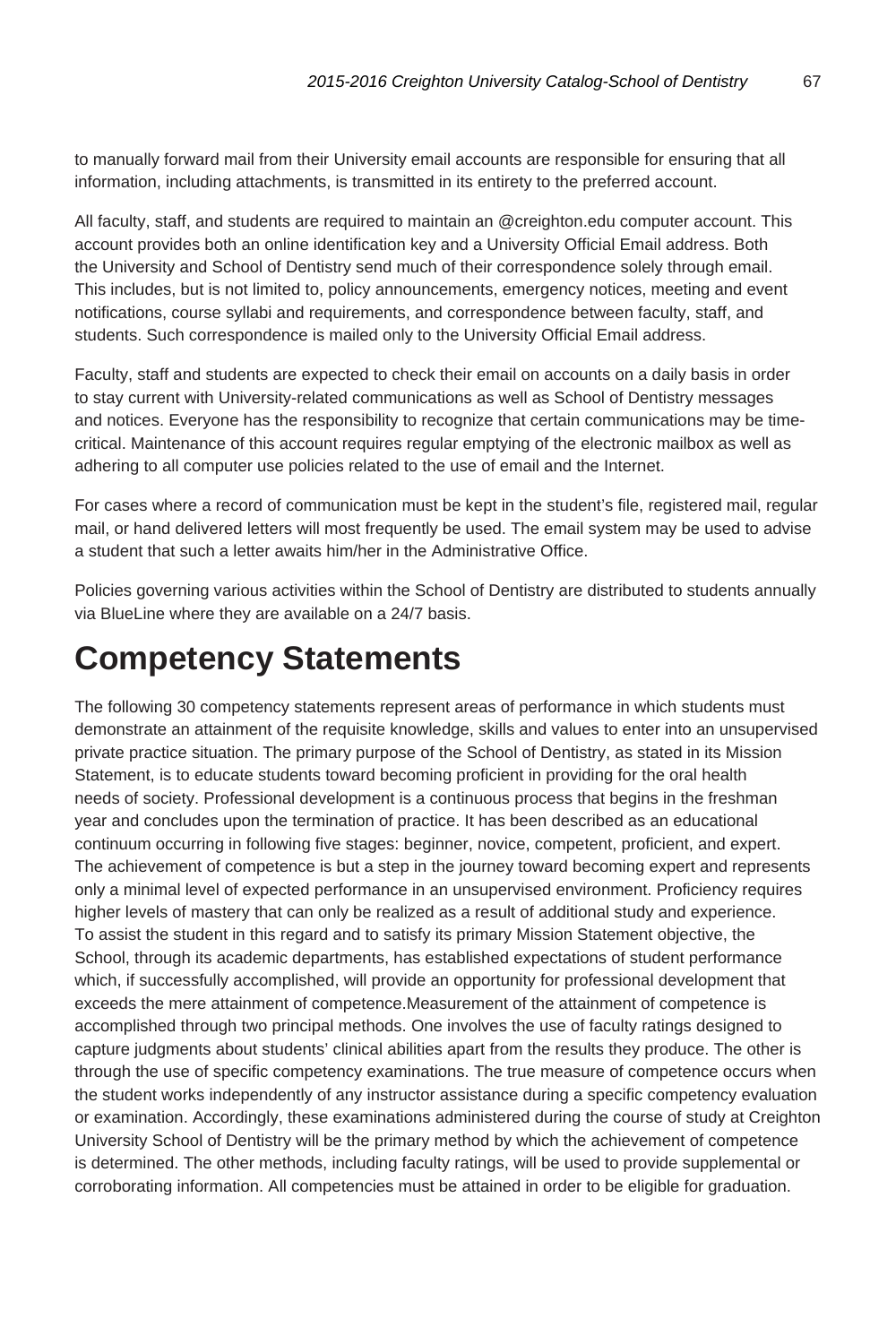to manually forward mail from their University email accounts are responsible for ensuring that all information, including attachments, is transmitted in its entirety to the preferred account.

All faculty, staff, and students are required to maintain an @creighton.edu computer account. This account provides both an online identification key and a University Official Email address. Both the University and School of Dentistry send much of their correspondence solely through email. This includes, but is not limited to, policy announcements, emergency notices, meeting and event notifications, course syllabi and requirements, and correspondence between faculty, staff, and students. Such correspondence is mailed only to the University Official Email address.

Faculty, staff and students are expected to check their email on accounts on a daily basis in order to stay current with University-related communications as well as School of Dentistry messages and notices. Everyone has the responsibility to recognize that certain communications may be time-critical. Maintenance of this account requires regular emptying of the electronic mailbox as well as adhering to all computer use policies related to the use of email and the Internet.

For cases where a record of communication must be kept in the student's file, registered mail, regular mail, or hand delivered letters will most frequently be used. The email system may be used to advise a student that such a letter awaits him/her in the Administrative Office.

Policies governing various activities within the School of Dentistry are distributed to students annually via BlueLine where they are available on a 24/7 basis.

# Competency Statements

The following 30 competency statements represent areas of performance in which students must demonstrate an attainment of the requisite knowledge, skills and values to enter into an unsupervised private practice situation. The primary purpose of the School of Dentistry, as stated in its Mission Statement, is to educate students toward becoming proficient in providing for the oral health needs of society. Professional development is a continuous process that begins in the freshman year and concludes upon the termination of practice. It has been described as an educational continuum occurring in following five stages: beginner, novice, competent, proficient, and expert. The achievement of competence is but a step in the journey toward becoming expert and represents only a minimal level of expected performance in an unsupervised environment. Proficiency requires higher levels of mastery that can only be realized as a result of additional study and experience. To assist the student in this regard and to satisfy its primary Mission Statement objective, the School, through its academic departments, has established expectations of student performance which, if successfully accomplished, will provide an opportunity for professional development that exceeds the mere attainment of competence.Measurement of the attainment of competence is accomplished through two principal methods. One involves the use of faculty ratings designed to capture judgments about students' clinical abilities apart from the results they produce. The other is through the use of specific competency examinations. The true measure of competence occurs when the student works independently of any instructor assistance during a specific competency evaluation or examination. Accordingly, these examinations administered during the course of study at Creighton University School of Dentistry will be the primary method by which the achievement of competence is determined. The other methods, including faculty ratings, will be used to provide supplemental or corroborating information. All competencies must be attained in order to be eligible for graduation.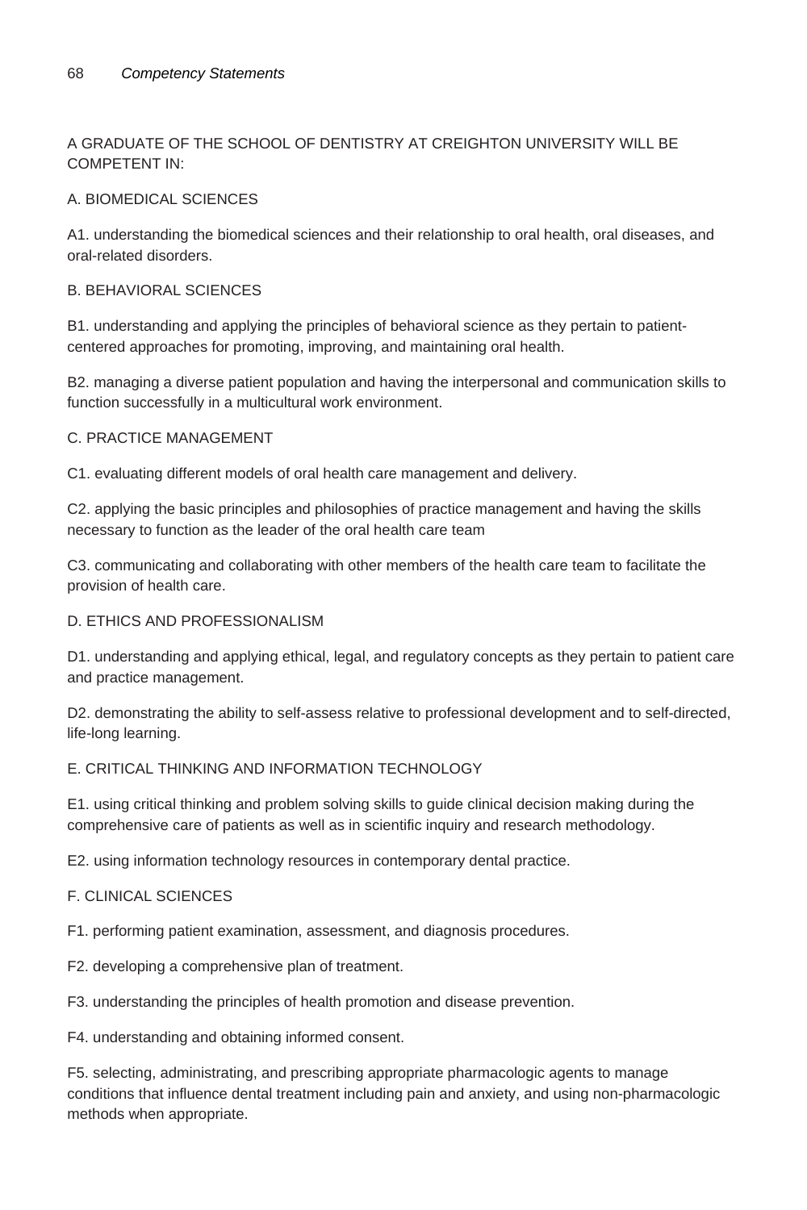A GRADUATE OF THE SCHOOL OF DENTISTRY AT CREIGHTON UNIVERSITY WILL BE COMPETENT IN:

## A. BIOMEDICAL SCIENCES

A1. understanding the biomedical sciences and their relationship to oral health, oral diseases, and oral-related disorders.

## B. BEHAVIORAL SCIENCES

B1. understanding and applying the principles of behavioral science as they pertain to patient-centered approaches for promoting, improving, and maintaining oral health.

B2. managing a diverse patient population and having the interpersonal and communication skills to function successfully in a multicultural work environment.

## C. PRACTICE MANAGEMENT

C1. evaluating different models of oral health care management and delivery.

C2. applying the basic principles and philosophies of practice management and having the skills necessary to function as the leader of the oral health care team

C3. communicating and collaborating with other members of the health care team to facilitate the provision of health care.

## D. ETHICS AND PROFESSIONALISM

D1. understanding and applying ethical, legal, and regulatory concepts as they pertain to patient care and practice management.

D2. demonstrating the ability to self-assess relative to professional development and to self-directed, life-long learning.

## E. CRITICAL THINKING AND INFORMATION TECHNOLOGY

E1. using critical thinking and problem solving skills to guide clinical decision making during the comprehensive care of patients as well as in scientific inquiry and research methodology.

E2. using information technology resources in contemporary dental practice.

## F. CLINICAL SCIENCES

F1. performing patient examination, assessment, and diagnosis procedures.

F2. developing a comprehensive plan of treatment.

F3. understanding the principles of health promotion and disease prevention.

F4. understanding and obtaining informed consent.

F5. selecting, administrating, and prescribing appropriate pharmacologic agents to manage conditions that influence dental treatment including pain and anxiety, and using non-pharmacologic methods when appropriate.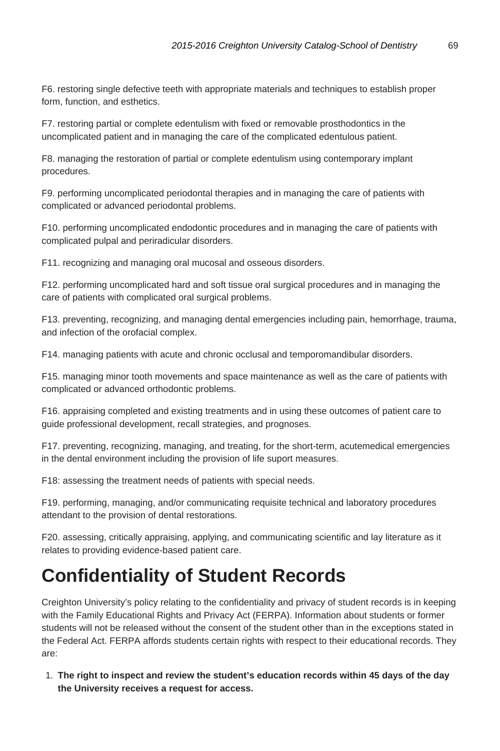F6. restoring single defective teeth with appropriate materials and techniques to establish proper form, function, and esthetics.

F7. restoring partial or complete edentulism with fixed or removable prosthodontics in the uncomplicated patient and in managing the care of the complicated edentulous patient.

F8. managing the restoration of partial or complete edentulism using contemporary implant procedures.

F9. performing uncomplicated periodontal therapies and in managing the care of patients with complicated or advanced periodontal problems.

F10. performing uncomplicated endodontic procedures and in managing the care of patients with complicated pulpal and periradicular disorders.

F11. recognizing and managing oral mucosal and osseous disorders.

F12. performing uncomplicated hard and soft tissue oral surgical procedures and in managing the care of patients with complicated oral surgical problems.

F13. preventing, recognizing, and managing dental emergencies including pain, hemorrhage, trauma, and infection of the orofacial complex.

F14. managing patients with acute and chronic occlusal and temporomandibular disorders.

F15. managing minor tooth movements and space maintenance as well as the care of patients with complicated or advanced orthodontic problems.

F16. appraising completed and existing treatments and in using these outcomes of patient care to guide professional development, recall strategies, and prognoses.

F17. preventing, recognizing, managing, and treating, for the short-term, acutemedical emergencies in the dental environment including the provision of life suport measures.

F18: assessing the treatment needs of patients with special needs.

F19. performing, managing, and/or communicating requisite technical and laboratory procedures attendant to the provision of dental restorations.

F20. assessing, critically appraising, applying, and communicating scientific and lay literature as it relates to providing evidence-based patient care.

# Confidentiality of Student Records

Creighton University's policy relating to the confidentiality and privacy of student records is in keeping with the Family Educational Rights and Privacy Act (FERPA). Information about students or former students will not be released without the consent of the student other than in the exceptions stated in the Federal Act. FERPA affords students certain rights with respect to their educational records. They are:

1. **The right to inspect and review the student's education records within 45 days of the day the University receives a request for access.**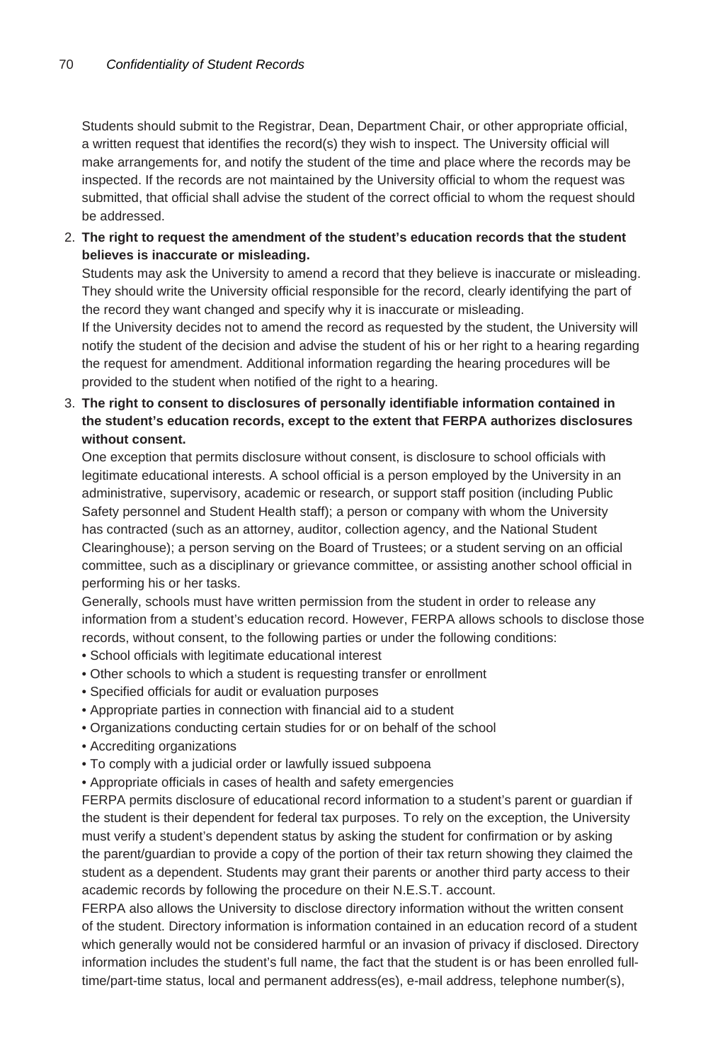Students should submit to the Registrar, Dean, Department Chair, or other appropriate official, a written request that identifies the record(s) they wish to inspect. The University official will make arrangements for, and notify the student of the time and place where the records may be inspected. If the records are not maintained by the University official to whom the request was submitted, that official shall advise the student of the correct official to whom the request should be addressed.

2. **The right to request the amendment of the student's education records that the student believes is inaccurate or misleading.**
   Students may ask the University to amend a record that they believe is inaccurate or misleading. They should write the University official responsible for the record, clearly identifying the part of the record they want changed and specify why it is inaccurate or misleading.
   If the University decides not to amend the record as requested by the student, the University will notify the student of the decision and advise the student of his or her right to a hearing regarding the request for amendment. Additional information regarding the hearing procedures will be provided to the student when notified of the right to a hearing.

3. **The right to consent to disclosures of personally identifiable information contained in the student's education records, except to the extent that FERPA authorizes disclosures without consent.**
   One exception that permits disclosure without consent, is disclosure to school officials with legitimate educational interests. A school official is a person employed by the University in an administrative, supervisory, academic or research, or support staff position (including Public Safety personnel and Student Health staff); a person or company with whom the University has contracted (such as an attorney, auditor, collection agency, and the National Student Clearinghouse); a person serving on the Board of Trustees; or a student serving on an official committee, such as a disciplinary or grievance committee, or assisting another school official in performing his or her tasks.
   Generally, schools must have written permission from the student in order to release any information from a student's education record. However, FERPA allows schools to disclose those records, without consent, to the following parties or under the following conditions:
   - School officials with legitimate educational interest
   - Other schools to which a student is requesting transfer or enrollment
   - Specified officials for audit or evaluation purposes
   - Appropriate parties in connection with financial aid to a student
   - Organizations conducting certain studies for or on behalf of the school
   - Accrediting organizations
   - To comply with a judicial order or lawfully issued subpoena
   - Appropriate officials in cases of health and safety emergencies

   FERPA permits disclosure of educational record information to a student's parent or guardian if the student is their dependent for federal tax purposes. To rely on the exception, the University must verify a student's dependent status by asking the student for confirmation or by asking the parent/guardian to provide a copy of the portion of their tax return showing they claimed the student as a dependent. Students may grant their parents or another third party access to their academic records by following the procedure on their N.E.S.T. account.
   FERPA also allows the University to disclose directory information without the written consent of the student. Directory information is information contained in an education record of a student which generally would not be considered harmful or an invasion of privacy if disclosed. Directory information includes the student's full name, the fact that the student is or has been enrolled full-time/part-time status, local and permanent address(es), e-mail address, telephone number(s),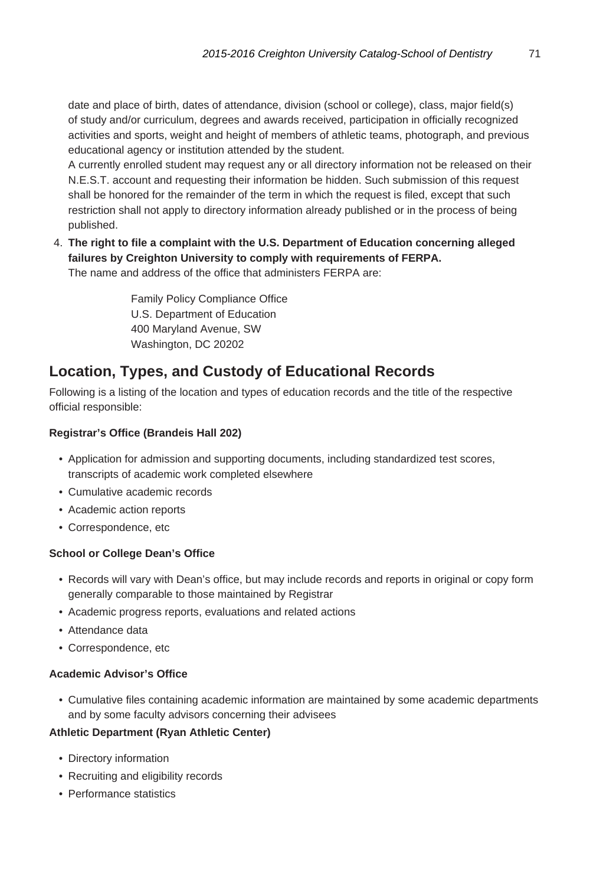date and place of birth, dates of attendance, division (school or college), class, major field(s) of study and/or curriculum, degrees and awards received, participation in officially recognized activities and sports, weight and height of members of athletic teams, photograph, and previous educational agency or institution attended by the student.

A currently enrolled student may request any or all directory information not be released on their N.E.S.T. account and requesting their information be hidden. Such submission of this request shall be honored for the remainder of the term in which the request is filed, except that such restriction shall not apply to directory information already published or in the process of being published.

4. **The right to file a complaint with the U.S. Department of Education concerning alleged failures by Creighton University to comply with requirements of FERPA.**
   The name and address of the office that administers FERPA are:

   Family Policy Compliance Office
   U.S. Department of Education
   400 Maryland Avenue, SW
   Washington, DC 20202

## Location, Types, and Custody of Educational Records

Following is a listing of the location and types of education records and the title of the respective official responsible:

**Registrar's Office (Brandeis Hall 202)**

- Application for admission and supporting documents, including standardized test scores, transcripts of academic work completed elsewhere
- Cumulative academic records
- Academic action reports
- Correspondence, etc

**School or College Dean's Office**

- Records will vary with Dean's office, but may include records and reports in original or copy form generally comparable to those maintained by Registrar
- Academic progress reports, evaluations and related actions
- Attendance data
- Correspondence, etc

**Academic Advisor's Office**

- Cumulative files containing academic information are maintained by some academic departments and by some faculty advisors concerning their advisees

**Athletic Department (Ryan Athletic Center)**

- Directory information
- Recruiting and eligibility records
- Performance statistics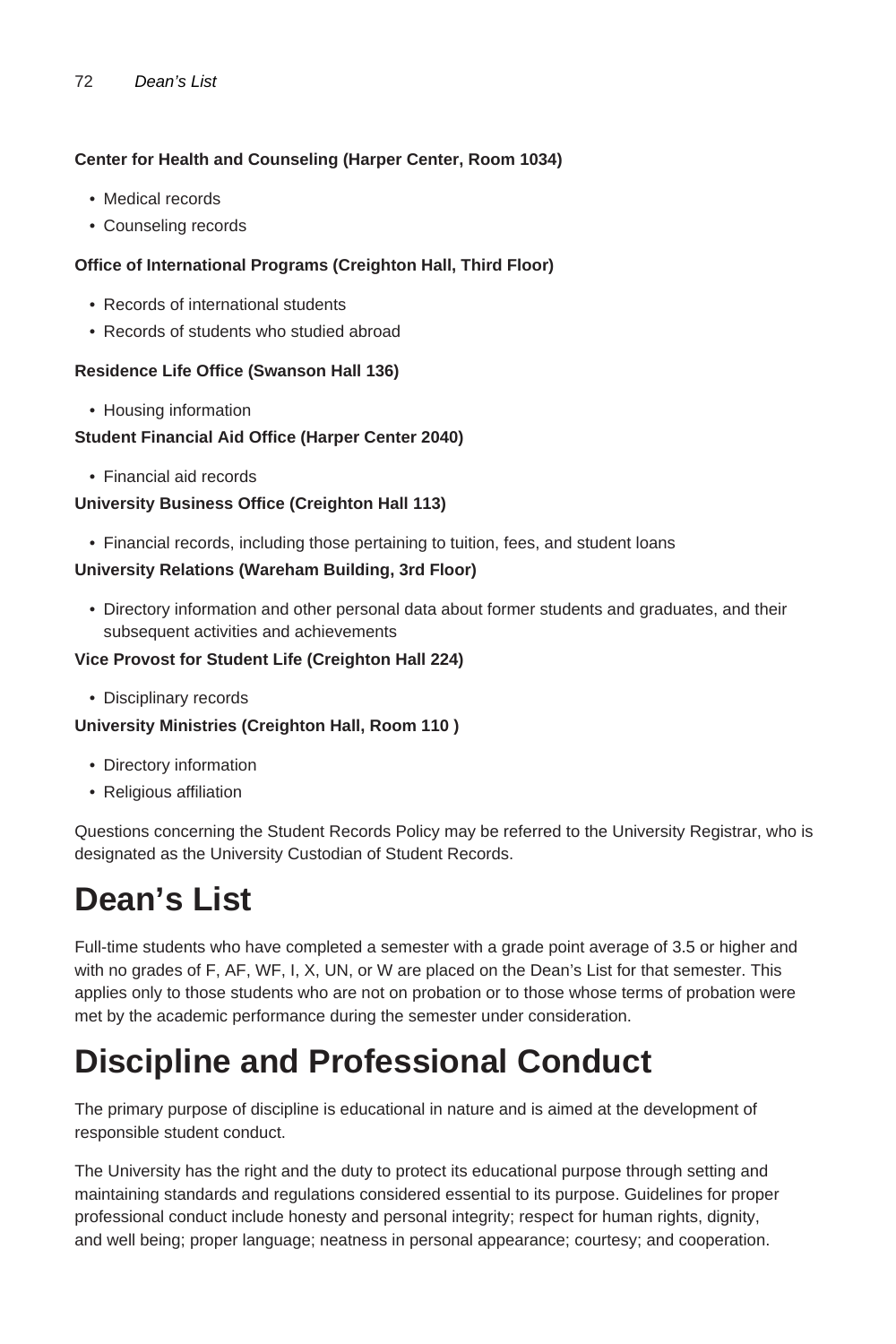**Center for Health and Counseling (Harper Center, Room 1034)**

- Medical records
- Counseling records

**Office of International Programs (Creighton Hall, Third Floor)**

- Records of international students
- Records of students who studied abroad

**Residence Life Office (Swanson Hall 136)**

- Housing information

**Student Financial Aid Office (Harper Center 2040)**

- Financial aid records

**University Business Office (Creighton Hall 113)**

- Financial records, including those pertaining to tuition, fees, and student loans

**University Relations (Wareham Building, 3rd Floor)**

- Directory information and other personal data about former students and graduates, and their subsequent activities and achievements

**Vice Provost for Student Life (Creighton Hall 224)**

- Disciplinary records

**University Ministries (Creighton Hall, Room 110 )**

- Directory information
- Religious affiliation

Questions concerning the Student Records Policy may be referred to the University Registrar, who is designated as the University Custodian of Student Records.

# Dean's List

Full-time students who have completed a semester with a grade point average of 3.5 or higher and with no grades of F, AF, WF, I, X, UN, or W are placed on the Dean's List for that semester. This applies only to those students who are not on probation or to those whose terms of probation were met by the academic performance during the semester under consideration.

# Discipline and Professional Conduct

The primary purpose of discipline is educational in nature and is aimed at the development of responsible student conduct.

The University has the right and the duty to protect its educational purpose through setting and maintaining standards and regulations considered essential to its purpose. Guidelines for proper professional conduct include honesty and personal integrity; respect for human rights, dignity, and well being; proper language; neatness in personal appearance; courtesy; and cooperation.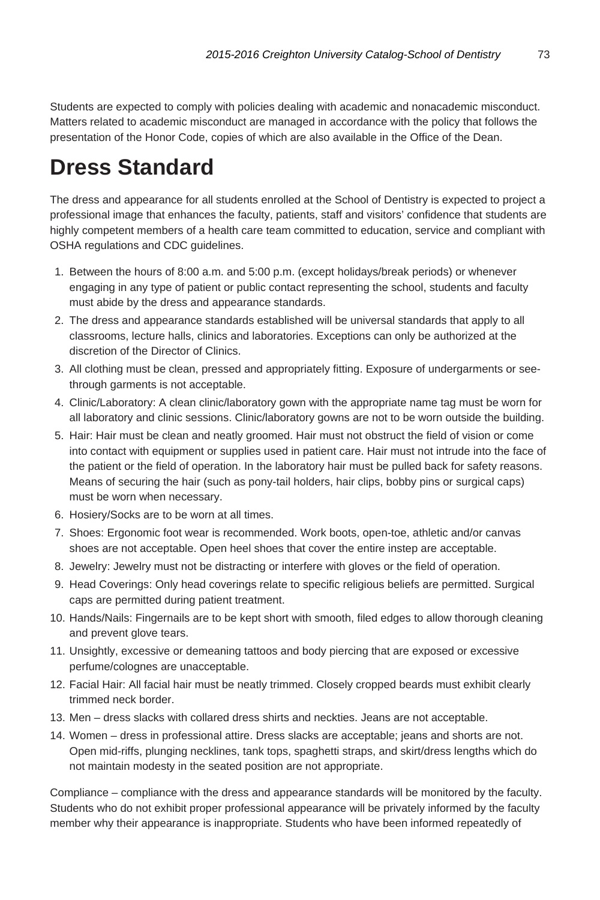Students are expected to comply with policies dealing with academic and nonacademic misconduct. Matters related to academic misconduct are managed in accordance with the policy that follows the presentation of the Honor Code, copies of which are also available in the Office of the Dean.

# Dress Standard

The dress and appearance for all students enrolled at the School of Dentistry is expected to project a professional image that enhances the faculty, patients, staff and visitors' confidence that students are highly competent members of a health care team committed to education, service and compliant with OSHA regulations and CDC guidelines.

1. Between the hours of 8:00 a.m. and 5:00 p.m. (except holidays/break periods) or whenever engaging in any type of patient or public contact representing the school, students and faculty must abide by the dress and appearance standards.
2. The dress and appearance standards established will be universal standards that apply to all classrooms, lecture halls, clinics and laboratories. Exceptions can only be authorized at the discretion of the Director of Clinics.
3. All clothing must be clean, pressed and appropriately fitting. Exposure of undergarments or see-through garments is not acceptable.
4. Clinic/Laboratory: A clean clinic/laboratory gown with the appropriate name tag must be worn for all laboratory and clinic sessions. Clinic/laboratory gowns are not to be worn outside the building.
5. Hair: Hair must be clean and neatly groomed. Hair must not obstruct the field of vision or come into contact with equipment or supplies used in patient care. Hair must not intrude into the face of the patient or the field of operation. In the laboratory hair must be pulled back for safety reasons. Means of securing the hair (such as pony-tail holders, hair clips, bobby pins or surgical caps) must be worn when necessary.
6. Hosiery/Socks are to be worn at all times.
7. Shoes: Ergonomic foot wear is recommended. Work boots, open-toe, athletic and/or canvas shoes are not acceptable. Open heel shoes that cover the entire instep are acceptable.
8. Jewelry: Jewelry must not be distracting or interfere with gloves or the field of operation.
9. Head Coverings: Only head coverings relate to specific religious beliefs are permitted. Surgical caps are permitted during patient treatment.
10. Hands/Nails: Fingernails are to be kept short with smooth, filed edges to allow thorough cleaning and prevent glove tears.
11. Unsightly, excessive or demeaning tattoos and body piercing that are exposed or excessive perfume/colognes are unacceptable.
12. Facial Hair: All facial hair must be neatly trimmed. Closely cropped beards must exhibit clearly trimmed neck border.
13. Men – dress slacks with collared dress shirts and neckties. Jeans are not acceptable.
14. Women – dress in professional attire. Dress slacks are acceptable; jeans and shorts are not. Open mid-riffs, plunging necklines, tank tops, spaghetti straps, and skirt/dress lengths which do not maintain modesty in the seated position are not appropriate.

Compliance – compliance with the dress and appearance standards will be monitored by the faculty. Students who do not exhibit proper professional appearance will be privately informed by the faculty member why their appearance is inappropriate. Students who have been informed repeatedly of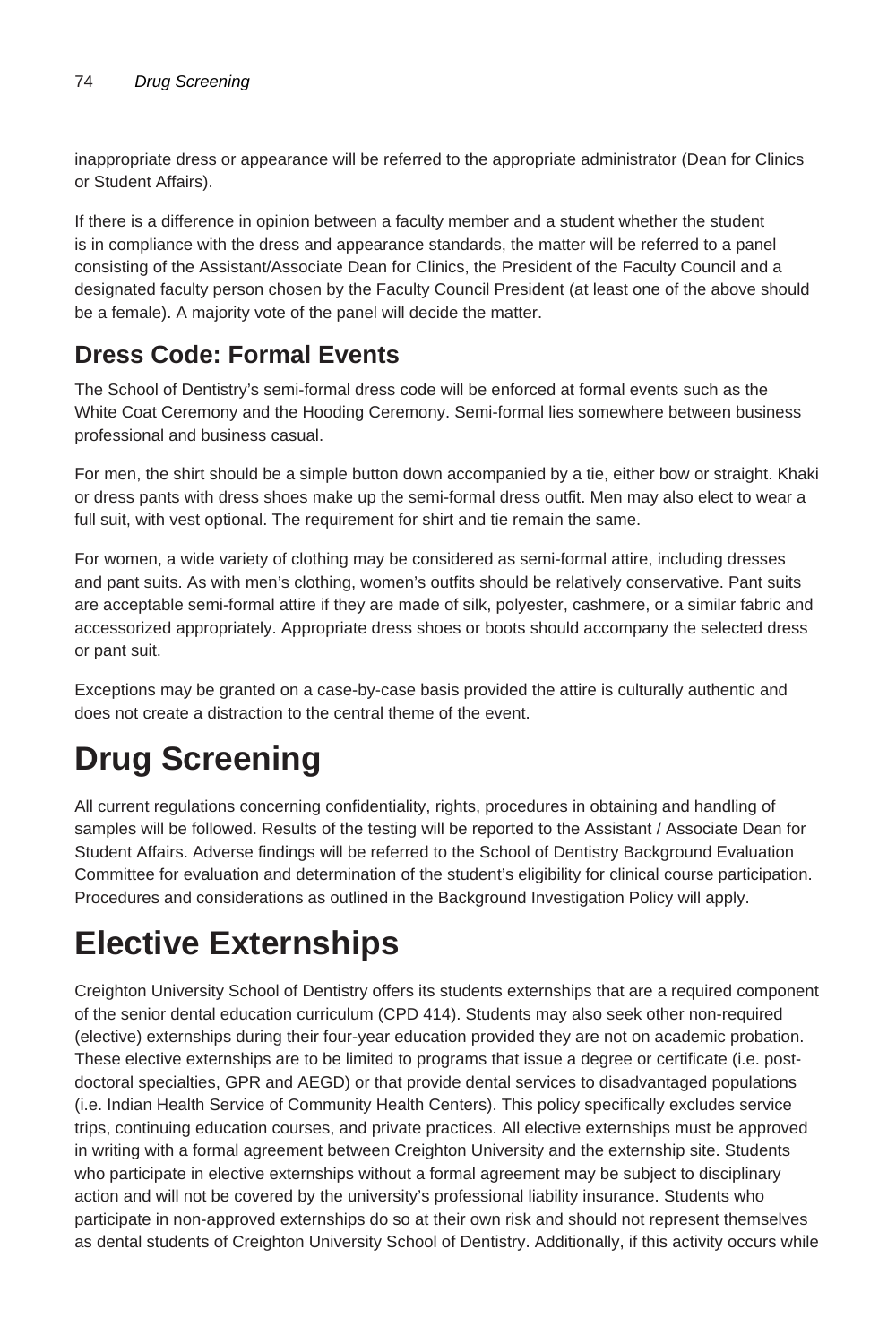inappropriate dress or appearance will be referred to the appropriate administrator (Dean for Clinics or Student Affairs).

If there is a difference in opinion between a faculty member and a student whether the student is in compliance with the dress and appearance standards, the matter will be referred to a panel consisting of the Assistant/Associate Dean for Clinics, the President of the Faculty Council and a designated faculty person chosen by the Faculty Council President (at least one of the above should be a female). A majority vote of the panel will decide the matter.

## Dress Code: Formal Events

The School of Dentistry's semi-formal dress code will be enforced at formal events such as the White Coat Ceremony and the Hooding Ceremony. Semi-formal lies somewhere between business professional and business casual.

For men, the shirt should be a simple button down accompanied by a tie, either bow or straight. Khaki or dress pants with dress shoes make up the semi-formal dress outfit. Men may also elect to wear a full suit, with vest optional. The requirement for shirt and tie remain the same.

For women, a wide variety of clothing may be considered as semi-formal attire, including dresses and pant suits. As with men's clothing, women's outfits should be relatively conservative. Pant suits are acceptable semi-formal attire if they are made of silk, polyester, cashmere, or a similar fabric and accessorized appropriately. Appropriate dress shoes or boots should accompany the selected dress or pant suit.

Exceptions may be granted on a case-by-case basis provided the attire is culturally authentic and does not create a distraction to the central theme of the event.

# Drug Screening

All current regulations concerning confidentiality, rights, procedures in obtaining and handling of samples will be followed. Results of the testing will be reported to the Assistant / Associate Dean for Student Affairs. Adverse findings will be referred to the School of Dentistry Background Evaluation Committee for evaluation and determination of the student's eligibility for clinical course participation. Procedures and considerations as outlined in the Background Investigation Policy will apply.

# Elective Externships

Creighton University School of Dentistry offers its students externships that are a required component of the senior dental education curriculum (CPD 414). Students may also seek other non-required (elective) externships during their four-year education provided they are not on academic probation. These elective externships are to be limited to programs that issue a degree or certificate (i.e. post-doctoral specialties, GPR and AEGD) or that provide dental services to disadvantaged populations (i.e. Indian Health Service of Community Health Centers). This policy specifically excludes service trips, continuing education courses, and private practices. All elective externships must be approved in writing with a formal agreement between Creighton University and the externship site. Students who participate in elective externships without a formal agreement may be subject to disciplinary action and will not be covered by the university's professional liability insurance. Students who participate in non-approved externships do so at their own risk and should not represent themselves as dental students of Creighton University School of Dentistry. Additionally, if this activity occurs while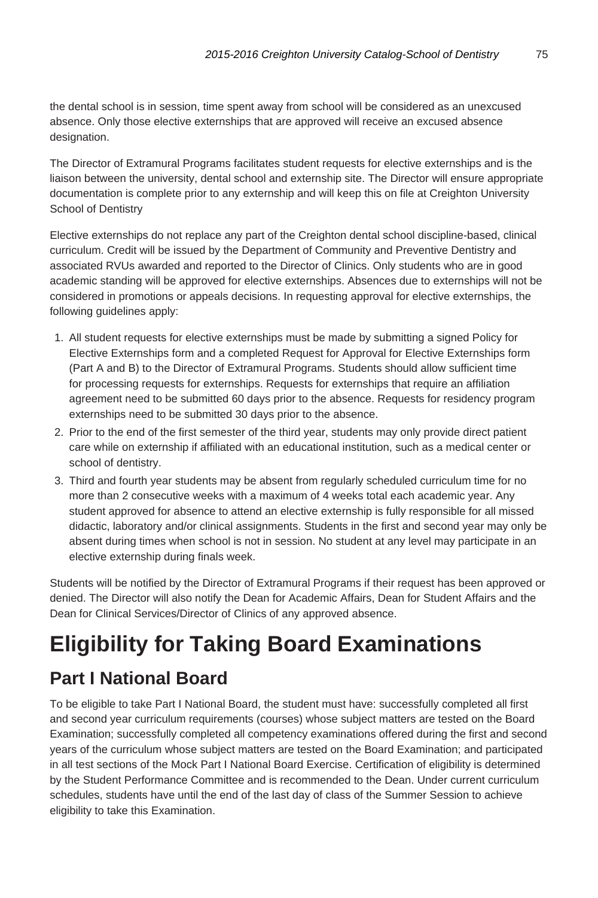the dental school is in session, time spent away from school will be considered as an unexcused absence. Only those elective externships that are approved will receive an excused absence designation.

The Director of Extramural Programs facilitates student requests for elective externships and is the liaison between the university, dental school and externship site. The Director will ensure appropriate documentation is complete prior to any externship and will keep this on file at Creighton University School of Dentistry

Elective externships do not replace any part of the Creighton dental school discipline-based, clinical curriculum. Credit will be issued by the Department of Community and Preventive Dentistry and associated RVUs awarded and reported to the Director of Clinics. Only students who are in good academic standing will be approved for elective externships. Absences due to externships will not be considered in promotions or appeals decisions. In requesting approval for elective externships, the following guidelines apply:

1. All student requests for elective externships must be made by submitting a signed Policy for Elective Externships form and a completed Request for Approval for Elective Externships form (Part A and B) to the Director of Extramural Programs. Students should allow sufficient time for processing requests for externships. Requests for externships that require an affiliation agreement need to be submitted 60 days prior to the absence. Requests for residency program externships need to be submitted 30 days prior to the absence.
2. Prior to the end of the first semester of the third year, students may only provide direct patient care while on externship if affiliated with an educational institution, such as a medical center or school of dentistry.
3. Third and fourth year students may be absent from regularly scheduled curriculum time for no more than 2 consecutive weeks with a maximum of 4 weeks total each academic year. Any student approved for absence to attend an elective externship is fully responsible for all missed didactic, laboratory and/or clinical assignments. Students in the first and second year may only be absent during times when school is not in session. No student at any level may participate in an elective externship during finals week.

Students will be notified by the Director of Extramural Programs if their request has been approved or denied. The Director will also notify the Dean for Academic Affairs, Dean for Student Affairs and the Dean for Clinical Services/Director of Clinics of any approved absence.

# Eligibility for Taking Board Examinations

## Part I National Board

To be eligible to take Part I National Board, the student must have: successfully completed all first and second year curriculum requirements (courses) whose subject matters are tested on the Board Examination; successfully completed all competency examinations offered during the first and second years of the curriculum whose subject matters are tested on the Board Examination; and participated in all test sections of the Mock Part I National Board Exercise. Certification of eligibility is determined by the Student Performance Committee and is recommended to the Dean. Under current curriculum schedules, students have until the end of the last day of class of the Summer Session to achieve eligibility to take this Examination.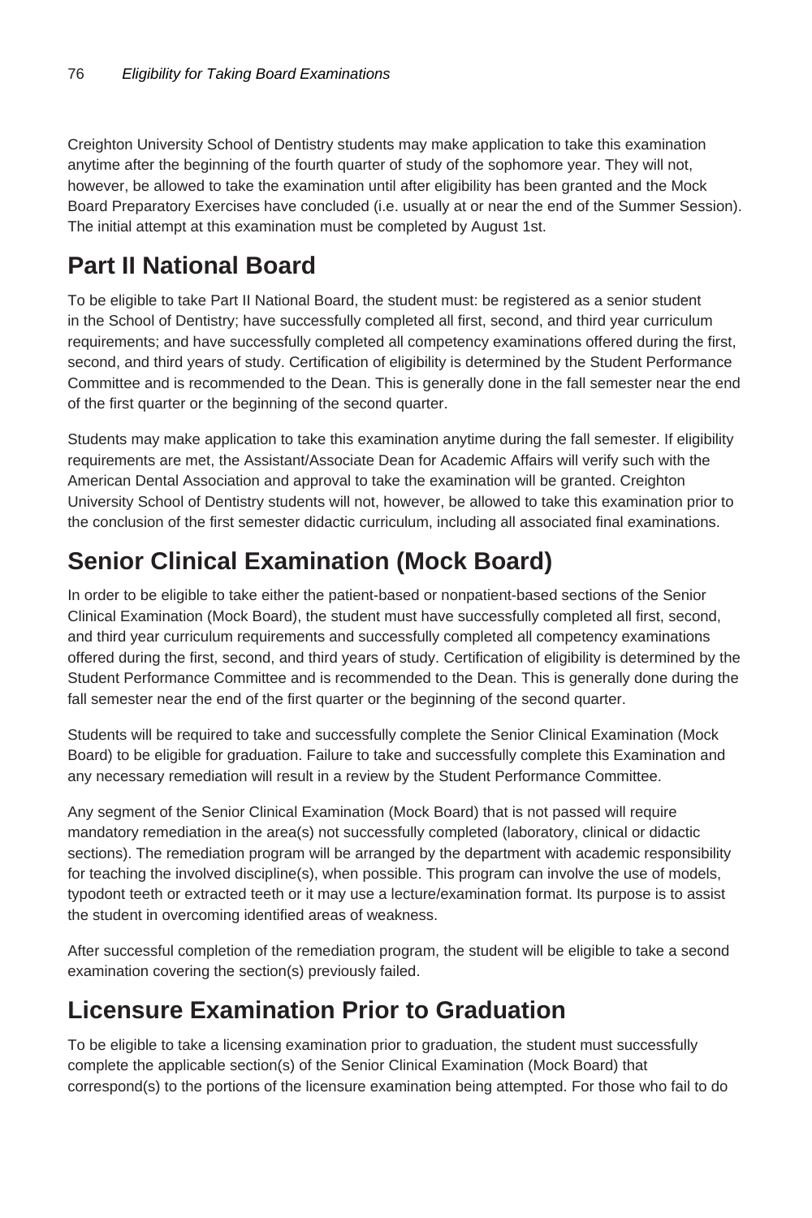Creighton University School of Dentistry students may make application to take this examination anytime after the beginning of the fourth quarter of study of the sophomore year. They will not, however, be allowed to take the examination until after eligibility has been granted and the Mock Board Preparatory Exercises have concluded (i.e. usually at or near the end of the Summer Session). The initial attempt at this examination must be completed by August 1st.

## Part II National Board

To be eligible to take Part II National Board, the student must: be registered as a senior student in the School of Dentistry; have successfully completed all first, second, and third year curriculum requirements; and have successfully completed all competency examinations offered during the first, second, and third years of study. Certification of eligibility is determined by the Student Performance Committee and is recommended to the Dean. This is generally done in the fall semester near the end of the first quarter or the beginning of the second quarter.

Students may make application to take this examination anytime during the fall semester. If eligibility requirements are met, the Assistant/Associate Dean for Academic Affairs will verify such with the American Dental Association and approval to take the examination will be granted. Creighton University School of Dentistry students will not, however, be allowed to take this examination prior to the conclusion of the first semester didactic curriculum, including all associated final examinations.

## Senior Clinical Examination (Mock Board)

In order to be eligible to take either the patient-based or nonpatient-based sections of the Senior Clinical Examination (Mock Board), the student must have successfully completed all first, second, and third year curriculum requirements and successfully completed all competency examinations offered during the first, second, and third years of study. Certification of eligibility is determined by the Student Performance Committee and is recommended to the Dean. This is generally done during the fall semester near the end of the first quarter or the beginning of the second quarter.

Students will be required to take and successfully complete the Senior Clinical Examination (Mock Board) to be eligible for graduation. Failure to take and successfully complete this Examination and any necessary remediation will result in a review by the Student Performance Committee.

Any segment of the Senior Clinical Examination (Mock Board) that is not passed will require mandatory remediation in the area(s) not successfully completed (laboratory, clinical or didactic sections). The remediation program will be arranged by the department with academic responsibility for teaching the involved discipline(s), when possible. This program can involve the use of models, typodont teeth or extracted teeth or it may use a lecture/examination format. Its purpose is to assist the student in overcoming identified areas of weakness.

After successful completion of the remediation program, the student will be eligible to take a second examination covering the section(s) previously failed.

## Licensure Examination Prior to Graduation

To be eligible to take a licensing examination prior to graduation, the student must successfully complete the applicable section(s) of the Senior Clinical Examination (Mock Board) that correspond(s) to the portions of the licensure examination being attempted. For those who fail to do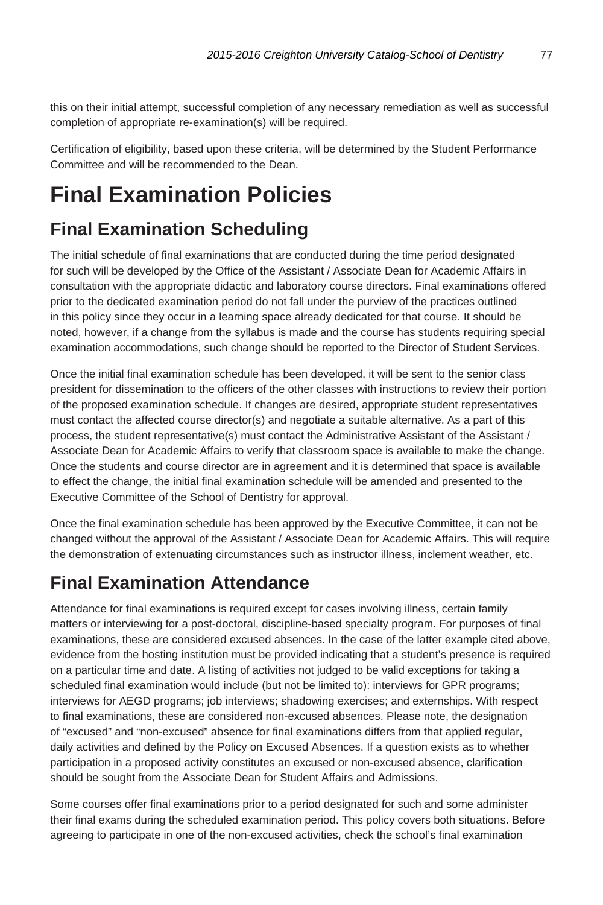this on their initial attempt, successful completion of any necessary remediation as well as successful completion of appropriate re-examination(s) will be required.

Certification of eligibility, based upon these criteria, will be determined by the Student Performance Committee and will be recommended to the Dean.

# Final Examination Policies

## Final Examination Scheduling

The initial schedule of final examinations that are conducted during the time period designated for such will be developed by the Office of the Assistant / Associate Dean for Academic Affairs in consultation with the appropriate didactic and laboratory course directors. Final examinations offered prior to the dedicated examination period do not fall under the purview of the practices outlined in this policy since they occur in a learning space already dedicated for that course. It should be noted, however, if a change from the syllabus is made and the course has students requiring special examination accommodations, such change should be reported to the Director of Student Services.

Once the initial final examination schedule has been developed, it will be sent to the senior class president for dissemination to the officers of the other classes with instructions to review their portion of the proposed examination schedule. If changes are desired, appropriate student representatives must contact the affected course director(s) and negotiate a suitable alternative. As a part of this process, the student representative(s) must contact the Administrative Assistant of the Assistant / Associate Dean for Academic Affairs to verify that classroom space is available to make the change. Once the students and course director are in agreement and it is determined that space is available to effect the change, the initial final examination schedule will be amended and presented to the Executive Committee of the School of Dentistry for approval.

Once the final examination schedule has been approved by the Executive Committee, it can not be changed without the approval of the Assistant / Associate Dean for Academic Affairs. This will require the demonstration of extenuating circumstances such as instructor illness, inclement weather, etc.

## Final Examination Attendance

Attendance for final examinations is required except for cases involving illness, certain family matters or interviewing for a post-doctoral, discipline-based specialty program. For purposes of final examinations, these are considered excused absences. In the case of the latter example cited above, evidence from the hosting institution must be provided indicating that a student's presence is required on a particular time and date. A listing of activities not judged to be valid exceptions for taking a scheduled final examination would include (but not be limited to): interviews for GPR programs; interviews for AEGD programs; job interviews; shadowing exercises; and externships. With respect to final examinations, these are considered non-excused absences. Please note, the designation of "excused" and "non-excused" absence for final examinations differs from that applied regular, daily activities and defined by the Policy on Excused Absences. If a question exists as to whether participation in a proposed activity constitutes an excused or non-excused absence, clarification should be sought from the Associate Dean for Student Affairs and Admissions.

Some courses offer final examinations prior to a period designated for such and some administer their final exams during the scheduled examination period. This policy covers both situations. Before agreeing to participate in one of the non-excused activities, check the school's final examination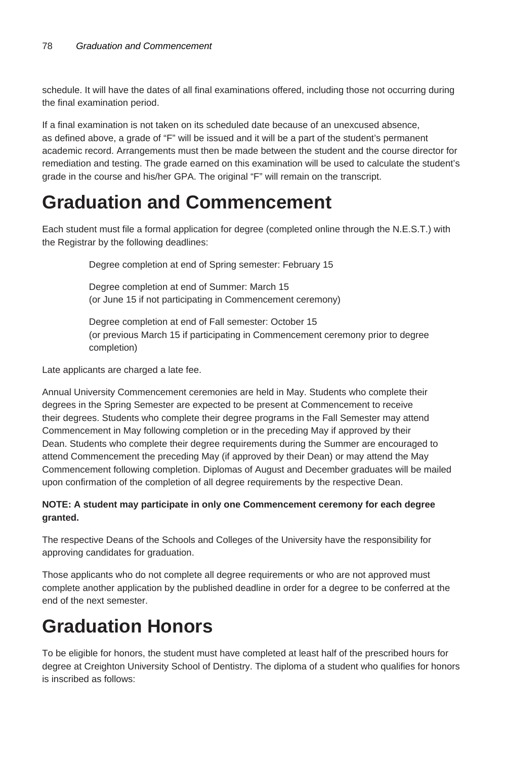schedule. It will have the dates of all final examinations offered, including those not occurring during the final examination period.

If a final examination is not taken on its scheduled date because of an unexcused absence, as defined above, a grade of "F" will be issued and it will be a part of the student's permanent academic record. Arrangements must then be made between the student and the course director for remediation and testing. The grade earned on this examination will be used to calculate the student's grade in the course and his/her GPA. The original "F" will remain on the transcript.

# Graduation and Commencement

Each student must file a formal application for degree (completed online through the N.E.S.T.) with the Registrar by the following deadlines:

> Degree completion at end of Spring semester: February 15
>
> Degree completion at end of Summer: March 15
> (or June 15 if not participating in Commencement ceremony)
>
> Degree completion at end of Fall semester: October 15
> (or previous March 15 if participating in Commencement ceremony prior to degree completion)

Late applicants are charged a late fee.

Annual University Commencement ceremonies are held in May. Students who complete their degrees in the Spring Semester are expected to be present at Commencement to receive their degrees. Students who complete their degree programs in the Fall Semester may attend Commencement in May following completion or in the preceding May if approved by their Dean. Students who complete their degree requirements during the Summer are encouraged to attend Commencement the preceding May (if approved by their Dean) or may attend the May Commencement following completion. Diplomas of August and December graduates will be mailed upon confirmation of the completion of all degree requirements by the respective Dean.

**NOTE: A student may participate in only one Commencement ceremony for each degree granted.**

The respective Deans of the Schools and Colleges of the University have the responsibility for approving candidates for graduation.

Those applicants who do not complete all degree requirements or who are not approved must complete another application by the published deadline in order for a degree to be conferred at the end of the next semester.

# Graduation Honors

To be eligible for honors, the student must have completed at least half of the prescribed hours for degree at Creighton University School of Dentistry. The diploma of a student who qualifies for honors is inscribed as follows: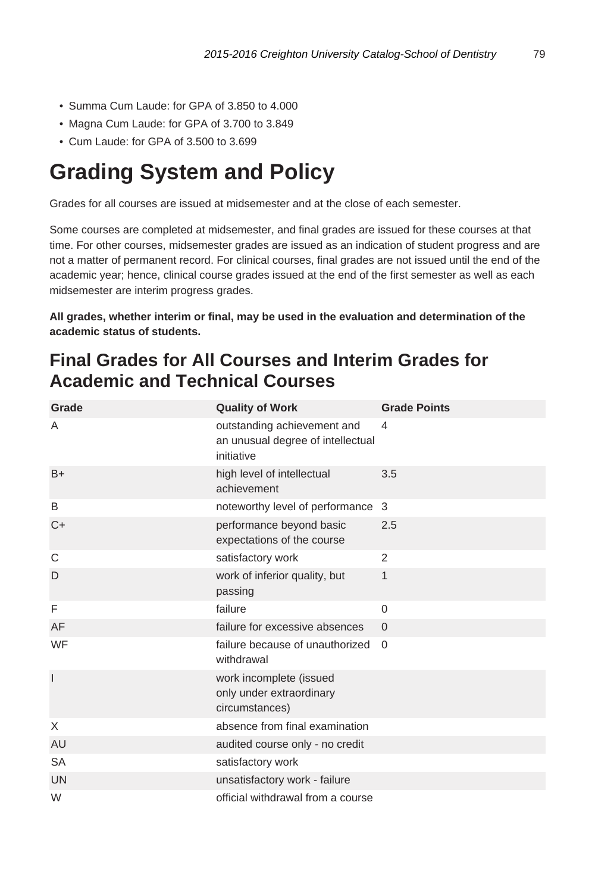- Summa Cum Laude: for GPA of 3.850 to 4.000
- Magna Cum Laude: for GPA of 3.700 to 3.849
- Cum Laude: for GPA of 3.500 to 3.699

# Grading System and Policy

Grades for all courses are issued at midsemester and at the close of each semester.

Some courses are completed at midsemester, and final grades are issued for these courses at that time. For other courses, midsemester grades are issued as an indication of student progress and are not a matter of permanent record. For clinical courses, final grades are not issued until the end of the academic year; hence, clinical course grades issued at the end of the first semester as well as each midsemester are interim progress grades.

**All grades, whether interim or final, may be used in the evaluation and determination of the academic status of students.**

## Final Grades for All Courses and Interim Grades for Academic and Technical Courses

| Grade | Quality of Work | Grade Points |
| --- | --- | --- |
| A | outstanding achievement and an unusual degree of intellectual initiative | 4 |
| B+ | high level of intellectual achievement | 3.5 |
| B | noteworthy level of performance | 3 |
| C+ | performance beyond basic expectations of the course | 2.5 |
| C | satisfactory work | 2 |
| D | work of inferior quality, but passing | 1 |
| F | failure | 0 |
| AF | failure for excessive absences | 0 |
| WF | failure because of unauthorized withdrawal | 0 |
| I | work incomplete (issued only under extraordinary circumstances) | |
| X | absence from final examination | |
| AU | audited course only - no credit | |
| SA | satisfactory work | |
| UN | unsatisfactory work - failure | |
| W | official withdrawal from a course | |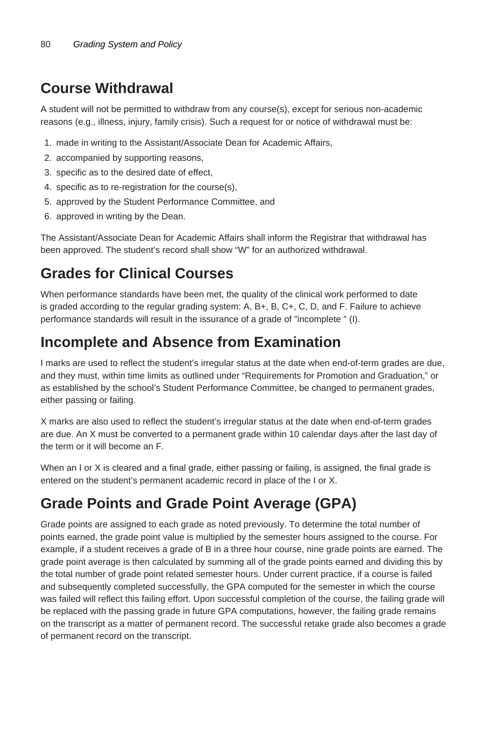## Course Withdrawal

A student will not be permitted to withdraw from any course(s), except for serious non-academic reasons (e.g., illness, injury, family crisis). Such a request for or notice of withdrawal must be:

1. made in writing to the Assistant/Associate Dean for Academic Affairs,
2. accompanied by supporting reasons,
3. specific as to the desired date of effect,
4. specific as to re-registration for the course(s),
5. approved by the Student Performance Committee, and
6. approved in writing by the Dean.

The Assistant/Associate Dean for Academic Affairs shall inform the Registrar that withdrawal has been approved. The student's record shall show "W" for an authorized withdrawal.

## Grades for Clinical Courses

When performance standards have been met, the quality of the clinical work performed to date is graded according to the regular grading system: A, B+, B, C+, C, D, and F. Failure to achieve performance standards will result in the issurance of a grade of "incomplete " (I).

## Incomplete and Absence from Examination

I marks are used to reflect the student's irregular status at the date when end-of-term grades are due, and they must, within time limits as outlined under "Requirements for Promotion and Graduation," or as established by the school's Student Performance Committee, be changed to permanent grades, either passing or failing.

X marks are also used to reflect the student's irregular status at the date when end-of-term grades are due. An X must be converted to a permanent grade within 10 calendar days after the last day of the term or it will become an F.

When an I or X is cleared and a final grade, either passing or failing, is assigned, the final grade is entered on the student's permanent academic record in place of the I or X.

## Grade Points and Grade Point Average (GPA)

Grade points are assigned to each grade as noted previously. To determine the total number of points earned, the grade point value is multiplied by the semester hours assigned to the course. For example, if a student receives a grade of B in a three hour course, nine grade points are earned. The grade point average is then calculated by summing all of the grade points earned and dividing this by the total number of grade point related semester hours. Under current practice, if a course is failed and subsequently completed successfully, the GPA computed for the semester in which the course was failed will reflect this failing effort. Upon successful completion of the course, the failing grade will be replaced with the passing grade in future GPA computations, however, the failing grade remains on the transcript as a matter of permanent record. The successful retake grade also becomes a grade of permanent record on the transcript.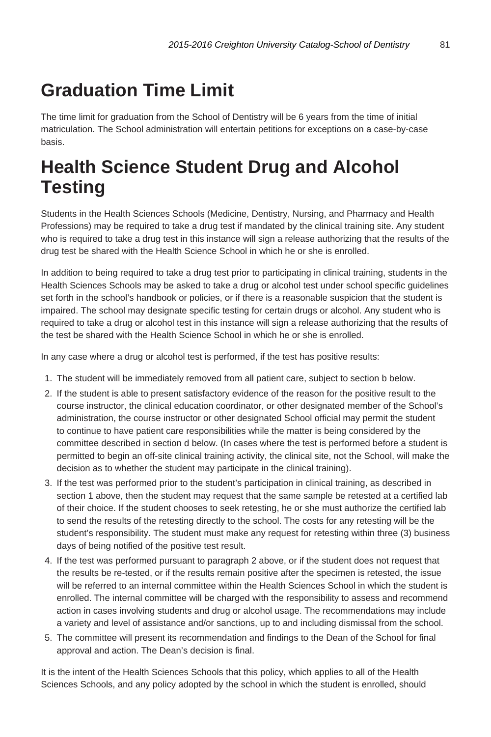# Graduation Time Limit

The time limit for graduation from the School of Dentistry will be 6 years from the time of initial matriculation. The School administration will entertain petitions for exceptions on a case-by-case basis.

# Health Science Student Drug and Alcohol Testing

Students in the Health Sciences Schools (Medicine, Dentistry, Nursing, and Pharmacy and Health Professions) may be required to take a drug test if mandated by the clinical training site. Any student who is required to take a drug test in this instance will sign a release authorizing that the results of the drug test be shared with the Health Science School in which he or she is enrolled.

In addition to being required to take a drug test prior to participating in clinical training, students in the Health Sciences Schools may be asked to take a drug or alcohol test under school specific guidelines set forth in the school's handbook or policies, or if there is a reasonable suspicion that the student is impaired. The school may designate specific testing for certain drugs or alcohol. Any student who is required to take a drug or alcohol test in this instance will sign a release authorizing that the results of the test be shared with the Health Science School in which he or she is enrolled.

In any case where a drug or alcohol test is performed, if the test has positive results:

1. The student will be immediately removed from all patient care, subject to section b below.
2. If the student is able to present satisfactory evidence of the reason for the positive result to the course instructor, the clinical education coordinator, or other designated member of the School's administration, the course instructor or other designated School official may permit the student to continue to have patient care responsibilities while the matter is being considered by the committee described in section d below. (In cases where the test is performed before a student is permitted to begin an off-site clinical training activity, the clinical site, not the School, will make the decision as to whether the student may participate in the clinical training).
3. If the test was performed prior to the student's participation in clinical training, as described in section 1 above, then the student may request that the same sample be retested at a certified lab of their choice. If the student chooses to seek retesting, he or she must authorize the certified lab to send the results of the retesting directly to the school. The costs for any retesting will be the student's responsibility. The student must make any request for retesting within three (3) business days of being notified of the positive test result.
4. If the test was performed pursuant to paragraph 2 above, or if the student does not request that the results be re-tested, or if the results remain positive after the specimen is retested, the issue will be referred to an internal committee within the Health Sciences School in which the student is enrolled. The internal committee will be charged with the responsibility to assess and recommend action in cases involving students and drug or alcohol usage. The recommendations may include a variety and level of assistance and/or sanctions, up to and including dismissal from the school.
5. The committee will present its recommendation and findings to the Dean of the School for final approval and action. The Dean's decision is final.

It is the intent of the Health Sciences Schools that this policy, which applies to all of the Health Sciences Schools, and any policy adopted by the school in which the student is enrolled, should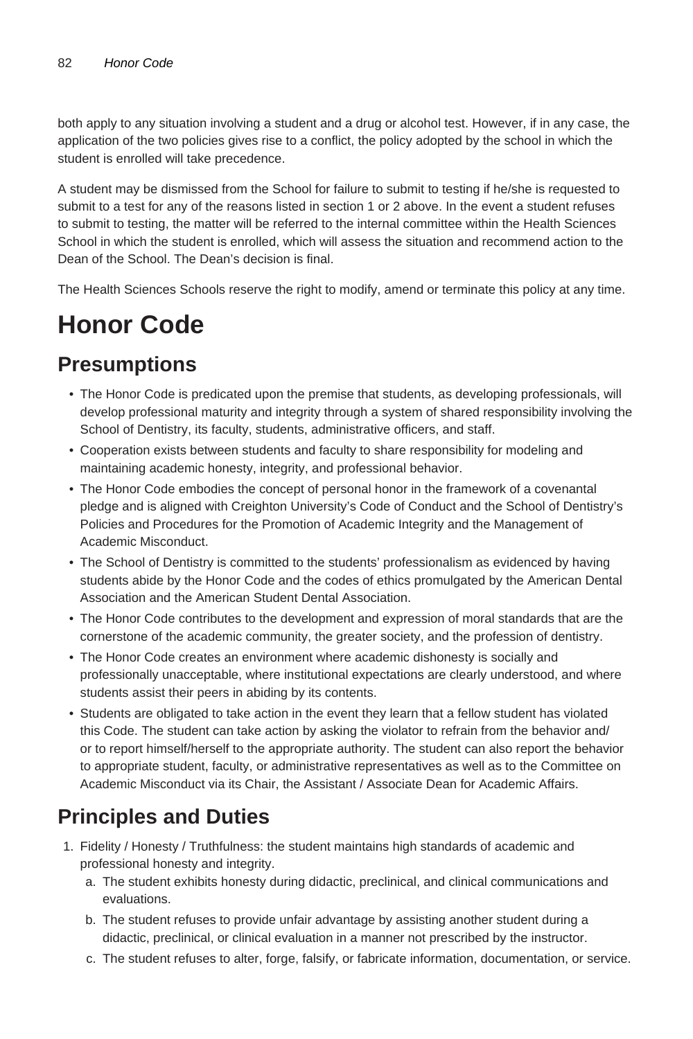both apply to any situation involving a student and a drug or alcohol test. However, if in any case, the application of the two policies gives rise to a conflict, the policy adopted by the school in which the student is enrolled will take precedence.

A student may be dismissed from the School for failure to submit to testing if he/she is requested to submit to a test for any of the reasons listed in section 1 or 2 above. In the event a student refuses to submit to testing, the matter will be referred to the internal committee within the Health Sciences School in which the student is enrolled, which will assess the situation and recommend action to the Dean of the School. The Dean's decision is final.

The Health Sciences Schools reserve the right to modify, amend or terminate this policy at any time.

# Honor Code

## Presumptions

- The Honor Code is predicated upon the premise that students, as developing professionals, will develop professional maturity and integrity through a system of shared responsibility involving the School of Dentistry, its faculty, students, administrative officers, and staff.
- Cooperation exists between students and faculty to share responsibility for modeling and maintaining academic honesty, integrity, and professional behavior.
- The Honor Code embodies the concept of personal honor in the framework of a covenantal pledge and is aligned with Creighton University's Code of Conduct and the School of Dentistry's Policies and Procedures for the Promotion of Academic Integrity and the Management of Academic Misconduct.
- The School of Dentistry is committed to the students' professionalism as evidenced by having students abide by the Honor Code and the codes of ethics promulgated by the American Dental Association and the American Student Dental Association.
- The Honor Code contributes to the development and expression of moral standards that are the cornerstone of the academic community, the greater society, and the profession of dentistry.
- The Honor Code creates an environment where academic dishonesty is socially and professionally unacceptable, where institutional expectations are clearly understood, and where students assist their peers in abiding by its contents.
- Students are obligated to take action in the event they learn that a fellow student has violated this Code. The student can take action by asking the violator to refrain from the behavior and/or to report himself/herself to the appropriate authority. The student can also report the behavior to appropriate student, faculty, or administrative representatives as well as to the Committee on Academic Misconduct via its Chair, the Assistant / Associate Dean for Academic Affairs.

## Principles and Duties

1. Fidelity / Honesty / Truthfulness: the student maintains high standards of academic and professional honesty and integrity.
   a. The student exhibits honesty during didactic, preclinical, and clinical communications and evaluations.
   b. The student refuses to provide unfair advantage by assisting another student during a didactic, preclinical, or clinical evaluation in a manner not prescribed by the instructor.
   c. The student refuses to alter, forge, falsify, or fabricate information, documentation, or service.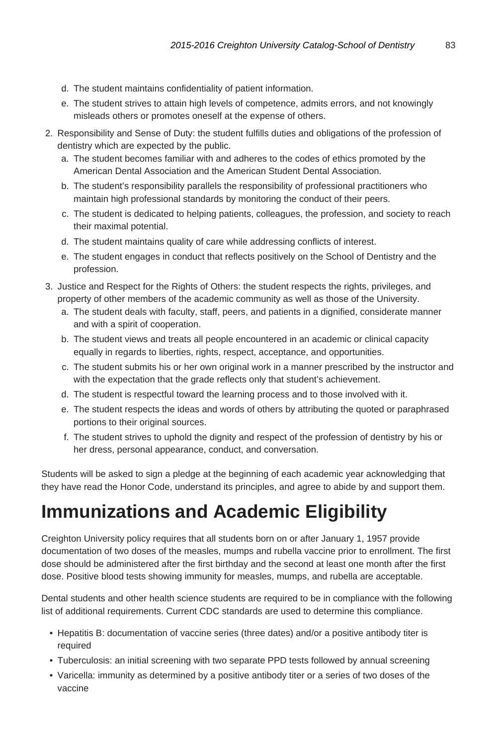d. The student maintains confidentiality of patient information.
   e. The student strives to attain high levels of competence, admits errors, and not knowingly misleads others or promotes oneself at the expense of others.
2. Responsibility and Sense of Duty: the student fulfills duties and obligations of the profession of dentistry which are expected by the public.
   a. The student becomes familiar with and adheres to the codes of ethics promoted by the American Dental Association and the American Student Dental Association.
   b. The student's responsibility parallels the responsibility of professional practitioners who maintain high professional standards by monitoring the conduct of their peers.
   c. The student is dedicated to helping patients, colleagues, the profession, and society to reach their maximal potential.
   d. The student maintains quality of care while addressing conflicts of interest.
   e. The student engages in conduct that reflects positively on the School of Dentistry and the profession.
3. Justice and Respect for the Rights of Others: the student respects the rights, privileges, and property of other members of the academic community as well as those of the University.
   a. The student deals with faculty, staff, peers, and patients in a dignified, considerate manner and with a spirit of cooperation.
   b. The student views and treats all people encountered in an academic or clinical capacity equally in regards to liberties, rights, respect, acceptance, and opportunities.
   c. The student submits his or her own original work in a manner prescribed by the instructor and with the expectation that the grade reflects only that student's achievement.
   d. The student is respectful toward the learning process and to those involved with it.
   e. The student respects the ideas and words of others by attributing the quoted or paraphrased portions to their original sources.
   f. The student strives to uphold the dignity and respect of the profession of dentistry by his or her dress, personal appearance, conduct, and conversation.

Students will be asked to sign a pledge at the beginning of each academic year acknowledging that they have read the Honor Code, understand its principles, and agree to abide by and support them.

# Immunizations and Academic Eligibility

Creighton University policy requires that all students born on or after January 1, 1957 provide documentation of two doses of the measles, mumps and rubella vaccine prior to enrollment. The first dose should be administered after the first birthday and the second at least one month after the first dose. Positive blood tests showing immunity for measles, mumps, and rubella are acceptable.

Dental students and other health science students are required to be in compliance with the following list of additional requirements. Current CDC standards are used to determine this compliance.

- Hepatitis B: documentation of vaccine series (three dates) and/or a positive antibody titer is required
- Tuberculosis: an initial screening with two separate PPD tests followed by annual screening
- Varicella: immunity as determined by a positive antibody titer or a series of two doses of the vaccine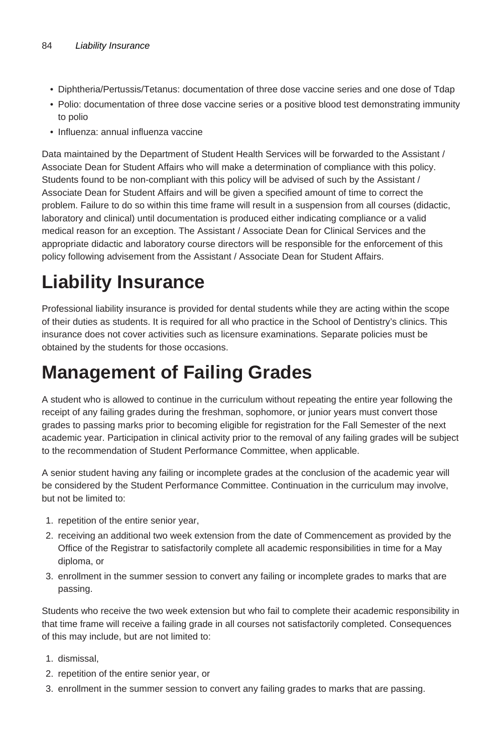- Diphtheria/Pertussis/Tetanus: documentation of three dose vaccine series and one dose of Tdap
- Polio: documentation of three dose vaccine series or a positive blood test demonstrating immunity to polio
- Influenza: annual influenza vaccine

Data maintained by the Department of Student Health Services will be forwarded to the Assistant / Associate Dean for Student Affairs who will make a determination of compliance with this policy. Students found to be non-compliant with this policy will be advised of such by the Assistant / Associate Dean for Student Affairs and will be given a specified amount of time to correct the problem. Failure to do so within this time frame will result in a suspension from all courses (didactic, laboratory and clinical) until documentation is produced either indicating compliance or a valid medical reason for an exception. The Assistant / Associate Dean for Clinical Services and the appropriate didactic and laboratory course directors will be responsible for the enforcement of this policy following advisement from the Assistant / Associate Dean for Student Affairs.

# Liability Insurance

Professional liability insurance is provided for dental students while they are acting within the scope of their duties as students. It is required for all who practice in the School of Dentistry's clinics. This insurance does not cover activities such as licensure examinations. Separate policies must be obtained by the students for those occasions.

# Management of Failing Grades

A student who is allowed to continue in the curriculum without repeating the entire year following the receipt of any failing grades during the freshman, sophomore, or junior years must convert those grades to passing marks prior to becoming eligible for registration for the Fall Semester of the next academic year. Participation in clinical activity prior to the removal of any failing grades will be subject to the recommendation of Student Performance Committee, when applicable.

A senior student having any failing or incomplete grades at the conclusion of the academic year will be considered by the Student Performance Committee. Continuation in the curriculum may involve, but not be limited to:

1. repetition of the entire senior year,
2. receiving an additional two week extension from the date of Commencement as provided by the Office of the Registrar to satisfactorily complete all academic responsibilities in time for a May diploma, or
3. enrollment in the summer session to convert any failing or incomplete grades to marks that are passing.

Students who receive the two week extension but who fail to complete their academic responsibility in that time frame will receive a failing grade in all courses not satisfactorily completed. Consequences of this may include, but are not limited to:

1. dismissal,
2. repetition of the entire senior year, or
3. enrollment in the summer session to convert any failing grades to marks that are passing.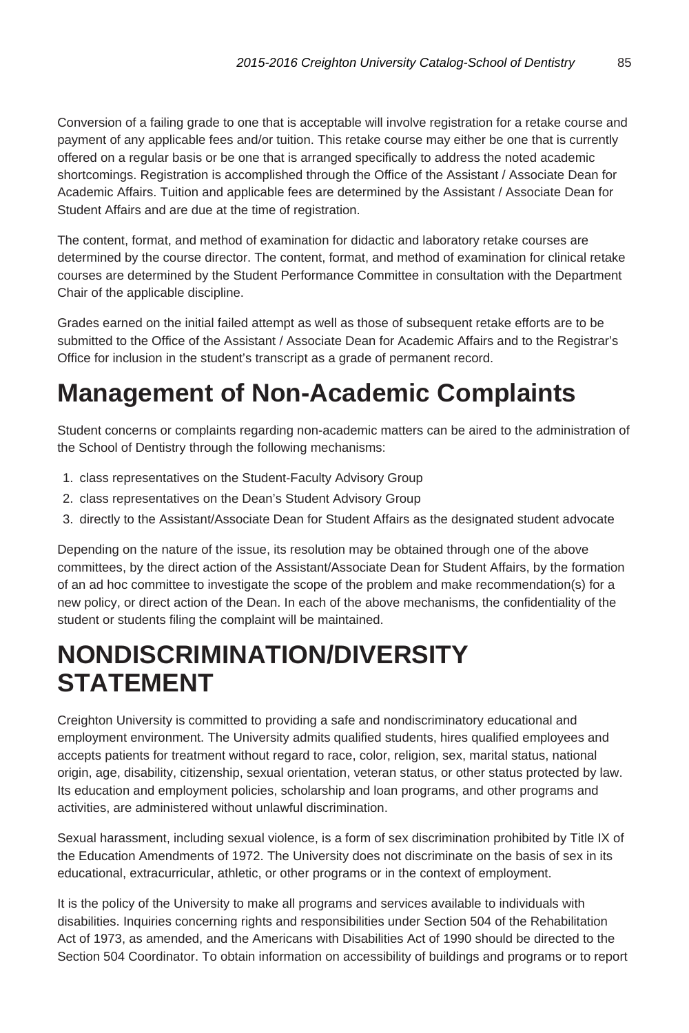Conversion of a failing grade to one that is acceptable will involve registration for a retake course and payment of any applicable fees and/or tuition. This retake course may either be one that is currently offered on a regular basis or be one that is arranged specifically to address the noted academic shortcomings. Registration is accomplished through the Office of the Assistant / Associate Dean for Academic Affairs. Tuition and applicable fees are determined by the Assistant / Associate Dean for Student Affairs and are due at the time of registration.

The content, format, and method of examination for didactic and laboratory retake courses are determined by the course director. The content, format, and method of examination for clinical retake courses are determined by the Student Performance Committee in consultation with the Department Chair of the applicable discipline.

Grades earned on the initial failed attempt as well as those of subsequent retake efforts are to be submitted to the Office of the Assistant / Associate Dean for Academic Affairs and to the Registrar's Office for inclusion in the student's transcript as a grade of permanent record.

# Management of Non-Academic Complaints

Student concerns or complaints regarding non-academic matters can be aired to the administration of the School of Dentistry through the following mechanisms:

1. class representatives on the Student-Faculty Advisory Group
2. class representatives on the Dean's Student Advisory Group
3. directly to the Assistant/Associate Dean for Student Affairs as the designated student advocate

Depending on the nature of the issue, its resolution may be obtained through one of the above committees, by the direct action of the Assistant/Associate Dean for Student Affairs, by the formation of an ad hoc committee to investigate the scope of the problem and make recommendation(s) for a new policy, or direct action of the Dean. In each of the above mechanisms, the confidentiality of the student or students filing the complaint will be maintained.

# NONDISCRIMINATION/DIVERSITY STATEMENT

Creighton University is committed to providing a safe and nondiscriminatory educational and employment environment. The University admits qualified students, hires qualified employees and accepts patients for treatment without regard to race, color, religion, sex, marital status, national origin, age, disability, citizenship, sexual orientation, veteran status, or other status protected by law. Its education and employment policies, scholarship and loan programs, and other programs and activities, are administered without unlawful discrimination.

Sexual harassment, including sexual violence, is a form of sex discrimination prohibited by Title IX of the Education Amendments of 1972. The University does not discriminate on the basis of sex in its educational, extracurricular, athletic, or other programs or in the context of employment.

It is the policy of the University to make all programs and services available to individuals with disabilities. Inquiries concerning rights and responsibilities under Section 504 of the Rehabilitation Act of 1973, as amended, and the Americans with Disabilities Act of 1990 should be directed to the Section 504 Coordinator. To obtain information on accessibility of buildings and programs or to report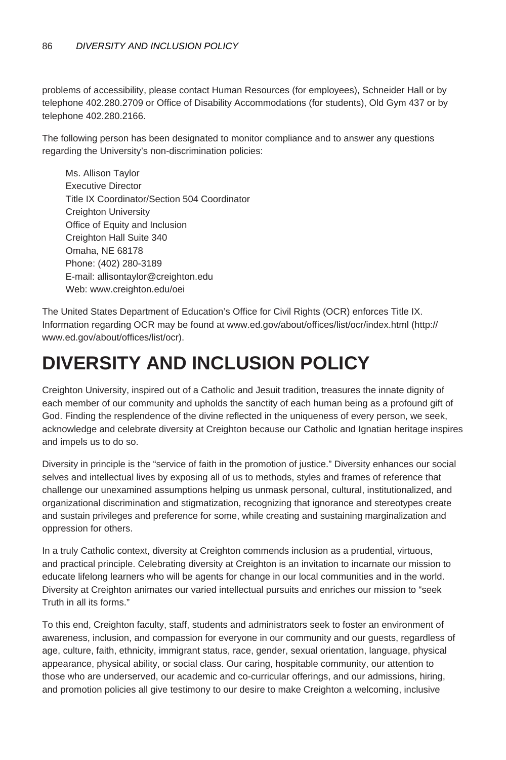problems of accessibility, please contact Human Resources (for employees), Schneider Hall or by telephone 402.280.2709 or Office of Disability Accommodations (for students), Old Gym 437 or by telephone 402.280.2166.

The following person has been designated to monitor compliance and to answer any questions regarding the University's non-discrimination policies:

Ms. Allison Taylor
Executive Director
Title IX Coordinator/Section 504 Coordinator
Creighton University
Office of Equity and Inclusion
Creighton Hall Suite 340
Omaha, NE 68178
Phone: (402) 280-3189
E-mail: allisontaylor@creighton.edu
Web: www.creighton.edu/oei

The United States Department of Education's Office for Civil Rights (OCR) enforces Title IX. Information regarding OCR may be found at www.ed.gov/about/offices/list/ocr/index.html (http://www.ed.gov/about/offices/list/ocr).

# DIVERSITY AND INCLUSION POLICY

Creighton University, inspired out of a Catholic and Jesuit tradition, treasures the innate dignity of each member of our community and upholds the sanctity of each human being as a profound gift of God. Finding the resplendence of the divine reflected in the uniqueness of every person, we seek, acknowledge and celebrate diversity at Creighton because our Catholic and Ignatian heritage inspires and impels us to do so.

Diversity in principle is the "service of faith in the promotion of justice." Diversity enhances our social selves and intellectual lives by exposing all of us to methods, styles and frames of reference that challenge our unexamined assumptions helping us unmask personal, cultural, institutionalized, and organizational discrimination and stigmatization, recognizing that ignorance and stereotypes create and sustain privileges and preference for some, while creating and sustaining marginalization and oppression for others.

In a truly Catholic context, diversity at Creighton commends inclusion as a prudential, virtuous, and practical principle. Celebrating diversity at Creighton is an invitation to incarnate our mission to educate lifelong learners who will be agents for change in our local communities and in the world. Diversity at Creighton animates our varied intellectual pursuits and enriches our mission to "seek Truth in all its forms."

To this end, Creighton faculty, staff, students and administrators seek to foster an environment of awareness, inclusion, and compassion for everyone in our community and our guests, regardless of age, culture, faith, ethnicity, immigrant status, race, gender, sexual orientation, language, physical appearance, physical ability, or social class. Our caring, hospitable community, our attention to those who are underserved, our academic and co-curricular offerings, and our admissions, hiring, and promotion policies all give testimony to our desire to make Creighton a welcoming, inclusive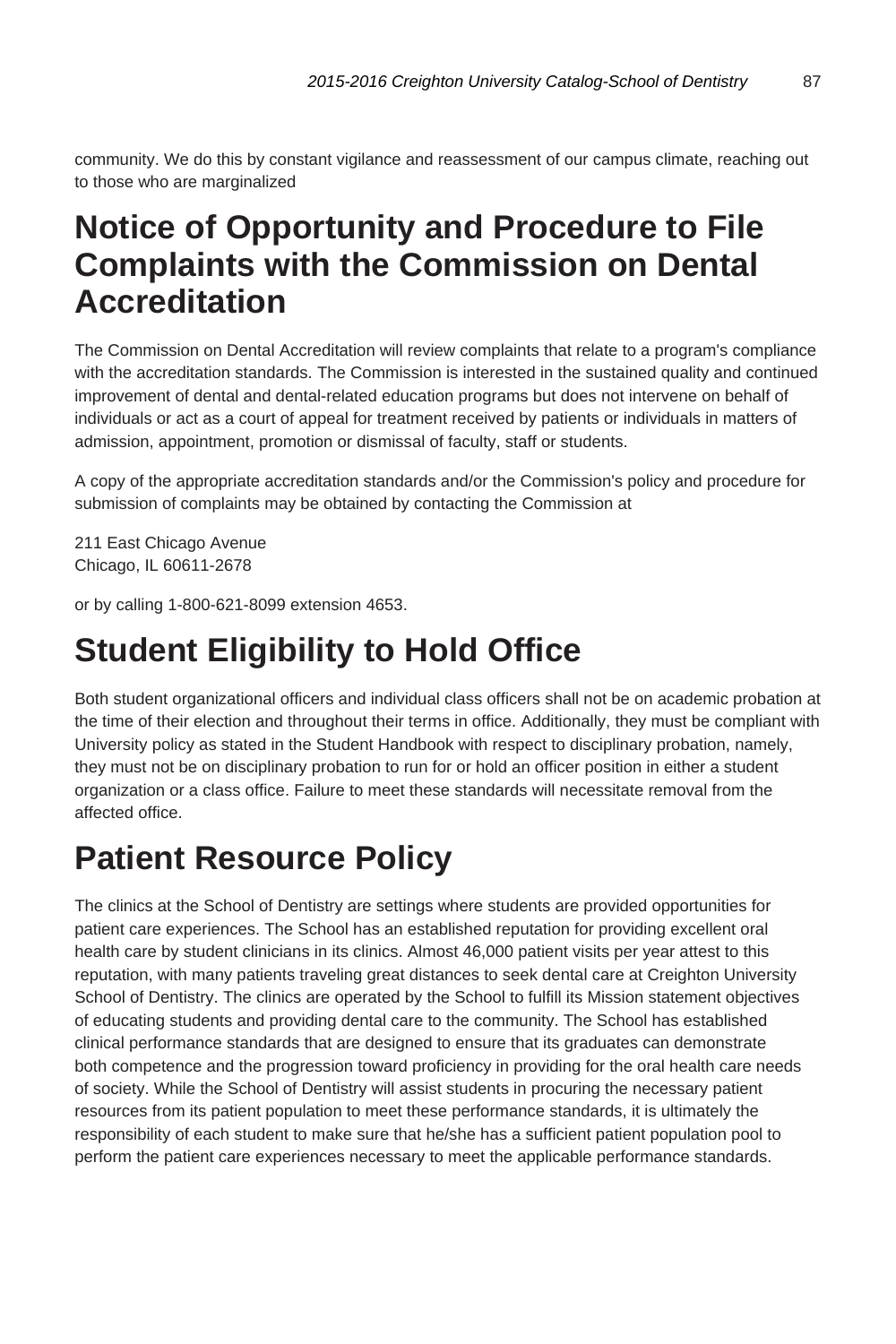community. We do this by constant vigilance and reassessment of our campus climate, reaching out to those who are marginalized

# Notice of Opportunity and Procedure to File Complaints with the Commission on Dental Accreditation

The Commission on Dental Accreditation will review complaints that relate to a program's compliance with the accreditation standards. The Commission is interested in the sustained quality and continued improvement of dental and dental-related education programs but does not intervene on behalf of individuals or act as a court of appeal for treatment received by patients or individuals in matters of admission, appointment, promotion or dismissal of faculty, staff or students.

A copy of the appropriate accreditation standards and/or the Commission's policy and procedure for submission of complaints may be obtained by contacting the Commission at

211 East Chicago Avenue
Chicago, IL 60611-2678

or by calling 1-800-621-8099 extension 4653.

# Student Eligibility to Hold Office

Both student organizational officers and individual class officers shall not be on academic probation at the time of their election and throughout their terms in office. Additionally, they must be compliant with University policy as stated in the Student Handbook with respect to disciplinary probation, namely, they must not be on disciplinary probation to run for or hold an officer position in either a student organization or a class office. Failure to meet these standards will necessitate removal from the affected office.

# Patient Resource Policy

The clinics at the School of Dentistry are settings where students are provided opportunities for patient care experiences. The School has an established reputation for providing excellent oral health care by student clinicians in its clinics. Almost 46,000 patient visits per year attest to this reputation, with many patients traveling great distances to seek dental care at Creighton University School of Dentistry. The clinics are operated by the School to fulfill its Mission statement objectives of educating students and providing dental care to the community. The School has established clinical performance standards that are designed to ensure that its graduates can demonstrate both competence and the progression toward proficiency in providing for the oral health care needs of society. While the School of Dentistry will assist students in procuring the necessary patient resources from its patient population to meet these performance standards, it is ultimately the responsibility of each student to make sure that he/she has a sufficient patient population pool to perform the patient care experiences necessary to meet the applicable performance standards.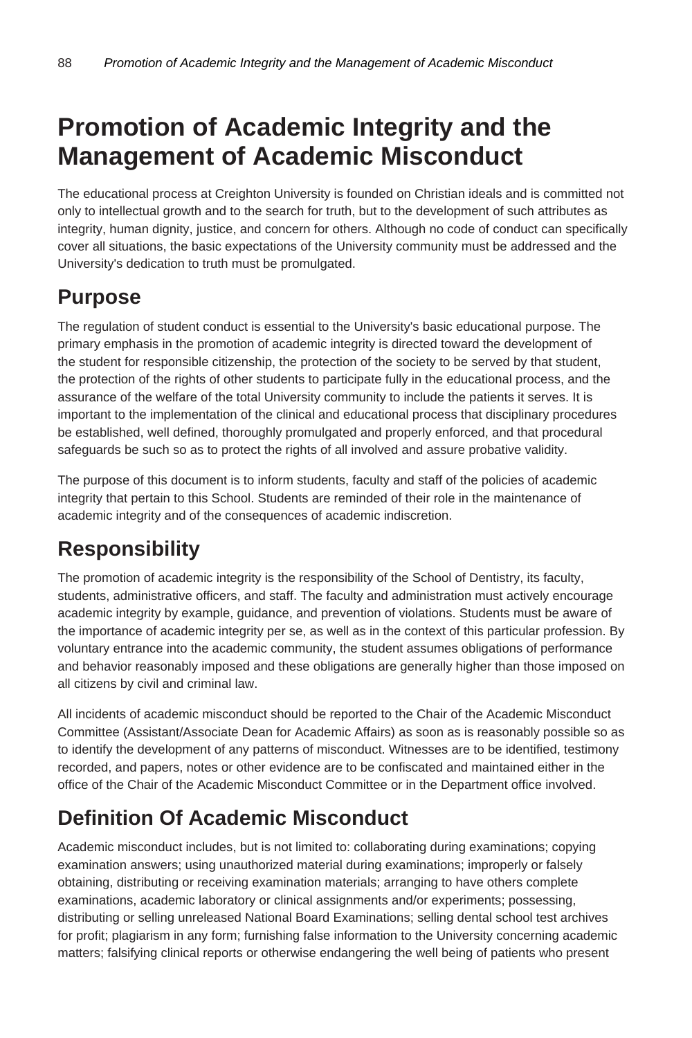# Promotion of Academic Integrity and the Management of Academic Misconduct

The educational process at Creighton University is founded on Christian ideals and is committed not only to intellectual growth and to the search for truth, but to the development of such attributes as integrity, human dignity, justice, and concern for others. Although no code of conduct can specifically cover all situations, the basic expectations of the University community must be addressed and the University's dedication to truth must be promulgated.

## Purpose

The regulation of student conduct is essential to the University's basic educational purpose. The primary emphasis in the promotion of academic integrity is directed toward the development of the student for responsible citizenship, the protection of the society to be served by that student, the protection of the rights of other students to participate fully in the educational process, and the assurance of the welfare of the total University community to include the patients it serves. It is important to the implementation of the clinical and educational process that disciplinary procedures be established, well defined, thoroughly promulgated and properly enforced, and that procedural safeguards be such so as to protect the rights of all involved and assure probative validity.

The purpose of this document is to inform students, faculty and staff of the policies of academic integrity that pertain to this School. Students are reminded of their role in the maintenance of academic integrity and of the consequences of academic indiscretion.

## Responsibility

The promotion of academic integrity is the responsibility of the School of Dentistry, its faculty, students, administrative officers, and staff. The faculty and administration must actively encourage academic integrity by example, guidance, and prevention of violations. Students must be aware of the importance of academic integrity per se, as well as in the context of this particular profession. By voluntary entrance into the academic community, the student assumes obligations of performance and behavior reasonably imposed and these obligations are generally higher than those imposed on all citizens by civil and criminal law.

All incidents of academic misconduct should be reported to the Chair of the Academic Misconduct Committee (Assistant/Associate Dean for Academic Affairs) as soon as is reasonably possible so as to identify the development of any patterns of misconduct. Witnesses are to be identified, testimony recorded, and papers, notes or other evidence are to be confiscated and maintained either in the office of the Chair of the Academic Misconduct Committee or in the Department office involved.

## Definition Of Academic Misconduct

Academic misconduct includes, but is not limited to: collaborating during examinations; copying examination answers; using unauthorized material during examinations; improperly or falsely obtaining, distributing or receiving examination materials; arranging to have others complete examinations, academic laboratory or clinical assignments and/or experiments; possessing, distributing or selling unreleased National Board Examinations; selling dental school test archives for profit; plagiarism in any form; furnishing false information to the University concerning academic matters; falsifying clinical reports or otherwise endangering the well being of patients who present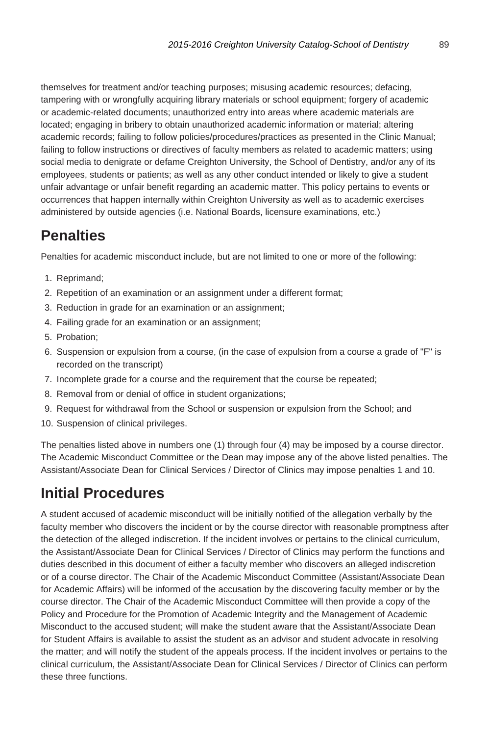themselves for treatment and/or teaching purposes; misusing academic resources; defacing, tampering with or wrongfully acquiring library materials or school equipment; forgery of academic or academic-related documents; unauthorized entry into areas where academic materials are located; engaging in bribery to obtain unauthorized academic information or material; altering academic records; failing to follow policies/procedures/practices as presented in the Clinic Manual; failing to follow instructions or directives of faculty members as related to academic matters; using social media to denigrate or defame Creighton University, the School of Dentistry, and/or any of its employees, students or patients; as well as any other conduct intended or likely to give a student unfair advantage or unfair benefit regarding an academic matter. This policy pertains to events or occurrences that happen internally within Creighton University as well as to academic exercises administered by outside agencies (i.e. National Boards, licensure examinations, etc.)

## Penalties

Penalties for academic misconduct include, but are not limited to one or more of the following:

1. Reprimand;
2. Repetition of an examination or an assignment under a different format;
3. Reduction in grade for an examination or an assignment;
4. Failing grade for an examination or an assignment;
5. Probation;
6. Suspension or expulsion from a course, (in the case of expulsion from a course a grade of "F" is recorded on the transcript)
7. Incomplete grade for a course and the requirement that the course be repeated;
8. Removal from or denial of office in student organizations;
9. Request for withdrawal from the School or suspension or expulsion from the School; and
10. Suspension of clinical privileges.

The penalties listed above in numbers one (1) through four (4) may be imposed by a course director. The Academic Misconduct Committee or the Dean may impose any of the above listed penalties. The Assistant/Associate Dean for Clinical Services / Director of Clinics may impose penalties 1 and 10.

## Initial Procedures

A student accused of academic misconduct will be initially notified of the allegation verbally by the faculty member who discovers the incident or by the course director with reasonable promptness after the detection of the alleged indiscretion. If the incident involves or pertains to the clinical curriculum, the Assistant/Associate Dean for Clinical Services / Director of Clinics may perform the functions and duties described in this document of either a faculty member who discovers an alleged indiscretion or of a course director. The Chair of the Academic Misconduct Committee (Assistant/Associate Dean for Academic Affairs) will be informed of the accusation by the discovering faculty member or by the course director. The Chair of the Academic Misconduct Committee will then provide a copy of the Policy and Procedure for the Promotion of Academic Integrity and the Management of Academic Misconduct to the accused student; will make the student aware that the Assistant/Associate Dean for Student Affairs is available to assist the student as an advisor and student advocate in resolving the matter; and will notify the student of the appeals process. If the incident involves or pertains to the clinical curriculum, the Assistant/Associate Dean for Clinical Services / Director of Clinics can perform these three functions.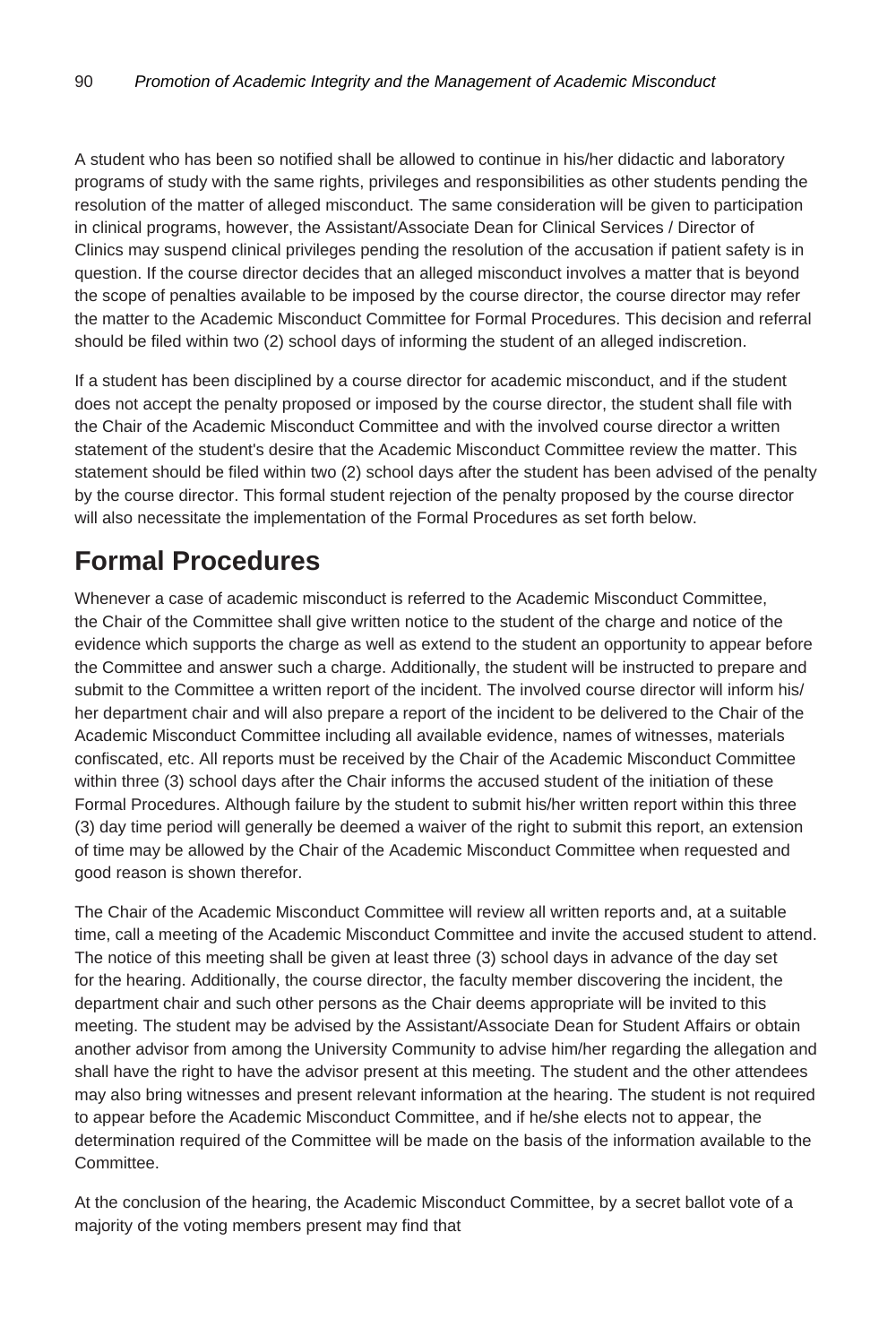A student who has been so notified shall be allowed to continue in his/her didactic and laboratory programs of study with the same rights, privileges and responsibilities as other students pending the resolution of the matter of alleged misconduct. The same consideration will be given to participation in clinical programs, however, the Assistant/Associate Dean for Clinical Services / Director of Clinics may suspend clinical privileges pending the resolution of the accusation if patient safety is in question. If the course director decides that an alleged misconduct involves a matter that is beyond the scope of penalties available to be imposed by the course director, the course director may refer the matter to the Academic Misconduct Committee for Formal Procedures. This decision and referral should be filed within two (2) school days of informing the student of an alleged indiscretion.

If a student has been disciplined by a course director for academic misconduct, and if the student does not accept the penalty proposed or imposed by the course director, the student shall file with the Chair of the Academic Misconduct Committee and with the involved course director a written statement of the student's desire that the Academic Misconduct Committee review the matter. This statement should be filed within two (2) school days after the student has been advised of the penalty by the course director. This formal student rejection of the penalty proposed by the course director will also necessitate the implementation of the Formal Procedures as set forth below.

## Formal Procedures

Whenever a case of academic misconduct is referred to the Academic Misconduct Committee, the Chair of the Committee shall give written notice to the student of the charge and notice of the evidence which supports the charge as well as extend to the student an opportunity to appear before the Committee and answer such a charge. Additionally, the student will be instructed to prepare and submit to the Committee a written report of the incident. The involved course director will inform his/her department chair and will also prepare a report of the incident to be delivered to the Chair of the Academic Misconduct Committee including all available evidence, names of witnesses, materials confiscated, etc. All reports must be received by the Chair of the Academic Misconduct Committee within three (3) school days after the Chair informs the accused student of the initiation of these Formal Procedures. Although failure by the student to submit his/her written report within this three (3) day time period will generally be deemed a waiver of the right to submit this report, an extension of time may be allowed by the Chair of the Academic Misconduct Committee when requested and good reason is shown therefor.

The Chair of the Academic Misconduct Committee will review all written reports and, at a suitable time, call a meeting of the Academic Misconduct Committee and invite the accused student to attend. The notice of this meeting shall be given at least three (3) school days in advance of the day set for the hearing. Additionally, the course director, the faculty member discovering the incident, the department chair and such other persons as the Chair deems appropriate will be invited to this meeting. The student may be advised by the Assistant/Associate Dean for Student Affairs or obtain another advisor from among the University Community to advise him/her regarding the allegation and shall have the right to have the advisor present at this meeting. The student and the other attendees may also bring witnesses and present relevant information at the hearing. The student is not required to appear before the Academic Misconduct Committee, and if he/she elects not to appear, the determination required of the Committee will be made on the basis of the information available to the Committee.

At the conclusion of the hearing, the Academic Misconduct Committee, by a secret ballot vote of a majority of the voting members present may find that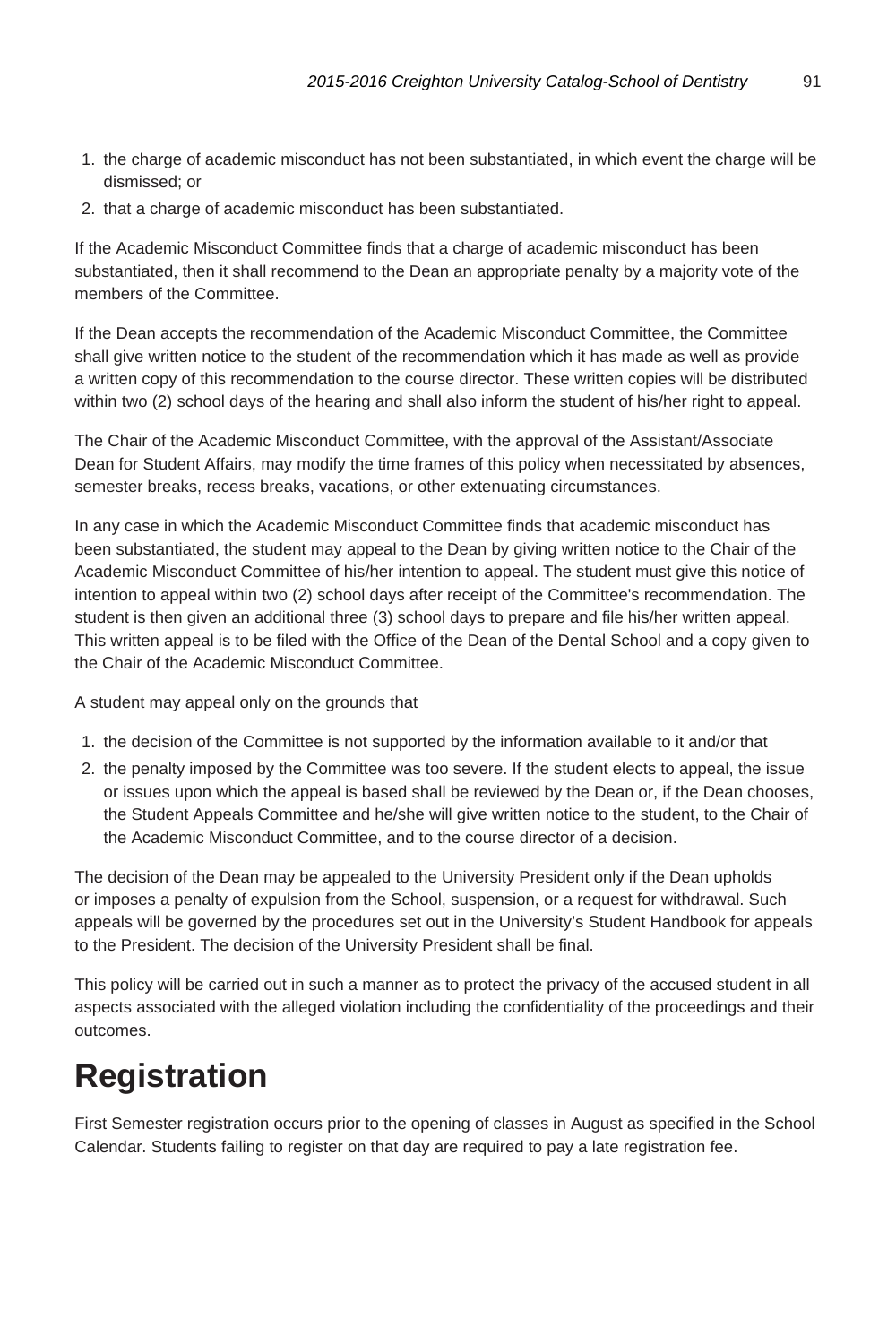1. the charge of academic misconduct has not been substantiated, in which event the charge will be dismissed; or
2. that a charge of academic misconduct has been substantiated.

If the Academic Misconduct Committee finds that a charge of academic misconduct has been substantiated, then it shall recommend to the Dean an appropriate penalty by a majority vote of the members of the Committee.

If the Dean accepts the recommendation of the Academic Misconduct Committee, the Committee shall give written notice to the student of the recommendation which it has made as well as provide a written copy of this recommendation to the course director. These written copies will be distributed within two (2) school days of the hearing and shall also inform the student of his/her right to appeal.

The Chair of the Academic Misconduct Committee, with the approval of the Assistant/Associate Dean for Student Affairs, may modify the time frames of this policy when necessitated by absences, semester breaks, recess breaks, vacations, or other extenuating circumstances.

In any case in which the Academic Misconduct Committee finds that academic misconduct has been substantiated, the student may appeal to the Dean by giving written notice to the Chair of the Academic Misconduct Committee of his/her intention to appeal. The student must give this notice of intention to appeal within two (2) school days after receipt of the Committee's recommendation. The student is then given an additional three (3) school days to prepare and file his/her written appeal. This written appeal is to be filed with the Office of the Dean of the Dental School and a copy given to the Chair of the Academic Misconduct Committee.

A student may appeal only on the grounds that

1. the decision of the Committee is not supported by the information available to it and/or that
2. the penalty imposed by the Committee was too severe. If the student elects to appeal, the issue or issues upon which the appeal is based shall be reviewed by the Dean or, if the Dean chooses, the Student Appeals Committee and he/she will give written notice to the student, to the Chair of the Academic Misconduct Committee, and to the course director of a decision.

The decision of the Dean may be appealed to the University President only if the Dean upholds or imposes a penalty of expulsion from the School, suspension, or a request for withdrawal. Such appeals will be governed by the procedures set out in the University's Student Handbook for appeals to the President. The decision of the University President shall be final.

This policy will be carried out in such a manner as to protect the privacy of the accused student in all aspects associated with the alleged violation including the confidentiality of the proceedings and their outcomes.

# Registration

First Semester registration occurs prior to the opening of classes in August as specified in the School Calendar. Students failing to register on that day are required to pay a late registration fee.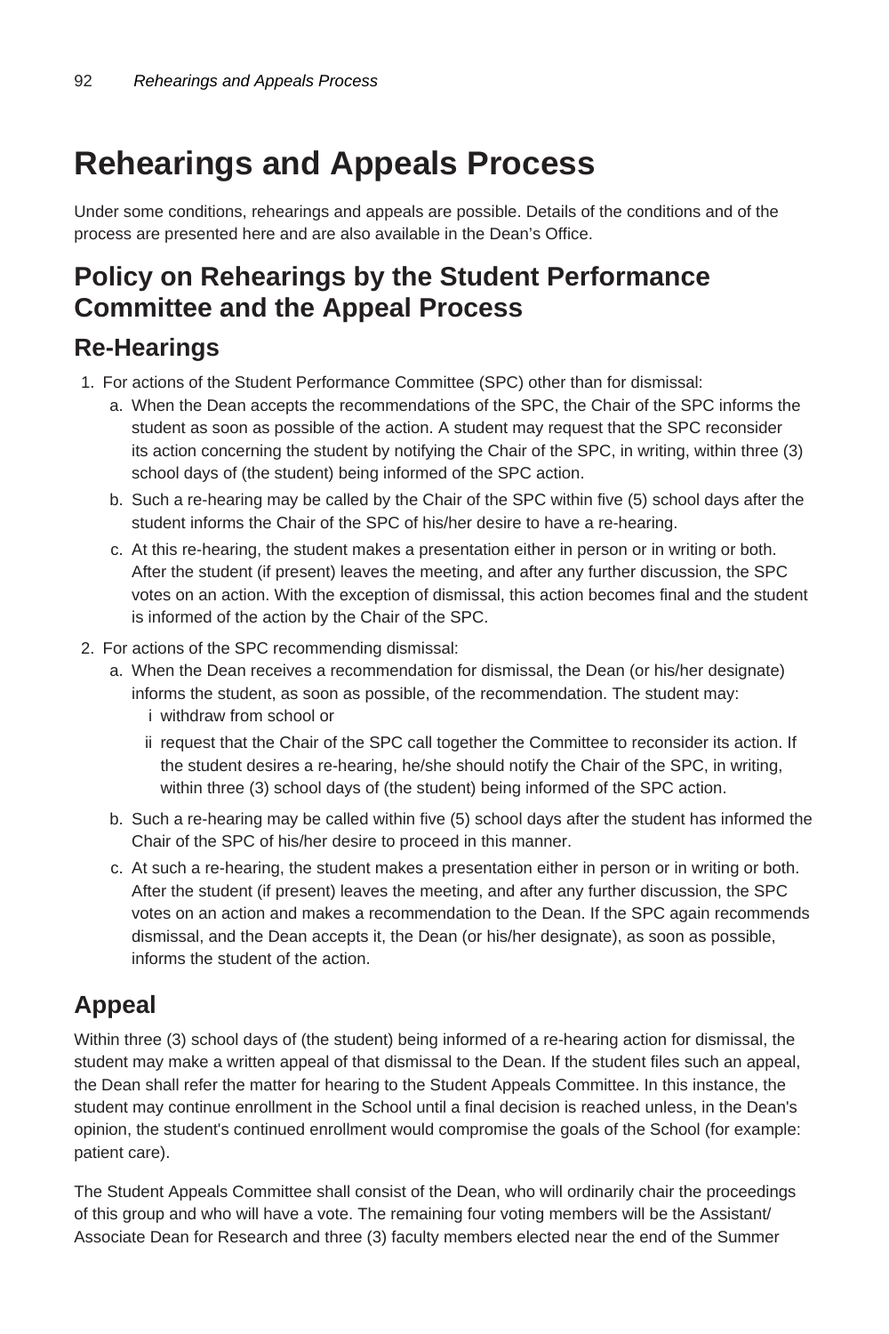# Rehearings and Appeals Process

Under some conditions, rehearings and appeals are possible. Details of the conditions and of the process are presented here and are also available in the Dean's Office.

## Policy on Rehearings by the Student Performance Committee and the Appeal Process

### Re-Hearings

1. For actions of the Student Performance Committee (SPC) other than for dismissal:
   a. When the Dean accepts the recommendations of the SPC, the Chair of the SPC informs the student as soon as possible of the action. A student may request that the SPC reconsider its action concerning the student by notifying the Chair of the SPC, in writing, within three (3) school days of (the student) being informed of the SPC action.
   b. Such a re-hearing may be called by the Chair of the SPC within five (5) school days after the student informs the Chair of the SPC of his/her desire to have a re-hearing.
   c. At this re-hearing, the student makes a presentation either in person or in writing or both. After the student (if present) leaves the meeting, and after any further discussion, the SPC votes on an action. With the exception of dismissal, this action becomes final and the student is informed of the action by the Chair of the SPC.
2. For actions of the SPC recommending dismissal:
   a. When the Dean receives a recommendation for dismissal, the Dean (or his/her designate) informs the student, as soon as possible, of the recommendation. The student may:
      i withdraw from school or
      ii request that the Chair of the SPC call together the Committee to reconsider its action. If the student desires a re-hearing, he/she should notify the Chair of the SPC, in writing, within three (3) school days of (the student) being informed of the SPC action.
   b. Such a re-hearing may be called within five (5) school days after the student has informed the Chair of the SPC of his/her desire to proceed in this manner.
   c. At such a re-hearing, the student makes a presentation either in person or in writing or both. After the student (if present) leaves the meeting, and after any further discussion, the SPC votes on an action and makes a recommendation to the Dean. If the SPC again recommends dismissal, and the Dean accepts it, the Dean (or his/her designate), as soon as possible, informs the student of the action.

### Appeal

Within three (3) school days of (the student) being informed of a re-hearing action for dismissal, the student may make a written appeal of that dismissal to the Dean. If the student files such an appeal, the Dean shall refer the matter for hearing to the Student Appeals Committee. In this instance, the student may continue enrollment in the School until a final decision is reached unless, in the Dean's opinion, the student's continued enrollment would compromise the goals of the School (for example: patient care).

The Student Appeals Committee shall consist of the Dean, who will ordinarily chair the proceedings of this group and who will have a vote. The remaining four voting members will be the Assistant/Associate Dean for Research and three (3) faculty members elected near the end of the Summer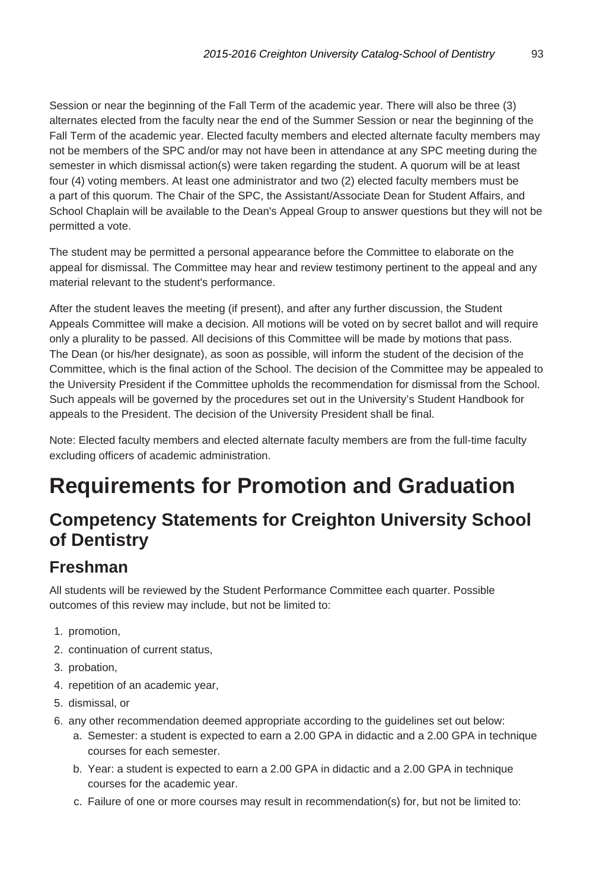Session or near the beginning of the Fall Term of the academic year. There will also be three (3) alternates elected from the faculty near the end of the Summer Session or near the beginning of the Fall Term of the academic year. Elected faculty members and elected alternate faculty members may not be members of the SPC and/or may not have been in attendance at any SPC meeting during the semester in which dismissal action(s) were taken regarding the student. A quorum will be at least four (4) voting members. At least one administrator and two (2) elected faculty members must be a part of this quorum. The Chair of the SPC, the Assistant/Associate Dean for Student Affairs, and School Chaplain will be available to the Dean's Appeal Group to answer questions but they will not be permitted a vote.

The student may be permitted a personal appearance before the Committee to elaborate on the appeal for dismissal. The Committee may hear and review testimony pertinent to the appeal and any material relevant to the student's performance.

After the student leaves the meeting (if present), and after any further discussion, the Student Appeals Committee will make a decision. All motions will be voted on by secret ballot and will require only a plurality to be passed. All decisions of this Committee will be made by motions that pass. The Dean (or his/her designate), as soon as possible, will inform the student of the decision of the Committee, which is the final action of the School. The decision of the Committee may be appealed to the University President if the Committee upholds the recommendation for dismissal from the School. Such appeals will be governed by the procedures set out in the University's Student Handbook for appeals to the President. The decision of the University President shall be final.

Note: Elected faculty members and elected alternate faculty members are from the full-time faculty excluding officers of academic administration.

# Requirements for Promotion and Graduation

## Competency Statements for Creighton University School of Dentistry

### Freshman

All students will be reviewed by the Student Performance Committee each quarter. Possible outcomes of this review may include, but not be limited to:

1. promotion,
2. continuation of current status,
3. probation,
4. repetition of an academic year,
5. dismissal, or
6. any other recommendation deemed appropriate according to the guidelines set out below:
   a. Semester: a student is expected to earn a 2.00 GPA in didactic and a 2.00 GPA in technique courses for each semester.
   b. Year: a student is expected to earn a 2.00 GPA in didactic and a 2.00 GPA in technique courses for the academic year.
   c. Failure of one or more courses may result in recommendation(s) for, but not be limited to: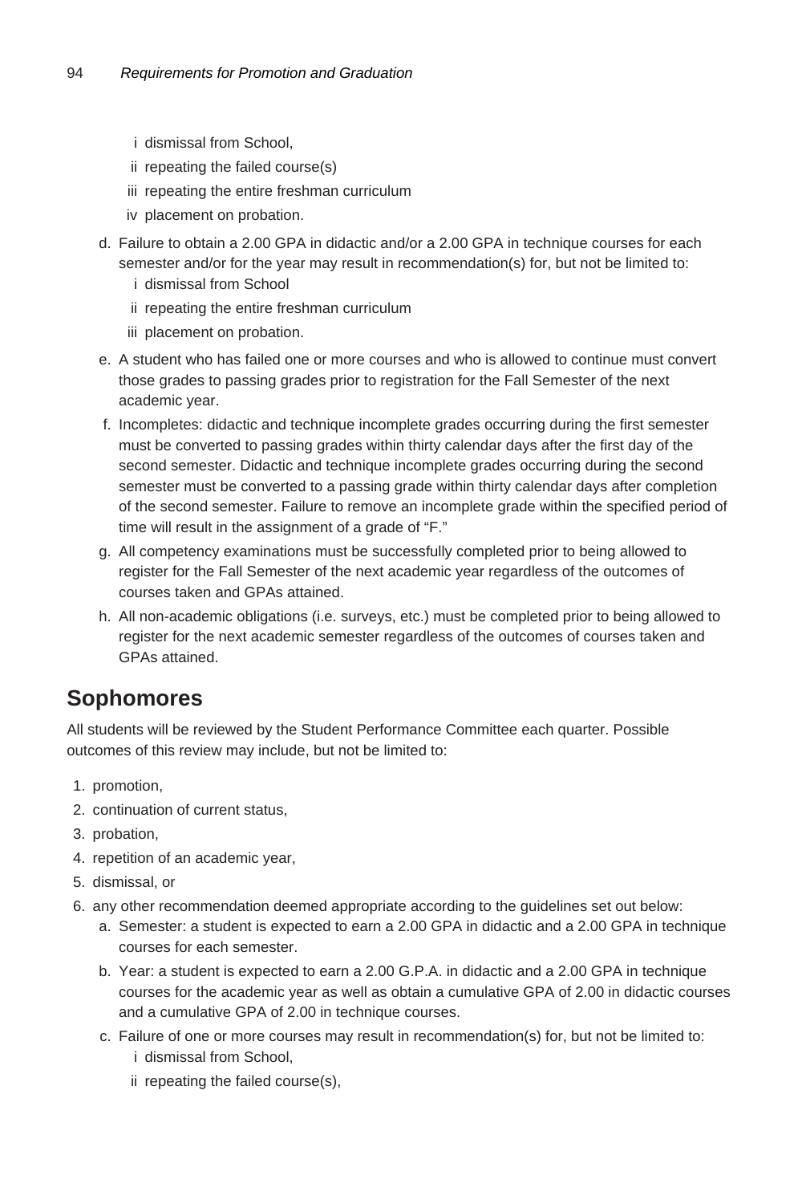i dismissal from School,
   ii repeating the failed course(s)
   iii repeating the entire freshman curriculum
   iv placement on probation.

d. Failure to obtain a 2.00 GPA in didactic and/or a 2.00 GPA in technique courses for each semester and/or for the year may result in recommendation(s) for, but not be limited to:
   i dismissal from School
   ii repeating the entire freshman curriculum
   iii placement on probation.
e. A student who has failed one or more courses and who is allowed to continue must convert those grades to passing grades prior to registration for the Fall Semester of the next academic year.
f. Incompletes: didactic and technique incomplete grades occurring during the first semester must be converted to passing grades within thirty calendar days after the first day of the second semester. Didactic and technique incomplete grades occurring during the second semester must be converted to a passing grade within thirty calendar days after completion of the second semester. Failure to remove an incomplete grade within the specified period of time will result in the assignment of a grade of "F."
g. All competency examinations must be successfully completed prior to being allowed to register for the Fall Semester of the next academic year regardless of the outcomes of courses taken and GPAs attained.
h. All non-academic obligations (i.e. surveys, etc.) must be completed prior to being allowed to register for the next academic semester regardless of the outcomes of courses taken and GPAs attained.

## Sophomores

All students will be reviewed by the Student Performance Committee each quarter. Possible outcomes of this review may include, but not be limited to:

1. promotion,
2. continuation of current status,
3. probation,
4. repetition of an academic year,
5. dismissal, or
6. any other recommendation deemed appropriate according to the guidelines set out below:
   a. Semester: a student is expected to earn a 2.00 GPA in didactic and a 2.00 GPA in technique courses for each semester.
   b. Year: a student is expected to earn a 2.00 G.P.A. in didactic and a 2.00 GPA in technique courses for the academic year as well as obtain a cumulative GPA of 2.00 in didactic courses and a cumulative GPA of 2.00 in technique courses.
   c. Failure of one or more courses may result in recommendation(s) for, but not be limited to:
      i dismissal from School,
      ii repeating the failed course(s),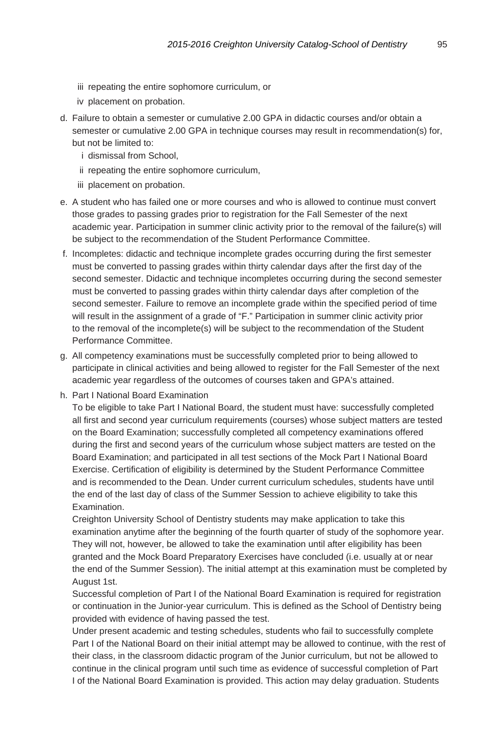iii repeating the entire sophomore curriculum, or

iv placement on probation.

d. Failure to obtain a semester or cumulative 2.00 GPA in didactic courses and/or obtain a semester or cumulative 2.00 GPA in technique courses may result in recommendation(s) for, but not be limited to:

   i dismissal from School,

   ii repeating the entire sophomore curriculum,

   iii placement on probation.

e. A student who has failed one or more courses and who is allowed to continue must convert those grades to passing grades prior to registration for the Fall Semester of the next academic year. Participation in summer clinic activity prior to the removal of the failure(s) will be subject to the recommendation of the Student Performance Committee.

f. Incompletes: didactic and technique incomplete grades occurring during the first semester must be converted to passing grades within thirty calendar days after the first day of the second semester. Didactic and technique incompletes occurring during the second semester must be converted to passing grades within thirty calendar days after completion of the second semester. Failure to remove an incomplete grade within the specified period of time will result in the assignment of a grade of "F." Participation in summer clinic activity prior to the removal of the incomplete(s) will be subject to the recommendation of the Student Performance Committee.

g. All competency examinations must be successfully completed prior to being allowed to participate in clinical activities and being allowed to register for the Fall Semester of the next academic year regardless of the outcomes of courses taken and GPA's attained.

h. Part I National Board Examination

   To be eligible to take Part I National Board, the student must have: successfully completed all first and second year curriculum requirements (courses) whose subject matters are tested on the Board Examination; successfully completed all competency examinations offered during the first and second years of the curriculum whose subject matters are tested on the Board Examination; and participated in all test sections of the Mock Part I National Board Exercise. Certification of eligibility is determined by the Student Performance Committee and is recommended to the Dean. Under current curriculum schedules, students have until the end of the last day of class of the Summer Session to achieve eligibility to take this Examination.

   Creighton University School of Dentistry students may make application to take this examination anytime after the beginning of the fourth quarter of study of the sophomore year. They will not, however, be allowed to take the examination until after eligibility has been granted and the Mock Board Preparatory Exercises have concluded (i.e. usually at or near the end of the Summer Session). The initial attempt at this examination must be completed by August 1st.

   Successful completion of Part I of the National Board Examination is required for registration or continuation in the Junior-year curriculum. This is defined as the School of Dentistry being provided with evidence of having passed the test.

   Under present academic and testing schedules, students who fail to successfully complete Part I of the National Board on their initial attempt may be allowed to continue, with the rest of their class, in the classroom didactic program of the Junior curriculum, but not be allowed to continue in the clinical program until such time as evidence of successful completion of Part I of the National Board Examination is provided. This action may delay graduation. Students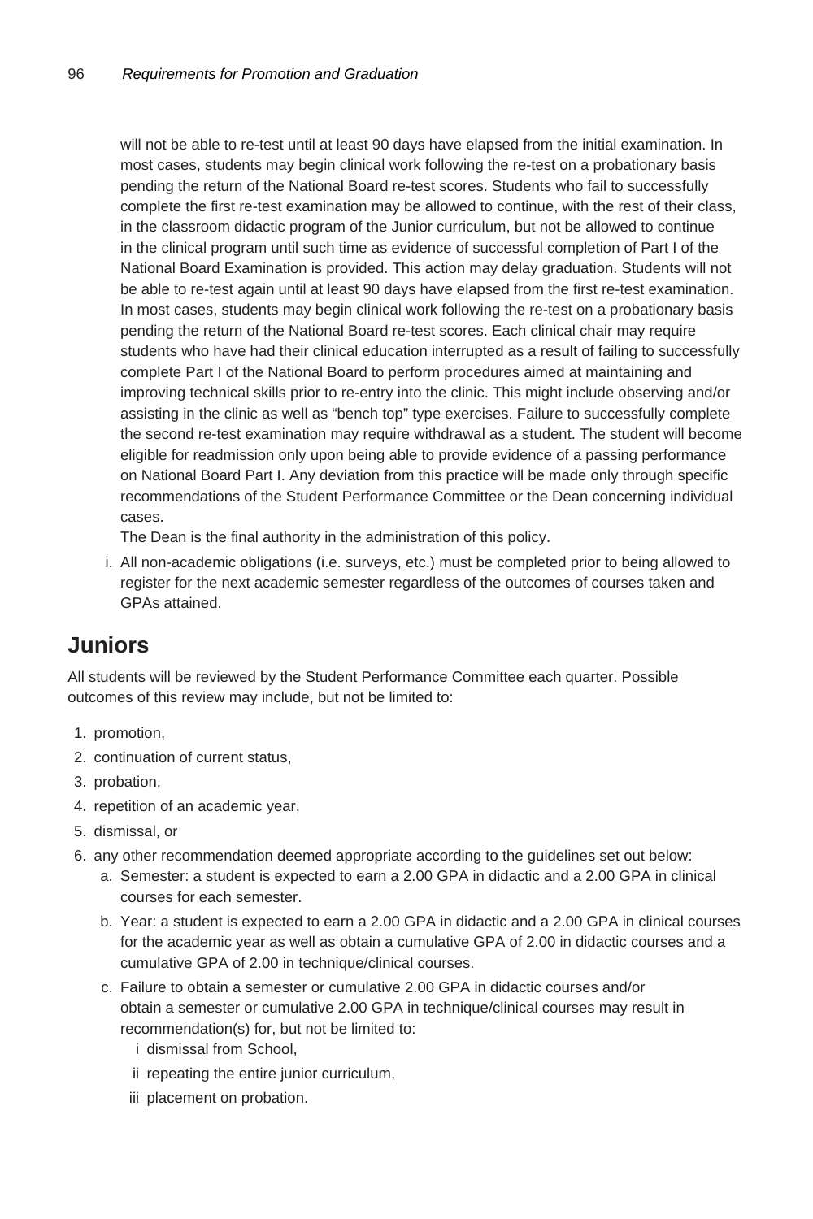will not be able to re-test until at least 90 days have elapsed from the initial examination. In most cases, students may begin clinical work following the re-test on a probationary basis pending the return of the National Board re-test scores. Students who fail to successfully complete the first re-test examination may be allowed to continue, with the rest of their class, in the classroom didactic program of the Junior curriculum, but not be allowed to continue in the clinical program until such time as evidence of successful completion of Part I of the National Board Examination is provided. This action may delay graduation. Students will not be able to re-test again until at least 90 days have elapsed from the first re-test examination. In most cases, students may begin clinical work following the re-test on a probationary basis pending the return of the National Board re-test scores. Each clinical chair may require students who have had their clinical education interrupted as a result of failing to successfully complete Part I of the National Board to perform procedures aimed at maintaining and improving technical skills prior to re-entry into the clinic. This might include observing and/or assisting in the clinic as well as "bench top" type exercises. Failure to successfully complete the second re-test examination may require withdrawal as a student. The student will become eligible for readmission only upon being able to provide evidence of a passing performance on National Board Part I. Any deviation from this practice will be made only through specific recommendations of the Student Performance Committee or the Dean concerning individual cases.

The Dean is the final authority in the administration of this policy.

i. All non-academic obligations (i.e. surveys, etc.) must be completed prior to being allowed to register for the next academic semester regardless of the outcomes of courses taken and GPAs attained.

## Juniors

All students will be reviewed by the Student Performance Committee each quarter. Possible outcomes of this review may include, but not be limited to:

1. promotion,
2. continuation of current status,
3. probation,
4. repetition of an academic year,
5. dismissal, or
6. any other recommendation deemed appropriate according to the guidelines set out below:
   a. Semester: a student is expected to earn a 2.00 GPA in didactic and a 2.00 GPA in clinical courses for each semester.
   b. Year: a student is expected to earn a 2.00 GPA in didactic and a 2.00 GPA in clinical courses for the academic year as well as obtain a cumulative GPA of 2.00 in didactic courses and a cumulative GPA of 2.00 in technique/clinical courses.
   c. Failure to obtain a semester or cumulative 2.00 GPA in didactic courses and/or obtain a semester or cumulative 2.00 GPA in technique/clinical courses may result in recommendation(s) for, but not be limited to:
      i dismissal from School,
      ii repeating the entire junior curriculum,
      iii placement on probation.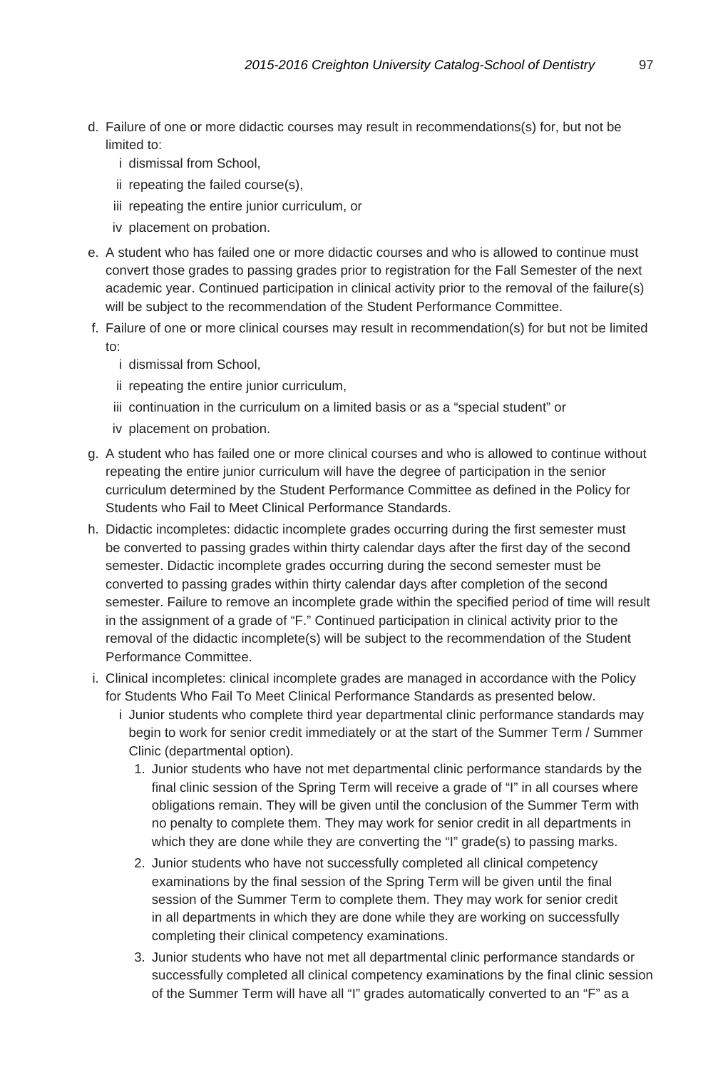d. Failure of one or more didactic courses may result in recommendations(s) for, but not be limited to:
   i dismissal from School,
   ii repeating the failed course(s),
   iii repeating the entire junior curriculum, or
   iv placement on probation.

e. A student who has failed one or more didactic courses and who is allowed to continue must convert those grades to passing grades prior to registration for the Fall Semester of the next academic year. Continued participation in clinical activity prior to the removal of the failure(s) will be subject to the recommendation of the Student Performance Committee.

f. Failure of one or more clinical courses may result in recommendation(s) for but not be limited to:
   i dismissal from School,
   ii repeating the entire junior curriculum,
   iii continuation in the curriculum on a limited basis or as a "special student" or
   iv placement on probation.

g. A student who has failed one or more clinical courses and who is allowed to continue without repeating the entire junior curriculum will have the degree of participation in the senior curriculum determined by the Student Performance Committee as defined in the Policy for Students who Fail to Meet Clinical Performance Standards.

h. Didactic incompletes: didactic incomplete grades occurring during the first semester must be converted to passing grades within thirty calendar days after the first day of the second semester. Didactic incomplete grades occurring during the second semester must be converted to passing grades within thirty calendar days after completion of the second semester. Failure to remove an incomplete grade within the specified period of time will result in the assignment of a grade of "F." Continued participation in clinical activity prior to the removal of the didactic incomplete(s) will be subject to the recommendation of the Student Performance Committee.

i. Clinical incompletes: clinical incomplete grades are managed in accordance with the Policy for Students Who Fail To Meet Clinical Performance Standards as presented below.
   i Junior students who complete third year departmental clinic performance standards may begin to work for senior credit immediately or at the start of the Summer Term / Summer Clinic (departmental option).
      1. Junior students who have not met departmental clinic performance standards by the final clinic session of the Spring Term will receive a grade of "I" in all courses where obligations remain. They will be given until the conclusion of the Summer Term with no penalty to complete them. They may work for senior credit in all departments in which they are done while they are converting the "I" grade(s) to passing marks.
      2. Junior students who have not successfully completed all clinical competency examinations by the final session of the Spring Term will be given until the final session of the Summer Term to complete them. They may work for senior credit in all departments in which they are done while they are working on successfully completing their clinical competency examinations.
      3. Junior students who have not met all departmental clinic performance standards or successfully completed all clinical competency examinations by the final clinic session of the Summer Term will have all "I" grades automatically converted to an "F" as a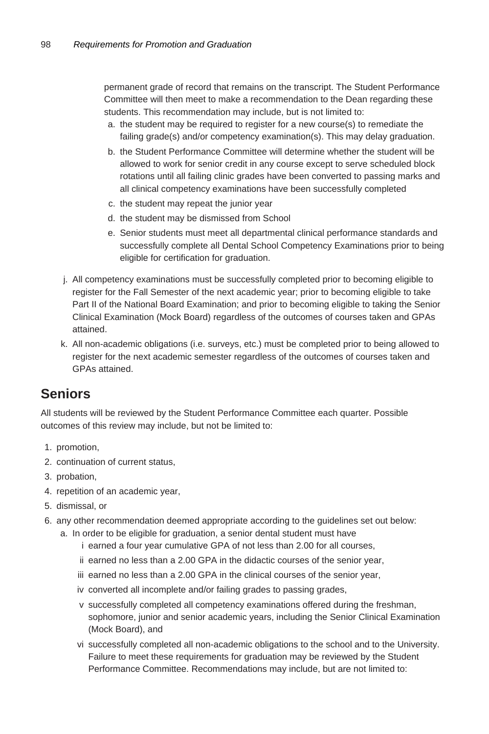permanent grade of record that remains on the transcript. The Student Performance Committee will then meet to make a recommendation to the Dean regarding these students. This recommendation may include, but is not limited to:

a. the student may be required to register for a new course(s) to remediate the failing grade(s) and/or competency examination(s). This may delay graduation.
b. the Student Performance Committee will determine whether the student will be allowed to work for senior credit in any course except to serve scheduled block rotations until all failing clinic grades have been converted to passing marks and all clinical competency examinations have been successfully completed
c. the student may repeat the junior year
d. the student may be dismissed from School
e. Senior students must meet all departmental clinical performance standards and successfully complete all Dental School Competency Examinations prior to being eligible for certification for graduation.

j. All competency examinations must be successfully completed prior to becoming eligible to register for the Fall Semester of the next academic year; prior to becoming eligible to take Part II of the National Board Examination; and prior to becoming eligible to taking the Senior Clinical Examination (Mock Board) regardless of the outcomes of courses taken and GPAs attained.

k. All non-academic obligations (i.e. surveys, etc.) must be completed prior to being allowed to register for the next academic semester regardless of the outcomes of courses taken and GPAs attained.

## Seniors

All students will be reviewed by the Student Performance Committee each quarter. Possible outcomes of this review may include, but not be limited to:

1. promotion,
2. continuation of current status,
3. probation,
4. repetition of an academic year,
5. dismissal, or
6. any other recommendation deemed appropriate according to the guidelines set out below:
   a. In order to be eligible for graduation, a senior dental student must have
      i earned a four year cumulative GPA of not less than 2.00 for all courses,
      ii earned no less than a 2.00 GPA in the didactic courses of the senior year,
      iii earned no less than a 2.00 GPA in the clinical courses of the senior year,
      iv converted all incomplete and/or failing grades to passing grades,
      v successfully completed all competency examinations offered during the freshman, sophomore, junior and senior academic years, including the Senior Clinical Examination (Mock Board), and
      vi successfully completed all non-academic obligations to the school and to the University. Failure to meet these requirements for graduation may be reviewed by the Student Performance Committee. Recommendations may include, but are not limited to: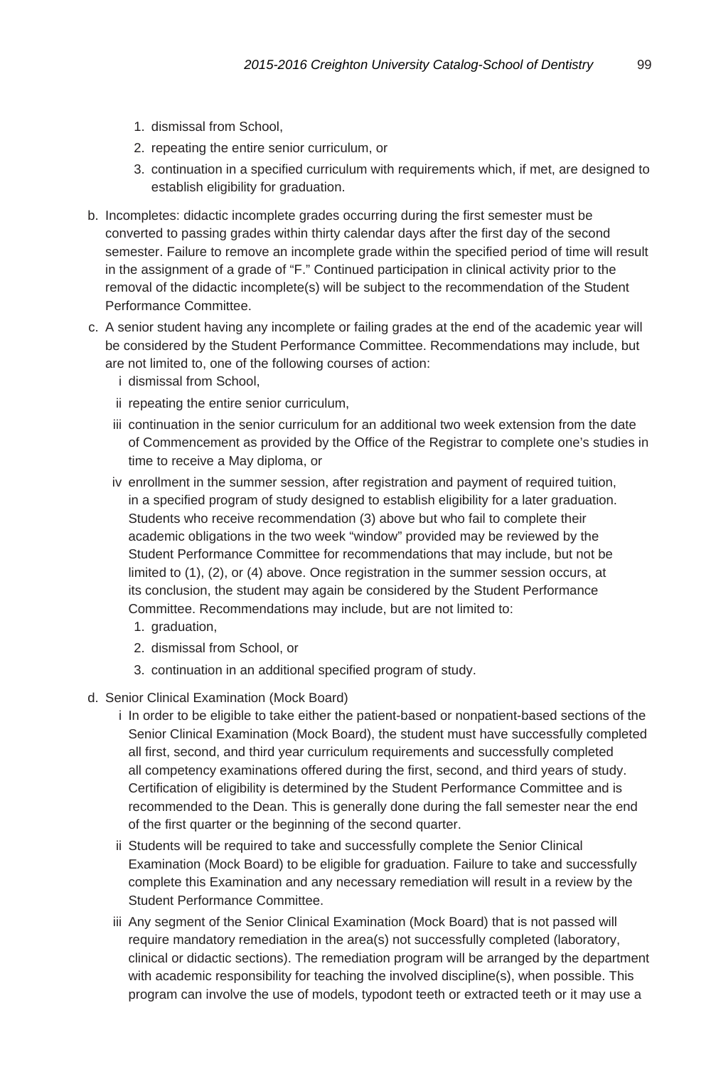1. dismissal from School,
2. repeating the entire senior curriculum, or
3. continuation in a specified curriculum with requirements which, if met, are designed to establish eligibility for graduation.

b. Incompletes: didactic incomplete grades occurring during the first semester must be converted to passing grades within thirty calendar days after the first day of the second semester. Failure to remove an incomplete grade within the specified period of time will result in the assignment of a grade of "F." Continued participation in clinical activity prior to the removal of the didactic incomplete(s) will be subject to the recommendation of the Student Performance Committee.

c. A senior student having any incomplete or failing grades at the end of the academic year will be considered by the Student Performance Committee. Recommendations may include, but are not limited to, one of the following courses of action:

   i dismissal from School,

   ii repeating the entire senior curriculum,

   iii continuation in the senior curriculum for an additional two week extension from the date of Commencement as provided by the Office of the Registrar to complete one's studies in time to receive a May diploma, or

   iv enrollment in the summer session, after registration and payment of required tuition, in a specified program of study designed to establish eligibility for a later graduation. Students who receive recommendation (3) above but who fail to complete their academic obligations in the two week "window" provided may be reviewed by the Student Performance Committee for recommendations that may include, but not be limited to (1), (2), or (4) above. Once registration in the summer session occurs, at its conclusion, the student may again be considered by the Student Performance Committee. Recommendations may include, but are not limited to:

      1. graduation,
      2. dismissal from School, or
      3. continuation in an additional specified program of study.

d. Senior Clinical Examination (Mock Board)

   i In order to be eligible to take either the patient-based or nonpatient-based sections of the Senior Clinical Examination (Mock Board), the student must have successfully completed all first, second, and third year curriculum requirements and successfully completed all competency examinations offered during the first, second, and third years of study. Certification of eligibility is determined by the Student Performance Committee and is recommended to the Dean. This is generally done during the fall semester near the end of the first quarter or the beginning of the second quarter.

   ii Students will be required to take and successfully complete the Senior Clinical Examination (Mock Board) to be eligible for graduation. Failure to take and successfully complete this Examination and any necessary remediation will result in a review by the Student Performance Committee.

   iii Any segment of the Senior Clinical Examination (Mock Board) that is not passed will require mandatory remediation in the area(s) not successfully completed (laboratory, clinical or didactic sections). The remediation program will be arranged by the department with academic responsibility for teaching the involved discipline(s), when possible. This program can involve the use of models, typodont teeth or extracted teeth or it may use a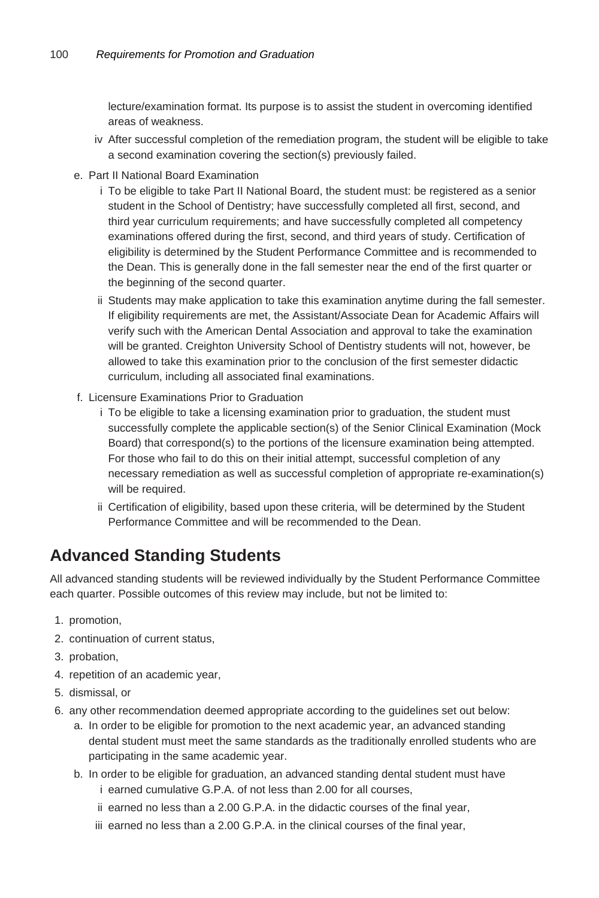lecture/examination format. Its purpose is to assist the student in overcoming identified areas of weakness.

   iv After successful completion of the remediation program, the student will be eligible to take a second examination covering the section(s) previously failed.

e. Part II National Board Examination
   i To be eligible to take Part II National Board, the student must: be registered as a senior student in the School of Dentistry; have successfully completed all first, second, and third year curriculum requirements; and have successfully completed all competency examinations offered during the first, second, and third years of study. Certification of eligibility is determined by the Student Performance Committee and is recommended to the Dean. This is generally done in the fall semester near the end of the first quarter or the beginning of the second quarter.
   ii Students may make application to take this examination anytime during the fall semester. If eligibility requirements are met, the Assistant/Associate Dean for Academic Affairs will verify such with the American Dental Association and approval to take the examination will be granted. Creighton University School of Dentistry students will not, however, be allowed to take this examination prior to the conclusion of the first semester didactic curriculum, including all associated final examinations.

f. Licensure Examinations Prior to Graduation
   i To be eligible to take a licensing examination prior to graduation, the student must successfully complete the applicable section(s) of the Senior Clinical Examination (Mock Board) that correspond(s) to the portions of the licensure examination being attempted. For those who fail to do this on their initial attempt, successful completion of any necessary remediation as well as successful completion of appropriate re-examination(s) will be required.
   ii Certification of eligibility, based upon these criteria, will be determined by the Student Performance Committee and will be recommended to the Dean.

## Advanced Standing Students

All advanced standing students will be reviewed individually by the Student Performance Committee each quarter. Possible outcomes of this review may include, but not be limited to:

1. promotion,
2. continuation of current status,
3. probation,
4. repetition of an academic year,
5. dismissal, or
6. any other recommendation deemed appropriate according to the guidelines set out below:
   a. In order to be eligible for promotion to the next academic year, an advanced standing dental student must meet the same standards as the traditionally enrolled students who are participating in the same academic year.
   b. In order to be eligible for graduation, an advanced standing dental student must have
      i earned cumulative G.P.A. of not less than 2.00 for all courses,
      ii earned no less than a 2.00 G.P.A. in the didactic courses of the final year,
      iii earned no less than a 2.00 G.P.A. in the clinical courses of the final year,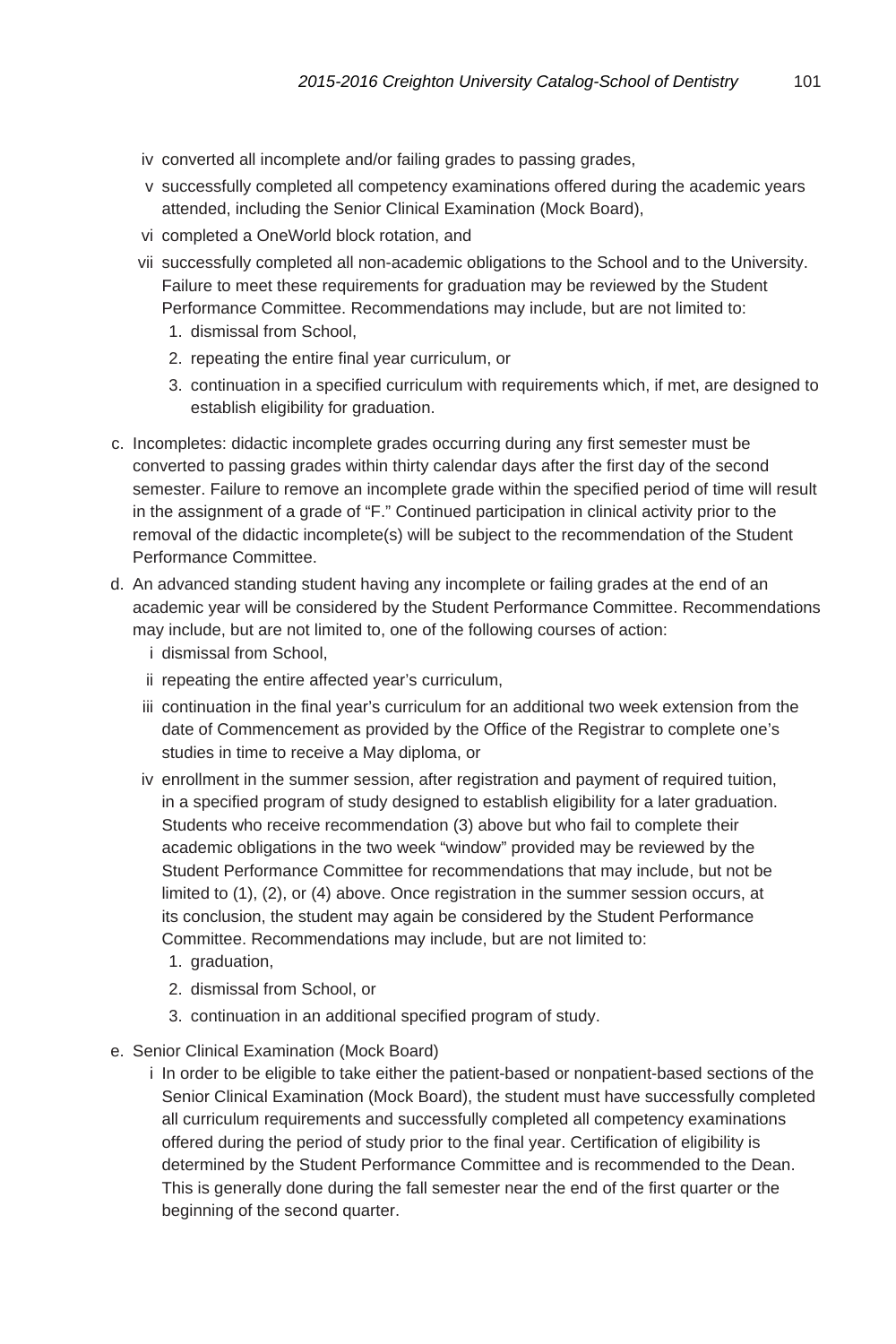iv converted all incomplete and/or failing grades to passing grades,

v successfully completed all competency examinations offered during the academic years attended, including the Senior Clinical Examination (Mock Board),

vi completed a OneWorld block rotation, and

vii successfully completed all non-academic obligations to the School and to the University. Failure to meet these requirements for graduation may be reviewed by the Student Performance Committee. Recommendations may include, but are not limited to:

1. dismissal from School,
2. repeating the entire final year curriculum, or
3. continuation in a specified curriculum with requirements which, if met, are designed to establish eligibility for graduation.

c. Incompletes: didactic incomplete grades occurring during any first semester must be converted to passing grades within thirty calendar days after the first day of the second semester. Failure to remove an incomplete grade within the specified period of time will result in the assignment of a grade of "F." Continued participation in clinical activity prior to the removal of the didactic incomplete(s) will be subject to the recommendation of the Student Performance Committee.

d. An advanced standing student having any incomplete or failing grades at the end of an academic year will be considered by the Student Performance Committee. Recommendations may include, but are not limited to, one of the following courses of action:

i dismissal from School,

ii repeating the entire affected year's curriculum,

iii continuation in the final year's curriculum for an additional two week extension from the date of Commencement as provided by the Office of the Registrar to complete one's studies in time to receive a May diploma, or

iv enrollment in the summer session, after registration and payment of required tuition, in a specified program of study designed to establish eligibility for a later graduation. Students who receive recommendation (3) above but who fail to complete their academic obligations in the two week "window" provided may be reviewed by the Student Performance Committee for recommendations that may include, but not be limited to (1), (2), or (4) above. Once registration in the summer session occurs, at its conclusion, the student may again be considered by the Student Performance Committee. Recommendations may include, but are not limited to:

1. graduation,
2. dismissal from School, or
3. continuation in an additional specified program of study.

e. Senior Clinical Examination (Mock Board)

i In order to be eligible to take either the patient-based or nonpatient-based sections of the Senior Clinical Examination (Mock Board), the student must have successfully completed all curriculum requirements and successfully completed all competency examinations offered during the period of study prior to the final year. Certification of eligibility is determined by the Student Performance Committee and is recommended to the Dean. This is generally done during the fall semester near the end of the first quarter or the beginning of the second quarter.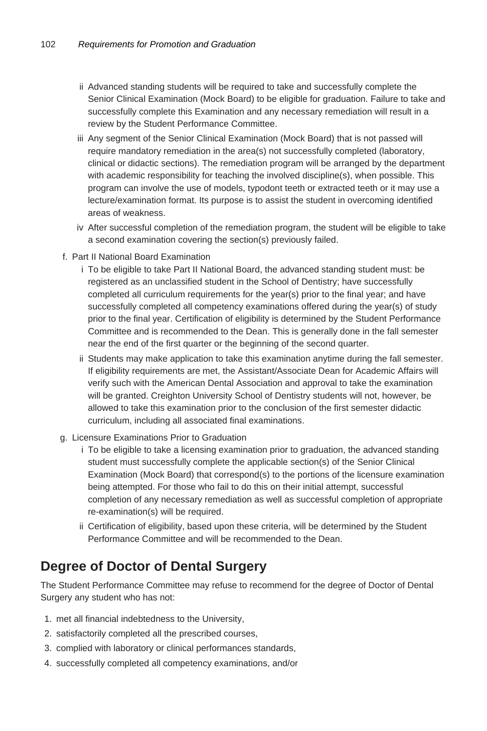- ii Advanced standing students will be required to take and successfully complete the Senior Clinical Examination (Mock Board) to be eligible for graduation. Failure to take and successfully complete this Examination and any necessary remediation will result in a review by the Student Performance Committee.
- iii Any segment of the Senior Clinical Examination (Mock Board) that is not passed will require mandatory remediation in the area(s) not successfully completed (laboratory, clinical or didactic sections). The remediation program will be arranged by the department with academic responsibility for teaching the involved discipline(s), when possible. This program can involve the use of models, typodont teeth or extracted teeth or it may use a lecture/examination format. Its purpose is to assist the student in overcoming identified areas of weakness.
- iv After successful completion of the remediation program, the student will be eligible to take a second examination covering the section(s) previously failed.

f. Part II National Board Examination

- i To be eligible to take Part II National Board, the advanced standing student must: be registered as an unclassified student in the School of Dentistry; have successfully completed all curriculum requirements for the year(s) prior to the final year; and have successfully completed all competency examinations offered during the year(s) of study prior to the final year. Certification of eligibility is determined by the Student Performance Committee and is recommended to the Dean. This is generally done in the fall semester near the end of the first quarter or the beginning of the second quarter.
- ii Students may make application to take this examination anytime during the fall semester. If eligibility requirements are met, the Assistant/Associate Dean for Academic Affairs will verify such with the American Dental Association and approval to take the examination will be granted. Creighton University School of Dentistry students will not, however, be allowed to take this examination prior to the conclusion of the first semester didactic curriculum, including all associated final examinations.

g. Licensure Examinations Prior to Graduation

- i To be eligible to take a licensing examination prior to graduation, the advanced standing student must successfully complete the applicable section(s) of the Senior Clinical Examination (Mock Board) that correspond(s) to the portions of the licensure examination being attempted. For those who fail to do this on their initial attempt, successful completion of any necessary remediation as well as successful completion of appropriate re-examination(s) will be required.
- ii Certification of eligibility, based upon these criteria, will be determined by the Student Performance Committee and will be recommended to the Dean.

## Degree of Doctor of Dental Surgery

The Student Performance Committee may refuse to recommend for the degree of Doctor of Dental Surgery any student who has not:

1. met all financial indebtedness to the University,
2. satisfactorily completed all the prescribed courses,
3. complied with laboratory or clinical performances standards,
4. successfully completed all competency examinations, and/or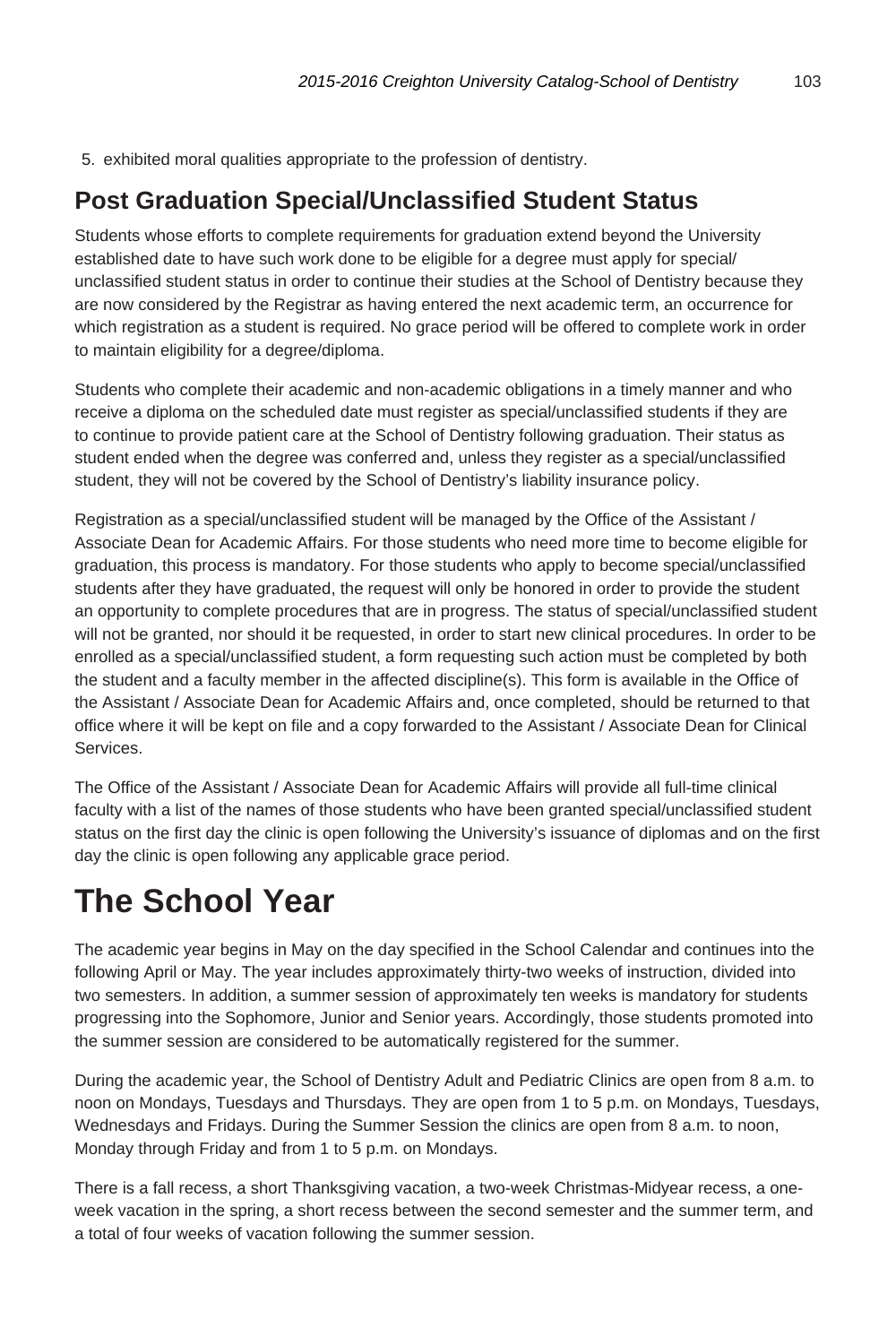5. exhibited moral qualities appropriate to the profession of dentistry.

## Post Graduation Special/Unclassified Student Status

Students whose efforts to complete requirements for graduation extend beyond the University established date to have such work done to be eligible for a degree must apply for special/ unclassified student status in order to continue their studies at the School of Dentistry because they are now considered by the Registrar as having entered the next academic term, an occurrence for which registration as a student is required. No grace period will be offered to complete work in order to maintain eligibility for a degree/diploma.

Students who complete their academic and non-academic obligations in a timely manner and who receive a diploma on the scheduled date must register as special/unclassified students if they are to continue to provide patient care at the School of Dentistry following graduation. Their status as student ended when the degree was conferred and, unless they register as a special/unclassified student, they will not be covered by the School of Dentistry's liability insurance policy.

Registration as a special/unclassified student will be managed by the Office of the Assistant / Associate Dean for Academic Affairs. For those students who need more time to become eligible for graduation, this process is mandatory. For those students who apply to become special/unclassified students after they have graduated, the request will only be honored in order to provide the student an opportunity to complete procedures that are in progress. The status of special/unclassified student will not be granted, nor should it be requested, in order to start new clinical procedures. In order to be enrolled as a special/unclassified student, a form requesting such action must be completed by both the student and a faculty member in the affected discipline(s). This form is available in the Office of the Assistant / Associate Dean for Academic Affairs and, once completed, should be returned to that office where it will be kept on file and a copy forwarded to the Assistant / Associate Dean for Clinical Services.

The Office of the Assistant / Associate Dean for Academic Affairs will provide all full-time clinical faculty with a list of the names of those students who have been granted special/unclassified student status on the first day the clinic is open following the University's issuance of diplomas and on the first day the clinic is open following any applicable grace period.

# The School Year

The academic year begins in May on the day specified in the School Calendar and continues into the following April or May. The year includes approximately thirty-two weeks of instruction, divided into two semesters. In addition, a summer session of approximately ten weeks is mandatory for students progressing into the Sophomore, Junior and Senior years. Accordingly, those students promoted into the summer session are considered to be automatically registered for the summer.

During the academic year, the School of Dentistry Adult and Pediatric Clinics are open from 8 a.m. to noon on Mondays, Tuesdays and Thursdays. They are open from 1 to 5 p.m. on Mondays, Tuesdays, Wednesdays and Fridays. During the Summer Session the clinics are open from 8 a.m. to noon, Monday through Friday and from 1 to 5 p.m. on Mondays.

There is a fall recess, a short Thanksgiving vacation, a two-week Christmas-Midyear recess, a one-week vacation in the spring, a short recess between the second semester and the summer term, and a total of four weeks of vacation following the summer session.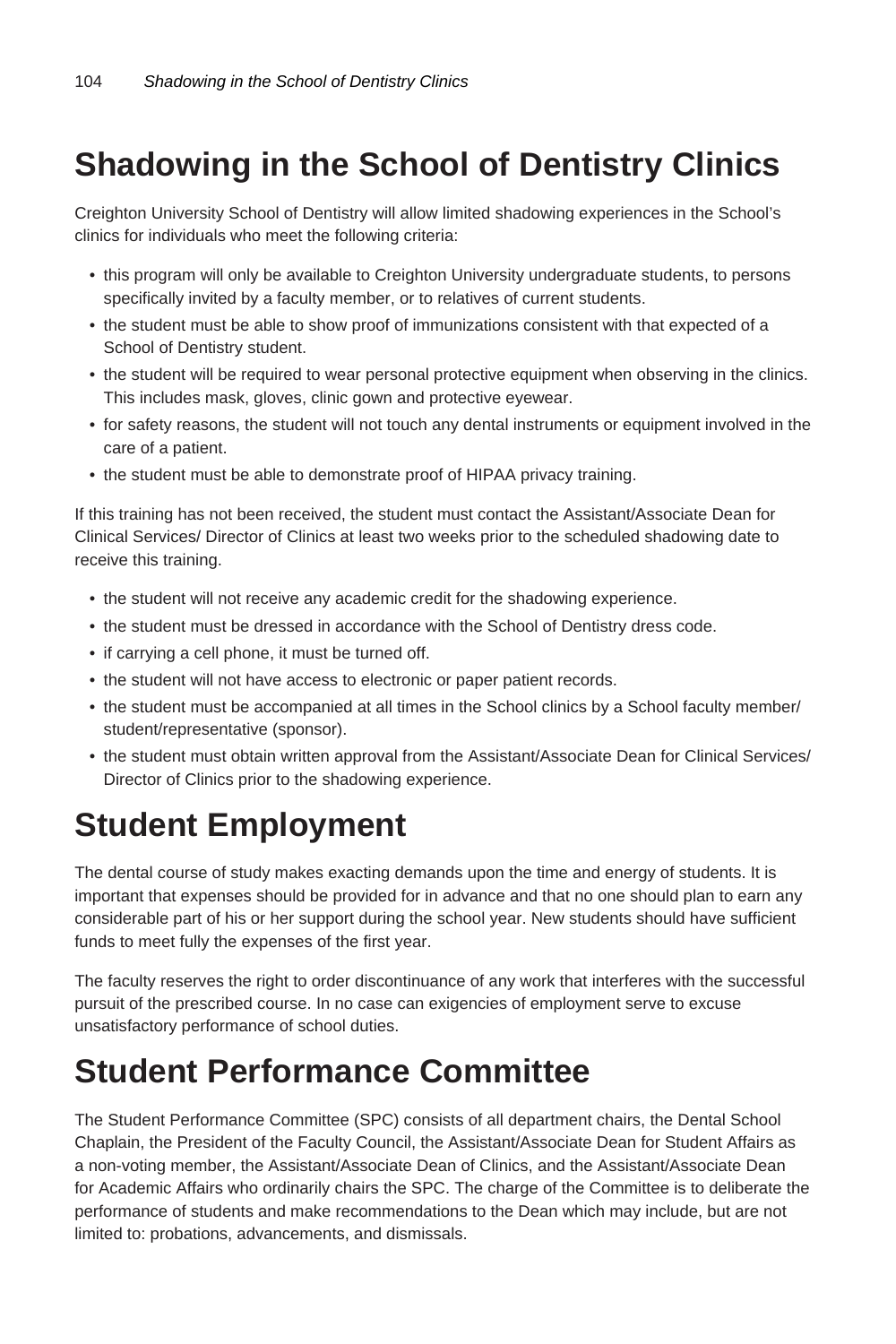# Shadowing in the School of Dentistry Clinics

Creighton University School of Dentistry will allow limited shadowing experiences in the School's clinics for individuals who meet the following criteria:

- this program will only be available to Creighton University undergraduate students, to persons specifically invited by a faculty member, or to relatives of current students.
- the student must be able to show proof of immunizations consistent with that expected of a School of Dentistry student.
- the student will be required to wear personal protective equipment when observing in the clinics. This includes mask, gloves, clinic gown and protective eyewear.
- for safety reasons, the student will not touch any dental instruments or equipment involved in the care of a patient.
- the student must be able to demonstrate proof of HIPAA privacy training.

If this training has not been received, the student must contact the Assistant/Associate Dean for Clinical Services/ Director of Clinics at least two weeks prior to the scheduled shadowing date to receive this training.

- the student will not receive any academic credit for the shadowing experience.
- the student must be dressed in accordance with the School of Dentistry dress code.
- if carrying a cell phone, it must be turned off.
- the student will not have access to electronic or paper patient records.
- the student must be accompanied at all times in the School clinics by a School faculty member/ student/representative (sponsor).
- the student must obtain written approval from the Assistant/Associate Dean for Clinical Services/ Director of Clinics prior to the shadowing experience.

# Student Employment

The dental course of study makes exacting demands upon the time and energy of students. It is important that expenses should be provided for in advance and that no one should plan to earn any considerable part of his or her support during the school year. New students should have sufficient funds to meet fully the expenses of the first year.

The faculty reserves the right to order discontinuance of any work that interferes with the successful pursuit of the prescribed course. In no case can exigencies of employment serve to excuse unsatisfactory performance of school duties.

# Student Performance Committee

The Student Performance Committee (SPC) consists of all department chairs, the Dental School Chaplain, the President of the Faculty Council, the Assistant/Associate Dean for Student Affairs as a non-voting member, the Assistant/Associate Dean of Clinics, and the Assistant/Associate Dean for Academic Affairs who ordinarily chairs the SPC. The charge of the Committee is to deliberate the performance of students and make recommendations to the Dean which may include, but are not limited to: probations, advancements, and dismissals.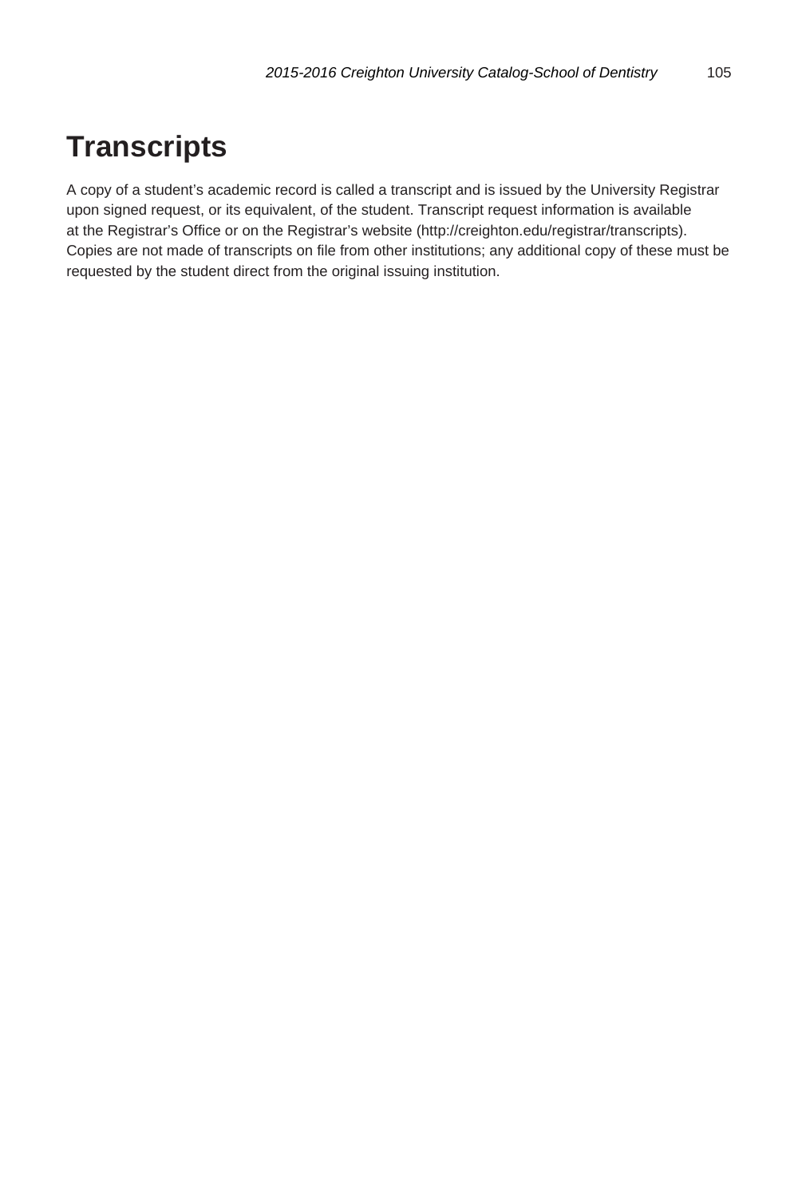# Transcripts

A copy of a student's academic record is called a transcript and is issued by the University Registrar upon signed request, or its equivalent, of the student. Transcript request information is available at the Registrar's Office or on the Registrar's website (http://creighton.edu/registrar/transcripts). Copies are not made of transcripts on file from other institutions; any additional copy of these must be requested by the student direct from the original issuing institution.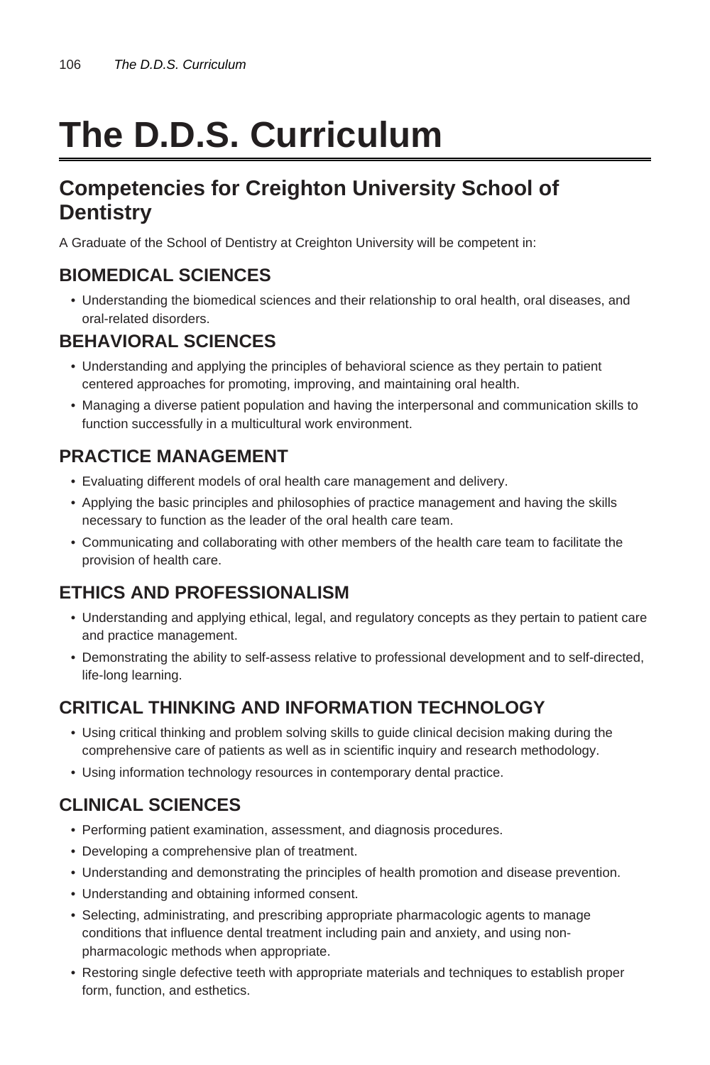# The D.D.S. Curriculum

## Competencies for Creighton University School of Dentistry

A Graduate of the School of Dentistry at Creighton University will be competent in:

### BIOMEDICAL SCIENCES

- Understanding the biomedical sciences and their relationship to oral health, oral diseases, and oral-related disorders.

### BEHAVIORAL SCIENCES

- Understanding and applying the principles of behavioral science as they pertain to patient centered approaches for promoting, improving, and maintaining oral health.
- Managing a diverse patient population and having the interpersonal and communication skills to function successfully in a multicultural work environment.

### PRACTICE MANAGEMENT

- Evaluating different models of oral health care management and delivery.
- Applying the basic principles and philosophies of practice management and having the skills necessary to function as the leader of the oral health care team.
- Communicating and collaborating with other members of the health care team to facilitate the provision of health care.

### ETHICS AND PROFESSIONALISM

- Understanding and applying ethical, legal, and regulatory concepts as they pertain to patient care and practice management.
- Demonstrating the ability to self-assess relative to professional development and to self-directed, life-long learning.

### CRITICAL THINKING AND INFORMATION TECHNOLOGY

- Using critical thinking and problem solving skills to guide clinical decision making during the comprehensive care of patients as well as in scientific inquiry and research methodology.
- Using information technology resources in contemporary dental practice.

### CLINICAL SCIENCES

- Performing patient examination, assessment, and diagnosis procedures.
- Developing a comprehensive plan of treatment.
- Understanding and demonstrating the principles of health promotion and disease prevention.
- Understanding and obtaining informed consent.
- Selecting, administrating, and prescribing appropriate pharmacologic agents to manage conditions that influence dental treatment including pain and anxiety, and using non-pharmacologic methods when appropriate.
- Restoring single defective teeth with appropriate materials and techniques to establish proper form, function, and esthetics.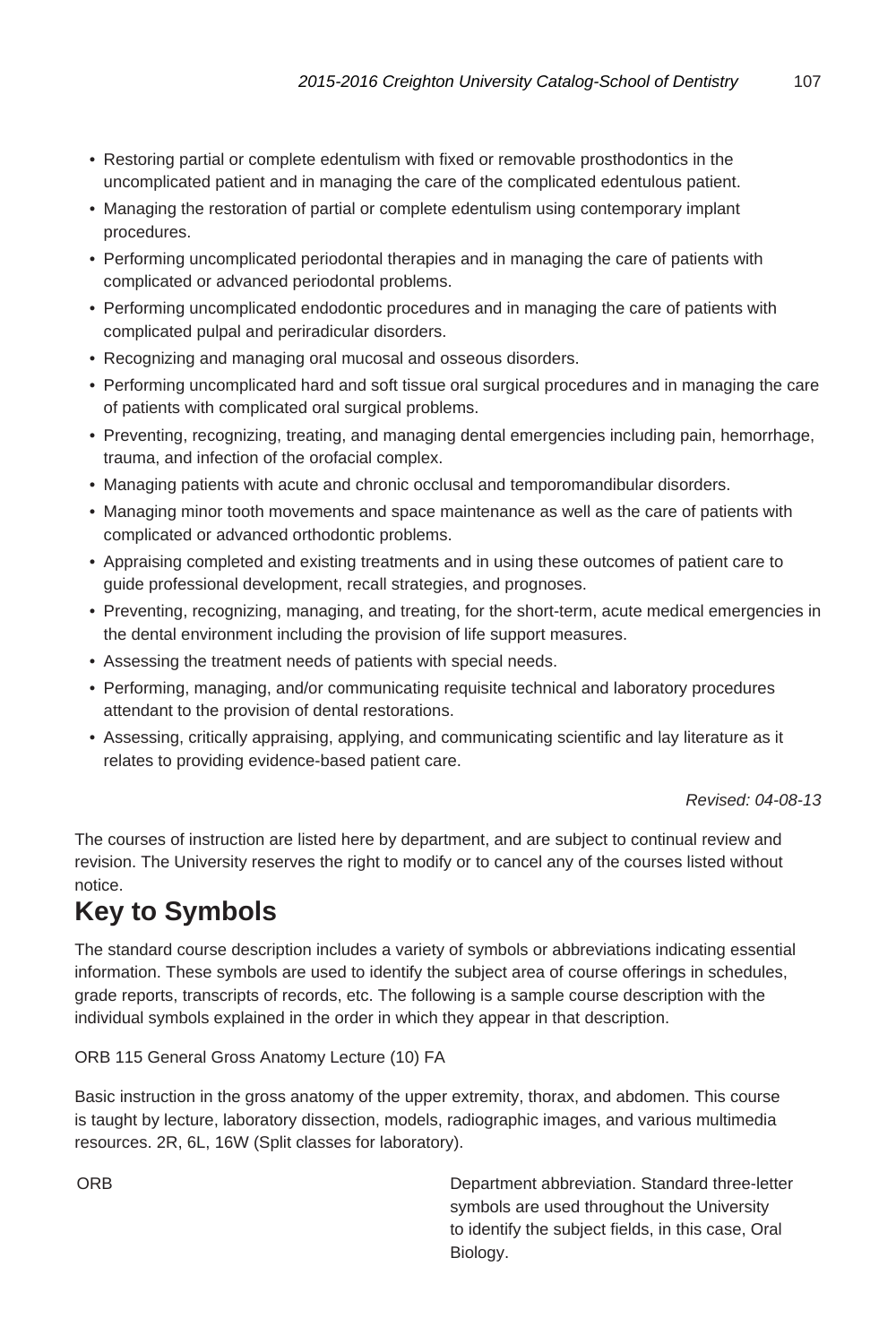- Restoring partial or complete edentulism with fixed or removable prosthodontics in the uncomplicated patient and in managing the care of the complicated edentulous patient.
- Managing the restoration of partial or complete edentulism using contemporary implant procedures.
- Performing uncomplicated periodontal therapies and in managing the care of patients with complicated or advanced periodontal problems.
- Performing uncomplicated endodontic procedures and in managing the care of patients with complicated pulpal and periradicular disorders.
- Recognizing and managing oral mucosal and osseous disorders.
- Performing uncomplicated hard and soft tissue oral surgical procedures and in managing the care of patients with complicated oral surgical problems.
- Preventing, recognizing, treating, and managing dental emergencies including pain, hemorrhage, trauma, and infection of the orofacial complex.
- Managing patients with acute and chronic occlusal and temporomandibular disorders.
- Managing minor tooth movements and space maintenance as well as the care of patients with complicated or advanced orthodontic problems.
- Appraising completed and existing treatments and in using these outcomes of patient care to guide professional development, recall strategies, and prognoses.
- Preventing, recognizing, managing, and treating, for the short-term, acute medical emergencies in the dental environment including the provision of life support measures.
- Assessing the treatment needs of patients with special needs.
- Performing, managing, and/or communicating requisite technical and laboratory procedures attendant to the provision of dental restorations.
- Assessing, critically appraising, applying, and communicating scientific and lay literature as it relates to providing evidence-based patient care.

*Revised: 04-08-13*

The courses of instruction are listed here by department, and are subject to continual review and revision. The University reserves the right to modify or to cancel any of the courses listed without notice.

## Key to Symbols

The standard course description includes a variety of symbols or abbreviations indicating essential information. These symbols are used to identify the subject area of course offerings in schedules, grade reports, transcripts of records, etc. The following is a sample course description with the individual symbols explained in the order in which they appear in that description.

ORB 115 General Gross Anatomy Lecture (10) FA

Basic instruction in the gross anatomy of the upper extremity, thorax, and abdomen. This course is taught by lecture, laboratory dissection, models, radiographic images, and various multimedia resources. 2R, 6L, 16W (Split classes for laboratory).

| | |
|---|---|
| ORB | Department abbreviation. Standard three-letter symbols are used throughout the University to identify the subject fields, in this case, Oral Biology. |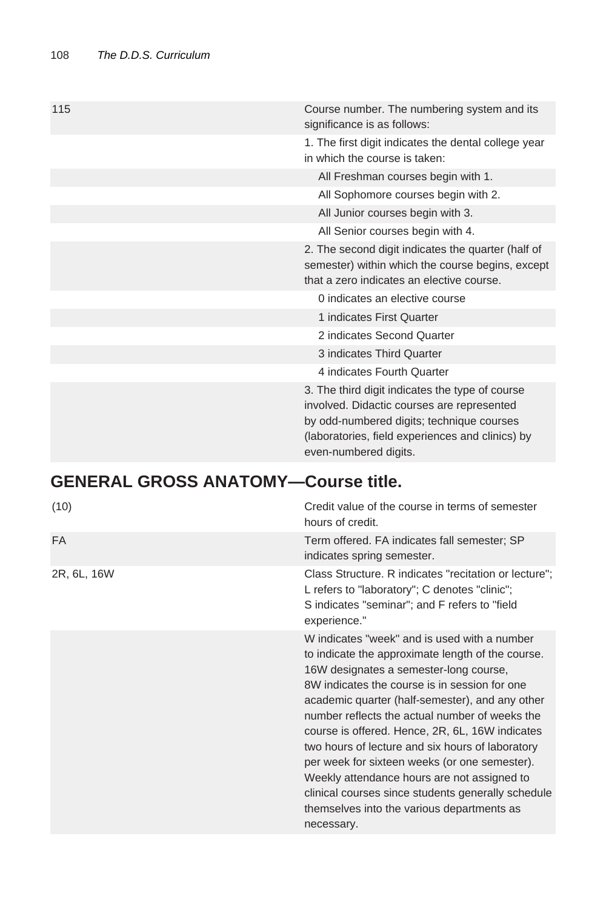| 115 | Course number. The numbering system and its significance is as follows: |
|---|---|
| | 1. The first digit indicates the dental college year in which the course is taken: |
| | All Freshman courses begin with 1. |
| | All Sophomore courses begin with 2. |
| | All Junior courses begin with 3. |
| | All Senior courses begin with 4. |
| | 2. The second digit indicates the quarter (half of semester) within which the course begins, except that a zero indicates an elective course. |
| | 0 indicates an elective course |
| | 1 indicates First Quarter |
| | 2 indicates Second Quarter |
| | 3 indicates Third Quarter |
| | 4 indicates Fourth Quarter |
| | 3. The third digit indicates the type of course involved. Didactic courses are represented by odd-numbered digits; technique courses (laboratories, field experiences and clinics) by even-numbered digits. |

## GENERAL GROSS ANATOMY—Course title.

| (10) | Credit value of the course in terms of semester hours of credit. |
|---|---|
| FA | Term offered. FA indicates fall semester; SP indicates spring semester. |
| 2R, 6L, 16W | Class Structure. R indicates "recitation or lecture"; L refers to "laboratory"; C denotes "clinic"; S indicates "seminar"; and F refers to "field experience." |
| | W indicates "week" and is used with a number to indicate the approximate length of the course. 16W designates a semester-long course, 8W indicates the course is in session for one academic quarter (half-semester), and any other number reflects the actual number of weeks the course is offered. Hence, 2R, 6L, 16W indicates two hours of lecture and six hours of laboratory per week for sixteen weeks (or one semester). Weekly attendance hours are not assigned to clinical courses since students generally schedule themselves into the various departments as necessary. |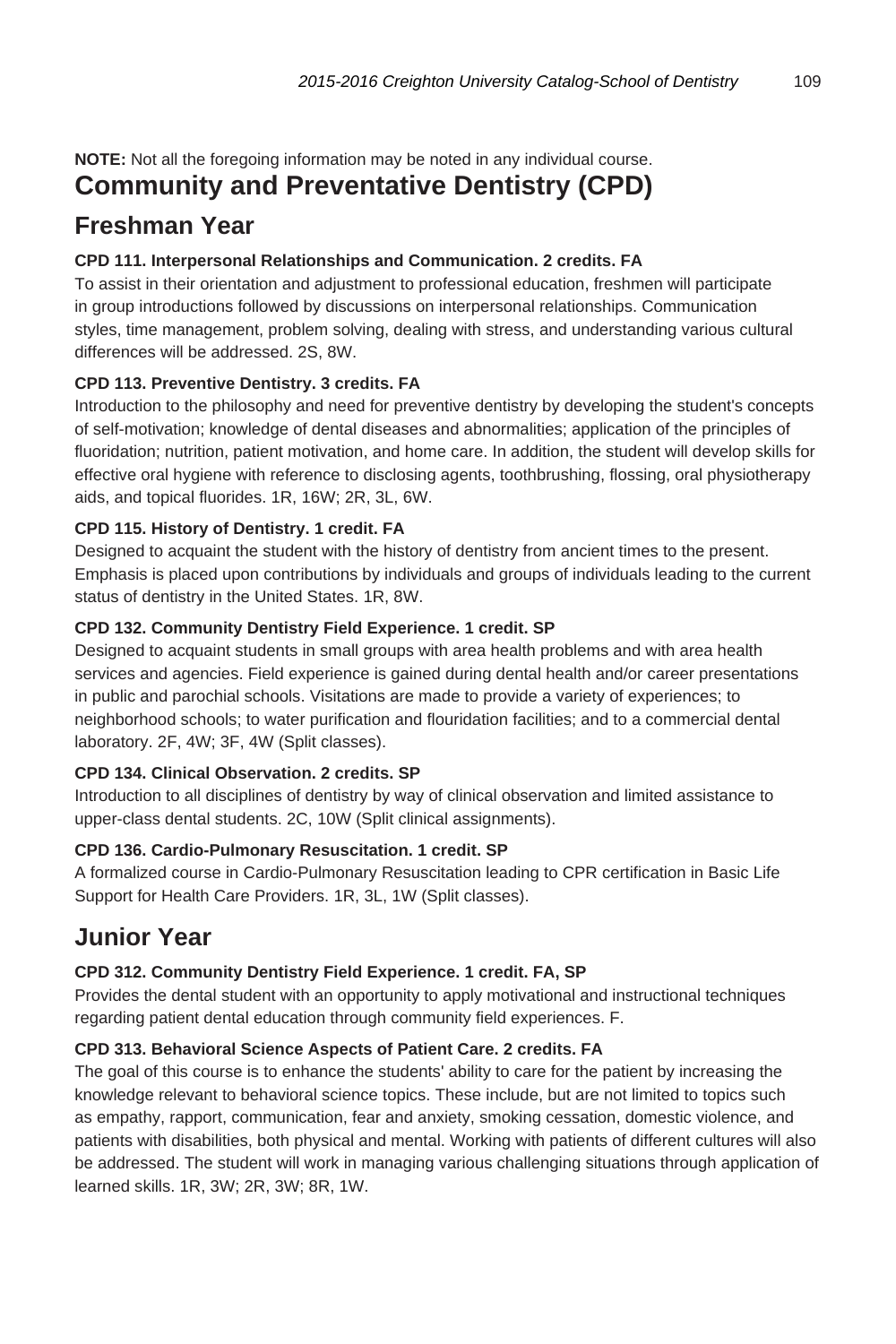**NOTE:** Not all the foregoing information may be noted in any individual course.

# Community and Preventative Dentistry (CPD)

## Freshman Year

**CPD 111. Interpersonal Relationships and Communication. 2 credits. FA**

To assist in their orientation and adjustment to professional education, freshmen will participate in group introductions followed by discussions on interpersonal relationships. Communication styles, time management, problem solving, dealing with stress, and understanding various cultural differences will be addressed. 2S, 8W.

**CPD 113. Preventive Dentistry. 3 credits. FA**

Introduction to the philosophy and need for preventive dentistry by developing the student's concepts of self-motivation; knowledge of dental diseases and abnormalities; application of the principles of fluoridation; nutrition, patient motivation, and home care. In addition, the student will develop skills for effective oral hygiene with reference to disclosing agents, toothbrushing, flossing, oral physiotherapy aids, and topical fluorides. 1R, 16W; 2R, 3L, 6W.

**CPD 115. History of Dentistry. 1 credit. FA**

Designed to acquaint the student with the history of dentistry from ancient times to the present. Emphasis is placed upon contributions by individuals and groups of individuals leading to the current status of dentistry in the United States. 1R, 8W.

**CPD 132. Community Dentistry Field Experience. 1 credit. SP**

Designed to acquaint students in small groups with area health problems and with area health services and agencies. Field experience is gained during dental health and/or career presentations in public and parochial schools. Visitations are made to provide a variety of experiences; to neighborhood schools; to water purification and flouridation facilities; and to a commercial dental laboratory. 2F, 4W; 3F, 4W (Split classes).

**CPD 134. Clinical Observation. 2 credits. SP**

Introduction to all disciplines of dentistry by way of clinical observation and limited assistance to upper-class dental students. 2C, 10W (Split clinical assignments).

**CPD 136. Cardio-Pulmonary Resuscitation. 1 credit. SP**

A formalized course in Cardio-Pulmonary Resuscitation leading to CPR certification in Basic Life Support for Health Care Providers. 1R, 3L, 1W (Split classes).

## Junior Year

**CPD 312. Community Dentistry Field Experience. 1 credit. FA, SP**

Provides the dental student with an opportunity to apply motivational and instructional techniques regarding patient dental education through community field experiences. F.

**CPD 313. Behavioral Science Aspects of Patient Care. 2 credits. FA**

The goal of this course is to enhance the students' ability to care for the patient by increasing the knowledge relevant to behavioral science topics. These include, but are not limited to topics such as empathy, rapport, communication, fear and anxiety, smoking cessation, domestic violence, and patients with disabilities, both physical and mental. Working with patients of different cultures will also be addressed. The student will work in managing various challenging situations through application of learned skills. 1R, 3W; 2R, 3W; 8R, 1W.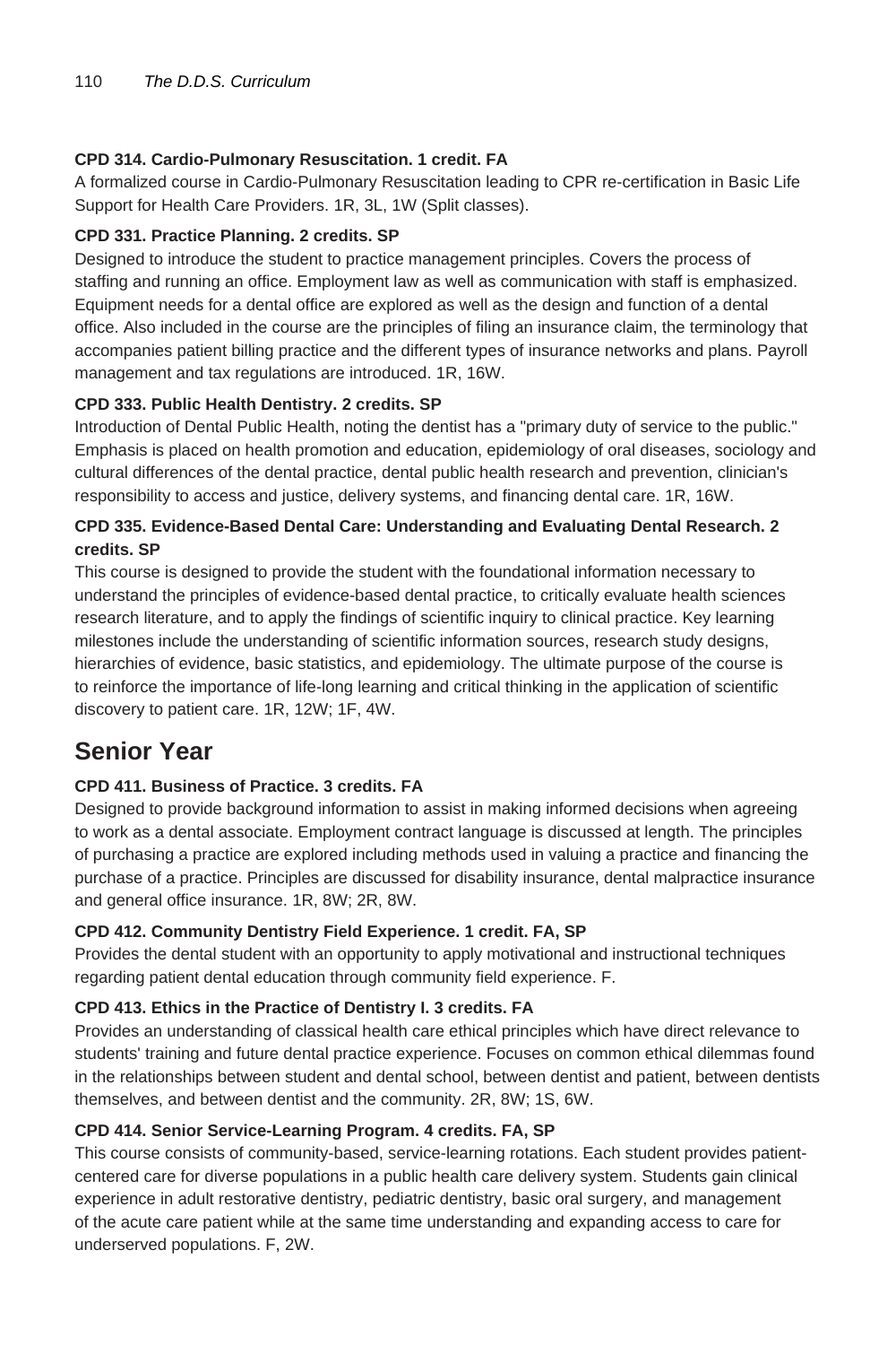**CPD 314. Cardio-Pulmonary Resuscitation. 1 credit. FA**

A formalized course in Cardio-Pulmonary Resuscitation leading to CPR re-certification in Basic Life Support for Health Care Providers. 1R, 3L, 1W (Split classes).

**CPD 331. Practice Planning. 2 credits. SP**

Designed to introduce the student to practice management principles. Covers the process of staffing and running an office. Employment law as well as communication with staff is emphasized. Equipment needs for a dental office are explored as well as the design and function of a dental office. Also included in the course are the principles of filing an insurance claim, the terminology that accompanies patient billing practice and the different types of insurance networks and plans. Payroll management and tax regulations are introduced. 1R, 16W.

**CPD 333. Public Health Dentistry. 2 credits. SP**

Introduction of Dental Public Health, noting the dentist has a "primary duty of service to the public." Emphasis is placed on health promotion and education, epidemiology of oral diseases, sociology and cultural differences of the dental practice, dental public health research and prevention, clinician's responsibility to access and justice, delivery systems, and financing dental care. 1R, 16W.

**CPD 335. Evidence-Based Dental Care: Understanding and Evaluating Dental Research. 2 credits. SP**

This course is designed to provide the student with the foundational information necessary to understand the principles of evidence-based dental practice, to critically evaluate health sciences research literature, and to apply the findings of scientific inquiry to clinical practice. Key learning milestones include the understanding of scientific information sources, research study designs, hierarchies of evidence, basic statistics, and epidemiology. The ultimate purpose of the course is to reinforce the importance of life-long learning and critical thinking in the application of scientific discovery to patient care. 1R, 12W; 1F, 4W.

## Senior Year

**CPD 411. Business of Practice. 3 credits. FA**

Designed to provide background information to assist in making informed decisions when agreeing to work as a dental associate. Employment contract language is discussed at length. The principles of purchasing a practice are explored including methods used in valuing a practice and financing the purchase of a practice. Principles are discussed for disability insurance, dental malpractice insurance and general office insurance. 1R, 8W; 2R, 8W.

**CPD 412. Community Dentistry Field Experience. 1 credit. FA, SP**

Provides the dental student with an opportunity to apply motivational and instructional techniques regarding patient dental education through community field experience. F.

**CPD 413. Ethics in the Practice of Dentistry I. 3 credits. FA**

Provides an understanding of classical health care ethical principles which have direct relevance to students' training and future dental practice experience. Focuses on common ethical dilemmas found in the relationships between student and dental school, between dentist and patient, between dentists themselves, and between dentist and the community. 2R, 8W; 1S, 6W.

**CPD 414. Senior Service-Learning Program. 4 credits. FA, SP**

This course consists of community-based, service-learning rotations. Each student provides patient-centered care for diverse populations in a public health care delivery system. Students gain clinical experience in adult restorative dentistry, pediatric dentistry, basic oral surgery, and management of the acute care patient while at the same time understanding and expanding access to care for underserved populations. F, 2W.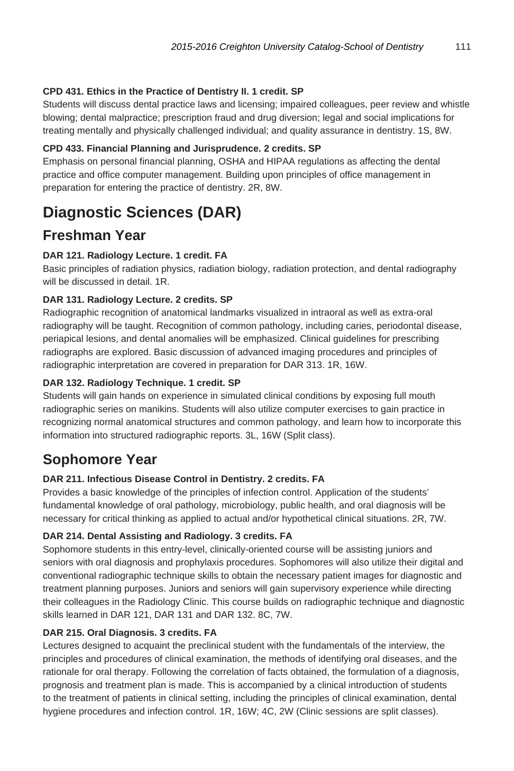**CPD 431. Ethics in the Practice of Dentistry II. 1 credit. SP**
Students will discuss dental practice laws and licensing; impaired colleagues, peer review and whistle blowing; dental malpractice; prescription fraud and drug diversion; legal and social implications for treating mentally and physically challenged individual; and quality assurance in dentistry. 1S, 8W.

**CPD 433. Financial Planning and Jurisprudence. 2 credits. SP**
Emphasis on personal financial planning, OSHA and HIPAA regulations as affecting the dental practice and office computer management. Building upon principles of office management in preparation for entering the practice of dentistry. 2R, 8W.

# Diagnostic Sciences (DAR)

## Freshman Year

**DAR 121. Radiology Lecture. 1 credit. FA**
Basic principles of radiation physics, radiation biology, radiation protection, and dental radiography will be discussed in detail. 1R.

**DAR 131. Radiology Lecture. 2 credits. SP**
Radiographic recognition of anatomical landmarks visualized in intraoral as well as extra-oral radiography will be taught. Recognition of common pathology, including caries, periodontal disease, periapical lesions, and dental anomalies will be emphasized. Clinical guidelines for prescribing radiographs are explored. Basic discussion of advanced imaging procedures and principles of radiographic interpretation are covered in preparation for DAR 313. 1R, 16W.

**DAR 132. Radiology Technique. 1 credit. SP**
Students will gain hands on experience in simulated clinical conditions by exposing full mouth radiographic series on manikins. Students will also utilize computer exercises to gain practice in recognizing normal anatomical structures and common pathology, and learn how to incorporate this information into structured radiographic reports. 3L, 16W (Split class).

## Sophomore Year

**DAR 211. Infectious Disease Control in Dentistry. 2 credits. FA**
Provides a basic knowledge of the principles of infection control. Application of the students' fundamental knowledge of oral pathology, microbiology, public health, and oral diagnosis will be necessary for critical thinking as applied to actual and/or hypothetical clinical situations. 2R, 7W.

**DAR 214. Dental Assisting and Radiology. 3 credits. FA**
Sophomore students in this entry-level, clinically-oriented course will be assisting juniors and seniors with oral diagnosis and prophylaxis procedures. Sophomores will also utilize their digital and conventional radiographic technique skills to obtain the necessary patient images for diagnostic and treatment planning purposes. Juniors and seniors will gain supervisory experience while directing their colleagues in the Radiology Clinic. This course builds on radiographic technique and diagnostic skills learned in DAR 121, DAR 131 and DAR 132. 8C, 7W.

**DAR 215. Oral Diagnosis. 3 credits. FA**
Lectures designed to acquaint the preclinical student with the fundamentals of the interview, the principles and procedures of clinical examination, the methods of identifying oral diseases, and the rationale for oral therapy. Following the correlation of facts obtained, the formulation of a diagnosis, prognosis and treatment plan is made. This is accompanied by a clinical introduction of students to the treatment of patients in clinical setting, including the principles of clinical examination, dental hygiene procedures and infection control. 1R, 16W; 4C, 2W (Clinic sessions are split classes).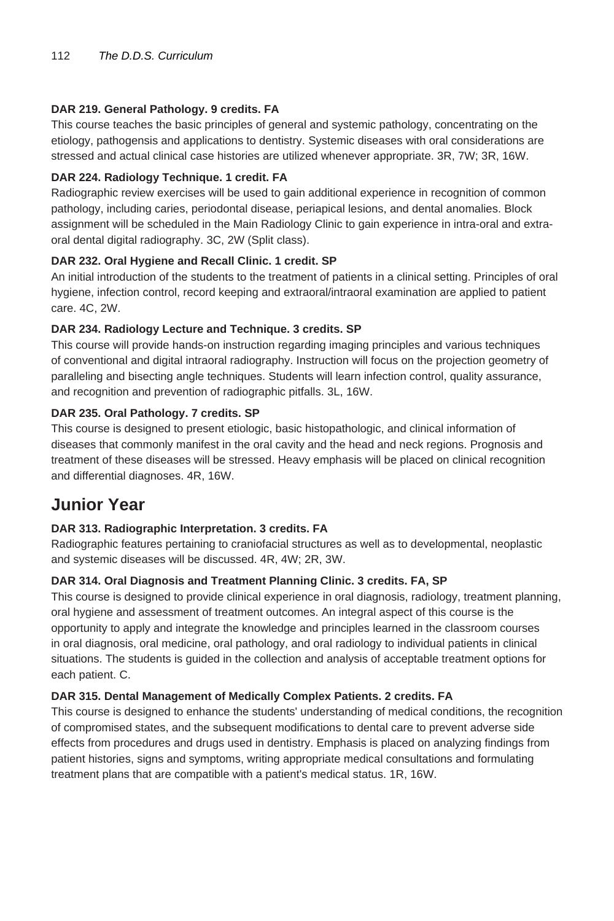**DAR 219. General Pathology. 9 credits. FA**

This course teaches the basic principles of general and systemic pathology, concentrating on the etiology, pathogensis and applications to dentistry. Systemic diseases with oral considerations are stressed and actual clinical case histories are utilized whenever appropriate. 3R, 7W; 3R, 16W.

**DAR 224. Radiology Technique. 1 credit. FA**

Radiographic review exercises will be used to gain additional experience in recognition of common pathology, including caries, periodontal disease, periapical lesions, and dental anomalies. Block assignment will be scheduled in the Main Radiology Clinic to gain experience in intra-oral and extra-oral dental digital radiography. 3C, 2W (Split class).

**DAR 232. Oral Hygiene and Recall Clinic. 1 credit. SP**

An initial introduction of the students to the treatment of patients in a clinical setting. Principles of oral hygiene, infection control, record keeping and extraoral/intraoral examination are applied to patient care. 4C, 2W.

**DAR 234. Radiology Lecture and Technique. 3 credits. SP**

This course will provide hands-on instruction regarding imaging principles and various techniques of conventional and digital intraoral radiography. Instruction will focus on the projection geometry of paralleling and bisecting angle techniques. Students will learn infection control, quality assurance, and recognition and prevention of radiographic pitfalls. 3L, 16W.

**DAR 235. Oral Pathology. 7 credits. SP**

This course is designed to present etiologic, basic histopathologic, and clinical information of diseases that commonly manifest in the oral cavity and the head and neck regions. Prognosis and treatment of these diseases will be stressed. Heavy emphasis will be placed on clinical recognition and differential diagnoses. 4R, 16W.

## Junior Year

**DAR 313. Radiographic Interpretation. 3 credits. FA**

Radiographic features pertaining to craniofacial structures as well as to developmental, neoplastic and systemic diseases will be discussed. 4R, 4W; 2R, 3W.

**DAR 314. Oral Diagnosis and Treatment Planning Clinic. 3 credits. FA, SP**

This course is designed to provide clinical experience in oral diagnosis, radiology, treatment planning, oral hygiene and assessment of treatment outcomes. An integral aspect of this course is the opportunity to apply and integrate the knowledge and principles learned in the classroom courses in oral diagnosis, oral medicine, oral pathology, and oral radiology to individual patients in clinical situations. The students is guided in the collection and analysis of acceptable treatment options for each patient. C.

**DAR 315. Dental Management of Medically Complex Patients. 2 credits. FA**

This course is designed to enhance the students' understanding of medical conditions, the recognition of compromised states, and the subsequent modifications to dental care to prevent adverse side effects from procedures and drugs used in dentistry. Emphasis is placed on analyzing findings from patient histories, signs and symptoms, writing appropriate medical consultations and formulating treatment plans that are compatible with a patient's medical status. 1R, 16W.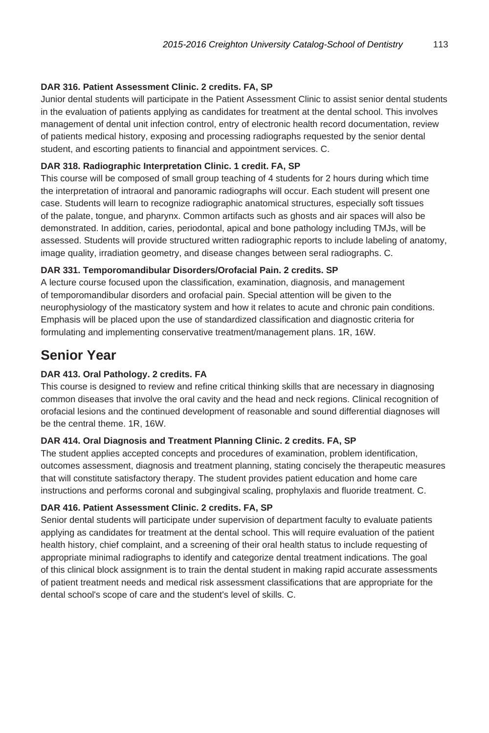**DAR 316. Patient Assessment Clinic. 2 credits. FA, SP**

Junior dental students will participate in the Patient Assessment Clinic to assist senior dental students in the evaluation of patients applying as candidates for treatment at the dental school. This involves management of dental unit infection control, entry of electronic health record documentation, review of patients medical history, exposing and processing radiographs requested by the senior dental student, and escorting patients to financial and appointment services. C.

**DAR 318. Radiographic Interpretation Clinic. 1 credit. FA, SP**

This course will be composed of small group teaching of 4 students for 2 hours during which time the interpretation of intraoral and panoramic radiographs will occur. Each student will present one case. Students will learn to recognize radiographic anatomical structures, especially soft tissues of the palate, tongue, and pharynx. Common artifacts such as ghosts and air spaces will also be demonstrated. In addition, caries, periodontal, apical and bone pathology including TMJs, will be assessed. Students will provide structured written radiographic reports to include labeling of anatomy, image quality, irradiation geometry, and disease changes between seral radiographs. C.

**DAR 331. Temporomandibular Disorders/Orofacial Pain. 2 credits. SP**

A lecture course focused upon the classification, examination, diagnosis, and management of temporomandibular disorders and orofacial pain. Special attention will be given to the neurophysiology of the masticatory system and how it relates to acute and chronic pain conditions. Emphasis will be placed upon the use of standardized classification and diagnostic criteria for formulating and implementing conservative treatment/management plans. 1R, 16W.

## Senior Year

**DAR 413. Oral Pathology. 2 credits. FA**

This course is designed to review and refine critical thinking skills that are necessary in diagnosing common diseases that involve the oral cavity and the head and neck regions. Clinical recognition of orofacial lesions and the continued development of reasonable and sound differential diagnoses will be the central theme. 1R, 16W.

**DAR 414. Oral Diagnosis and Treatment Planning Clinic. 2 credits. FA, SP**

The student applies accepted concepts and procedures of examination, problem identification, outcomes assessment, diagnosis and treatment planning, stating concisely the therapeutic measures that will constitute satisfactory therapy. The student provides patient education and home care instructions and performs coronal and subgingival scaling, prophylaxis and fluoride treatment. C.

**DAR 416. Patient Assessment Clinic. 2 credits. FA, SP**

Senior dental students will participate under supervision of department faculty to evaluate patients applying as candidates for treatment at the dental school. This will require evaluation of the patient health history, chief complaint, and a screening of their oral health status to include requesting of appropriate minimal radiographs to identify and categorize dental treatment indications. The goal of this clinical block assignment is to train the dental student in making rapid accurate assessments of patient treatment needs and medical risk assessment classifications that are appropriate for the dental school's scope of care and the student's level of skills. C.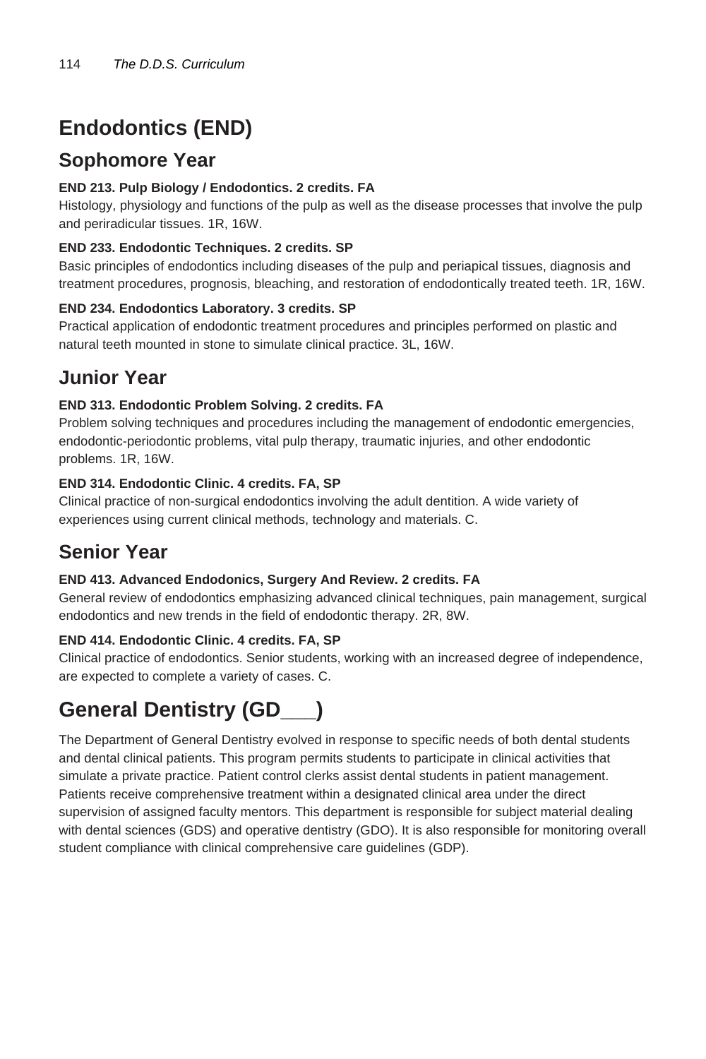# Endodontics (END)

## Sophomore Year

**END 213. Pulp Biology / Endodontics. 2 credits. FA**

Histology, physiology and functions of the pulp as well as the disease processes that involve the pulp and periradicular tissues. 1R, 16W.

**END 233. Endodontic Techniques. 2 credits. SP**

Basic principles of endodontics including diseases of the pulp and periapical tissues, diagnosis and treatment procedures, prognosis, bleaching, and restoration of endodontically treated teeth. 1R, 16W.

**END 234. Endodontics Laboratory. 3 credits. SP**

Practical application of endodontic treatment procedures and principles performed on plastic and natural teeth mounted in stone to simulate clinical practice. 3L, 16W.

## Junior Year

**END 313. Endodontic Problem Solving. 2 credits. FA**

Problem solving techniques and procedures including the management of endodontic emergencies, endodontic-periodontic problems, vital pulp therapy, traumatic injuries, and other endodontic problems. 1R, 16W.

**END 314. Endodontic Clinic. 4 credits. FA, SP**

Clinical practice of non-surgical endodontics involving the adult dentition. A wide variety of experiences using current clinical methods, technology and materials. C.

## Senior Year

**END 413. Advanced Endodonics, Surgery And Review. 2 credits. FA**

General review of endodontics emphasizing advanced clinical techniques, pain management, surgical endodontics and new trends in the field of endodontic therapy. 2R, 8W.

**END 414. Endodontic Clinic. 4 credits. FA, SP**

Clinical practice of endodontics. Senior students, working with an increased degree of independence, are expected to complete a variety of cases. C.

# General Dentistry (GD___)

The Department of General Dentistry evolved in response to specific needs of both dental students and dental clinical patients. This program permits students to participate in clinical activities that simulate a private practice. Patient control clerks assist dental students in patient management. Patients receive comprehensive treatment within a designated clinical area under the direct supervision of assigned faculty mentors. This department is responsible for subject material dealing with dental sciences (GDS) and operative dentistry (GDO). It is also responsible for monitoring overall student compliance with clinical comprehensive care guidelines (GDP).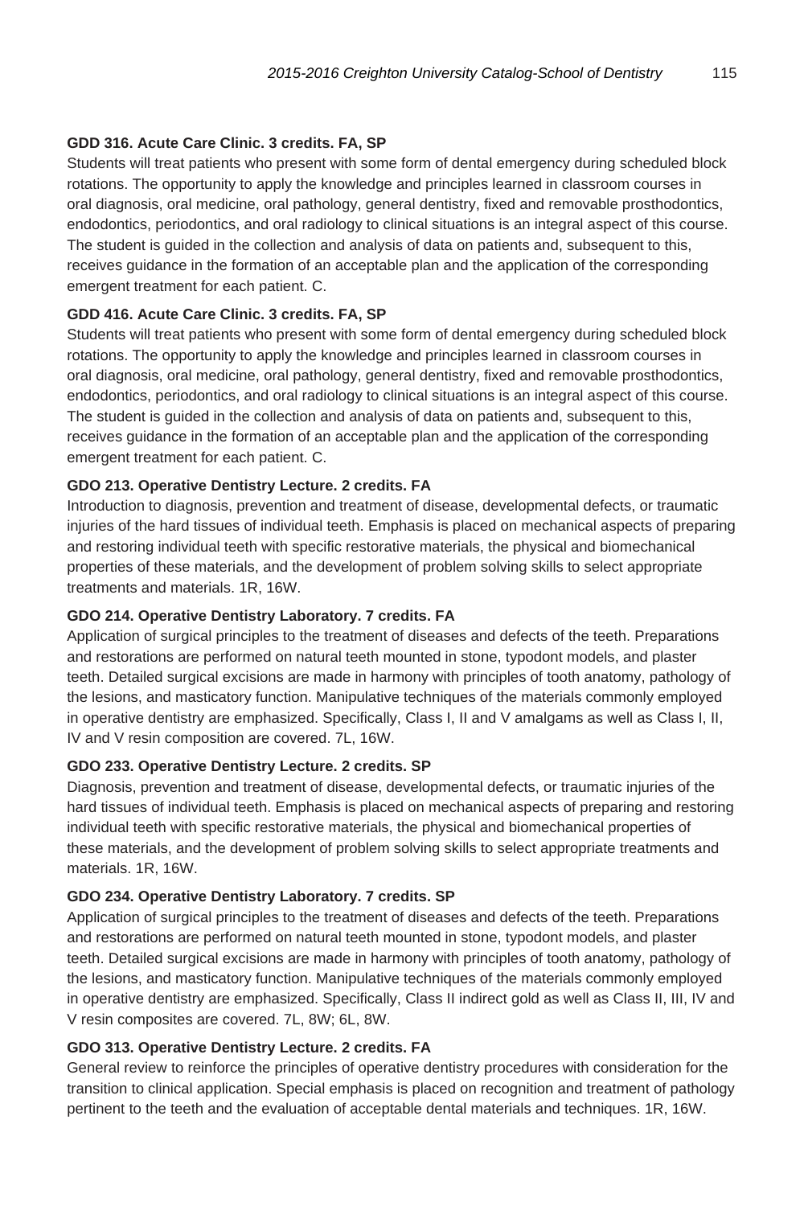**GDD 316. Acute Care Clinic. 3 credits. FA, SP**
Students will treat patients who present with some form of dental emergency during scheduled block rotations. The opportunity to apply the knowledge and principles learned in classroom courses in oral diagnosis, oral medicine, oral pathology, general dentistry, fixed and removable prosthodontics, endodontics, periodontics, and oral radiology to clinical situations is an integral aspect of this course. The student is guided in the collection and analysis of data on patients and, subsequent to this, receives guidance in the formation of an acceptable plan and the application of the corresponding emergent treatment for each patient. C.

**GDD 416. Acute Care Clinic. 3 credits. FA, SP**
Students will treat patients who present with some form of dental emergency during scheduled block rotations. The opportunity to apply the knowledge and principles learned in classroom courses in oral diagnosis, oral medicine, oral pathology, general dentistry, fixed and removable prosthodontics, endodontics, periodontics, and oral radiology to clinical situations is an integral aspect of this course. The student is guided in the collection and analysis of data on patients and, subsequent to this, receives guidance in the formation of an acceptable plan and the application of the corresponding emergent treatment for each patient. C.

**GDO 213. Operative Dentistry Lecture. 2 credits. FA**
Introduction to diagnosis, prevention and treatment of disease, developmental defects, or traumatic injuries of the hard tissues of individual teeth. Emphasis is placed on mechanical aspects of preparing and restoring individual teeth with specific restorative materials, the physical and biomechanical properties of these materials, and the development of problem solving skills to select appropriate treatments and materials. 1R, 16W.

**GDO 214. Operative Dentistry Laboratory. 7 credits. FA**
Application of surgical principles to the treatment of diseases and defects of the teeth. Preparations and restorations are performed on natural teeth mounted in stone, typodont models, and plaster teeth. Detailed surgical excisions are made in harmony with principles of tooth anatomy, pathology of the lesions, and masticatory function. Manipulative techniques of the materials commonly employed in operative dentistry are emphasized. Specifically, Class I, II and V amalgams as well as Class I, II, IV and V resin composition are covered. 7L, 16W.

**GDO 233. Operative Dentistry Lecture. 2 credits. SP**
Diagnosis, prevention and treatment of disease, developmental defects, or traumatic injuries of the hard tissues of individual teeth. Emphasis is placed on mechanical aspects of preparing and restoring individual teeth with specific restorative materials, the physical and biomechanical properties of these materials, and the development of problem solving skills to select appropriate treatments and materials. 1R, 16W.

**GDO 234. Operative Dentistry Laboratory. 7 credits. SP**
Application of surgical principles to the treatment of diseases and defects of the teeth. Preparations and restorations are performed on natural teeth mounted in stone, typodont models, and plaster teeth. Detailed surgical excisions are made in harmony with principles of tooth anatomy, pathology of the lesions, and masticatory function. Manipulative techniques of the materials commonly employed in operative dentistry are emphasized. Specifically, Class II indirect gold as well as Class II, III, IV and V resin composites are covered. 7L, 8W; 6L, 8W.

**GDO 313. Operative Dentistry Lecture. 2 credits. FA**
General review to reinforce the principles of operative dentistry procedures with consideration for the transition to clinical application. Special emphasis is placed on recognition and treatment of pathology pertinent to the teeth and the evaluation of acceptable dental materials and techniques. 1R, 16W.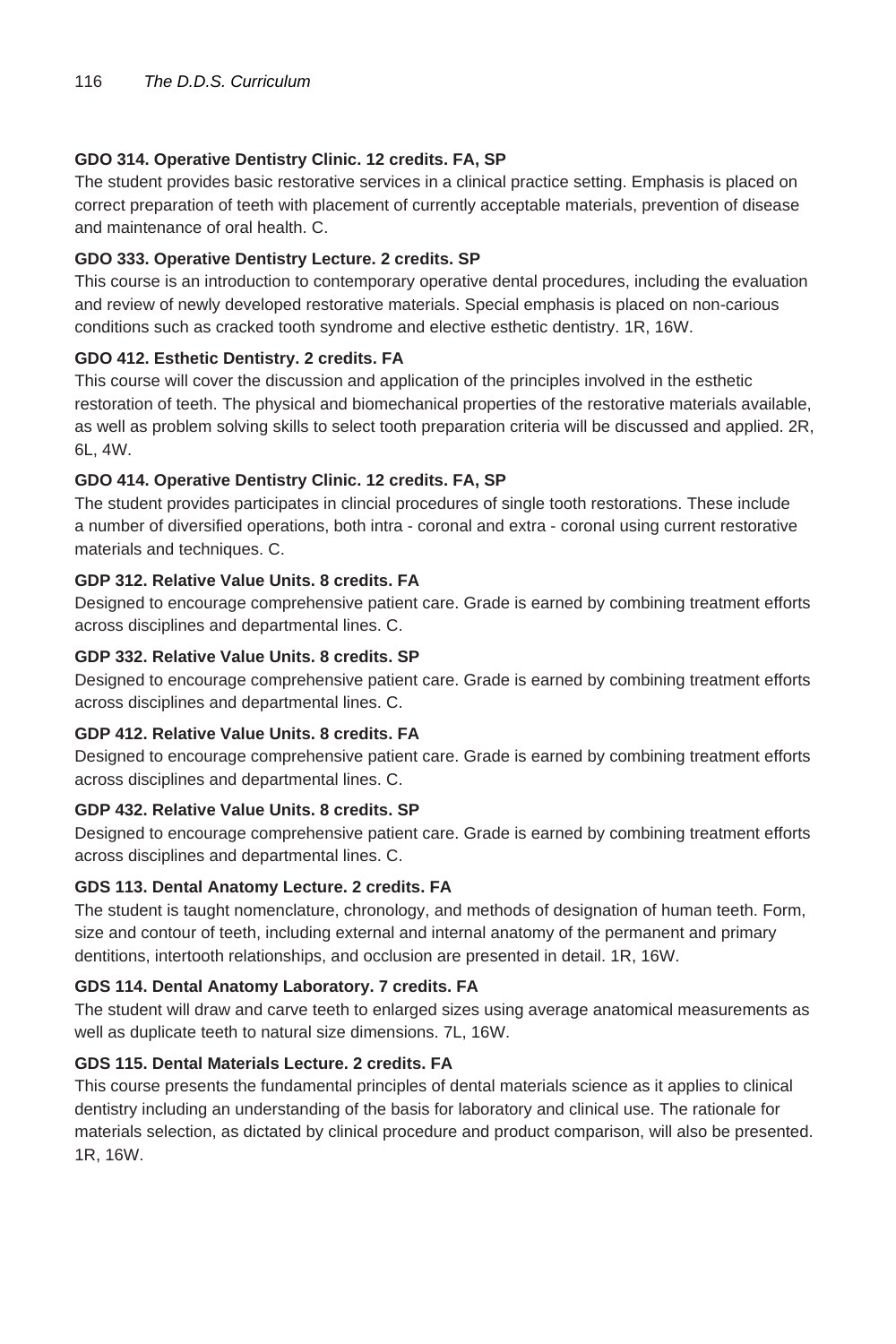**GDO 314. Operative Dentistry Clinic. 12 credits. FA, SP**
The student provides basic restorative services in a clinical practice setting. Emphasis is placed on correct preparation of teeth with placement of currently acceptable materials, prevention of disease and maintenance of oral health. C.

**GDO 333. Operative Dentistry Lecture. 2 credits. SP**
This course is an introduction to contemporary operative dental procedures, including the evaluation and review of newly developed restorative materials. Special emphasis is placed on non-carious conditions such as cracked tooth syndrome and elective esthetic dentistry. 1R, 16W.

**GDO 412. Esthetic Dentistry. 2 credits. FA**
This course will cover the discussion and application of the principles involved in the esthetic restoration of teeth. The physical and biomechanical properties of the restorative materials available, as well as problem solving skills to select tooth preparation criteria will be discussed and applied. 2R, 6L, 4W.

**GDO 414. Operative Dentistry Clinic. 12 credits. FA, SP**
The student provides participates in clincial procedures of single tooth restorations. These include a number of diversified operations, both intra - coronal and extra - coronal using current restorative materials and techniques. C.

**GDP 312. Relative Value Units. 8 credits. FA**
Designed to encourage comprehensive patient care. Grade is earned by combining treatment efforts across disciplines and departmental lines. C.

**GDP 332. Relative Value Units. 8 credits. SP**
Designed to encourage comprehensive patient care. Grade is earned by combining treatment efforts across disciplines and departmental lines. C.

**GDP 412. Relative Value Units. 8 credits. FA**
Designed to encourage comprehensive patient care. Grade is earned by combining treatment efforts across disciplines and departmental lines. C.

**GDP 432. Relative Value Units. 8 credits. SP**
Designed to encourage comprehensive patient care. Grade is earned by combining treatment efforts across disciplines and departmental lines. C.

**GDS 113. Dental Anatomy Lecture. 2 credits. FA**
The student is taught nomenclature, chronology, and methods of designation of human teeth. Form, size and contour of teeth, including external and internal anatomy of the permanent and primary dentitions, intertooth relationships, and occlusion are presented in detail. 1R, 16W.

**GDS 114. Dental Anatomy Laboratory. 7 credits. FA**
The student will draw and carve teeth to enlarged sizes using average anatomical measurements as well as duplicate teeth to natural size dimensions. 7L, 16W.

**GDS 115. Dental Materials Lecture. 2 credits. FA**
This course presents the fundamental principles of dental materials science as it applies to clinical dentistry including an understanding of the basis for laboratory and clinical use. The rationale for materials selection, as dictated by clinical procedure and product comparison, will also be presented. 1R, 16W.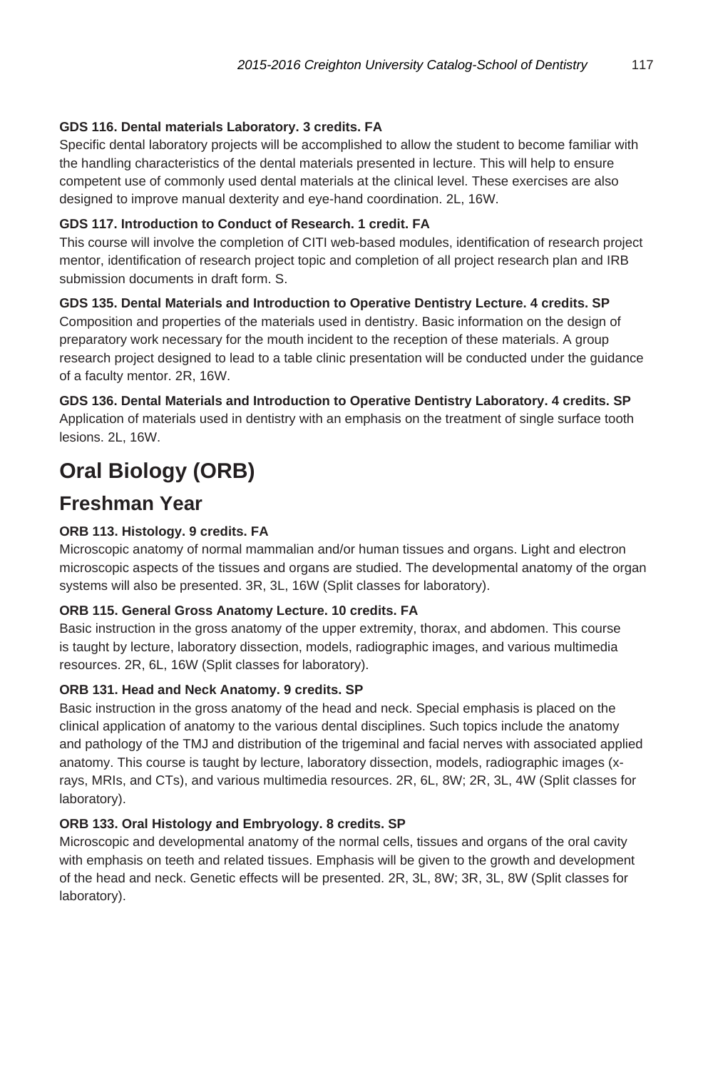**GDS 116. Dental materials Laboratory. 3 credits. FA**

Specific dental laboratory projects will be accomplished to allow the student to become familiar with the handling characteristics of the dental materials presented in lecture. This will help to ensure competent use of commonly used dental materials at the clinical level. These exercises are also designed to improve manual dexterity and eye-hand coordination. 2L, 16W.

**GDS 117. Introduction to Conduct of Research. 1 credit. FA**

This course will involve the completion of CITI web-based modules, identification of research project mentor, identification of research project topic and completion of all project research plan and IRB submission documents in draft form. S.

**GDS 135. Dental Materials and Introduction to Operative Dentistry Lecture. 4 credits. SP**

Composition and properties of the materials used in dentistry. Basic information on the design of preparatory work necessary for the mouth incident to the reception of these materials. A group research project designed to lead to a table clinic presentation will be conducted under the guidance of a faculty mentor. 2R, 16W.

**GDS 136. Dental Materials and Introduction to Operative Dentistry Laboratory. 4 credits. SP**

Application of materials used in dentistry with an emphasis on the treatment of single surface tooth lesions. 2L, 16W.

# Oral Biology (ORB)

## Freshman Year

**ORB 113. Histology. 9 credits. FA**

Microscopic anatomy of normal mammalian and/or human tissues and organs. Light and electron microscopic aspects of the tissues and organs are studied. The developmental anatomy of the organ systems will also be presented. 3R, 3L, 16W (Split classes for laboratory).

**ORB 115. General Gross Anatomy Lecture. 10 credits. FA**

Basic instruction in the gross anatomy of the upper extremity, thorax, and abdomen. This course is taught by lecture, laboratory dissection, models, radiographic images, and various multimedia resources. 2R, 6L, 16W (Split classes for laboratory).

**ORB 131. Head and Neck Anatomy. 9 credits. SP**

Basic instruction in the gross anatomy of the head and neck. Special emphasis is placed on the clinical application of anatomy to the various dental disciplines. Such topics include the anatomy and pathology of the TMJ and distribution of the trigeminal and facial nerves with associated applied anatomy. This course is taught by lecture, laboratory dissection, models, radiographic images (x-rays, MRIs, and CTs), and various multimedia resources. 2R, 6L, 8W; 2R, 3L, 4W (Split classes for laboratory).

**ORB 133. Oral Histology and Embryology. 8 credits. SP**

Microscopic and developmental anatomy of the normal cells, tissues and organs of the oral cavity with emphasis on teeth and related tissues. Emphasis will be given to the growth and development of the head and neck. Genetic effects will be presented. 2R, 3L, 8W; 3R, 3L, 8W (Split classes for laboratory).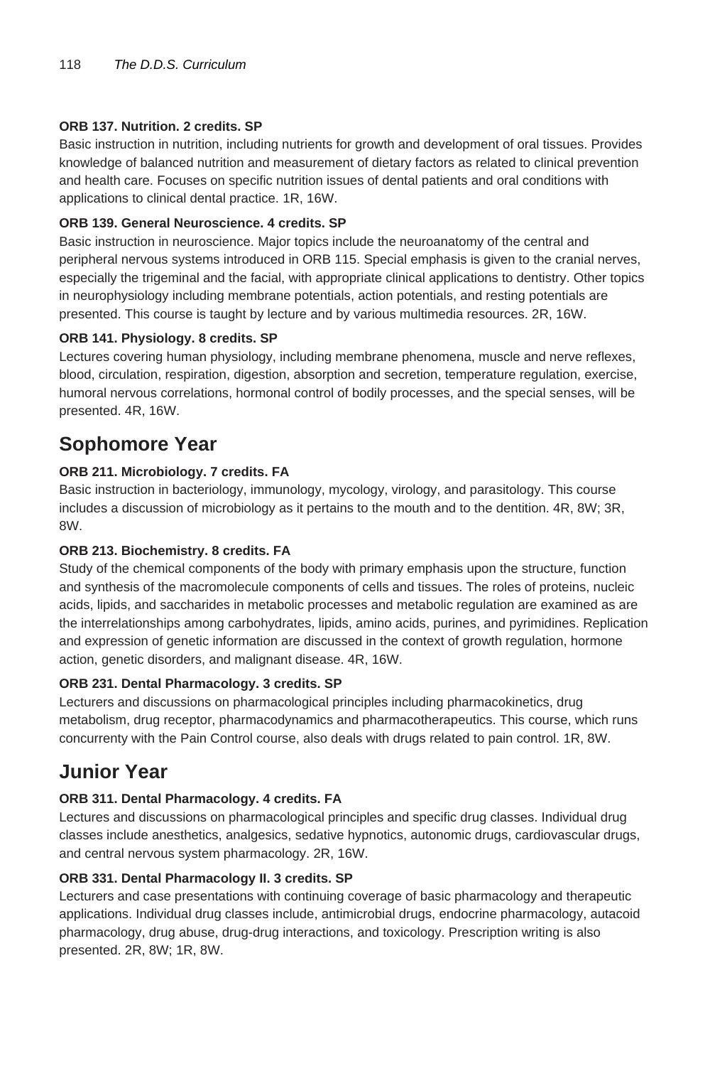**ORB 137. Nutrition. 2 credits. SP**
Basic instruction in nutrition, including nutrients for growth and development of oral tissues. Provides knowledge of balanced nutrition and measurement of dietary factors as related to clinical prevention and health care. Focuses on specific nutrition issues of dental patients and oral conditions with applications to clinical dental practice. 1R, 16W.

**ORB 139. General Neuroscience. 4 credits. SP**
Basic instruction in neuroscience. Major topics include the neuroanatomy of the central and peripheral nervous systems introduced in ORB 115. Special emphasis is given to the cranial nerves, especially the trigeminal and the facial, with appropriate clinical applications to dentistry. Other topics in neurophysiology including membrane potentials, action potentials, and resting potentials are presented. This course is taught by lecture and by various multimedia resources. 2R, 16W.

**ORB 141. Physiology. 8 credits. SP**
Lectures covering human physiology, including membrane phenomena, muscle and nerve reflexes, blood, circulation, respiration, digestion, absorption and secretion, temperature regulation, exercise, humoral nervous correlations, hormonal control of bodily processes, and the special senses, will be presented. 4R, 16W.

## Sophomore Year

**ORB 211. Microbiology. 7 credits. FA**
Basic instruction in bacteriology, immunology, mycology, virology, and parasitology. This course includes a discussion of microbiology as it pertains to the mouth and to the dentition. 4R, 8W; 3R, 8W.

**ORB 213. Biochemistry. 8 credits. FA**
Study of the chemical components of the body with primary emphasis upon the structure, function and synthesis of the macromolecule components of cells and tissues. The roles of proteins, nucleic acids, lipids, and saccharides in metabolic processes and metabolic regulation are examined as are the interrelationships among carbohydrates, lipids, amino acids, purines, and pyrimidines. Replication and expression of genetic information are discussed in the context of growth regulation, hormone action, genetic disorders, and malignant disease. 4R, 16W.

**ORB 231. Dental Pharmacology. 3 credits. SP**
Lecturers and discussions on pharmacological principles including pharmacokinetics, drug metabolism, drug receptor, pharmacodynamics and pharmacotherapeutics. This course, which runs concurrenty with the Pain Control course, also deals with drugs related to pain control. 1R, 8W.

## Junior Year

**ORB 311. Dental Pharmacology. 4 credits. FA**
Lectures and discussions on pharmacological principles and specific drug classes. Individual drug classes include anesthetics, analgesics, sedative hypnotics, autonomic drugs, cardiovascular drugs, and central nervous system pharmacology. 2R, 16W.

**ORB 331. Dental Pharmacology II. 3 credits. SP**
Lecturers and case presentations with continuing coverage of basic pharmacology and therapeutic applications. Individual drug classes include, antimicrobial drugs, endocrine pharmacology, autacoid pharmacology, drug abuse, drug-drug interactions, and toxicology. Prescription writing is also presented. 2R, 8W; 1R, 8W.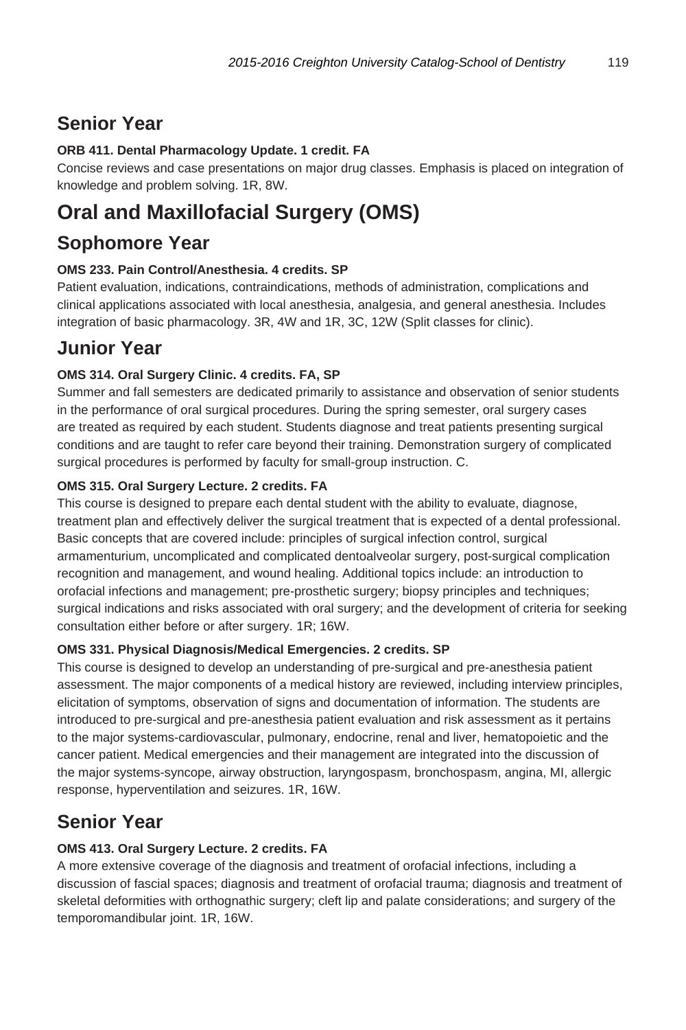## Senior Year

**ORB 411. Dental Pharmacology Update. 1 credit. FA**

Concise reviews and case presentations on major drug classes. Emphasis is placed on integration of knowledge and problem solving. 1R, 8W.

# Oral and Maxillofacial Surgery (OMS)

## Sophomore Year

**OMS 233. Pain Control/Anesthesia. 4 credits. SP**

Patient evaluation, indications, contraindications, methods of administration, complications and clinical applications associated with local anesthesia, analgesia, and general anesthesia. Includes integration of basic pharmacology. 3R, 4W and 1R, 3C, 12W (Split classes for clinic).

## Junior Year

**OMS 314. Oral Surgery Clinic. 4 credits. FA, SP**

Summer and fall semesters are dedicated primarily to assistance and observation of senior students in the performance of oral surgical procedures. During the spring semester, oral surgery cases are treated as required by each student. Students diagnose and treat patients presenting surgical conditions and are taught to refer care beyond their training. Demonstration surgery of complicated surgical procedures is performed by faculty for small-group instruction. C.

**OMS 315. Oral Surgery Lecture. 2 credits. FA**

This course is designed to prepare each dental student with the ability to evaluate, diagnose, treatment plan and effectively deliver the surgical treatment that is expected of a dental professional. Basic concepts that are covered include: principles of surgical infection control, surgical armamenturium, uncomplicated and complicated dentoalveolar surgery, post-surgical complication recognition and management, and wound healing. Additional topics include: an introduction to orofacial infections and management; pre-prosthetic surgery; biopsy principles and techniques; surgical indications and risks associated with oral surgery; and the development of criteria for seeking consultation either before or after surgery. 1R; 16W.

**OMS 331. Physical Diagnosis/Medical Emergencies. 2 credits. SP**

This course is designed to develop an understanding of pre-surgical and pre-anesthesia patient assessment. The major components of a medical history are reviewed, including interview principles, elicitation of symptoms, observation of signs and documentation of information. The students are introduced to pre-surgical and pre-anesthesia patient evaluation and risk assessment as it pertains to the major systems-cardiovascular, pulmonary, endocrine, renal and liver, hematopoietic and the cancer patient. Medical emergencies and their management are integrated into the discussion of the major systems-syncope, airway obstruction, laryngospasm, bronchospasm, angina, MI, allergic response, hyperventilation and seizures. 1R, 16W.

## Senior Year

**OMS 413. Oral Surgery Lecture. 2 credits. FA**

A more extensive coverage of the diagnosis and treatment of orofacial infections, including a discussion of fascial spaces; diagnosis and treatment of orofacial trauma; diagnosis and treatment of skeletal deformities with orthognathic surgery; cleft lip and palate considerations; and surgery of the temporomandibular joint. 1R, 16W.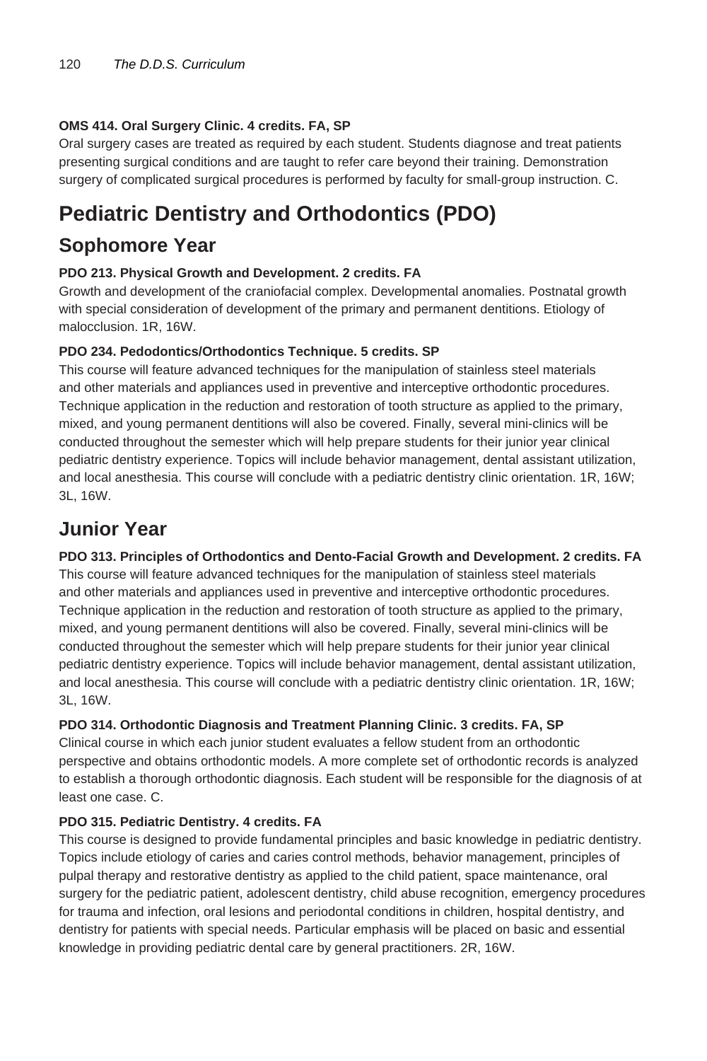**OMS 414. Oral Surgery Clinic. 4 credits. FA, SP**

Oral surgery cases are treated as required by each student. Students diagnose and treat patients presenting surgical conditions and are taught to refer care beyond their training. Demonstration surgery of complicated surgical procedures is performed by faculty for small-group instruction. C.

# Pediatric Dentistry and Orthodontics (PDO)

## Sophomore Year

**PDO 213. Physical Growth and Development. 2 credits. FA**

Growth and development of the craniofacial complex. Developmental anomalies. Postnatal growth with special consideration of development of the primary and permanent dentitions. Etiology of malocclusion. 1R, 16W.

**PDO 234. Pedodontics/Orthodontics Technique. 5 credits. SP**

This course will feature advanced techniques for the manipulation of stainless steel materials and other materials and appliances used in preventive and interceptive orthodontic procedures. Technique application in the reduction and restoration of tooth structure as applied to the primary, mixed, and young permanent dentitions will also be covered. Finally, several mini-clinics will be conducted throughout the semester which will help prepare students for their junior year clinical pediatric dentistry experience. Topics will include behavior management, dental assistant utilization, and local anesthesia. This course will conclude with a pediatric dentistry clinic orientation. 1R, 16W; 3L, 16W.

## Junior Year

**PDO 313. Principles of Orthodontics and Dento-Facial Growth and Development. 2 credits. FA**

This course will feature advanced techniques for the manipulation of stainless steel materials and other materials and appliances used in preventive and interceptive orthodontic procedures. Technique application in the reduction and restoration of tooth structure as applied to the primary, mixed, and young permanent dentitions will also be covered. Finally, several mini-clinics will be conducted throughout the semester which will help prepare students for their junior year clinical pediatric dentistry experience. Topics will include behavior management, dental assistant utilization, and local anesthesia. This course will conclude with a pediatric dentistry clinic orientation. 1R, 16W; 3L, 16W.

**PDO 314. Orthodontic Diagnosis and Treatment Planning Clinic. 3 credits. FA, SP**

Clinical course in which each junior student evaluates a fellow student from an orthodontic perspective and obtains orthodontic models. A more complete set of orthodontic records is analyzed to establish a thorough orthodontic diagnosis. Each student will be responsible for the diagnosis of at least one case. C.

**PDO 315. Pediatric Dentistry. 4 credits. FA**

This course is designed to provide fundamental principles and basic knowledge in pediatric dentistry. Topics include etiology of caries and caries control methods, behavior management, principles of pulpal therapy and restorative dentistry as applied to the child patient, space maintenance, oral surgery for the pediatric patient, adolescent dentistry, child abuse recognition, emergency procedures for trauma and infection, oral lesions and periodontal conditions in children, hospital dentistry, and dentistry for patients with special needs. Particular emphasis will be placed on basic and essential knowledge in providing pediatric dental care by general practitioners. 2R, 16W.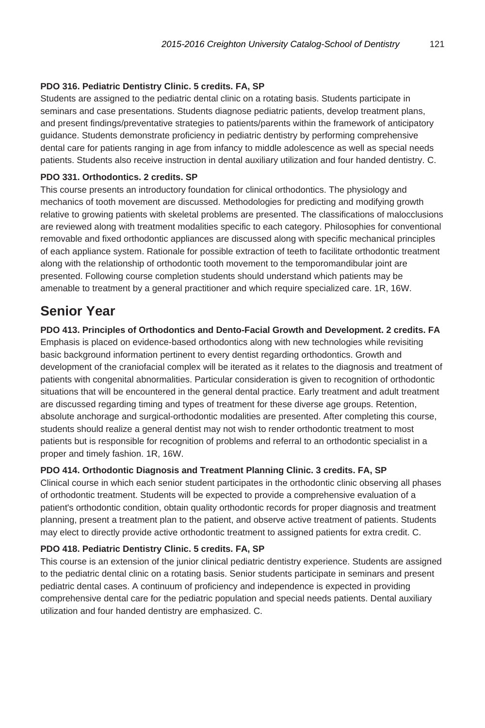**PDO 316. Pediatric Dentistry Clinic. 5 credits. FA, SP**

Students are assigned to the pediatric dental clinic on a rotating basis. Students participate in seminars and case presentations. Students diagnose pediatric patients, develop treatment plans, and present findings/preventative strategies to patients/parents within the framework of anticipatory guidance. Students demonstrate proficiency in pediatric dentistry by performing comprehensive dental care for patients ranging in age from infancy to middle adolescence as well as special needs patients. Students also receive instruction in dental auxiliary utilization and four handed dentistry. C.

**PDO 331. Orthodontics. 2 credits. SP**

This course presents an introductory foundation for clinical orthodontics. The physiology and mechanics of tooth movement are discussed. Methodologies for predicting and modifying growth relative to growing patients with skeletal problems are presented. The classifications of malocclusions are reviewed along with treatment modalities specific to each category. Philosophies for conventional removable and fixed orthodontic appliances are discussed along with specific mechanical principles of each appliance system. Rationale for possible extraction of teeth to facilitate orthodontic treatment along with the relationship of orthodontic tooth movement to the temporomandibular joint are presented. Following course completion students should understand which patients may be amenable to treatment by a general practitioner and which require specialized care. 1R, 16W.

## Senior Year

**PDO 413. Principles of Orthodontics and Dento-Facial Growth and Development. 2 credits. FA**

Emphasis is placed on evidence-based orthodontics along with new technologies while revisiting basic background information pertinent to every dentist regarding orthodontics. Growth and development of the craniofacial complex will be iterated as it relates to the diagnosis and treatment of patients with congenital abnormalities. Particular consideration is given to recognition of orthodontic situations that will be encountered in the general dental practice. Early treatment and adult treatment are discussed regarding timing and types of treatment for these diverse age groups. Retention, absolute anchorage and surgical-orthodontic modalities are presented. After completing this course, students should realize a general dentist may not wish to render orthodontic treatment to most patients but is responsible for recognition of problems and referral to an orthodontic specialist in a proper and timely fashion. 1R, 16W.

**PDO 414. Orthodontic Diagnosis and Treatment Planning Clinic. 3 credits. FA, SP**

Clinical course in which each senior student participates in the orthodontic clinic observing all phases of orthodontic treatment. Students will be expected to provide a comprehensive evaluation of a patient's orthodontic condition, obtain quality orthodontic records for proper diagnosis and treatment planning, present a treatment plan to the patient, and observe active treatment of patients. Students may elect to directly provide active orthodontic treatment to assigned patients for extra credit. C.

**PDO 418. Pediatric Dentistry Clinic. 5 credits. FA, SP**

This course is an extension of the junior clinical pediatric dentistry experience. Students are assigned to the pediatric dental clinic on a rotating basis. Senior students participate in seminars and present pediatric dental cases. A continuum of proficiency and independence is expected in providing comprehensive dental care for the pediatric population and special needs patients. Dental auxiliary utilization and four handed dentistry are emphasized. C.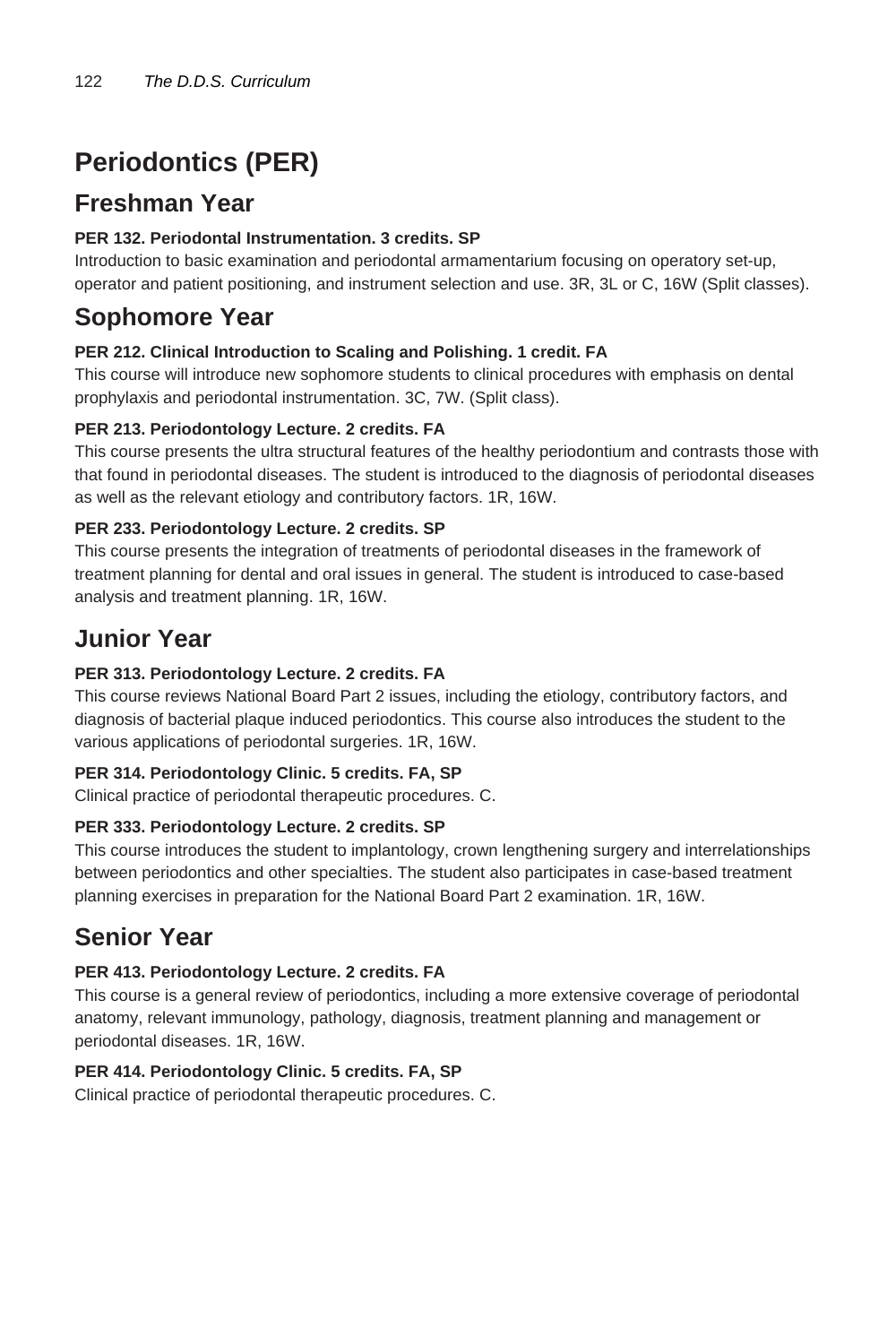# Periodontics (PER)

## Freshman Year

**PER 132. Periodontal Instrumentation. 3 credits. SP**
Introduction to basic examination and periodontal armamentarium focusing on operatory set-up, operator and patient positioning, and instrument selection and use. 3R, 3L or C, 16W (Split classes).

## Sophomore Year

**PER 212. Clinical Introduction to Scaling and Polishing. 1 credit. FA**
This course will introduce new sophomore students to clinical procedures with emphasis on dental prophylaxis and periodontal instrumentation. 3C, 7W. (Split class).

**PER 213. Periodontology Lecture. 2 credits. FA**
This course presents the ultra structural features of the healthy periodontium and contrasts those with that found in periodontal diseases. The student is introduced to the diagnosis of periodontal diseases as well as the relevant etiology and contributory factors. 1R, 16W.

**PER 233. Periodontology Lecture. 2 credits. SP**
This course presents the integration of treatments of periodontal diseases in the framework of treatment planning for dental and oral issues in general. The student is introduced to case-based analysis and treatment planning. 1R, 16W.

## Junior Year

**PER 313. Periodontology Lecture. 2 credits. FA**
This course reviews National Board Part 2 issues, including the etiology, contributory factors, and diagnosis of bacterial plaque induced periodontics. This course also introduces the student to the various applications of periodontal surgeries. 1R, 16W.

**PER 314. Periodontology Clinic. 5 credits. FA, SP**
Clinical practice of periodontal therapeutic procedures. C.

**PER 333. Periodontology Lecture. 2 credits. SP**
This course introduces the student to implantology, crown lengthening surgery and interrelationships between periodontics and other specialties. The student also participates in case-based treatment planning exercises in preparation for the National Board Part 2 examination. 1R, 16W.

## Senior Year

**PER 413. Periodontology Lecture. 2 credits. FA**
This course is a general review of periodontics, including a more extensive coverage of periodontal anatomy, relevant immunology, pathology, diagnosis, treatment planning and management or periodontal diseases. 1R, 16W.

**PER 414. Periodontology Clinic. 5 credits. FA, SP**
Clinical practice of periodontal therapeutic procedures. C.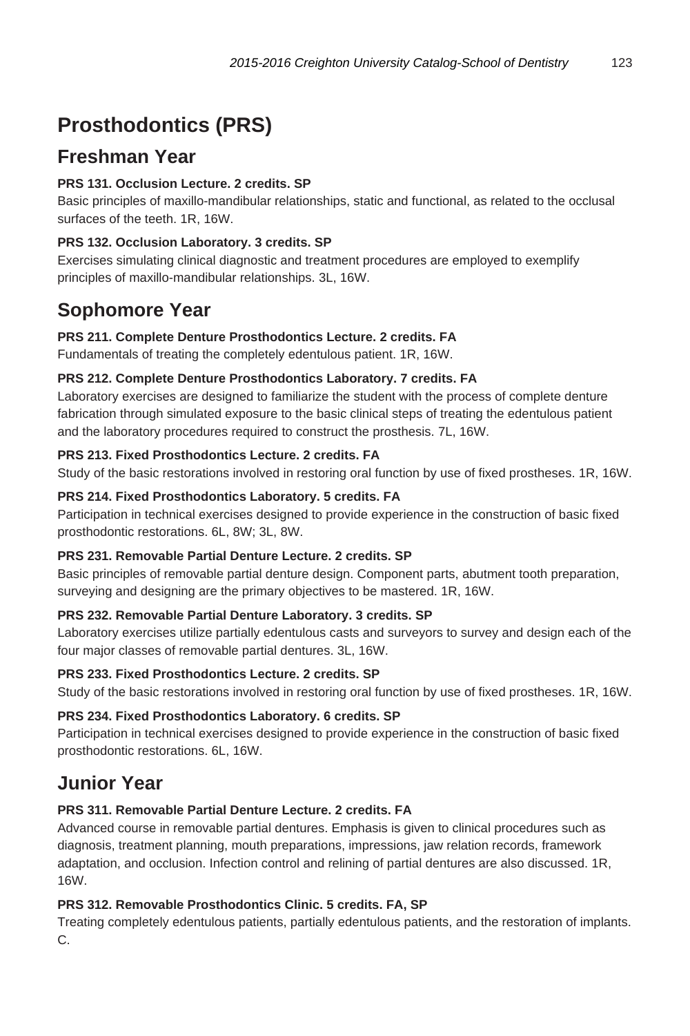# Prosthodontics (PRS)

## Freshman Year

**PRS 131. Occlusion Lecture. 2 credits. SP**

Basic principles of maxillo-mandibular relationships, static and functional, as related to the occlusal surfaces of the teeth. 1R, 16W.

**PRS 132. Occlusion Laboratory. 3 credits. SP**

Exercises simulating clinical diagnostic and treatment procedures are employed to exemplify principles of maxillo-mandibular relationships. 3L, 16W.

## Sophomore Year

**PRS 211. Complete Denture Prosthodontics Lecture. 2 credits. FA**

Fundamentals of treating the completely edentulous patient. 1R, 16W.

**PRS 212. Complete Denture Prosthodontics Laboratory. 7 credits. FA**

Laboratory exercises are designed to familiarize the student with the process of complete denture fabrication through simulated exposure to the basic clinical steps of treating the edentulous patient and the laboratory procedures required to construct the prosthesis. 7L, 16W.

**PRS 213. Fixed Prosthodontics Lecture. 2 credits. FA**

Study of the basic restorations involved in restoring oral function by use of fixed prostheses. 1R, 16W.

**PRS 214. Fixed Prosthodontics Laboratory. 5 credits. FA**

Participation in technical exercises designed to provide experience in the construction of basic fixed prosthodontic restorations. 6L, 8W; 3L, 8W.

**PRS 231. Removable Partial Denture Lecture. 2 credits. SP**

Basic principles of removable partial denture design. Component parts, abutment tooth preparation, surveying and designing are the primary objectives to be mastered. 1R, 16W.

**PRS 232. Removable Partial Denture Laboratory. 3 credits. SP**

Laboratory exercises utilize partially edentulous casts and surveyors to survey and design each of the four major classes of removable partial dentures. 3L, 16W.

**PRS 233. Fixed Prosthodontics Lecture. 2 credits. SP**

Study of the basic restorations involved in restoring oral function by use of fixed prostheses. 1R, 16W.

**PRS 234. Fixed Prosthodontics Laboratory. 6 credits. SP**

Participation in technical exercises designed to provide experience in the construction of basic fixed prosthodontic restorations. 6L, 16W.

## Junior Year

**PRS 311. Removable Partial Denture Lecture. 2 credits. FA**

Advanced course in removable partial dentures. Emphasis is given to clinical procedures such as diagnosis, treatment planning, mouth preparations, impressions, jaw relation records, framework adaptation, and occlusion. Infection control and relining of partial dentures are also discussed. 1R, 16W.

**PRS 312. Removable Prosthodontics Clinic. 5 credits. FA, SP**

Treating completely edentulous patients, partially edentulous patients, and the restoration of implants. C.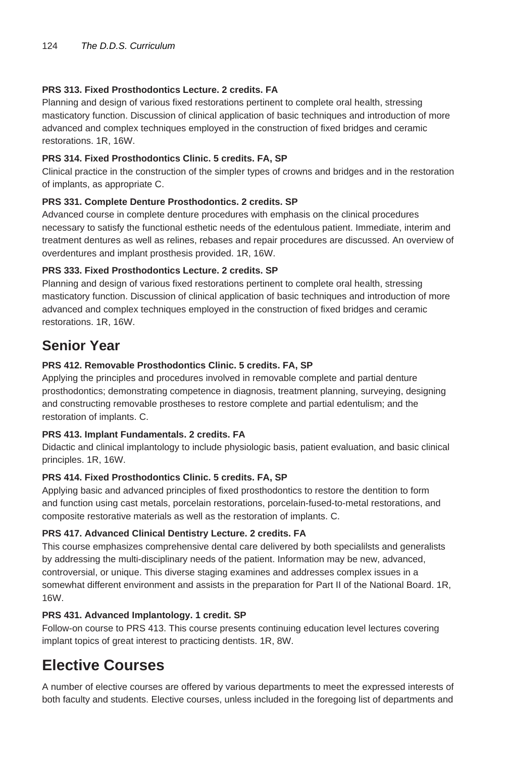**PRS 313. Fixed Prosthodontics Lecture. 2 credits. FA**
Planning and design of various fixed restorations pertinent to complete oral health, stressing masticatory function. Discussion of clinical application of basic techniques and introduction of more advanced and complex techniques employed in the construction of fixed bridges and ceramic restorations. 1R, 16W.

**PRS 314. Fixed Prosthodontics Clinic. 5 credits. FA, SP**
Clinical practice in the construction of the simpler types of crowns and bridges and in the restoration of implants, as appropriate C.

**PRS 331. Complete Denture Prosthodontics. 2 credits. SP**
Advanced course in complete denture procedures with emphasis on the clinical procedures necessary to satisfy the functional esthetic needs of the edentulous patient. Immediate, interim and treatment dentures as well as relines, rebases and repair procedures are discussed. An overview of overdentures and implant prosthesis provided. 1R, 16W.

**PRS 333. Fixed Prosthodontics Lecture. 2 credits. SP**
Planning and design of various fixed restorations pertinent to complete oral health, stressing masticatory function. Discussion of clinical application of basic techniques and introduction of more advanced and complex techniques employed in the construction of fixed bridges and ceramic restorations. 1R, 16W.

## Senior Year

**PRS 412. Removable Prosthodontics Clinic. 5 credits. FA, SP**
Applying the principles and procedures involved in removable complete and partial denture prosthodontics; demonstrating competence in diagnosis, treatment planning, surveying, designing and constructing removable prostheses to restore complete and partial edentulism; and the restoration of implants. C.

**PRS 413. Implant Fundamentals. 2 credits. FA**
Didactic and clinical implantology to include physiologic basis, patient evaluation, and basic clinical principles. 1R, 16W.

**PRS 414. Fixed Prosthodontics Clinic. 5 credits. FA, SP**
Applying basic and advanced principles of fixed prosthodontics to restore the dentition to form and function using cast metals, porcelain restorations, porcelain-fused-to-metal restorations, and composite restorative materials as well as the restoration of implants. C.

**PRS 417. Advanced Clinical Dentistry Lecture. 2 credits. FA**
This course emphasizes comprehensive dental care delivered by both specialilsts and generalists by addressing the multi-disciplinary needs of the patient. Information may be new, advanced, controversial, or unique. This diverse staging examines and addresses complex issues in a somewhat different environment and assists in the preparation for Part II of the National Board. 1R, 16W.

**PRS 431. Advanced Implantology. 1 credit. SP**
Follow-on course to PRS 413. This course presents continuing education level lectures covering implant topics of great interest to practicing dentists. 1R, 8W.

## Elective Courses

A number of elective courses are offered by various departments to meet the expressed interests of both faculty and students. Elective courses, unless included in the foregoing list of departments and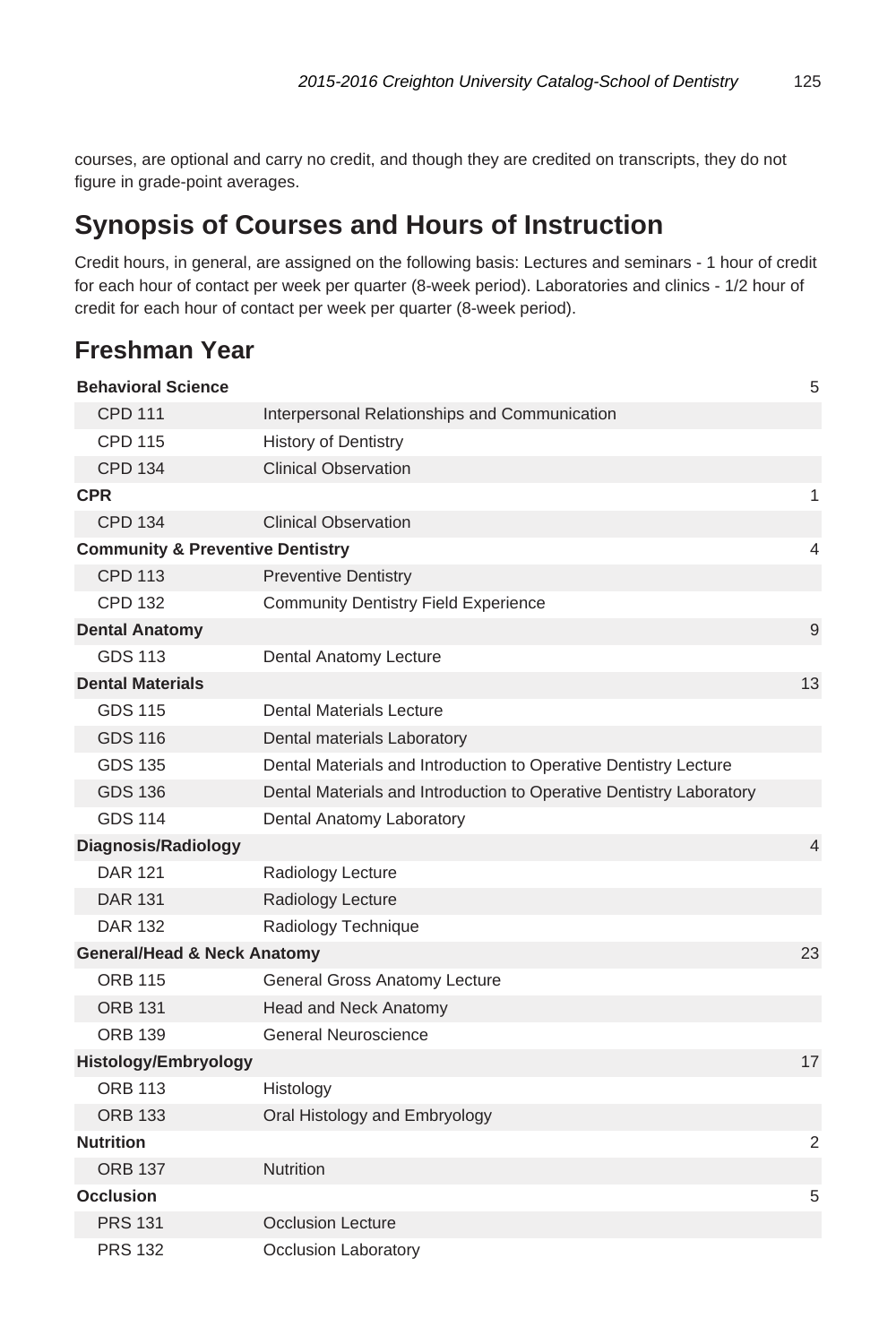courses, are optional and carry no credit, and though they are credited on transcripts, they do not figure in grade-point averages.

## Synopsis of Courses and Hours of Instruction

Credit hours, in general, are assigned on the following basis: Lectures and seminars - 1 hour of credit for each hour of contact per week per quarter (8-week period). Laboratories and clinics - 1/2 hour of credit for each hour of contact per week per quarter (8-week period).

### Freshman Year

| | | |
|---|---|---|
| **Behavioral Science** | | 5 |
| CPD 111 | Interpersonal Relationships and Communication | |
| CPD 115 | History of Dentistry | |
| CPD 134 | Clinical Observation | |
| **CPR** | | 1 |
| CPD 134 | Clinical Observation | |
| **Community & Preventive Dentistry** | | 4 |
| CPD 113 | Preventive Dentistry | |
| CPD 132 | Community Dentistry Field Experience | |
| **Dental Anatomy** | | 9 |
| GDS 113 | Dental Anatomy Lecture | |
| **Dental Materials** | | 13 |
| GDS 115 | Dental Materials Lecture | |
| GDS 116 | Dental materials Laboratory | |
| GDS 135 | Dental Materials and Introduction to Operative Dentistry Lecture | |
| GDS 136 | Dental Materials and Introduction to Operative Dentistry Laboratory | |
| GDS 114 | Dental Anatomy Laboratory | |
| **Diagnosis/Radiology** | | 4 |
| DAR 121 | Radiology Lecture | |
| DAR 131 | Radiology Lecture | |
| DAR 132 | Radiology Technique | |
| **General/Head & Neck Anatomy** | | 23 |
| ORB 115 | General Gross Anatomy Lecture | |
| ORB 131 | Head and Neck Anatomy | |
| ORB 139 | General Neuroscience | |
| **Histology/Embryology** | | 17 |
| ORB 113 | Histology | |
| ORB 133 | Oral Histology and Embryology | |
| **Nutrition** | | 2 |
| ORB 137 | Nutrition | |
| **Occlusion** | | 5 |
| PRS 131 | Occlusion Lecture | |
| PRS 132 | Occlusion Laboratory | |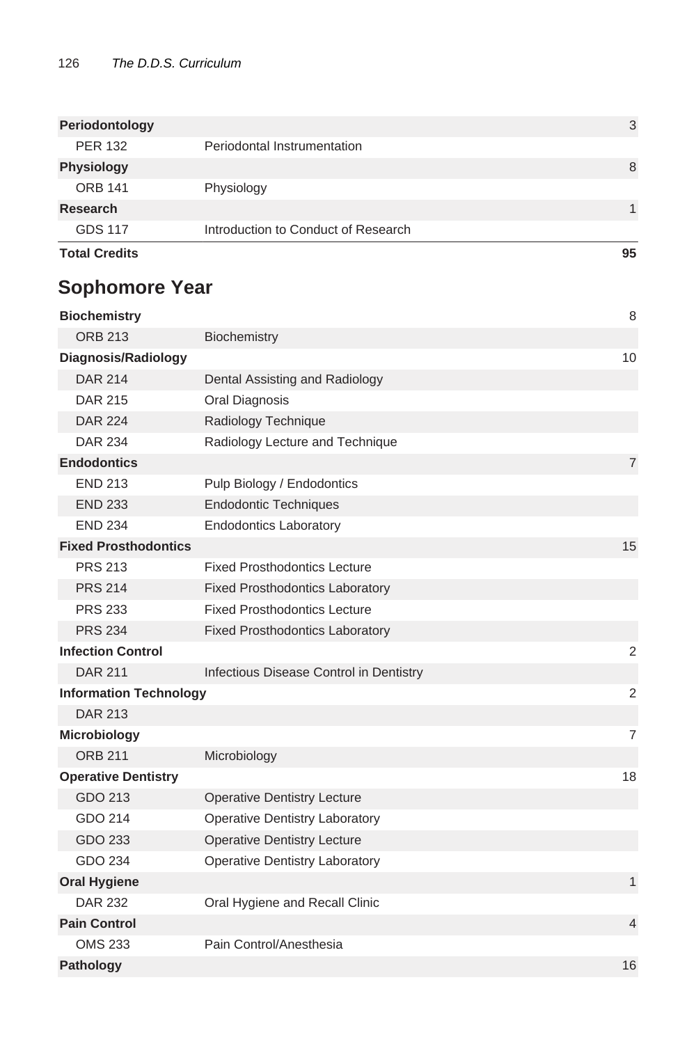| | | |
|---|---|---|
| **Periodontology** | | 3 |
| PER 132 | Periodontal Instrumentation | |
| **Physiology** | | 8 |
| ORB 141 | Physiology | |
| **Research** | | 1 |
| GDS 117 | Introduction to Conduct of Research | |
| **Total Credits** | | **95** |

## Sophomore Year

| | | |
|---|---|---|
| **Biochemistry** | | 8 |
| ORB 213 | Biochemistry | |
| **Diagnosis/Radiology** | | 10 |
| DAR 214 | Dental Assisting and Radiology | |
| DAR 215 | Oral Diagnosis | |
| DAR 224 | Radiology Technique | |
| DAR 234 | Radiology Lecture and Technique | |
| **Endodontics** | | 7 |
| END 213 | Pulp Biology / Endodontics | |
| END 233 | Endodontic Techniques | |
| END 234 | Endodontics Laboratory | |
| **Fixed Prosthodontics** | | 15 |
| PRS 213 | Fixed Prosthodontics Lecture | |
| PRS 214 | Fixed Prosthodontics Laboratory | |
| PRS 233 | Fixed Prosthodontics Lecture | |
| PRS 234 | Fixed Prosthodontics Laboratory | |
| **Infection Control** | | 2 |
| DAR 211 | Infectious Disease Control in Dentistry | |
| **Information Technology** | | 2 |
| DAR 213 | | |
| **Microbiology** | | 7 |
| ORB 211 | Microbiology | |
| **Operative Dentistry** | | 18 |
| GDO 213 | Operative Dentistry Lecture | |
| GDO 214 | Operative Dentistry Laboratory | |
| GDO 233 | Operative Dentistry Lecture | |
| GDO 234 | Operative Dentistry Laboratory | |
| **Oral Hygiene** | | 1 |
| DAR 232 | Oral Hygiene and Recall Clinic | |
| **Pain Control** | | 4 |
| OMS 233 | Pain Control/Anesthesia | |
| **Pathology** | | 16 |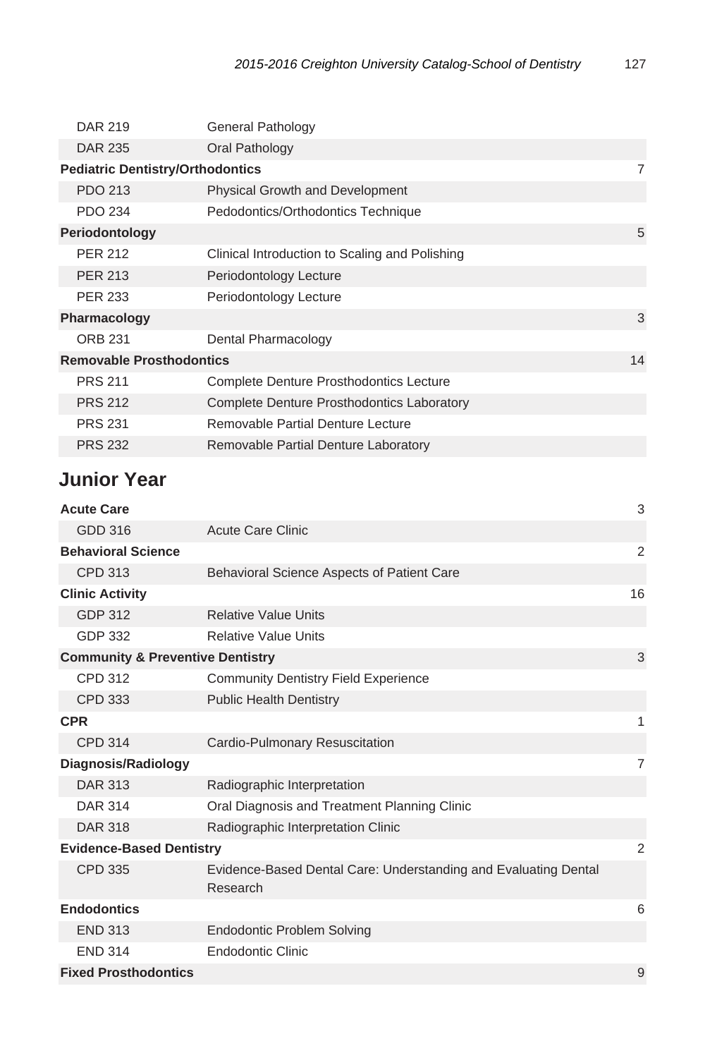| | | |
|---|---|---|
| DAR 219 | General Pathology | |
| DAR 235 | Oral Pathology | |
| **Pediatric Dentistry/Orthodontics** | | 7 |
| PDO 213 | Physical Growth and Development | |
| PDO 234 | Pedodontics/Orthodontics Technique | |
| **Periodontology** | | 5 |
| PER 212 | Clinical Introduction to Scaling and Polishing | |
| PER 213 | Periodontology Lecture | |
| PER 233 | Periodontology Lecture | |
| **Pharmacology** | | 3 |
| ORB 231 | Dental Pharmacology | |
| **Removable Prosthodontics** | | 14 |
| PRS 211 | Complete Denture Prosthodontics Lecture | |
| PRS 212 | Complete Denture Prosthodontics Laboratory | |
| PRS 231 | Removable Partial Denture Lecture | |
| PRS 232 | Removable Partial Denture Laboratory | |

## Junior Year

| | | |
|---|---|---|
| **Acute Care** | | 3 |
| GDD 316 | Acute Care Clinic | |
| **Behavioral Science** | | 2 |
| CPD 313 | Behavioral Science Aspects of Patient Care | |
| **Clinic Activity** | | 16 |
| GDP 312 | Relative Value Units | |
| GDP 332 | Relative Value Units | |
| **Community & Preventive Dentistry** | | 3 |
| CPD 312 | Community Dentistry Field Experience | |
| CPD 333 | Public Health Dentistry | |
| **CPR** | | 1 |
| CPD 314 | Cardio-Pulmonary Resuscitation | |
| **Diagnosis/Radiology** | | 7 |
| DAR 313 | Radiographic Interpretation | |
| DAR 314 | Oral Diagnosis and Treatment Planning Clinic | |
| DAR 318 | Radiographic Interpretation Clinic | |
| **Evidence-Based Dentistry** | | 2 |
| CPD 335 | Evidence-Based Dental Care: Understanding and Evaluating Dental Research | |
| **Endodontics** | | 6 |
| END 313 | Endodontic Problem Solving | |
| END 314 | Endodontic Clinic | |
| **Fixed Prosthodontics** | | 9 |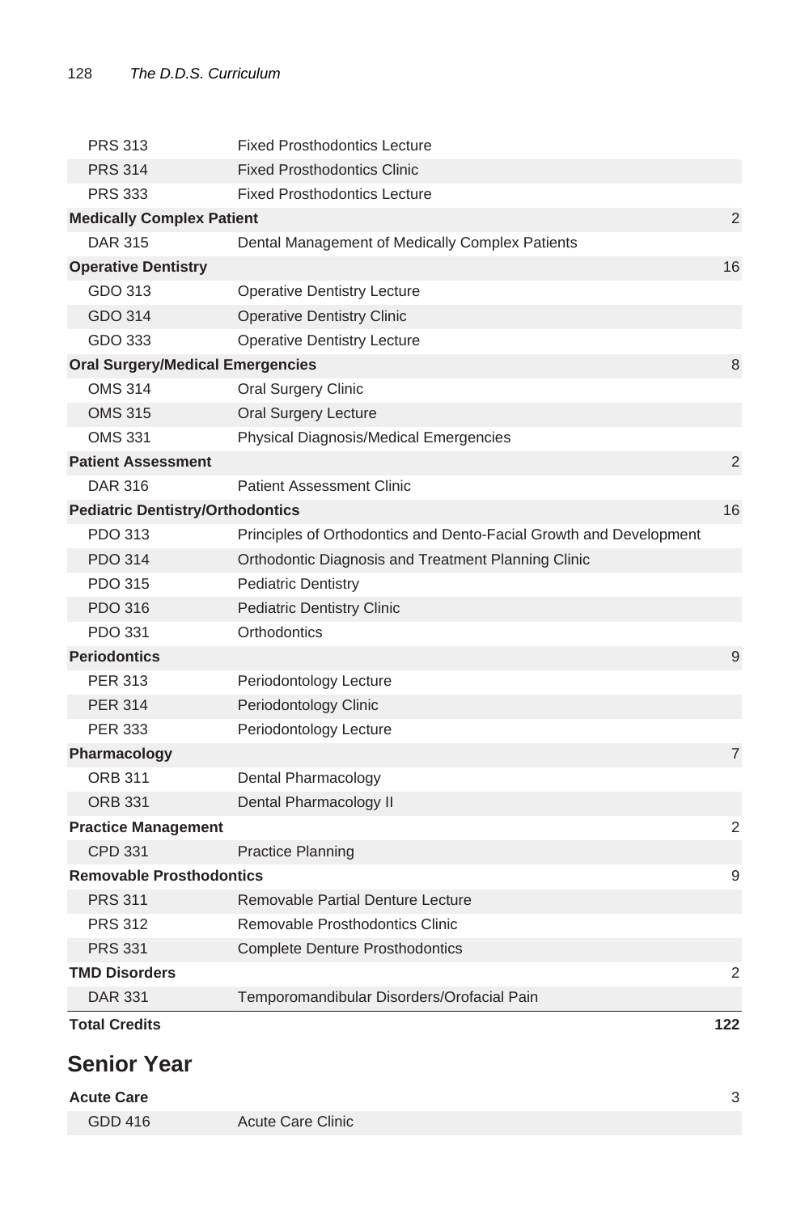| | | |
|---|---|---|
| PRS 313 | Fixed Prosthodontics Lecture | |
| PRS 314 | Fixed Prosthodontics Clinic | |
| PRS 333 | Fixed Prosthodontics Lecture | |
| **Medically Complex Patient** | | 2 |
| DAR 315 | Dental Management of Medically Complex Patients | |
| **Operative Dentistry** | | 16 |
| GDO 313 | Operative Dentistry Lecture | |
| GDO 314 | Operative Dentistry Clinic | |
| GDO 333 | Operative Dentistry Lecture | |
| **Oral Surgery/Medical Emergencies** | | 8 |
| OMS 314 | Oral Surgery Clinic | |
| OMS 315 | Oral Surgery Lecture | |
| OMS 331 | Physical Diagnosis/Medical Emergencies | |
| **Patient Assessment** | | 2 |
| DAR 316 | Patient Assessment Clinic | |
| **Pediatric Dentistry/Orthodontics** | | 16 |
| PDO 313 | Principles of Orthodontics and Dento-Facial Growth and Development | |
| PDO 314 | Orthodontic Diagnosis and Treatment Planning Clinic | |
| PDO 315 | Pediatric Dentistry | |
| PDO 316 | Pediatric Dentistry Clinic | |
| PDO 331 | Orthodontics | |
| **Periodontics** | | 9 |
| PER 313 | Periodontology Lecture | |
| PER 314 | Periodontology Clinic | |
| PER 333 | Periodontology Lecture | |
| **Pharmacology** | | 7 |
| ORB 311 | Dental Pharmacology | |
| ORB 331 | Dental Pharmacology II | |
| **Practice Management** | | 2 |
| CPD 331 | Practice Planning | |
| **Removable Prosthodontics** | | 9 |
| PRS 311 | Removable Partial Denture Lecture | |
| PRS 312 | Removable Prosthodontics Clinic | |
| PRS 331 | Complete Denture Prosthodontics | |
| **TMD Disorders** | | 2 |
| DAR 331 | Temporomandibular Disorders/Orofacial Pain | |
| **Total Credits** | | **122** |

## Senior Year

| | | |
|---|---|---|
| **Acute Care** | | 3 |
| GDD 416 | Acute Care Clinic | |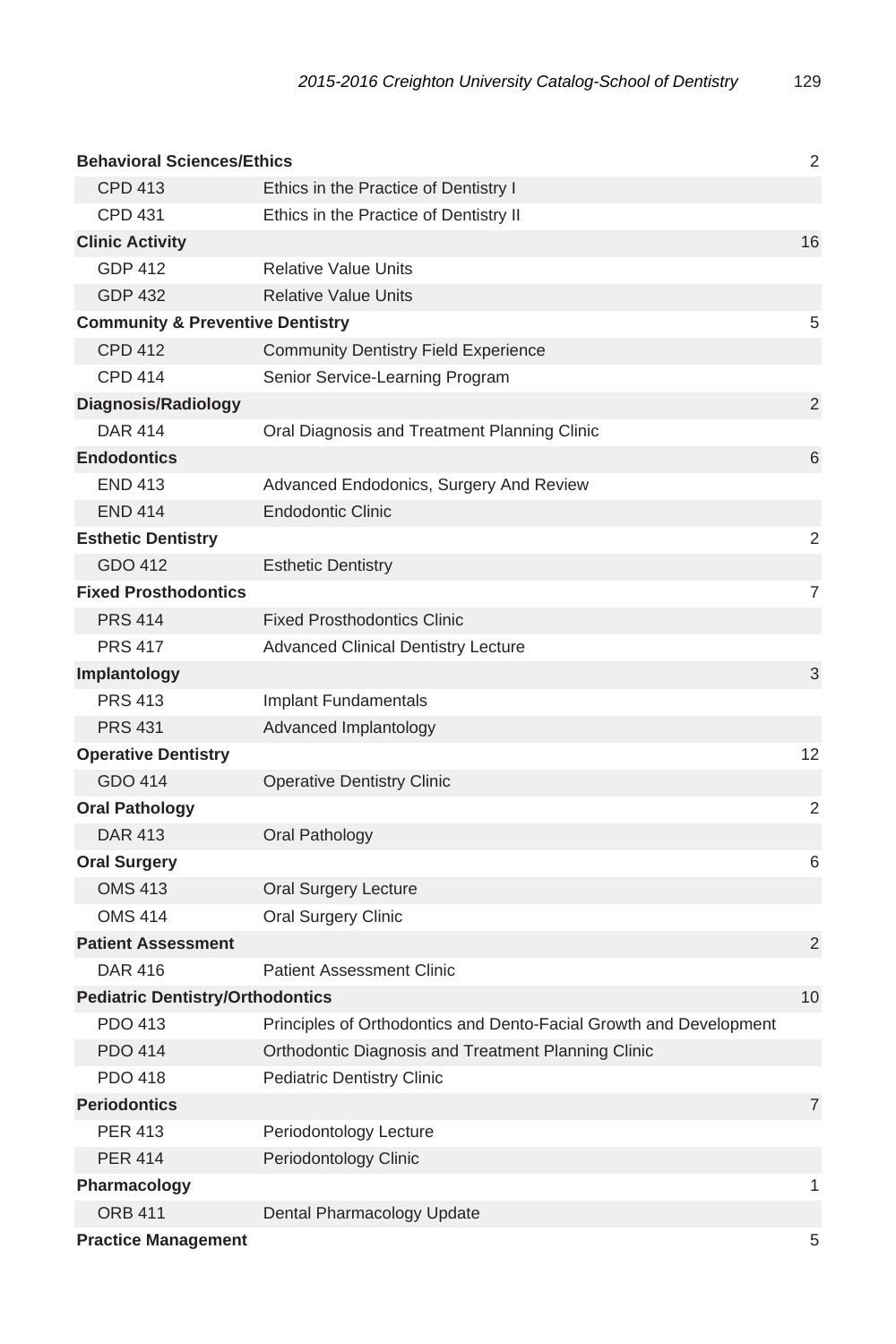| | | |
|---|---|---|
| **Behavioral Sciences/Ethics** | | 2 |
| CPD 413 | Ethics in the Practice of Dentistry I | |
| CPD 431 | Ethics in the Practice of Dentistry II | |
| **Clinic Activity** | | 16 |
| GDP 412 | Relative Value Units | |
| GDP 432 | Relative Value Units | |
| **Community & Preventive Dentistry** | | 5 |
| CPD 412 | Community Dentistry Field Experience | |
| CPD 414 | Senior Service-Learning Program | |
| **Diagnosis/Radiology** | | 2 |
| DAR 414 | Oral Diagnosis and Treatment Planning Clinic | |
| **Endodontics** | | 6 |
| END 413 | Advanced Endodonics, Surgery And Review | |
| END 414 | Endodontic Clinic | |
| **Esthetic Dentistry** | | 2 |
| GDO 412 | Esthetic Dentistry | |
| **Fixed Prosthodontics** | | 7 |
| PRS 414 | Fixed Prosthodontics Clinic | |
| PRS 417 | Advanced Clinical Dentistry Lecture | |
| **Implantology** | | 3 |
| PRS 413 | Implant Fundamentals | |
| PRS 431 | Advanced Implantology | |
| **Operative Dentistry** | | 12 |
| GDO 414 | Operative Dentistry Clinic | |
| **Oral Pathology** | | 2 |
| DAR 413 | Oral Pathology | |
| **Oral Surgery** | | 6 |
| OMS 413 | Oral Surgery Lecture | |
| OMS 414 | Oral Surgery Clinic | |
| **Patient Assessment** | | 2 |
| DAR 416 | Patient Assessment Clinic | |
| **Pediatric Dentistry/Orthodontics** | | 10 |
| PDO 413 | Principles of Orthodontics and Dento-Facial Growth and Development | |
| PDO 414 | Orthodontic Diagnosis and Treatment Planning Clinic | |
| PDO 418 | Pediatric Dentistry Clinic | |
| **Periodontics** | | 7 |
| PER 413 | Periodontology Lecture | |
| PER 414 | Periodontology Clinic | |
| **Pharmacology** | | 1 |
| ORB 411 | Dental Pharmacology Update | |
| **Practice Management** | | 5 |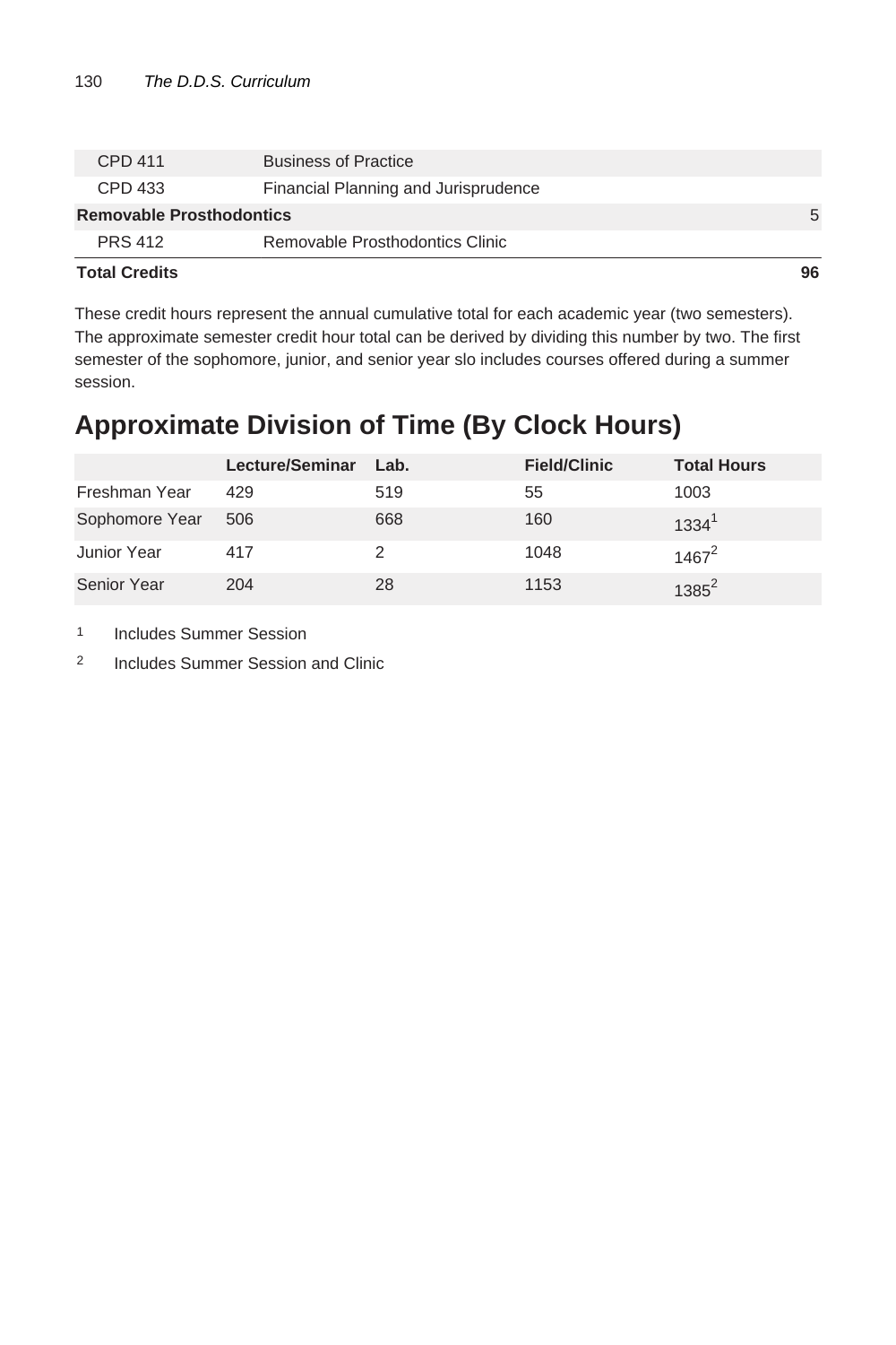| | | |
|---|---|---|
| CPD 411 | Business of Practice | |
| CPD 433 | Financial Planning and Jurisprudence | |
| **Removable Prosthodontics** | | 5 |
| PRS 412 | Removable Prosthodontics Clinic | |
| **Total Credits** | | **96** |

These credit hours represent the annual cumulative total for each academic year (two semesters). The approximate semester credit hour total can be derived by dividing this number by two. The first semester of the sophomore, junior, and senior year slo includes courses offered during a summer session.

## Approximate Division of Time (By Clock Hours)

| | Lecture/Seminar | Lab. | Field/Clinic | Total Hours |
|---|---|---|---|---|
| Freshman Year | 429 | 519 | 55 | 1003 |
| Sophomore Year | 506 | 668 | 160 | 1334[1] |
| Junior Year | 417 | 2 | 1048 | 1467[2] |
| Senior Year | 204 | 28 | 1153 | 1385[2] |

[1] Includes Summer Session

[2] Includes Summer Session and Clinic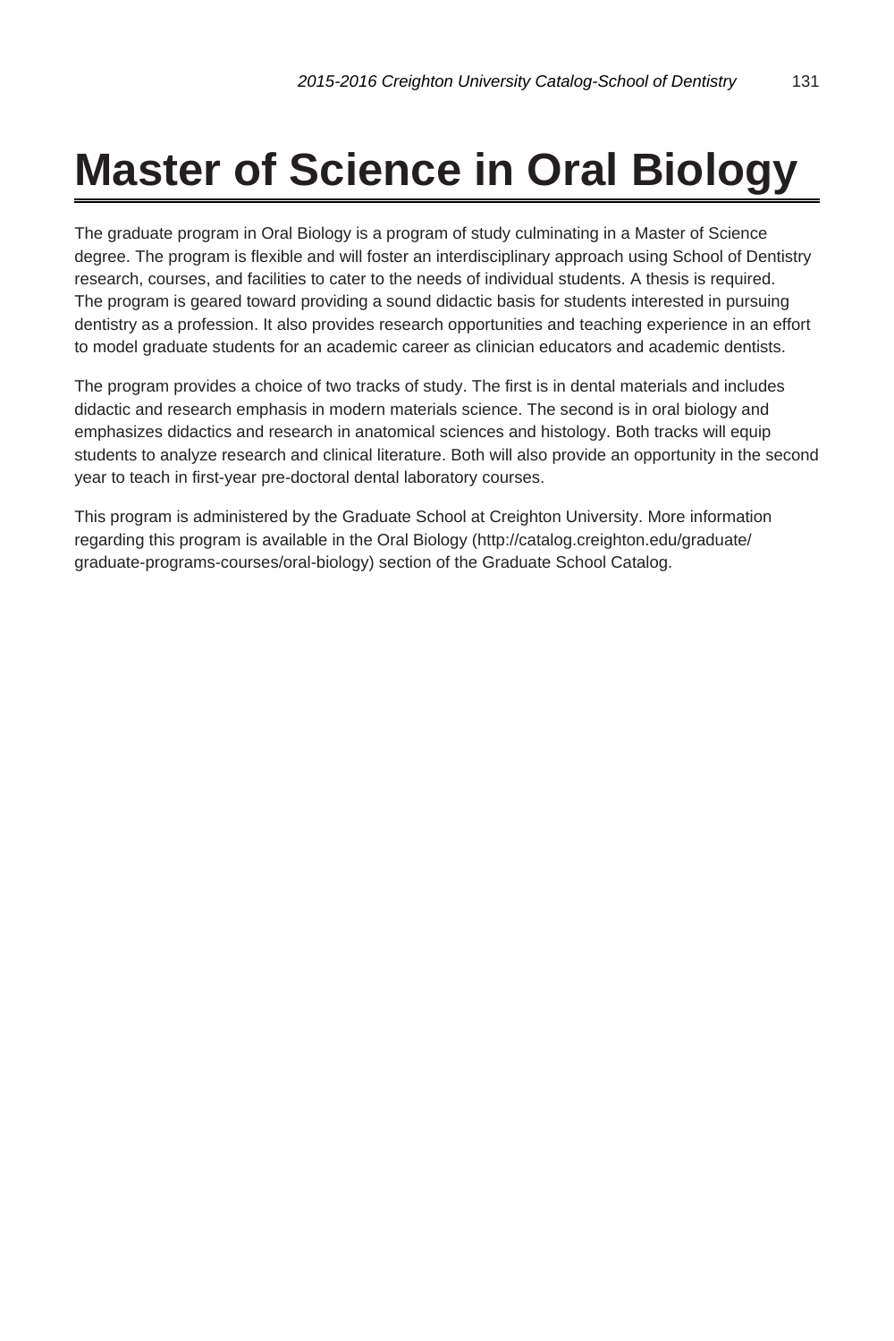# Master of Science in Oral Biology

The graduate program in Oral Biology is a program of study culminating in a Master of Science degree. The program is flexible and will foster an interdisciplinary approach using School of Dentistry research, courses, and facilities to cater to the needs of individual students. A thesis is required. The program is geared toward providing a sound didactic basis for students interested in pursuing dentistry as a profession. It also provides research opportunities and teaching experience in an effort to model graduate students for an academic career as clinician educators and academic dentists.

The program provides a choice of two tracks of study. The first is in dental materials and includes didactic and research emphasis in modern materials science. The second is in oral biology and emphasizes didactics and research in anatomical sciences and histology. Both tracks will equip students to analyze research and clinical literature. Both will also provide an opportunity in the second year to teach in first-year pre-doctoral dental laboratory courses.

This program is administered by the Graduate School at Creighton University. More information regarding this program is available in the Oral Biology (http://catalog.creighton.edu/graduate/graduate-programs-courses/oral-biology) section of the Graduate School Catalog.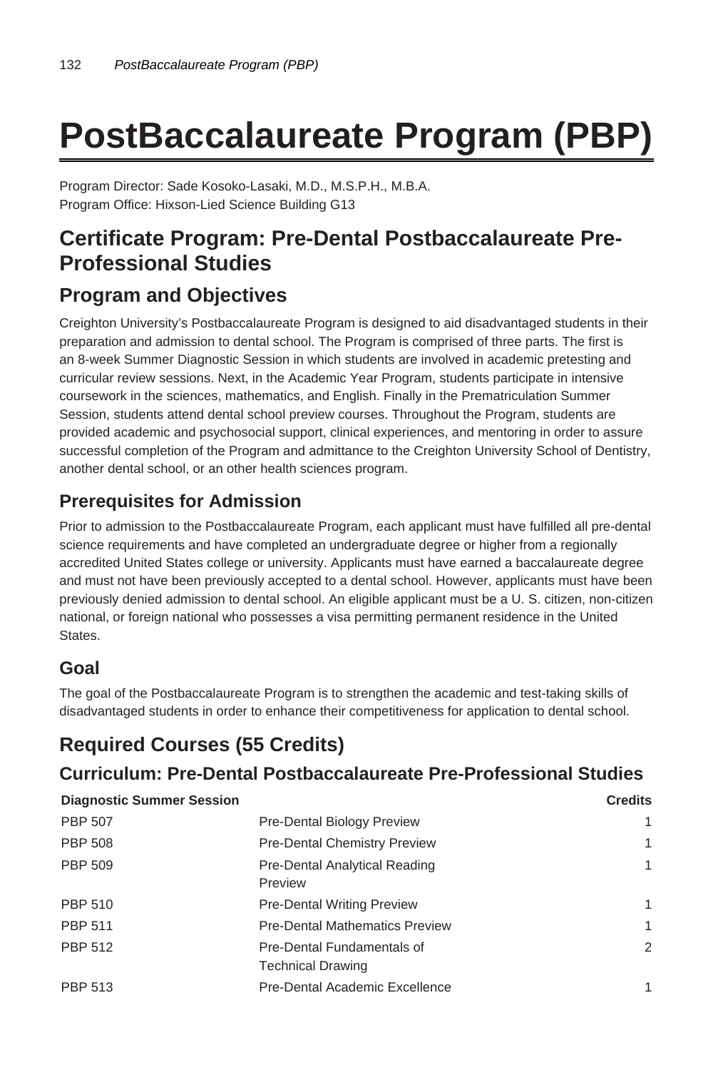# PostBaccalaureate Program (PBP)

Program Director: Sade Kosoko-Lasaki, M.D., M.S.P.H., M.B.A.
Program Office: Hixson-Lied Science Building G13

## Certificate Program: Pre-Dental Postbaccalaureate Pre-Professional Studies

## Program and Objectives

Creighton University's Postbaccalaureate Program is designed to aid disadvantaged students in their preparation and admission to dental school. The Program is comprised of three parts. The first is an 8-week Summer Diagnostic Session in which students are involved in academic pretesting and curricular review sessions. Next, in the Academic Year Program, students participate in intensive coursework in the sciences, mathematics, and English. Finally in the Prematriculation Summer Session, students attend dental school preview courses. Throughout the Program, students are provided academic and psychosocial support, clinical experiences, and mentoring in order to assure successful completion of the Program and admittance to the Creighton University School of Dentistry, another dental school, or an other health sciences program.

### Prerequisites for Admission

Prior to admission to the Postbaccalaureate Program, each applicant must have fulfilled all pre-dental science requirements and have completed an undergraduate degree or higher from a regionally accredited United States college or university. Applicants must have earned a baccalaureate degree and must not have been previously accepted to a dental school. However, applicants must have been previously denied admission to dental school. An eligible applicant must be a U. S. citizen, non-citizen national, or foreign national who possesses a visa permitting permanent residence in the United States.

### Goal

The goal of the Postbaccalaureate Program is to strengthen the academic and test-taking skills of disadvantaged students in order to enhance their competitiveness for application to dental school.

## Required Courses (55 Credits)

### Curriculum: Pre-Dental Postbaccalaureate Pre-Professional Studies

| Diagnostic Summer Session | | Credits |
|---|---|---|
| PBP 507 | Pre-Dental Biology Preview | 1 |
| PBP 508 | Pre-Dental Chemistry Preview | 1 |
| PBP 509 | Pre-Dental Analytical Reading Preview | 1 |
| PBP 510 | Pre-Dental Writing Preview | 1 |
| PBP 511 | Pre-Dental Mathematics Preview | 1 |
| PBP 512 | Pre-Dental Fundamentals of Technical Drawing | 2 |
| PBP 513 | Pre-Dental Academic Excellence | 1 |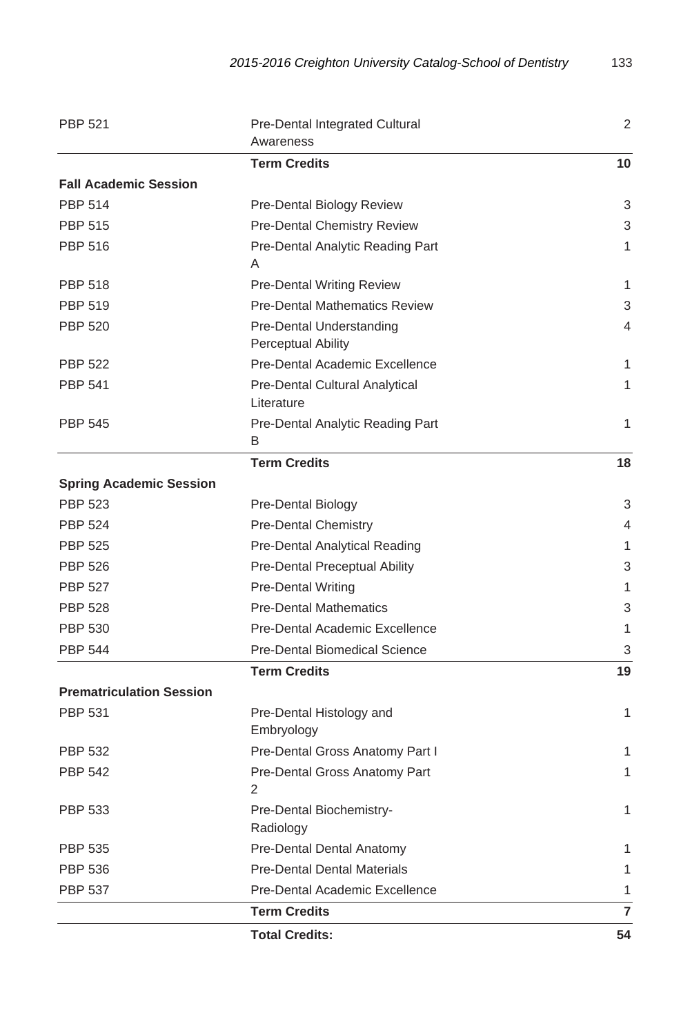| | | |
|---|---|---|
| PBP 521 | Pre-Dental Integrated Cultural Awareness | 2 |
| | **Term Credits** | **10** |
| **Fall Academic Session** | | |
| PBP 514 | Pre-Dental Biology Review | 3 |
| PBP 515 | Pre-Dental Chemistry Review | 3 |
| PBP 516 | Pre-Dental Analytic Reading Part A | 1 |
| PBP 518 | Pre-Dental Writing Review | 1 |
| PBP 519 | Pre-Dental Mathematics Review | 3 |
| PBP 520 | Pre-Dental Understanding Perceptual Ability | 4 |
| PBP 522 | Pre-Dental Academic Excellence | 1 |
| PBP 541 | Pre-Dental Cultural Analytical Literature | 1 |
| PBP 545 | Pre-Dental Analytic Reading Part B | 1 |
| | **Term Credits** | **18** |
| **Spring Academic Session** | | |
| PBP 523 | Pre-Dental Biology | 3 |
| PBP 524 | Pre-Dental Chemistry | 4 |
| PBP 525 | Pre-Dental Analytical Reading | 1 |
| PBP 526 | Pre-Dental Preceptual Ability | 3 |
| PBP 527 | Pre-Dental Writing | 1 |
| PBP 528 | Pre-Dental Mathematics | 3 |
| PBP 530 | Pre-Dental Academic Excellence | 1 |
| PBP 544 | Pre-Dental Biomedical Science | 3 |
| | **Term Credits** | **19** |
| **Prematriculation Session** | | |
| PBP 531 | Pre-Dental Histology and Embryology | 1 |
| PBP 532 | Pre-Dental Gross Anatomy Part I | 1 |
| PBP 542 | Pre-Dental Gross Anatomy Part 2 | 1 |
| PBP 533 | Pre-Dental Biochemistry-Radiology | 1 |
| PBP 535 | Pre-Dental Dental Anatomy | 1 |
| PBP 536 | Pre-Dental Dental Materials | 1 |
| PBP 537 | Pre-Dental Academic Excellence | 1 |
| | **Term Credits** | **7** |
| | **Total Credits:** | **54** |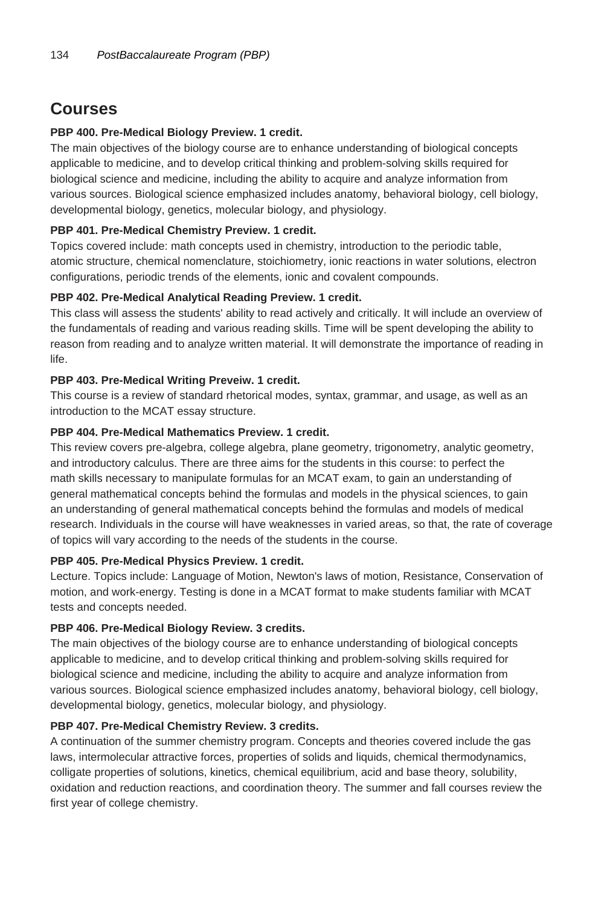## Courses

**PBP 400. Pre-Medical Biology Preview. 1 credit.**

The main objectives of the biology course are to enhance understanding of biological concepts applicable to medicine, and to develop critical thinking and problem-solving skills required for biological science and medicine, including the ability to acquire and analyze information from various sources. Biological science emphasized includes anatomy, behavioral biology, cell biology, developmental biology, genetics, molecular biology, and physiology.

**PBP 401. Pre-Medical Chemistry Preview. 1 credit.**

Topics covered include: math concepts used in chemistry, introduction to the periodic table, atomic structure, chemical nomenclature, stoichiometry, ionic reactions in water solutions, electron configurations, periodic trends of the elements, ionic and covalent compounds.

**PBP 402. Pre-Medical Analytical Reading Preview. 1 credit.**

This class will assess the students' ability to read actively and critically. It will include an overview of the fundamentals of reading and various reading skills. Time will be spent developing the ability to reason from reading and to analyze written material. It will demonstrate the importance of reading in life.

**PBP 403. Pre-Medical Writing Preveiw. 1 credit.**

This course is a review of standard rhetorical modes, syntax, grammar, and usage, as well as an introduction to the MCAT essay structure.

**PBP 404. Pre-Medical Mathematics Preview. 1 credit.**

This review covers pre-algebra, college algebra, plane geometry, trigonometry, analytic geometry, and introductory calculus. There are three aims for the students in this course: to perfect the math skills necessary to manipulate formulas for an MCAT exam, to gain an understanding of general mathematical concepts behind the formulas and models in the physical sciences, to gain an understanding of general mathematical concepts behind the formulas and models of medical research. Individuals in the course will have weaknesses in varied areas, so that, the rate of coverage of topics will vary according to the needs of the students in the course.

**PBP 405. Pre-Medical Physics Preview. 1 credit.**

Lecture. Topics include: Language of Motion, Newton's laws of motion, Resistance, Conservation of motion, and work-energy. Testing is done in a MCAT format to make students familiar with MCAT tests and concepts needed.

**PBP 406. Pre-Medical Biology Review. 3 credits.**

The main objectives of the biology course are to enhance understanding of biological concepts applicable to medicine, and to develop critical thinking and problem-solving skills required for biological science and medicine, including the ability to acquire and analyze information from various sources. Biological science emphasized includes anatomy, behavioral biology, cell biology, developmental biology, genetics, molecular biology, and physiology.

**PBP 407. Pre-Medical Chemistry Review. 3 credits.**

A continuation of the summer chemistry program. Concepts and theories covered include the gas laws, intermolecular attractive forces, properties of solids and liquids, chemical thermodynamics, colligate properties of solutions, kinetics, chemical equilibrium, acid and base theory, solubility, oxidation and reduction reactions, and coordination theory. The summer and fall courses review the first year of college chemistry.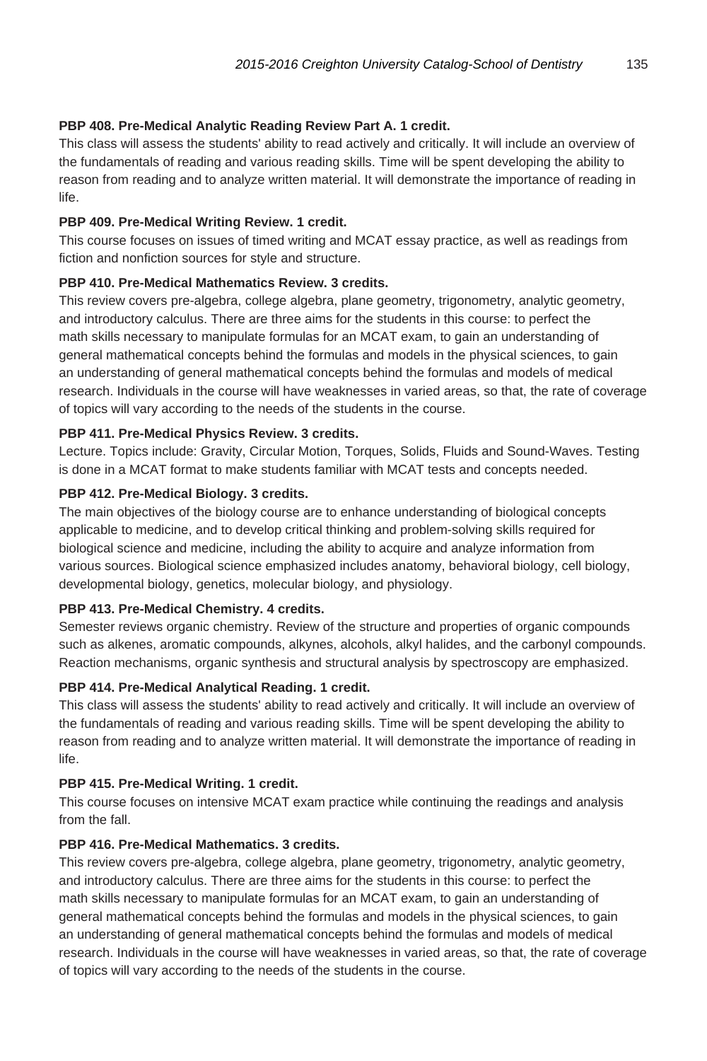**PBP 408. Pre-Medical Analytic Reading Review Part A. 1 credit.**

This class will assess the students' ability to read actively and critically. It will include an overview of the fundamentals of reading and various reading skills. Time will be spent developing the ability to reason from reading and to analyze written material. It will demonstrate the importance of reading in life.

**PBP 409. Pre-Medical Writing Review. 1 credit.**

This course focuses on issues of timed writing and MCAT essay practice, as well as readings from fiction and nonfiction sources for style and structure.

**PBP 410. Pre-Medical Mathematics Review. 3 credits.**

This review covers pre-algebra, college algebra, plane geometry, trigonometry, analytic geometry, and introductory calculus. There are three aims for the students in this course: to perfect the math skills necessary to manipulate formulas for an MCAT exam, to gain an understanding of general mathematical concepts behind the formulas and models in the physical sciences, to gain an understanding of general mathematical concepts behind the formulas and models of medical research. Individuals in the course will have weaknesses in varied areas, so that, the rate of coverage of topics will vary according to the needs of the students in the course.

**PBP 411. Pre-Medical Physics Review. 3 credits.**

Lecture. Topics include: Gravity, Circular Motion, Torques, Solids, Fluids and Sound-Waves. Testing is done in a MCAT format to make students familiar with MCAT tests and concepts needed.

**PBP 412. Pre-Medical Biology. 3 credits.**

The main objectives of the biology course are to enhance understanding of biological concepts applicable to medicine, and to develop critical thinking and problem-solving skills required for biological science and medicine, including the ability to acquire and analyze information from various sources. Biological science emphasized includes anatomy, behavioral biology, cell biology, developmental biology, genetics, molecular biology, and physiology.

**PBP 413. Pre-Medical Chemistry. 4 credits.**

Semester reviews organic chemistry. Review of the structure and properties of organic compounds such as alkenes, aromatic compounds, alkynes, alcohols, alkyl halides, and the carbonyl compounds. Reaction mechanisms, organic synthesis and structural analysis by spectroscopy are emphasized.

**PBP 414. Pre-Medical Analytical Reading. 1 credit.**

This class will assess the students' ability to read actively and critically. It will include an overview of the fundamentals of reading and various reading skills. Time will be spent developing the ability to reason from reading and to analyze written material. It will demonstrate the importance of reading in life.

**PBP 415. Pre-Medical Writing. 1 credit.**

This course focuses on intensive MCAT exam practice while continuing the readings and analysis from the fall.

**PBP 416. Pre-Medical Mathematics. 3 credits.**

This review covers pre-algebra, college algebra, plane geometry, trigonometry, analytic geometry, and introductory calculus. There are three aims for the students in this course: to perfect the math skills necessary to manipulate formulas for an MCAT exam, to gain an understanding of general mathematical concepts behind the formulas and models in the physical sciences, to gain an understanding of general mathematical concepts behind the formulas and models of medical research. Individuals in the course will have weaknesses in varied areas, so that, the rate of coverage of topics will vary according to the needs of the students in the course.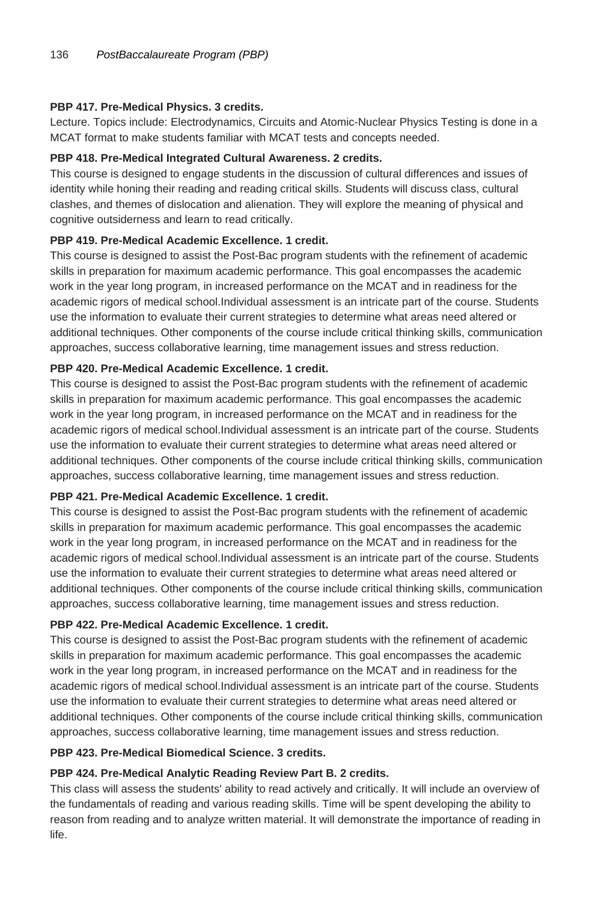**PBP 417. Pre-Medical Physics. 3 credits.**

Lecture. Topics include: Electrodynamics, Circuits and Atomic-Nuclear Physics Testing is done in a MCAT format to make students familiar with MCAT tests and concepts needed.

**PBP 418. Pre-Medical Integrated Cultural Awareness. 2 credits.**

This course is designed to engage students in the discussion of cultural differences and issues of identity while honing their reading and reading critical skills. Students will discuss class, cultural clashes, and themes of dislocation and alienation. They will explore the meaning of physical and cognitive outsiderness and learn to read critically.

**PBP 419. Pre-Medical Academic Excellence. 1 credit.**

This course is designed to assist the Post-Bac program students with the refinement of academic skills in preparation for maximum academic performance. This goal encompasses the academic work in the year long program, in increased performance on the MCAT and in readiness for the academic rigors of medical school.Individual assessment is an intricate part of the course. Students use the information to evaluate their current strategies to determine what areas need altered or additional techniques. Other components of the course include critical thinking skills, communication approaches, success collaborative learning, time management issues and stress reduction.

**PBP 420. Pre-Medical Academic Excellence. 1 credit.**

This course is designed to assist the Post-Bac program students with the refinement of academic skills in preparation for maximum academic performance. This goal encompasses the academic work in the year long program, in increased performance on the MCAT and in readiness for the academic rigors of medical school.Individual assessment is an intricate part of the course. Students use the information to evaluate their current strategies to determine what areas need altered or additional techniques. Other components of the course include critical thinking skills, communication approaches, success collaborative learning, time management issues and stress reduction.

**PBP 421. Pre-Medical Academic Excellence. 1 credit.**

This course is designed to assist the Post-Bac program students with the refinement of academic skills in preparation for maximum academic performance. This goal encompasses the academic work in the year long program, in increased performance on the MCAT and in readiness for the academic rigors of medical school.Individual assessment is an intricate part of the course. Students use the information to evaluate their current strategies to determine what areas need altered or additional techniques. Other components of the course include critical thinking skills, communication approaches, success collaborative learning, time management issues and stress reduction.

**PBP 422. Pre-Medical Academic Excellence. 1 credit.**

This course is designed to assist the Post-Bac program students with the refinement of academic skills in preparation for maximum academic performance. This goal encompasses the academic work in the year long program, in increased performance on the MCAT and in readiness for the academic rigors of medical school.Individual assessment is an intricate part of the course. Students use the information to evaluate their current strategies to determine what areas need altered or additional techniques. Other components of the course include critical thinking skills, communication approaches, success collaborative learning, time management issues and stress reduction.

**PBP 423. Pre-Medical Biomedical Science. 3 credits.**

**PBP 424. Pre-Medical Analytic Reading Review Part B. 2 credits.**

This class will assess the students' ability to read actively and critically. It will include an overview of the fundamentals of reading and various reading skills. Time will be spent developing the ability to reason from reading and to analyze written material. It will demonstrate the importance of reading in life.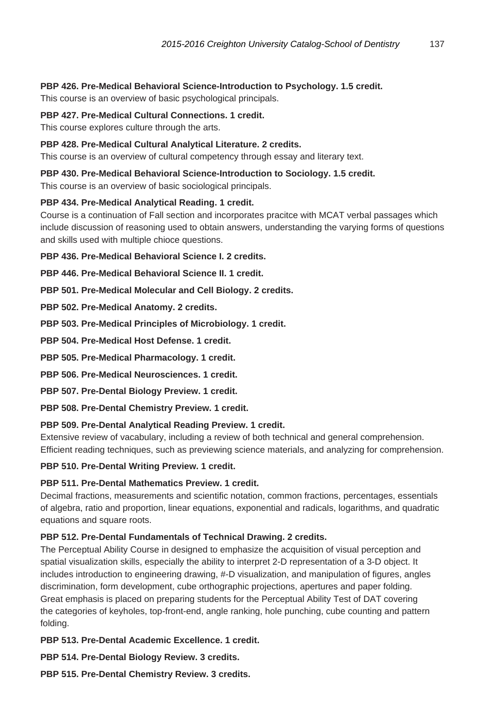**PBP 426. Pre-Medical Behavioral Science-Introduction to Psychology. 1.5 credit.**
This course is an overview of basic psychological principals.

**PBP 427. Pre-Medical Cultural Connections. 1 credit.**
This course explores culture through the arts.

**PBP 428. Pre-Medical Cultural Analytical Literature. 2 credits.**
This course is an overview of cultural competency through essay and literary text.

**PBP 430. Pre-Medical Behavioral Science-Introduction to Sociology. 1.5 credit.**
This course is an overview of basic sociological principals.

**PBP 434. Pre-Medical Analytical Reading. 1 credit.**
Course is a continuation of Fall section and incorporates pracitce with MCAT verbal passages which include discussion of reasoning used to obtain answers, understanding the varying forms of questions and skills used with multiple chioce questions.

**PBP 436. Pre-Medical Behavioral Science I. 2 credits.**

**PBP 446. Pre-Medical Behavioral Science II. 1 credit.**

**PBP 501. Pre-Medical Molecular and Cell Biology. 2 credits.**

**PBP 502. Pre-Medical Anatomy. 2 credits.**

**PBP 503. Pre-Medical Principles of Microbiology. 1 credit.**

**PBP 504. Pre-Medical Host Defense. 1 credit.**

**PBP 505. Pre-Medical Pharmacology. 1 credit.**

**PBP 506. Pre-Medical Neurosciences. 1 credit.**

**PBP 507. Pre-Dental Biology Preview. 1 credit.**

**PBP 508. Pre-Dental Chemistry Preview. 1 credit.**

**PBP 509. Pre-Dental Analytical Reading Preview. 1 credit.**
Extensive review of vacabulary, including a review of both technical and general comprehension. Efficient reading techniques, such as previewing science materials, and analyzing for comprehension.

**PBP 510. Pre-Dental Writing Preview. 1 credit.**

**PBP 511. Pre-Dental Mathematics Preview. 1 credit.**
Decimal fractions, measurements and scientific notation, common fractions, percentages, essentials of algebra, ratio and proportion, linear equations, exponential and radicals, logarithms, and quadratic equations and square roots.

**PBP 512. Pre-Dental Fundamentals of Technical Drawing. 2 credits.**
The Perceptual Ability Course in designed to emphasize the acquisition of visual perception and spatial visualization skills, especially the ability to interpret 2-D representation of a 3-D object. It includes introduction to engineering drawing, #-D visualization, and manipulation of figures, angles discrimination, form development, cube orthographic projections, apertures and paper folding. Great emphasis is placed on preparing students for the Perceptual Ability Test of DAT covering the categories of keyholes, top-front-end, angle ranking, hole punching, cube counting and pattern folding.

**PBP 513. Pre-Dental Academic Excellence. 1 credit.**

**PBP 514. Pre-Dental Biology Review. 3 credits.**

**PBP 515. Pre-Dental Chemistry Review. 3 credits.**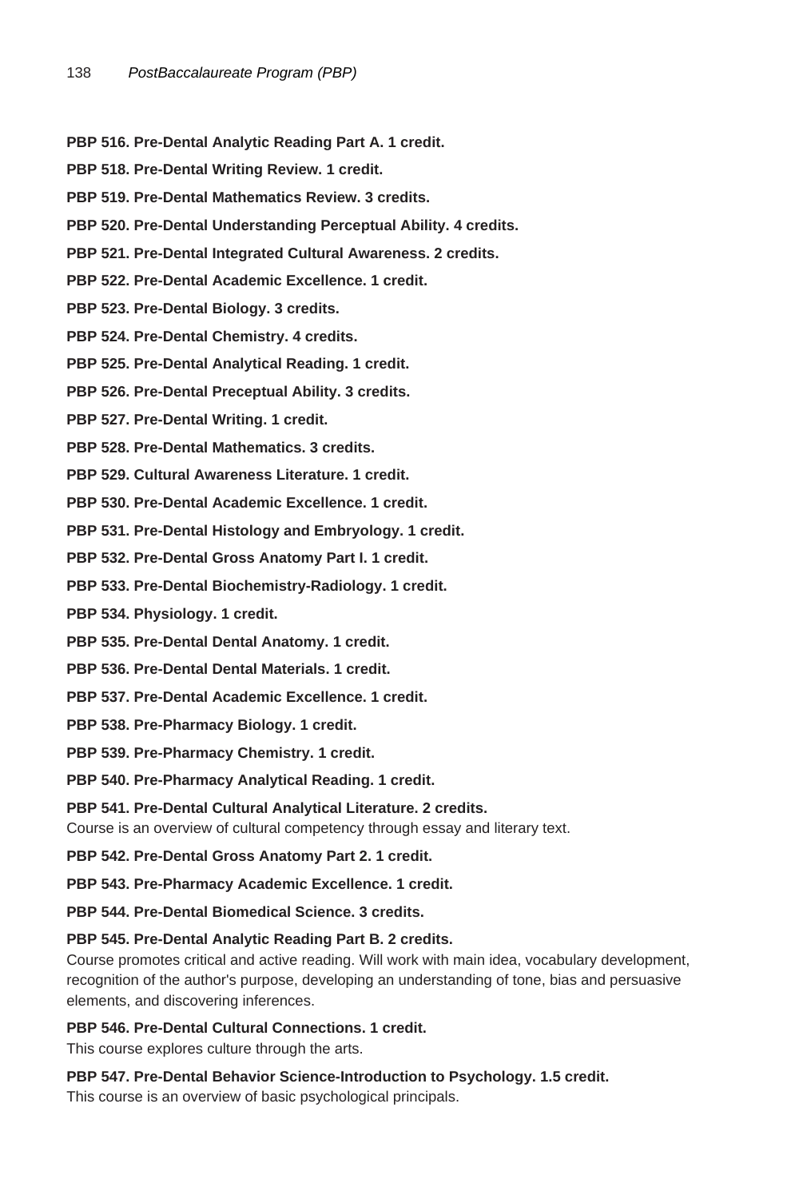**PBP 516. Pre-Dental Analytic Reading Part A. 1 credit.**

**PBP 518. Pre-Dental Writing Review. 1 credit.**

**PBP 519. Pre-Dental Mathematics Review. 3 credits.**

**PBP 520. Pre-Dental Understanding Perceptual Ability. 4 credits.**

**PBP 521. Pre-Dental Integrated Cultural Awareness. 2 credits.**

**PBP 522. Pre-Dental Academic Excellence. 1 credit.**

**PBP 523. Pre-Dental Biology. 3 credits.**

**PBP 524. Pre-Dental Chemistry. 4 credits.**

**PBP 525. Pre-Dental Analytical Reading. 1 credit.**

**PBP 526. Pre-Dental Preceptual Ability. 3 credits.**

**PBP 527. Pre-Dental Writing. 1 credit.**

**PBP 528. Pre-Dental Mathematics. 3 credits.**

**PBP 529. Cultural Awareness Literature. 1 credit.**

**PBP 530. Pre-Dental Academic Excellence. 1 credit.**

**PBP 531. Pre-Dental Histology and Embryology. 1 credit.**

**PBP 532. Pre-Dental Gross Anatomy Part I. 1 credit.**

**PBP 533. Pre-Dental Biochemistry-Radiology. 1 credit.**

**PBP 534. Physiology. 1 credit.**

**PBP 535. Pre-Dental Dental Anatomy. 1 credit.**

**PBP 536. Pre-Dental Dental Materials. 1 credit.**

**PBP 537. Pre-Dental Academic Excellence. 1 credit.**

**PBP 538. Pre-Pharmacy Biology. 1 credit.**

**PBP 539. Pre-Pharmacy Chemistry. 1 credit.**

**PBP 540. Pre-Pharmacy Analytical Reading. 1 credit.**

**PBP 541. Pre-Dental Cultural Analytical Literature. 2 credits.**
Course is an overview of cultural competency through essay and literary text.

**PBP 542. Pre-Dental Gross Anatomy Part 2. 1 credit.**

**PBP 543. Pre-Pharmacy Academic Excellence. 1 credit.**

**PBP 544. Pre-Dental Biomedical Science. 3 credits.**

**PBP 545. Pre-Dental Analytic Reading Part B. 2 credits.**
Course promotes critical and active reading. Will work with main idea, vocabulary development, recognition of the author's purpose, developing an understanding of tone, bias and persuasive elements, and discovering inferences.

**PBP 546. Pre-Dental Cultural Connections. 1 credit.**
This course explores culture through the arts.

**PBP 547. Pre-Dental Behavior Science-Introduction to Psychology. 1.5 credit.**
This course is an overview of basic psychological principals.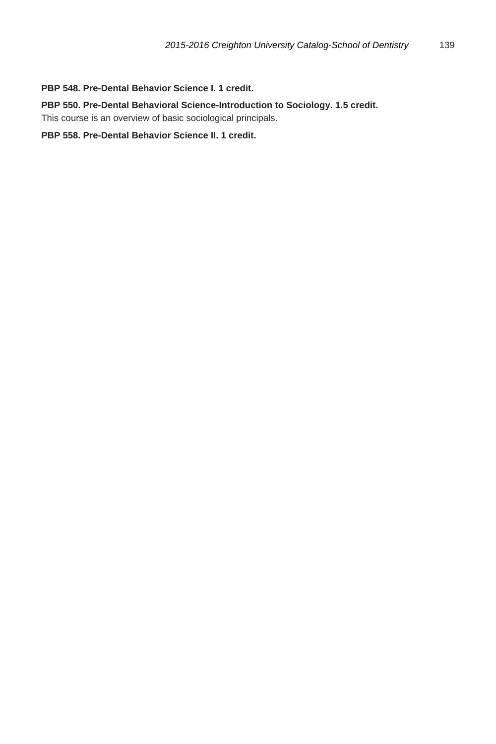**PBP 548. Pre-Dental Behavior Science I. 1 credit.**

**PBP 550. Pre-Dental Behavioral Science-Introduction to Sociology. 1.5 credit.**
This course is an overview of basic sociological principals.

**PBP 558. Pre-Dental Behavior Science II. 1 credit.**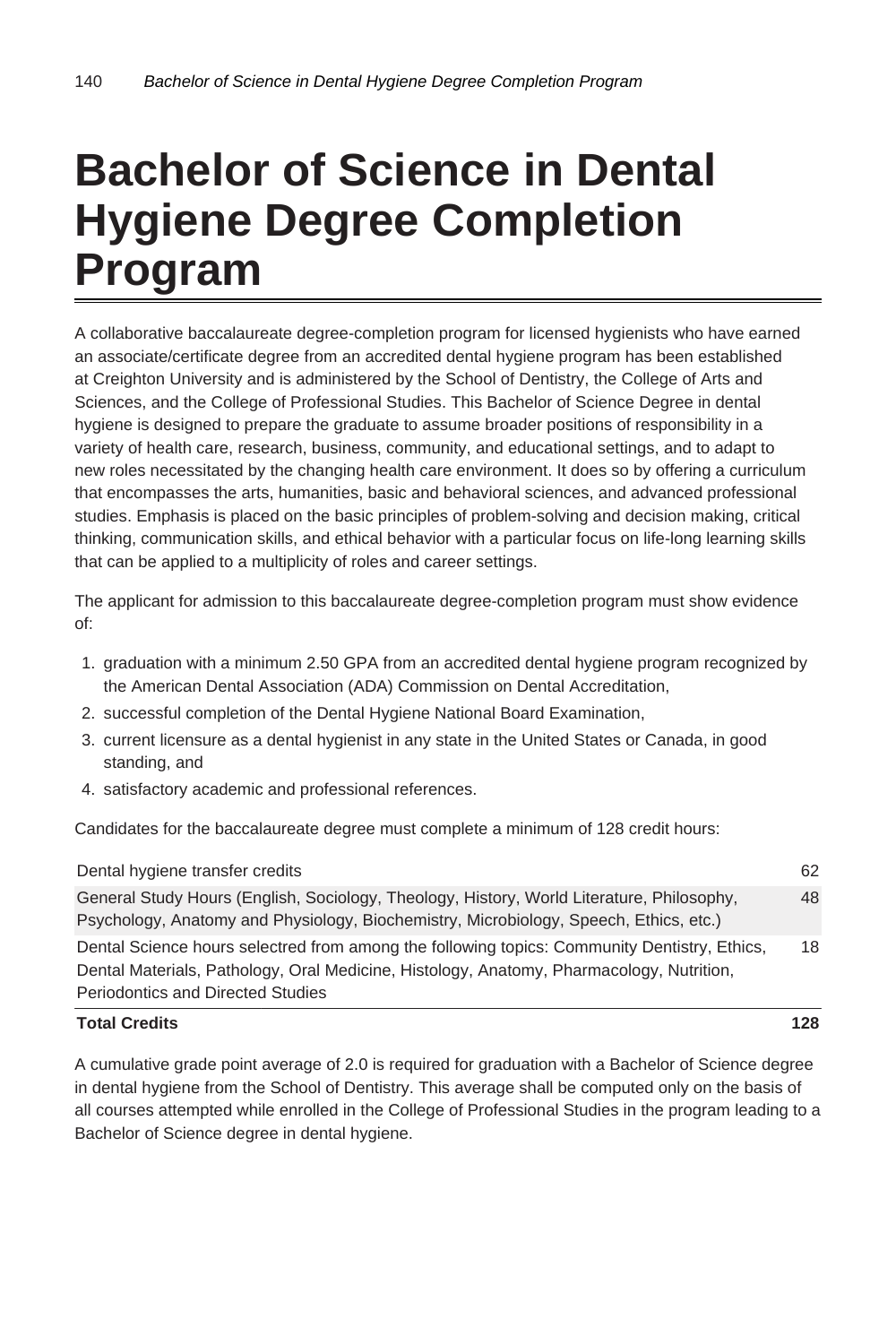# Bachelor of Science in Dental Hygiene Degree Completion Program

A collaborative baccalaureate degree-completion program for licensed hygienists who have earned an associate/certificate degree from an accredited dental hygiene program has been established at Creighton University and is administered by the School of Dentistry, the College of Arts and Sciences, and the College of Professional Studies. This Bachelor of Science Degree in dental hygiene is designed to prepare the graduate to assume broader positions of responsibility in a variety of health care, research, business, community, and educational settings, and to adapt to new roles necessitated by the changing health care environment. It does so by offering a curriculum that encompasses the arts, humanities, basic and behavioral sciences, and advanced professional studies. Emphasis is placed on the basic principles of problem-solving and decision making, critical thinking, communication skills, and ethical behavior with a particular focus on life-long learning skills that can be applied to a multiplicity of roles and career settings.

The applicant for admission to this baccalaureate degree-completion program must show evidence of:

1. graduation with a minimum 2.50 GPA from an accredited dental hygiene program recognized by the American Dental Association (ADA) Commission on Dental Accreditation,
2. successful completion of the Dental Hygiene National Board Examination,
3. current licensure as a dental hygienist in any state in the United States or Canada, in good standing, and
4. satisfactory academic and professional references.

Candidates for the baccalaureate degree must complete a minimum of 128 credit hours:

| | |
|---|---|
| Dental hygiene transfer credits | 62 |
| General Study Hours (English, Sociology, Theology, History, World Literature, Philosophy, Psychology, Anatomy and Physiology, Biochemistry, Microbiology, Speech, Ethics, etc.) | 48 |
| Dental Science hours selectred from among the following topics: Community Dentistry, Ethics, Dental Materials, Pathology, Oral Medicine, Histology, Anatomy, Pharmacology, Nutrition, Periodontics and Directed Studies | 18 |
| **Total Credits** | **128** |

A cumulative grade point average of 2.0 is required for graduation with a Bachelor of Science degree in dental hygiene from the School of Dentistry. This average shall be computed only on the basis of all courses attempted while enrolled in the College of Professional Studies in the program leading to a Bachelor of Science degree in dental hygiene.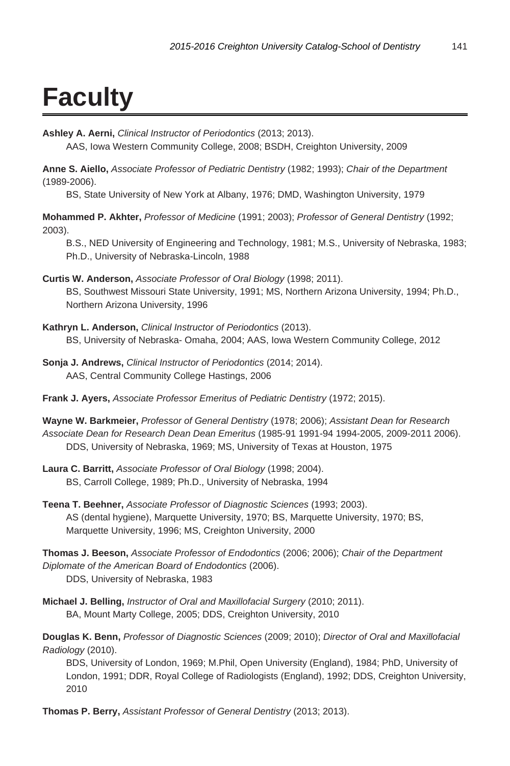# Faculty

**Ashley A. Aerni,** *Clinical Instructor of Periodontics* (2013; 2013).
AAS, Iowa Western Community College, 2008; BSDH, Creighton University, 2009

**Anne S. Aiello,** *Associate Professor of Pediatric Dentistry* (1982; 1993); *Chair of the Department* (1989-2006).
BS, State University of New York at Albany, 1976; DMD, Washington University, 1979

**Mohammed P. Akhter,** *Professor of Medicine* (1991; 2003); *Professor of General Dentistry* (1992; 2003).
B.S., NED University of Engineering and Technology, 1981; M.S., University of Nebraska, 1983; Ph.D., University of Nebraska-Lincoln, 1988

**Curtis W. Anderson,** *Associate Professor of Oral Biology* (1998; 2011).
BS, Southwest Missouri State University, 1991; MS, Northern Arizona University, 1994; Ph.D., Northern Arizona University, 1996

**Kathryn L. Anderson,** *Clinical Instructor of Periodontics* (2013).
BS, University of Nebraska- Omaha, 2004; AAS, Iowa Western Community College, 2012

**Sonja J. Andrews,** *Clinical Instructor of Periodontics* (2014; 2014).
AAS, Central Community College Hastings, 2006

**Frank J. Ayers,** *Associate Professor Emeritus of Pediatric Dentistry* (1972; 2015).

**Wayne W. Barkmeier,** *Professor of General Dentistry* (1978; 2006); *Assistant Dean for Research Associate Dean for Research Dean Dean Emeritus* (1985-91 1991-94 1994-2005, 2009-2011 2006).
DDS, University of Nebraska, 1969; MS, University of Texas at Houston, 1975

**Laura C. Barritt,** *Associate Professor of Oral Biology* (1998; 2004).
BS, Carroll College, 1989; Ph.D., University of Nebraska, 1994

**Teena T. Beehner,** *Associate Professor of Diagnostic Sciences* (1993; 2003).
AS (dental hygiene), Marquette University, 1970; BS, Marquette University, 1970; BS, Marquette University, 1996; MS, Creighton University, 2000

**Thomas J. Beeson,** *Associate Professor of Endodontics* (2006; 2006); *Chair of the Department Diplomate of the American Board of Endodontics* (2006).
DDS, University of Nebraska, 1983

**Michael J. Belling,** *Instructor of Oral and Maxillofacial Surgery* (2010; 2011).
BA, Mount Marty College, 2005; DDS, Creighton University, 2010

**Douglas K. Benn,** *Professor of Diagnostic Sciences* (2009; 2010); *Director of Oral and Maxillofacial Radiology* (2010).
BDS, University of London, 1969; M.Phil, Open University (England), 1984; PhD, University of London, 1991; DDR, Royal College of Radiologists (England), 1992; DDS, Creighton University, 2010

**Thomas P. Berry,** *Assistant Professor of General Dentistry* (2013; 2013).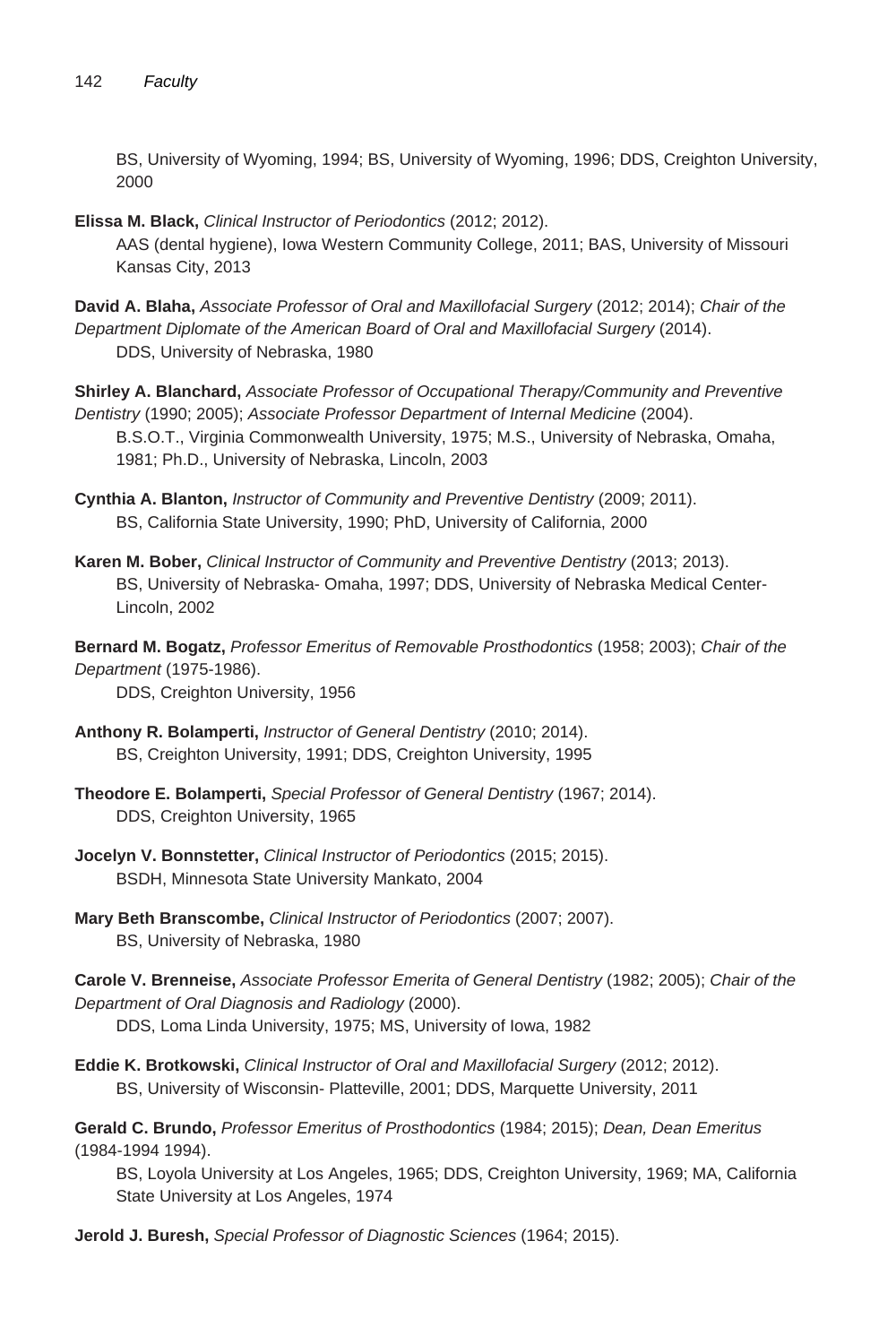BS, University of Wyoming, 1994; BS, University of Wyoming, 1996; DDS, Creighton University, 2000

**Elissa M. Black,** *Clinical Instructor of Periodontics* (2012; 2012).
AAS (dental hygiene), Iowa Western Community College, 2011; BAS, University of Missouri Kansas City, 2013

**David A. Blaha,** *Associate Professor of Oral and Maxillofacial Surgery* (2012; 2014); *Chair of the Department Diplomate of the American Board of Oral and Maxillofacial Surgery* (2014).
DDS, University of Nebraska, 1980

**Shirley A. Blanchard,** *Associate Professor of Occupational Therapy/Community and Preventive Dentistry* (1990; 2005); *Associate Professor Department of Internal Medicine* (2004).
B.S.O.T., Virginia Commonwealth University, 1975; M.S., University of Nebraska, Omaha, 1981; Ph.D., University of Nebraska, Lincoln, 2003

**Cynthia A. Blanton,** *Instructor of Community and Preventive Dentistry* (2009; 2011).
BS, California State University, 1990; PhD, University of California, 2000

**Karen M. Bober,** *Clinical Instructor of Community and Preventive Dentistry* (2013; 2013).
BS, University of Nebraska- Omaha, 1997; DDS, University of Nebraska Medical Center-Lincoln, 2002

**Bernard M. Bogatz,** *Professor Emeritus of Removable Prosthodontics* (1958; 2003); *Chair of the Department* (1975-1986).
DDS, Creighton University, 1956

**Anthony R. Bolamperti,** *Instructor of General Dentistry* (2010; 2014).
BS, Creighton University, 1991; DDS, Creighton University, 1995

**Theodore E. Bolamperti,** *Special Professor of General Dentistry* (1967; 2014).
DDS, Creighton University, 1965

**Jocelyn V. Bonnstetter,** *Clinical Instructor of Periodontics* (2015; 2015).
BSDH, Minnesota State University Mankato, 2004

**Mary Beth Branscombe,** *Clinical Instructor of Periodontics* (2007; 2007).
BS, University of Nebraska, 1980

**Carole V. Brenneise,** *Associate Professor Emerita of General Dentistry* (1982; 2005); *Chair of the Department of Oral Diagnosis and Radiology* (2000).
DDS, Loma Linda University, 1975; MS, University of Iowa, 1982

**Eddie K. Brotkowski,** *Clinical Instructor of Oral and Maxillofacial Surgery* (2012; 2012).
BS, University of Wisconsin- Platteville, 2001; DDS, Marquette University, 2011

**Gerald C. Brundo,** *Professor Emeritus of Prosthodontics* (1984; 2015); *Dean, Dean Emeritus* (1984-1994 1994).
BS, Loyola University at Los Angeles, 1965; DDS, Creighton University, 1969; MA, California State University at Los Angeles, 1974

**Jerold J. Buresh,** *Special Professor of Diagnostic Sciences* (1964; 2015).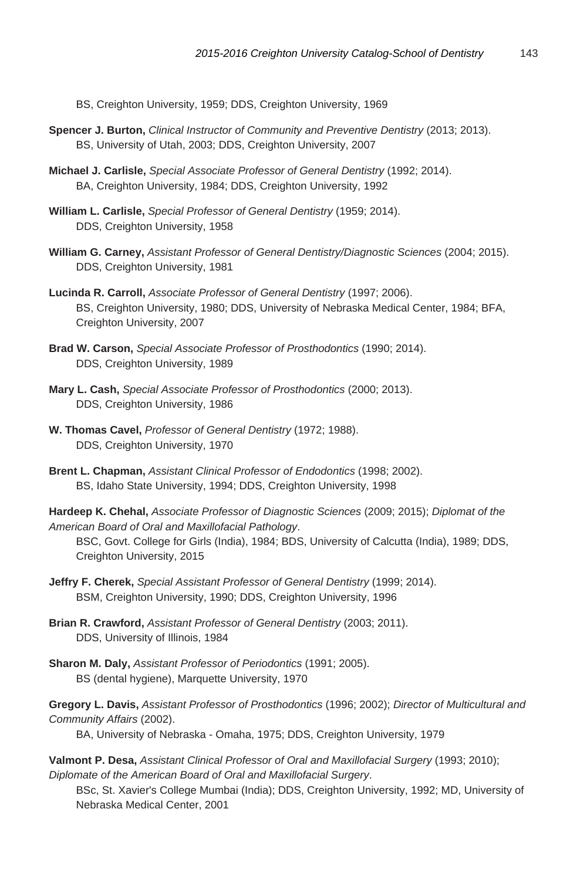BS, Creighton University, 1959; DDS, Creighton University, 1969

**Spencer J. Burton,** *Clinical Instructor of Community and Preventive Dentistry* (2013; 2013).
BS, University of Utah, 2003; DDS, Creighton University, 2007

**Michael J. Carlisle,** *Special Associate Professor of General Dentistry* (1992; 2014).
BA, Creighton University, 1984; DDS, Creighton University, 1992

**William L. Carlisle,** *Special Professor of General Dentistry* (1959; 2014).
DDS, Creighton University, 1958

**William G. Carney,** *Assistant Professor of General Dentistry/Diagnostic Sciences* (2004; 2015).
DDS, Creighton University, 1981

**Lucinda R. Carroll,** *Associate Professor of General Dentistry* (1997; 2006).
BS, Creighton University, 1980; DDS, University of Nebraska Medical Center, 1984; BFA, Creighton University, 2007

**Brad W. Carson,** *Special Associate Professor of Prosthodontics* (1990; 2014).
DDS, Creighton University, 1989

**Mary L. Cash,** *Special Associate Professor of Prosthodontics* (2000; 2013).
DDS, Creighton University, 1986

**W. Thomas Cavel,** *Professor of General Dentistry* (1972; 1988).
DDS, Creighton University, 1970

**Brent L. Chapman,** *Assistant Clinical Professor of Endodontics* (1998; 2002).
BS, Idaho State University, 1994; DDS, Creighton University, 1998

**Hardeep K. Chehal,** *Associate Professor of Diagnostic Sciences* (2009; 2015); *Diplomat of the American Board of Oral and Maxillofacial Pathology*.
BSC, Govt. College for Girls (India), 1984; BDS, University of Calcutta (India), 1989; DDS, Creighton University, 2015

**Jeffry F. Cherek,** *Special Assistant Professor of General Dentistry* (1999; 2014).
BSM, Creighton University, 1990; DDS, Creighton University, 1996

**Brian R. Crawford,** *Assistant Professor of General Dentistry* (2003; 2011).
DDS, University of Illinois, 1984

**Sharon M. Daly,** *Assistant Professor of Periodontics* (1991; 2005).
BS (dental hygiene), Marquette University, 1970

**Gregory L. Davis,** *Assistant Professor of Prosthodontics* (1996; 2002); *Director of Multicultural and Community Affairs* (2002).
BA, University of Nebraska - Omaha, 1975; DDS, Creighton University, 1979

**Valmont P. Desa,** *Assistant Clinical Professor of Oral and Maxillofacial Surgery* (1993; 2010); *Diplomate of the American Board of Oral and Maxillofacial Surgery*.
BSc, St. Xavier's College Mumbai (India); DDS, Creighton University, 1992; MD, University of Nebraska Medical Center, 2001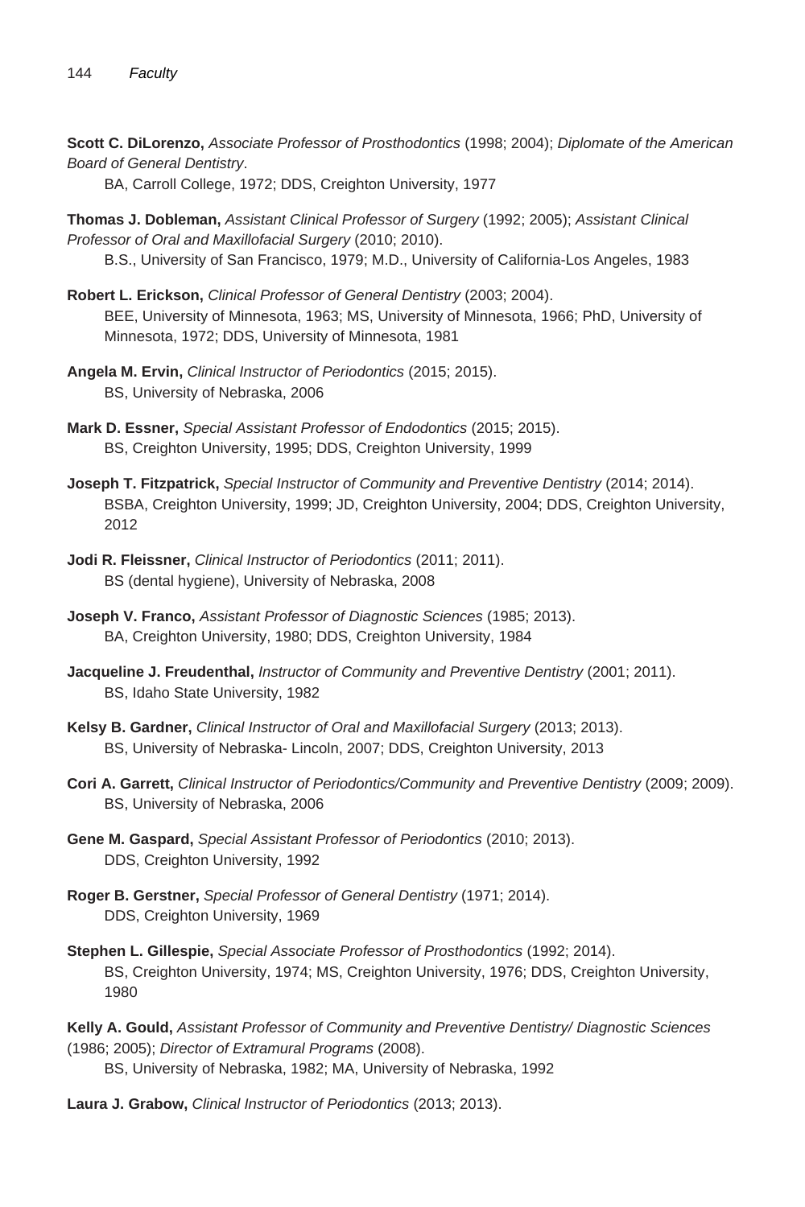**Scott C. DiLorenzo,** *Associate Professor of Prosthodontics* (1998; 2004); *Diplomate of the American Board of General Dentistry*.
BA, Carroll College, 1972; DDS, Creighton University, 1977

**Thomas J. Dobleman,** *Assistant Clinical Professor of Surgery* (1992; 2005); *Assistant Clinical Professor of Oral and Maxillofacial Surgery* (2010; 2010).
B.S., University of San Francisco, 1979; M.D., University of California-Los Angeles, 1983

**Robert L. Erickson,** *Clinical Professor of General Dentistry* (2003; 2004).
BEE, University of Minnesota, 1963; MS, University of Minnesota, 1966; PhD, University of Minnesota, 1972; DDS, University of Minnesota, 1981

**Angela M. Ervin,** *Clinical Instructor of Periodontics* (2015; 2015).
BS, University of Nebraska, 2006

**Mark D. Essner,** *Special Assistant Professor of Endodontics* (2015; 2015).
BS, Creighton University, 1995; DDS, Creighton University, 1999

**Joseph T. Fitzpatrick,** *Special Instructor of Community and Preventive Dentistry* (2014; 2014).
BSBA, Creighton University, 1999; JD, Creighton University, 2004; DDS, Creighton University, 2012

**Jodi R. Fleissner,** *Clinical Instructor of Periodontics* (2011; 2011).
BS (dental hygiene), University of Nebraska, 2008

**Joseph V. Franco,** *Assistant Professor of Diagnostic Sciences* (1985; 2013).
BA, Creighton University, 1980; DDS, Creighton University, 1984

**Jacqueline J. Freudenthal,** *Instructor of Community and Preventive Dentistry* (2001; 2011).
BS, Idaho State University, 1982

**Kelsy B. Gardner,** *Clinical Instructor of Oral and Maxillofacial Surgery* (2013; 2013).
BS, University of Nebraska- Lincoln, 2007; DDS, Creighton University, 2013

**Cori A. Garrett,** *Clinical Instructor of Periodontics/Community and Preventive Dentistry* (2009; 2009).
BS, University of Nebraska, 2006

**Gene M. Gaspard,** *Special Assistant Professor of Periodontics* (2010; 2013).
DDS, Creighton University, 1992

**Roger B. Gerstner,** *Special Professor of General Dentistry* (1971; 2014).
DDS, Creighton University, 1969

**Stephen L. Gillespie,** *Special Associate Professor of Prosthodontics* (1992; 2014).
BS, Creighton University, 1974; MS, Creighton University, 1976; DDS, Creighton University, 1980

**Kelly A. Gould,** *Assistant Professor of Community and Preventive Dentistry/ Diagnostic Sciences* (1986; 2005); *Director of Extramural Programs* (2008).
BS, University of Nebraska, 1982; MA, University of Nebraska, 1992

**Laura J. Grabow,** *Clinical Instructor of Periodontics* (2013; 2013).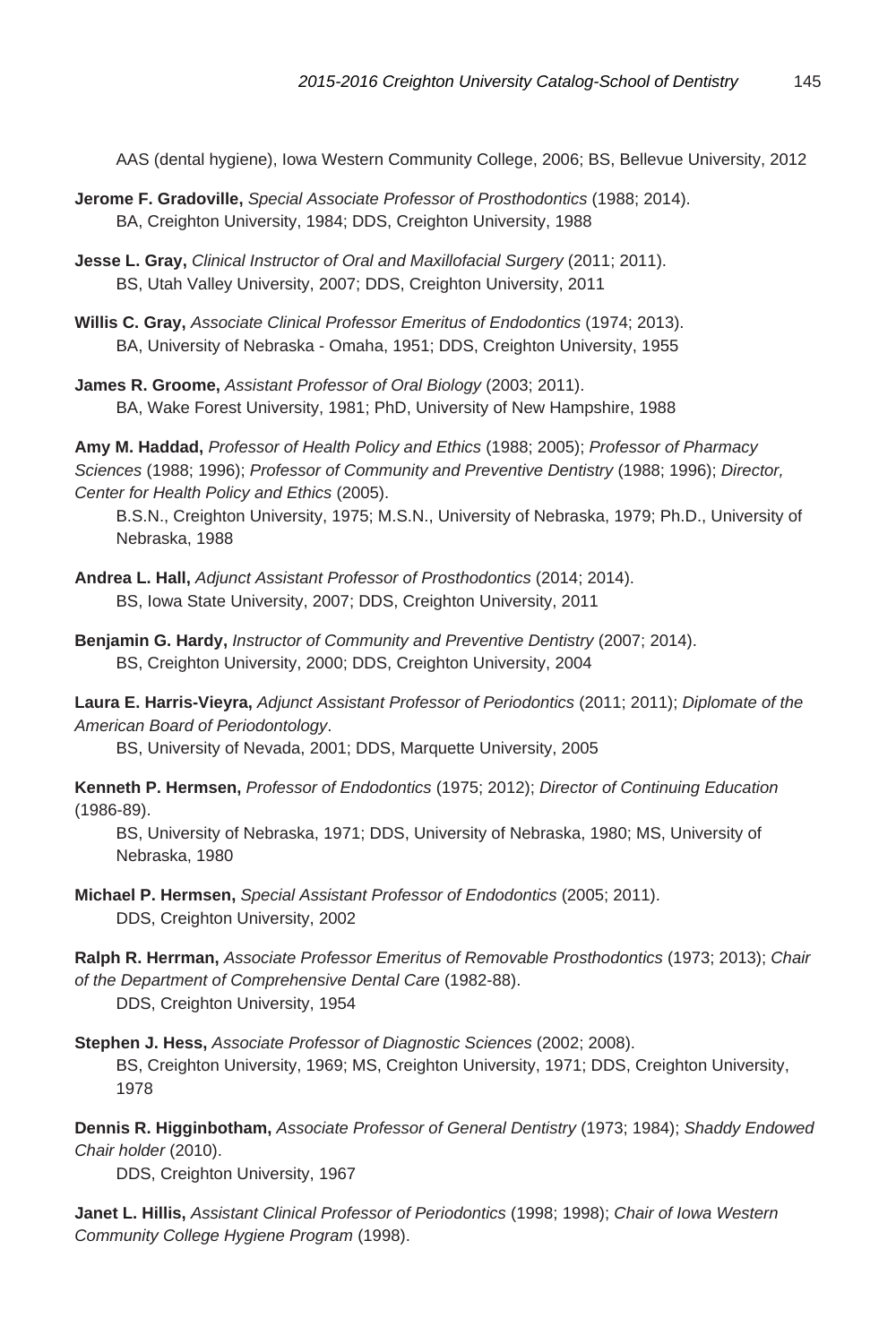AAS (dental hygiene), Iowa Western Community College, 2006; BS, Bellevue University, 2012

**Jerome F. Gradoville,** *Special Associate Professor of Prosthodontics* (1988; 2014).
BA, Creighton University, 1984; DDS, Creighton University, 1988

**Jesse L. Gray,** *Clinical Instructor of Oral and Maxillofacial Surgery* (2011; 2011).
BS, Utah Valley University, 2007; DDS, Creighton University, 2011

**Willis C. Gray,** *Associate Clinical Professor Emeritus of Endodontics* (1974; 2013).
BA, University of Nebraska - Omaha, 1951; DDS, Creighton University, 1955

**James R. Groome,** *Assistant Professor of Oral Biology* (2003; 2011).
BA, Wake Forest University, 1981; PhD, University of New Hampshire, 1988

**Amy M. Haddad,** *Professor of Health Policy and Ethics* (1988; 2005); *Professor of Pharmacy Sciences* (1988; 1996); *Professor of Community and Preventive Dentistry* (1988; 1996); *Director, Center for Health Policy and Ethics* (2005).
B.S.N., Creighton University, 1975; M.S.N., University of Nebraska, 1979; Ph.D., University of Nebraska, 1988

**Andrea L. Hall,** *Adjunct Assistant Professor of Prosthodontics* (2014; 2014).
BS, Iowa State University, 2007; DDS, Creighton University, 2011

**Benjamin G. Hardy,** *Instructor of Community and Preventive Dentistry* (2007; 2014).
BS, Creighton University, 2000; DDS, Creighton University, 2004

**Laura E. Harris-Vieyra,** *Adjunct Assistant Professor of Periodontics* (2011; 2011); *Diplomate of the American Board of Periodontology*.
BS, University of Nevada, 2001; DDS, Marquette University, 2005

**Kenneth P. Hermsen,** *Professor of Endodontics* (1975; 2012); *Director of Continuing Education* (1986-89).
BS, University of Nebraska, 1971; DDS, University of Nebraska, 1980; MS, University of Nebraska, 1980

**Michael P. Hermsen,** *Special Assistant Professor of Endodontics* (2005; 2011).
DDS, Creighton University, 2002

**Ralph R. Herrman,** *Associate Professor Emeritus of Removable Prosthodontics* (1973; 2013); *Chair of the Department of Comprehensive Dental Care* (1982-88).
DDS, Creighton University, 1954

**Stephen J. Hess,** *Associate Professor of Diagnostic Sciences* (2002; 2008).
BS, Creighton University, 1969; MS, Creighton University, 1971; DDS, Creighton University, 1978

**Dennis R. Higginbotham,** *Associate Professor of General Dentistry* (1973; 1984); *Shaddy Endowed Chair holder* (2010).
DDS, Creighton University, 1967

**Janet L. Hillis,** *Assistant Clinical Professor of Periodontics* (1998; 1998); *Chair of Iowa Western Community College Hygiene Program* (1998).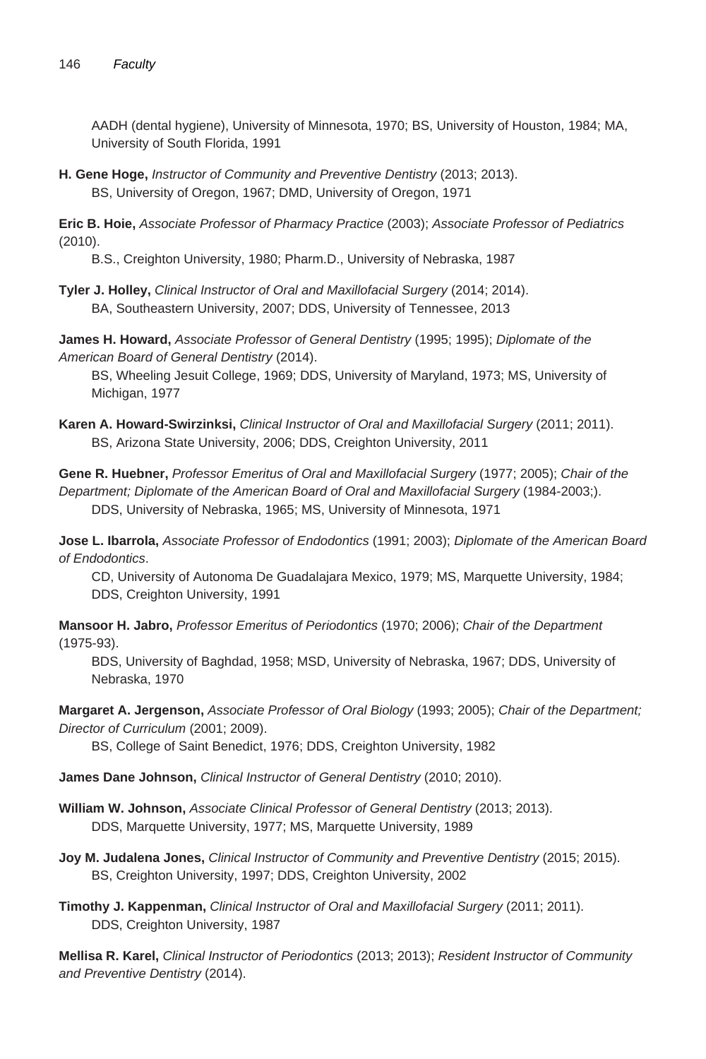AADH (dental hygiene), University of Minnesota, 1970; BS, University of Houston, 1984; MA, University of South Florida, 1991

**H. Gene Hoge,** *Instructor of Community and Preventive Dentistry* (2013; 2013).
BS, University of Oregon, 1967; DMD, University of Oregon, 1971

**Eric B. Hoie,** *Associate Professor of Pharmacy Practice* (2003); *Associate Professor of Pediatrics* (2010).
B.S., Creighton University, 1980; Pharm.D., University of Nebraska, 1987

**Tyler J. Holley,** *Clinical Instructor of Oral and Maxillofacial Surgery* (2014; 2014).
BA, Southeastern University, 2007; DDS, University of Tennessee, 2013

**James H. Howard,** *Associate Professor of General Dentistry* (1995; 1995); *Diplomate of the American Board of General Dentistry* (2014).
BS, Wheeling Jesuit College, 1969; DDS, University of Maryland, 1973; MS, University of Michigan, 1977

**Karen A. Howard-Swirzinksi,** *Clinical Instructor of Oral and Maxillofacial Surgery* (2011; 2011).
BS, Arizona State University, 2006; DDS, Creighton University, 2011

**Gene R. Huebner,** *Professor Emeritus of Oral and Maxillofacial Surgery* (1977; 2005); *Chair of the Department; Diplomate of the American Board of Oral and Maxillofacial Surgery* (1984-2003;).
DDS, University of Nebraska, 1965; MS, University of Minnesota, 1971

**Jose L. Ibarrola,** *Associate Professor of Endodontics* (1991; 2003); *Diplomate of the American Board of Endodontics*.
CD, University of Autonoma De Guadalajara Mexico, 1979; MS, Marquette University, 1984; DDS, Creighton University, 1991

**Mansoor H. Jabro,** *Professor Emeritus of Periodontics* (1970; 2006); *Chair of the Department* (1975-93).
BDS, University of Baghdad, 1958; MSD, University of Nebraska, 1967; DDS, University of Nebraska, 1970

**Margaret A. Jergenson,** *Associate Professor of Oral Biology* (1993; 2005); *Chair of the Department; Director of Curriculum* (2001; 2009).
BS, College of Saint Benedict, 1976; DDS, Creighton University, 1982

**James Dane Johnson,** *Clinical Instructor of General Dentistry* (2010; 2010).

**William W. Johnson,** *Associate Clinical Professor of General Dentistry* (2013; 2013).
DDS, Marquette University, 1977; MS, Marquette University, 1989

**Joy M. Judalena Jones,** *Clinical Instructor of Community and Preventive Dentistry* (2015; 2015).
BS, Creighton University, 1997; DDS, Creighton University, 2002

**Timothy J. Kappenman,** *Clinical Instructor of Oral and Maxillofacial Surgery* (2011; 2011).
DDS, Creighton University, 1987

**Mellisa R. Karel,** *Clinical Instructor of Periodontics* (2013; 2013); *Resident Instructor of Community and Preventive Dentistry* (2014).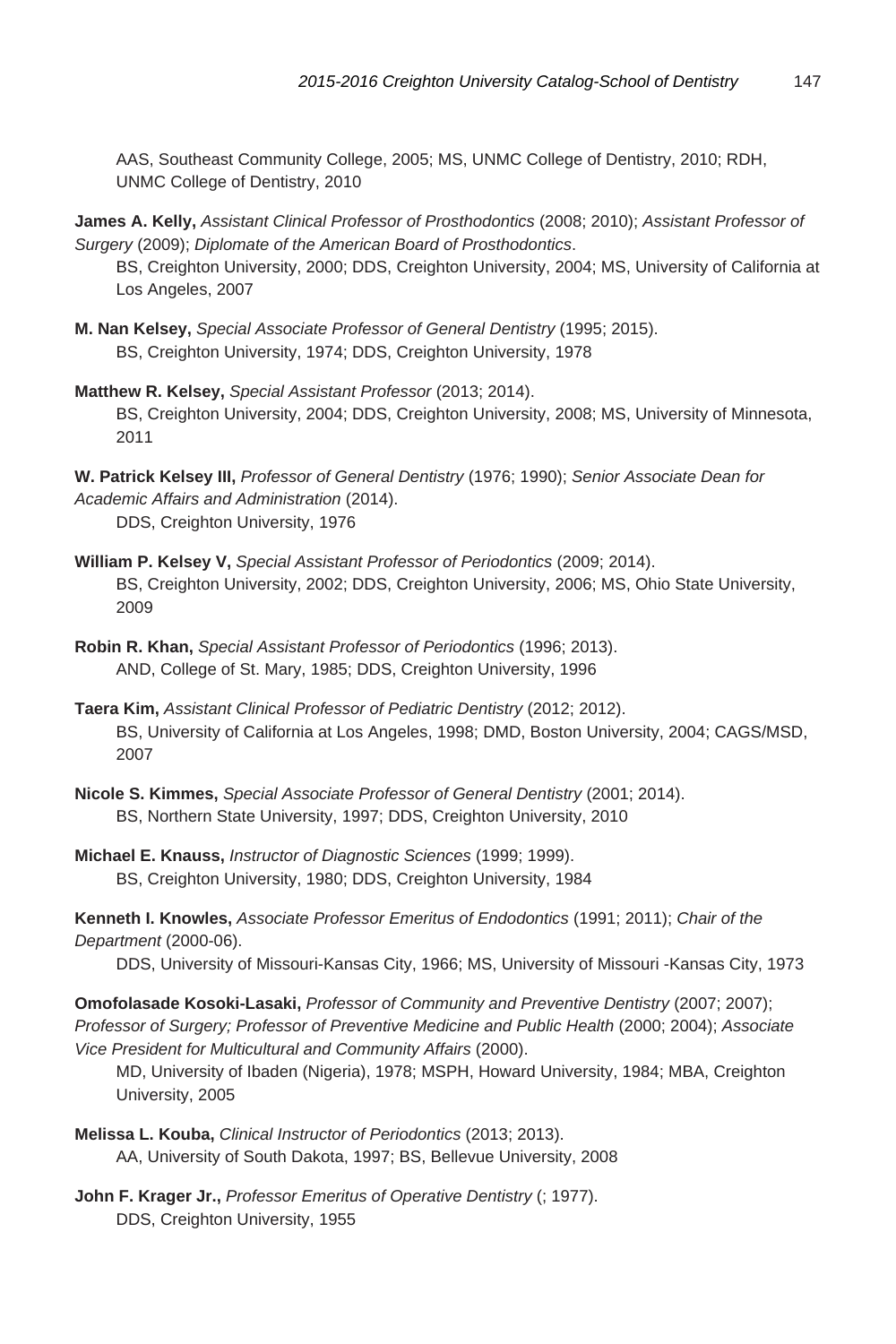AAS, Southeast Community College, 2005; MS, UNMC College of Dentistry, 2010; RDH, UNMC College of Dentistry, 2010

**James A. Kelly,** *Assistant Clinical Professor of Prosthodontics* (2008; 2010); *Assistant Professor of Surgery* (2009); *Diplomate of the American Board of Prosthodontics*.
BS, Creighton University, 2000; DDS, Creighton University, 2004; MS, University of California at Los Angeles, 2007

**M. Nan Kelsey,** *Special Associate Professor of General Dentistry* (1995; 2015).
BS, Creighton University, 1974; DDS, Creighton University, 1978

**Matthew R. Kelsey,** *Special Assistant Professor* (2013; 2014).
BS, Creighton University, 2004; DDS, Creighton University, 2008; MS, University of Minnesota, 2011

**W. Patrick Kelsey III,** *Professor of General Dentistry* (1976; 1990); *Senior Associate Dean for Academic Affairs and Administration* (2014).
DDS, Creighton University, 1976

**William P. Kelsey V,** *Special Assistant Professor of Periodontics* (2009; 2014).
BS, Creighton University, 2002; DDS, Creighton University, 2006; MS, Ohio State University, 2009

**Robin R. Khan,** *Special Assistant Professor of Periodontics* (1996; 2013).
AND, College of St. Mary, 1985; DDS, Creighton University, 1996

**Taera Kim,** *Assistant Clinical Professor of Pediatric Dentistry* (2012; 2012).
BS, University of California at Los Angeles, 1998; DMD, Boston University, 2004; CAGS/MSD, 2007

**Nicole S. Kimmes,** *Special Associate Professor of General Dentistry* (2001; 2014).
BS, Northern State University, 1997; DDS, Creighton University, 2010

**Michael E. Knauss,** *Instructor of Diagnostic Sciences* (1999; 1999).
BS, Creighton University, 1980; DDS, Creighton University, 1984

**Kenneth I. Knowles,** *Associate Professor Emeritus of Endodontics* (1991; 2011); *Chair of the Department* (2000-06).
DDS, University of Missouri-Kansas City, 1966; MS, University of Missouri -Kansas City, 1973

**Omofolasade Kosoki-Lasaki,** *Professor of Community and Preventive Dentistry* (2007; 2007); *Professor of Surgery; Professor of Preventive Medicine and Public Health* (2000; 2004); *Associate Vice President for Multicultural and Community Affairs* (2000).
MD, University of Ibaden (Nigeria), 1978; MSPH, Howard University, 1984; MBA, Creighton University, 2005

**Melissa L. Kouba,** *Clinical Instructor of Periodontics* (2013; 2013).
AA, University of South Dakota, 1997; BS, Bellevue University, 2008

**John F. Krager Jr.,** *Professor Emeritus of Operative Dentistry* (; 1977).
DDS, Creighton University, 1955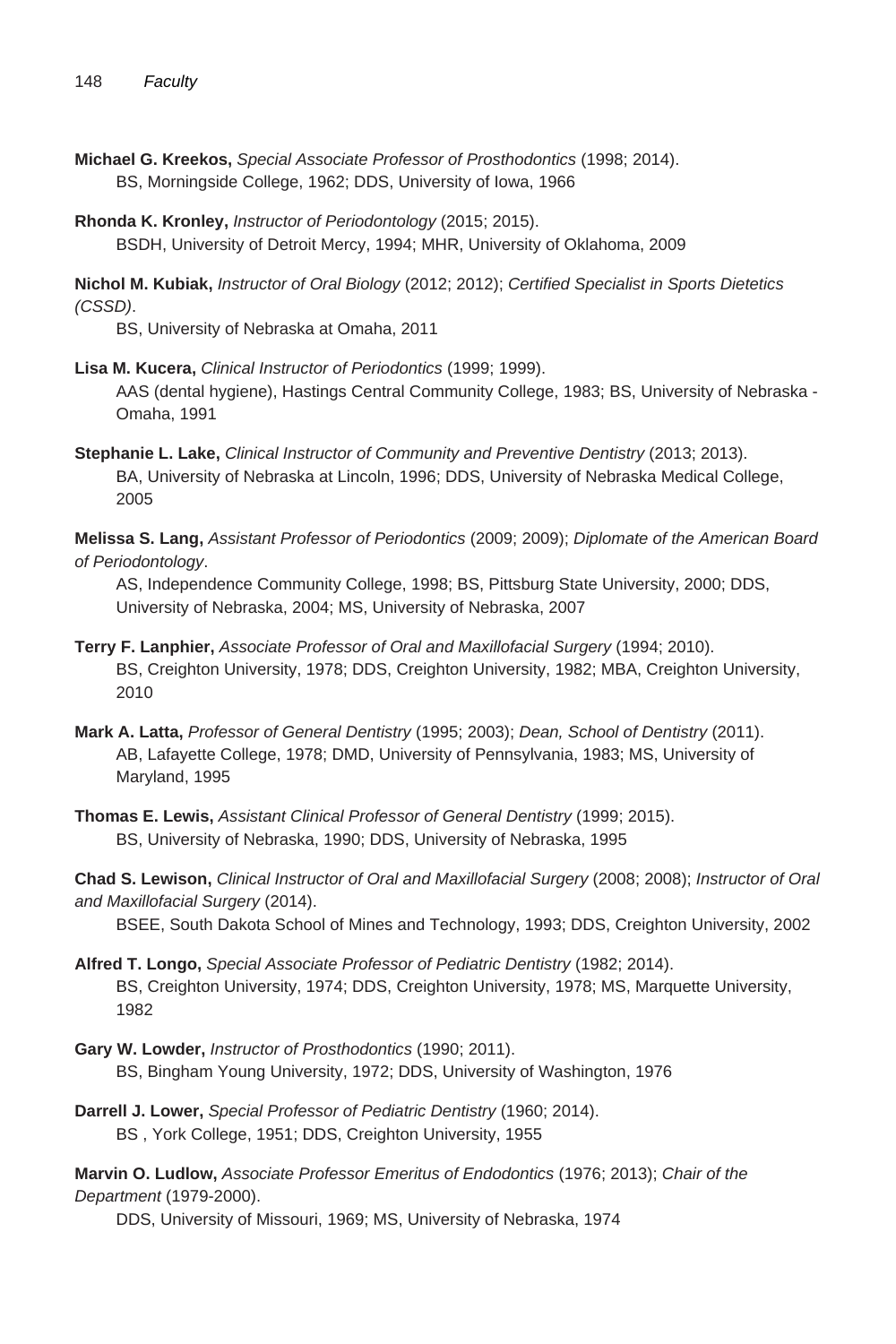**Michael G. Kreekos,** *Special Associate Professor of Prosthodontics* (1998; 2014).
BS, Morningside College, 1962; DDS, University of Iowa, 1966

**Rhonda K. Kronley,** *Instructor of Periodontology* (2015; 2015).
BSDH, University of Detroit Mercy, 1994; MHR, University of Oklahoma, 2009

**Nichol M. Kubiak,** *Instructor of Oral Biology* (2012; 2012); *Certified Specialist in Sports Dietetics (CSSD)*.
BS, University of Nebraska at Omaha, 2011

**Lisa M. Kucera,** *Clinical Instructor of Periodontics* (1999; 1999).
AAS (dental hygiene), Hastings Central Community College, 1983; BS, University of Nebraska - Omaha, 1991

**Stephanie L. Lake,** *Clinical Instructor of Community and Preventive Dentistry* (2013; 2013).
BA, University of Nebraska at Lincoln, 1996; DDS, University of Nebraska Medical College, 2005

**Melissa S. Lang,** *Assistant Professor of Periodontics* (2009; 2009); *Diplomate of the American Board of Periodontology*.
AS, Independence Community College, 1998; BS, Pittsburg State University, 2000; DDS, University of Nebraska, 2004; MS, University of Nebraska, 2007

**Terry F. Lanphier,** *Associate Professor of Oral and Maxillofacial Surgery* (1994; 2010).
BS, Creighton University, 1978; DDS, Creighton University, 1982; MBA, Creighton University, 2010

**Mark A. Latta,** *Professor of General Dentistry* (1995; 2003); *Dean, School of Dentistry* (2011).
AB, Lafayette College, 1978; DMD, University of Pennsylvania, 1983; MS, University of Maryland, 1995

**Thomas E. Lewis,** *Assistant Clinical Professor of General Dentistry* (1999; 2015).
BS, University of Nebraska, 1990; DDS, University of Nebraska, 1995

**Chad S. Lewison,** *Clinical Instructor of Oral and Maxillofacial Surgery* (2008; 2008); *Instructor of Oral and Maxillofacial Surgery* (2014).
BSEE, South Dakota School of Mines and Technology, 1993; DDS, Creighton University, 2002

**Alfred T. Longo,** *Special Associate Professor of Pediatric Dentistry* (1982; 2014).
BS, Creighton University, 1974; DDS, Creighton University, 1978; MS, Marquette University, 1982

**Gary W. Lowder,** *Instructor of Prosthodontics* (1990; 2011).
BS, Bingham Young University, 1972; DDS, University of Washington, 1976

**Darrell J. Lower,** *Special Professor of Pediatric Dentistry* (1960; 2014).
BS , York College, 1951; DDS, Creighton University, 1955

**Marvin O. Ludlow,** *Associate Professor Emeritus of Endodontics* (1976; 2013); *Chair of the Department* (1979-2000).
DDS, University of Missouri, 1969; MS, University of Nebraska, 1974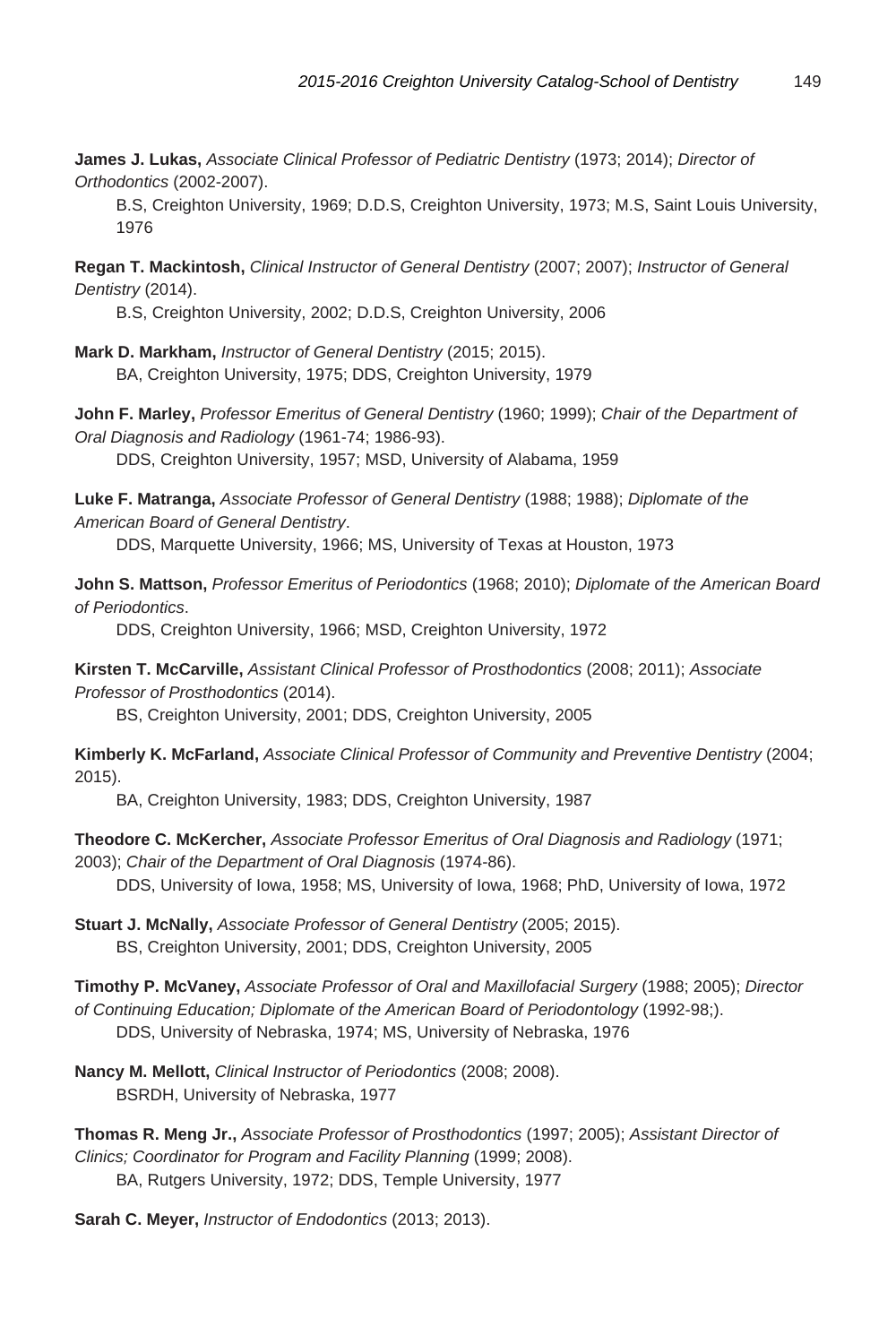**James J. Lukas,** *Associate Clinical Professor of Pediatric Dentistry* (1973; 2014); *Director of Orthodontics* (2002-2007).
B.S, Creighton University, 1969; D.D.S, Creighton University, 1973; M.S, Saint Louis University, 1976

**Regan T. Mackintosh,** *Clinical Instructor of General Dentistry* (2007; 2007); *Instructor of General Dentistry* (2014).
B.S, Creighton University, 2002; D.D.S, Creighton University, 2006

**Mark D. Markham,** *Instructor of General Dentistry* (2015; 2015).
BA, Creighton University, 1975; DDS, Creighton University, 1979

**John F. Marley,** *Professor Emeritus of General Dentistry* (1960; 1999); *Chair of the Department of Oral Diagnosis and Radiology* (1961-74; 1986-93).
DDS, Creighton University, 1957; MSD, University of Alabama, 1959

**Luke F. Matranga,** *Associate Professor of General Dentistry* (1988; 1988); *Diplomate of the American Board of General Dentistry*.
DDS, Marquette University, 1966; MS, University of Texas at Houston, 1973

**John S. Mattson,** *Professor Emeritus of Periodontics* (1968; 2010); *Diplomate of the American Board of Periodontics*.
DDS, Creighton University, 1966; MSD, Creighton University, 1972

**Kirsten T. McCarville,** *Assistant Clinical Professor of Prosthodontics* (2008; 2011); *Associate Professor of Prosthodontics* (2014).
BS, Creighton University, 2001; DDS, Creighton University, 2005

**Kimberly K. McFarland,** *Associate Clinical Professor of Community and Preventive Dentistry* (2004; 2015).
BA, Creighton University, 1983; DDS, Creighton University, 1987

**Theodore C. McKercher,** *Associate Professor Emeritus of Oral Diagnosis and Radiology* (1971; 2003); *Chair of the Department of Oral Diagnosis* (1974-86).
DDS, University of Iowa, 1958; MS, University of Iowa, 1968; PhD, University of Iowa, 1972

**Stuart J. McNally,** *Associate Professor of General Dentistry* (2005; 2015).
BS, Creighton University, 2001; DDS, Creighton University, 2005

**Timothy P. McVaney,** *Associate Professor of Oral and Maxillofacial Surgery* (1988; 2005); *Director of Continuing Education; Diplomate of the American Board of Periodontology* (1992-98;).
DDS, University of Nebraska, 1974; MS, University of Nebraska, 1976

**Nancy M. Mellott,** *Clinical Instructor of Periodontics* (2008; 2008).
BSRDH, University of Nebraska, 1977

**Thomas R. Meng Jr.,** *Associate Professor of Prosthodontics* (1997; 2005); *Assistant Director of Clinics; Coordinator for Program and Facility Planning* (1999; 2008).
BA, Rutgers University, 1972; DDS, Temple University, 1977

**Sarah C. Meyer,** *Instructor of Endodontics* (2013; 2013).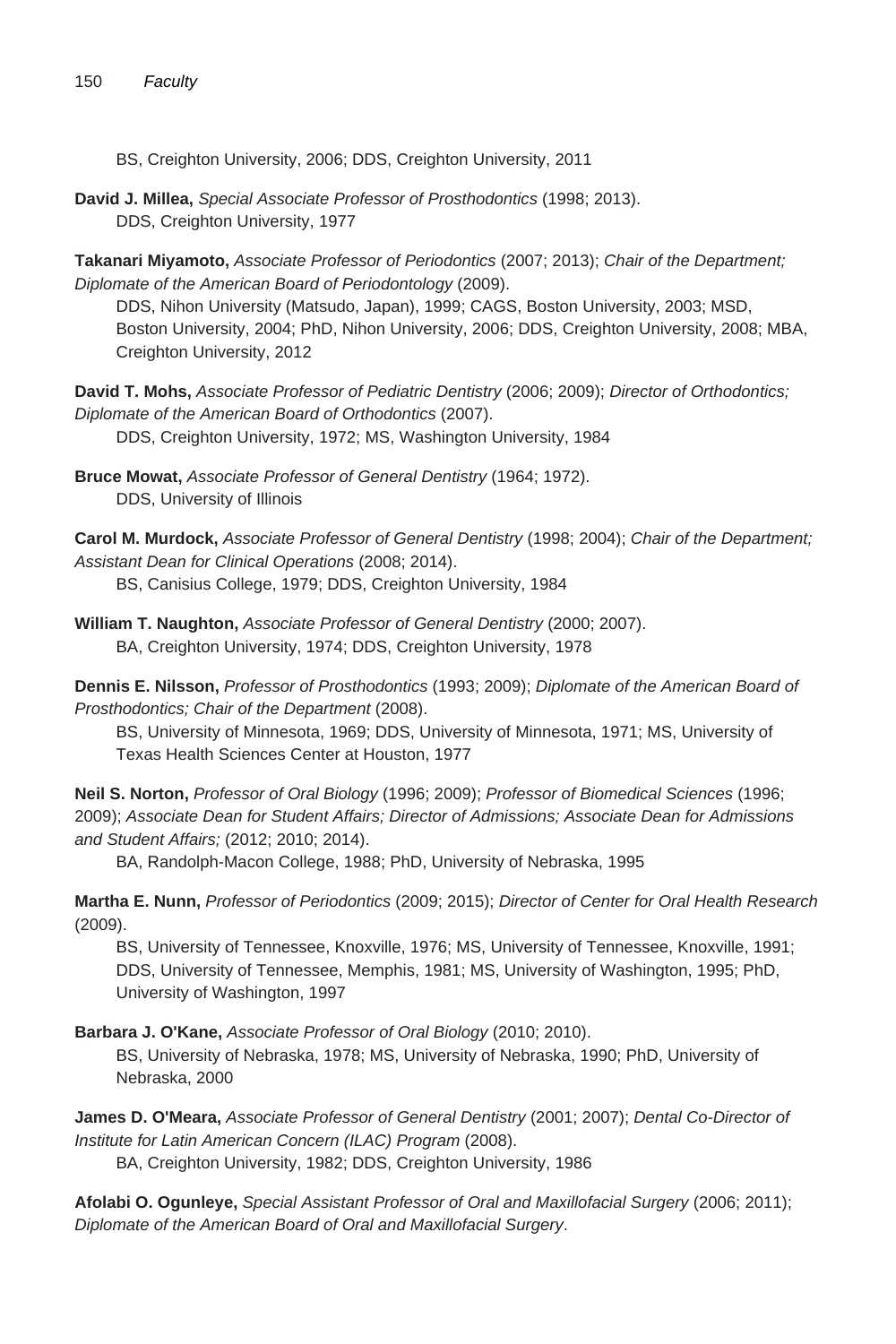BS, Creighton University, 2006; DDS, Creighton University, 2011

**David J. Millea,** *Special Associate Professor of Prosthodontics* (1998; 2013).
DDS, Creighton University, 1977

**Takanari Miyamoto,** *Associate Professor of Periodontics* (2007; 2013); *Chair of the Department; Diplomate of the American Board of Periodontology* (2009).
DDS, Nihon University (Matsudo, Japan), 1999; CAGS, Boston University, 2003; MSD, Boston University, 2004; PhD, Nihon University, 2006; DDS, Creighton University, 2008; MBA, Creighton University, 2012

**David T. Mohs,** *Associate Professor of Pediatric Dentistry* (2006; 2009); *Director of Orthodontics; Diplomate of the American Board of Orthodontics* (2007).
DDS, Creighton University, 1972; MS, Washington University, 1984

**Bruce Mowat,** *Associate Professor of General Dentistry* (1964; 1972).
DDS, University of Illinois

**Carol M. Murdock,** *Associate Professor of General Dentistry* (1998; 2004); *Chair of the Department; Assistant Dean for Clinical Operations* (2008; 2014).
BS, Canisius College, 1979; DDS, Creighton University, 1984

**William T. Naughton,** *Associate Professor of General Dentistry* (2000; 2007).
BA, Creighton University, 1974; DDS, Creighton University, 1978

**Dennis E. Nilsson,** *Professor of Prosthodontics* (1993; 2009); *Diplomate of the American Board of Prosthodontics; Chair of the Department* (2008).
BS, University of Minnesota, 1969; DDS, University of Minnesota, 1971; MS, University of Texas Health Sciences Center at Houston, 1977

**Neil S. Norton,** *Professor of Oral Biology* (1996; 2009); *Professor of Biomedical Sciences* (1996; 2009); *Associate Dean for Student Affairs; Director of Admissions; Associate Dean for Admissions and Student Affairs;* (2012; 2010; 2014).
BA, Randolph-Macon College, 1988; PhD, University of Nebraska, 1995

**Martha E. Nunn,** *Professor of Periodontics* (2009; 2015); *Director of Center for Oral Health Research* (2009).
BS, University of Tennessee, Knoxville, 1976; MS, University of Tennessee, Knoxville, 1991; DDS, University of Tennessee, Memphis, 1981; MS, University of Washington, 1995; PhD, University of Washington, 1997

**Barbara J. O'Kane,** *Associate Professor of Oral Biology* (2010; 2010).
BS, University of Nebraska, 1978; MS, University of Nebraska, 1990; PhD, University of Nebraska, 2000

**James D. O'Meara,** *Associate Professor of General Dentistry* (2001; 2007); *Dental Co-Director of Institute for Latin American Concern (ILAC) Program* (2008).
BA, Creighton University, 1982; DDS, Creighton University, 1986

**Afolabi O. Ogunleye,** *Special Assistant Professor of Oral and Maxillofacial Surgery* (2006; 2011); *Diplomate of the American Board of Oral and Maxillofacial Surgery*.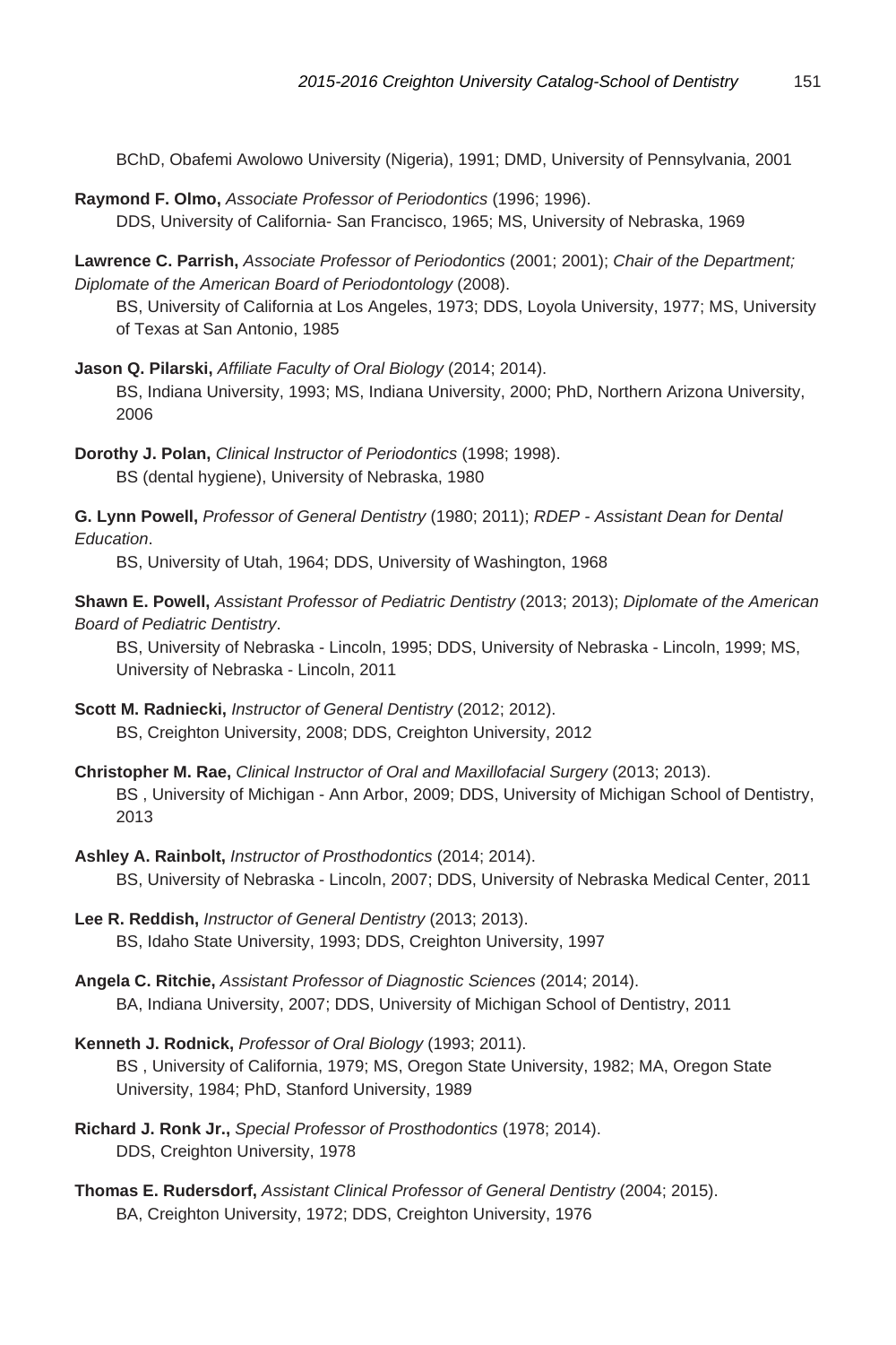BChD, Obafemi Awolowo University (Nigeria), 1991; DMD, University of Pennsylvania, 2001

**Raymond F. Olmo,** *Associate Professor of Periodontics* (1996; 1996).
DDS, University of California- San Francisco, 1965; MS, University of Nebraska, 1969

**Lawrence C. Parrish,** *Associate Professor of Periodontics* (2001; 2001); *Chair of the Department; Diplomate of the American Board of Periodontology* (2008).
BS, University of California at Los Angeles, 1973; DDS, Loyola University, 1977; MS, University of Texas at San Antonio, 1985

**Jason Q. Pilarski,** *Affiliate Faculty of Oral Biology* (2014; 2014).
BS, Indiana University, 1993; MS, Indiana University, 2000; PhD, Northern Arizona University, 2006

**Dorothy J. Polan,** *Clinical Instructor of Periodontics* (1998; 1998).
BS (dental hygiene), University of Nebraska, 1980

**G. Lynn Powell,** *Professor of General Dentistry* (1980; 2011); *RDEP - Assistant Dean for Dental Education*.
BS, University of Utah, 1964; DDS, University of Washington, 1968

**Shawn E. Powell,** *Assistant Professor of Pediatric Dentistry* (2013; 2013); *Diplomate of the American Board of Pediatric Dentistry*.
BS, University of Nebraska - Lincoln, 1995; DDS, University of Nebraska - Lincoln, 1999; MS, University of Nebraska - Lincoln, 2011

**Scott M. Radniecki,** *Instructor of General Dentistry* (2012; 2012).
BS, Creighton University, 2008; DDS, Creighton University, 2012

**Christopher M. Rae,** *Clinical Instructor of Oral and Maxillofacial Surgery* (2013; 2013).
BS , University of Michigan - Ann Arbor, 2009; DDS, University of Michigan School of Dentistry, 2013

**Ashley A. Rainbolt,** *Instructor of Prosthodontics* (2014; 2014).
BS, University of Nebraska - Lincoln, 2007; DDS, University of Nebraska Medical Center, 2011

**Lee R. Reddish,** *Instructor of General Dentistry* (2013; 2013).
BS, Idaho State University, 1993; DDS, Creighton University, 1997

**Angela C. Ritchie,** *Assistant Professor of Diagnostic Sciences* (2014; 2014).
BA, Indiana University, 2007; DDS, University of Michigan School of Dentistry, 2011

**Kenneth J. Rodnick,** *Professor of Oral Biology* (1993; 2011).
BS , University of California, 1979; MS, Oregon State University, 1982; MA, Oregon State University, 1984; PhD, Stanford University, 1989

**Richard J. Ronk Jr.,** *Special Professor of Prosthodontics* (1978; 2014).
DDS, Creighton University, 1978

**Thomas E. Rudersdorf,** *Assistant Clinical Professor of General Dentistry* (2004; 2015).
BA, Creighton University, 1972; DDS, Creighton University, 1976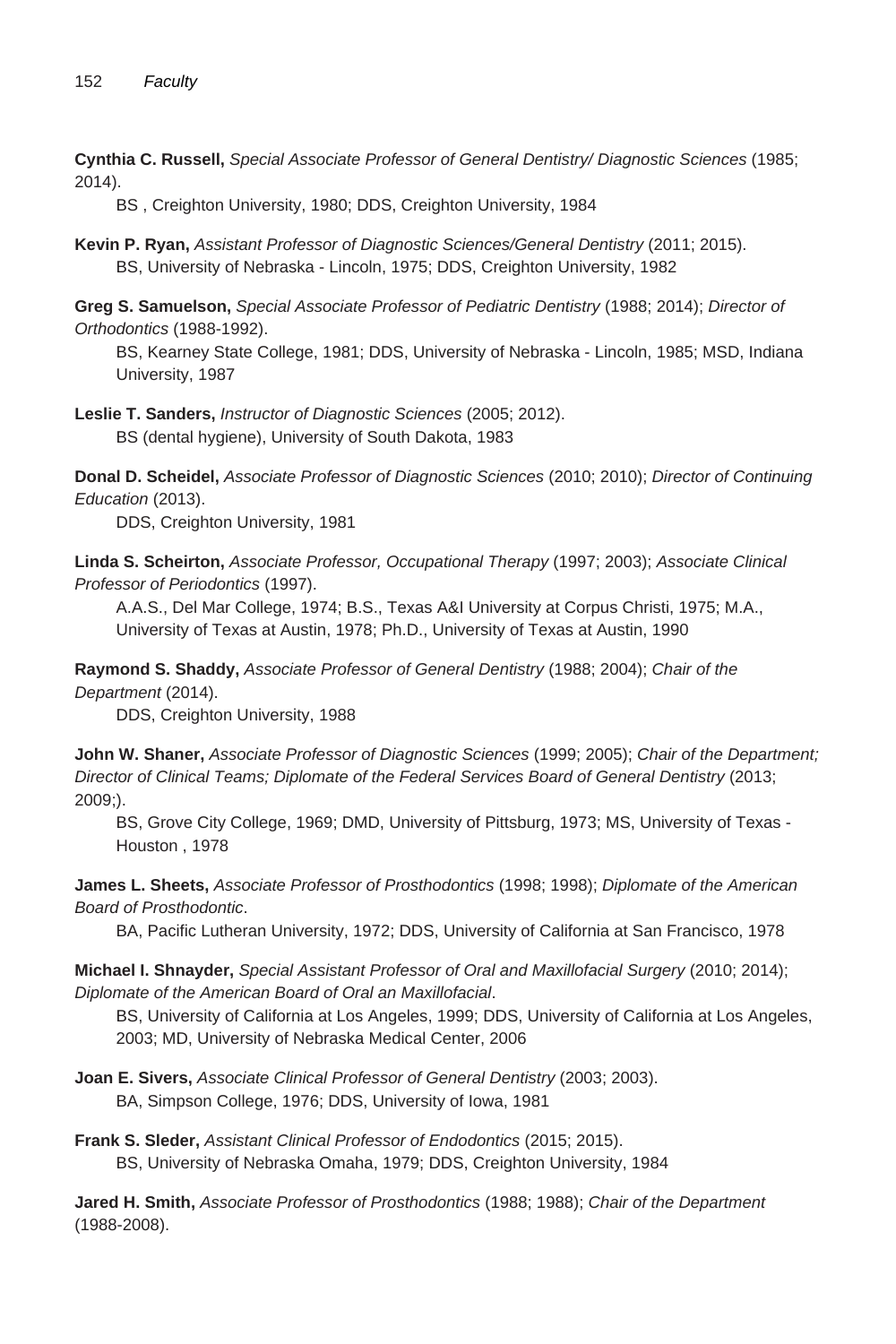**Cynthia C. Russell,** *Special Associate Professor of General Dentistry/ Diagnostic Sciences* (1985; 2014).

BS , Creighton University, 1980; DDS, Creighton University, 1984

**Kevin P. Ryan,** *Assistant Professor of Diagnostic Sciences/General Dentistry* (2011; 2015).

BS, University of Nebraska - Lincoln, 1975; DDS, Creighton University, 1982

**Greg S. Samuelson,** *Special Associate Professor of Pediatric Dentistry* (1988; 2014); *Director of Orthodontics* (1988-1992).

BS, Kearney State College, 1981; DDS, University of Nebraska - Lincoln, 1985; MSD, Indiana University, 1987

**Leslie T. Sanders,** *Instructor of Diagnostic Sciences* (2005; 2012).

BS (dental hygiene), University of South Dakota, 1983

**Donal D. Scheidel,** *Associate Professor of Diagnostic Sciences* (2010; 2010); *Director of Continuing Education* (2013).

DDS, Creighton University, 1981

**Linda S. Scheirton,** *Associate Professor, Occupational Therapy* (1997; 2003); *Associate Clinical Professor of Periodontics* (1997).

A.A.S., Del Mar College, 1974; B.S., Texas A&I University at Corpus Christi, 1975; M.A., University of Texas at Austin, 1978; Ph.D., University of Texas at Austin, 1990

**Raymond S. Shaddy,** *Associate Professor of General Dentistry* (1988; 2004); *Chair of the Department* (2014).

DDS, Creighton University, 1988

**John W. Shaner,** *Associate Professor of Diagnostic Sciences* (1999; 2005); *Chair of the Department; Director of Clinical Teams; Diplomate of the Federal Services Board of General Dentistry* (2013; 2009;).

BS, Grove City College, 1969; DMD, University of Pittsburg, 1973; MS, University of Texas - Houston , 1978

**James L. Sheets,** *Associate Professor of Prosthodontics* (1998; 1998); *Diplomate of the American Board of Prosthodontic*.

BA, Pacific Lutheran University, 1972; DDS, University of California at San Francisco, 1978

**Michael I. Shnayder,** *Special Assistant Professor of Oral and Maxillofacial Surgery* (2010; 2014); *Diplomate of the American Board of Oral an Maxillofacial*.

BS, University of California at Los Angeles, 1999; DDS, University of California at Los Angeles, 2003; MD, University of Nebraska Medical Center, 2006

**Joan E. Sivers,** *Associate Clinical Professor of General Dentistry* (2003; 2003).

BA, Simpson College, 1976; DDS, University of Iowa, 1981

**Frank S. Sleder,** *Assistant Clinical Professor of Endodontics* (2015; 2015).

BS, University of Nebraska Omaha, 1979; DDS, Creighton University, 1984

**Jared H. Smith,** *Associate Professor of Prosthodontics* (1988; 1988); *Chair of the Department* (1988-2008).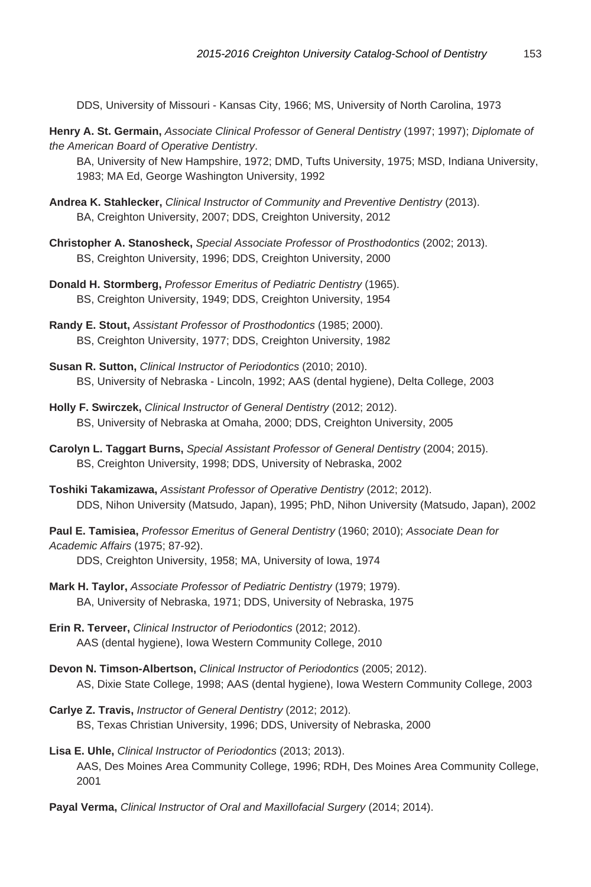DDS, University of Missouri - Kansas City, 1966; MS, University of North Carolina, 1973

**Henry A. St. Germain,** *Associate Clinical Professor of General Dentistry* (1997; 1997); *Diplomate of the American Board of Operative Dentistry*.
BA, University of New Hampshire, 1972; DMD, Tufts University, 1975; MSD, Indiana University, 1983; MA Ed, George Washington University, 1992

**Andrea K. Stahlecker,** *Clinical Instructor of Community and Preventive Dentistry* (2013).
BA, Creighton University, 2007; DDS, Creighton University, 2012

**Christopher A. Stanosheck,** *Special Associate Professor of Prosthodontics* (2002; 2013).
BS, Creighton University, 1996; DDS, Creighton University, 2000

**Donald H. Stormberg,** *Professor Emeritus of Pediatric Dentistry* (1965).
BS, Creighton University, 1949; DDS, Creighton University, 1954

**Randy E. Stout,** *Assistant Professor of Prosthodontics* (1985; 2000).
BS, Creighton University, 1977; DDS, Creighton University, 1982

**Susan R. Sutton,** *Clinical Instructor of Periodontics* (2010; 2010).
BS, University of Nebraska - Lincoln, 1992; AAS (dental hygiene), Delta College, 2003

**Holly F. Swirczek,** *Clinical Instructor of General Dentistry* (2012; 2012).
BS, University of Nebraska at Omaha, 2000; DDS, Creighton University, 2005

**Carolyn L. Taggart Burns,** *Special Assistant Professor of General Dentistry* (2004; 2015).
BS, Creighton University, 1998; DDS, University of Nebraska, 2002

**Toshiki Takamizawa,** *Assistant Professor of Operative Dentistry* (2012; 2012).
DDS, Nihon University (Matsudo, Japan), 1995; PhD, Nihon University (Matsudo, Japan), 2002

**Paul E. Tamisiea,** *Professor Emeritus of General Dentistry* (1960; 2010); *Associate Dean for Academic Affairs* (1975; 87-92).
DDS, Creighton University, 1958; MA, University of Iowa, 1974

**Mark H. Taylor,** *Associate Professor of Pediatric Dentistry* (1979; 1979).
BA, University of Nebraska, 1971; DDS, University of Nebraska, 1975

**Erin R. Terveer,** *Clinical Instructor of Periodontics* (2012; 2012).
AAS (dental hygiene), Iowa Western Community College, 2010

**Devon N. Timson-Albertson,** *Clinical Instructor of Periodontics* (2005; 2012).
AS, Dixie State College, 1998; AAS (dental hygiene), Iowa Western Community College, 2003

**Carlye Z. Travis,** *Instructor of General Dentistry* (2012; 2012).
BS, Texas Christian University, 1996; DDS, University of Nebraska, 2000

**Lisa E. Uhle,** *Clinical Instructor of Periodontics* (2013; 2013).
AAS, Des Moines Area Community College, 1996; RDH, Des Moines Area Community College, 2001

**Payal Verma,** *Clinical Instructor of Oral and Maxillofacial Surgery* (2014; 2014).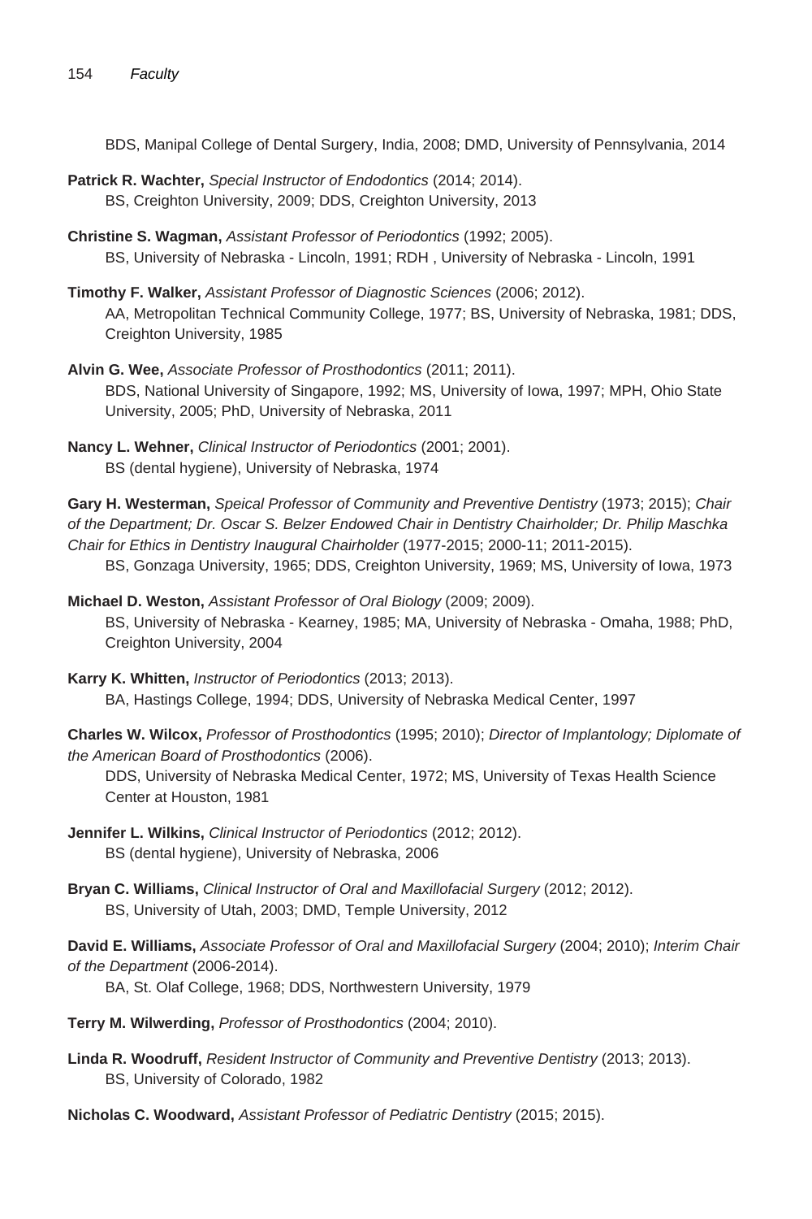BDS, Manipal College of Dental Surgery, India, 2008; DMD, University of Pennsylvania, 2014

**Patrick R. Wachter,** *Special Instructor of Endodontics* (2014; 2014).
BS, Creighton University, 2009; DDS, Creighton University, 2013

**Christine S. Wagman,** *Assistant Professor of Periodontics* (1992; 2005).
BS, University of Nebraska - Lincoln, 1991; RDH , University of Nebraska - Lincoln, 1991

**Timothy F. Walker,** *Assistant Professor of Diagnostic Sciences* (2006; 2012).
AA, Metropolitan Technical Community College, 1977; BS, University of Nebraska, 1981; DDS, Creighton University, 1985

**Alvin G. Wee,** *Associate Professor of Prosthodontics* (2011; 2011).
BDS, National University of Singapore, 1992; MS, University of Iowa, 1997; MPH, Ohio State University, 2005; PhD, University of Nebraska, 2011

**Nancy L. Wehner,** *Clinical Instructor of Periodontics* (2001; 2001).
BS (dental hygiene), University of Nebraska, 1974

**Gary H. Westerman,** *Speical Professor of Community and Preventive Dentistry* (1973; 2015); *Chair of the Department; Dr. Oscar S. Belzer Endowed Chair in Dentistry Chairholder; Dr. Philip Maschka Chair for Ethics in Dentistry Inaugural Chairholder* (1977-2015; 2000-11; 2011-2015).
BS, Gonzaga University, 1965; DDS, Creighton University, 1969; MS, University of Iowa, 1973

**Michael D. Weston,** *Assistant Professor of Oral Biology* (2009; 2009).
BS, University of Nebraska - Kearney, 1985; MA, University of Nebraska - Omaha, 1988; PhD, Creighton University, 2004

**Karry K. Whitten,** *Instructor of Periodontics* (2013; 2013).
BA, Hastings College, 1994; DDS, University of Nebraska Medical Center, 1997

**Charles W. Wilcox,** *Professor of Prosthodontics* (1995; 2010); *Director of Implantology; Diplomate of the American Board of Prosthodontics* (2006).
DDS, University of Nebraska Medical Center, 1972; MS, University of Texas Health Science Center at Houston, 1981

**Jennifer L. Wilkins,** *Clinical Instructor of Periodontics* (2012; 2012).
BS (dental hygiene), University of Nebraska, 2006

**Bryan C. Williams,** *Clinical Instructor of Oral and Maxillofacial Surgery* (2012; 2012).
BS, University of Utah, 2003; DMD, Temple University, 2012

**David E. Williams,** *Associate Professor of Oral and Maxillofacial Surgery* (2004; 2010); *Interim Chair of the Department* (2006-2014).
BA, St. Olaf College, 1968; DDS, Northwestern University, 1979

**Terry M. Wilwerding,** *Professor of Prosthodontics* (2004; 2010).

**Linda R. Woodruff,** *Resident Instructor of Community and Preventive Dentistry* (2013; 2013).
BS, University of Colorado, 1982

**Nicholas C. Woodward,** *Assistant Professor of Pediatric Dentistry* (2015; 2015).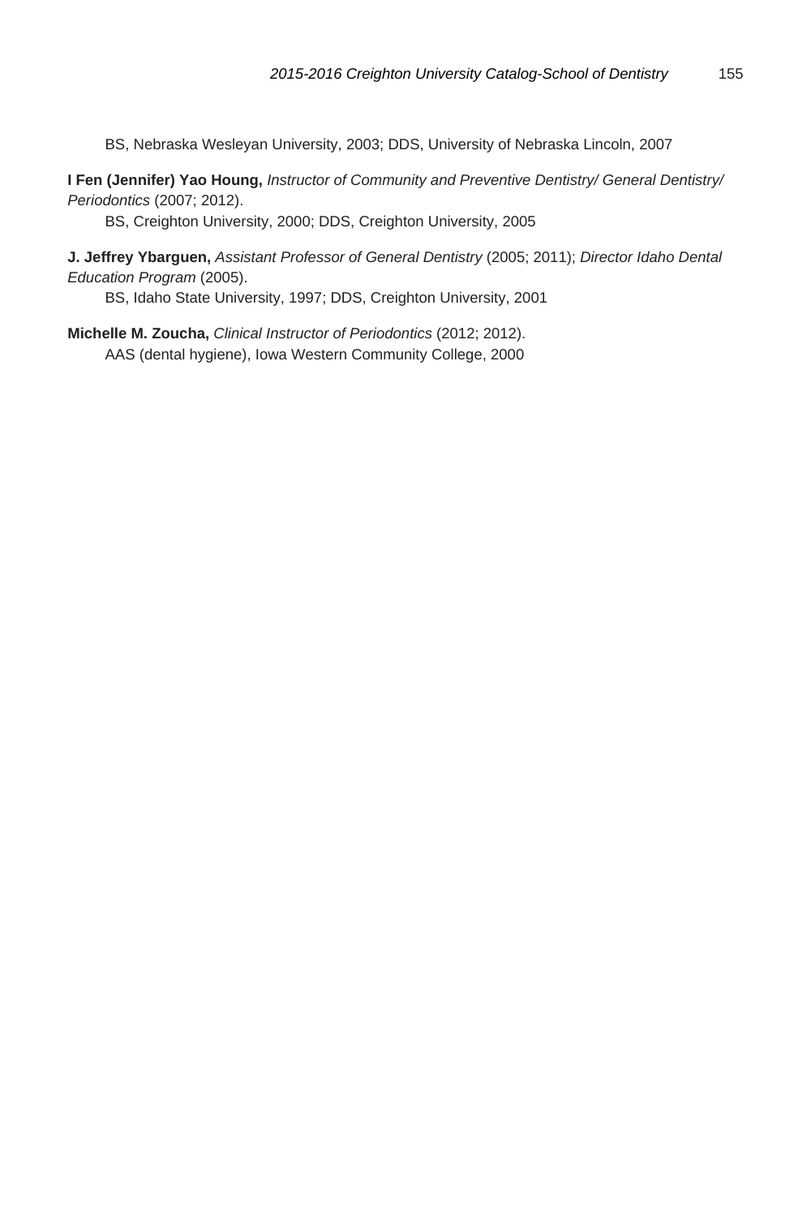BS, Nebraska Wesleyan University, 2003; DDS, University of Nebraska Lincoln, 2007

**I Fen (Jennifer) Yao Houng,** *Instructor of Community and Preventive Dentistry/ General Dentistry/ Periodontics* (2007; 2012).
BS, Creighton University, 2000; DDS, Creighton University, 2005

**J. Jeffrey Ybarguen,** *Assistant Professor of General Dentistry* (2005; 2011); *Director Idaho Dental Education Program* (2005).
BS, Idaho State University, 1997; DDS, Creighton University, 2001

**Michelle M. Zoucha,** *Clinical Instructor of Periodontics* (2012; 2012).
AAS (dental hygiene), Iowa Western Community College, 2000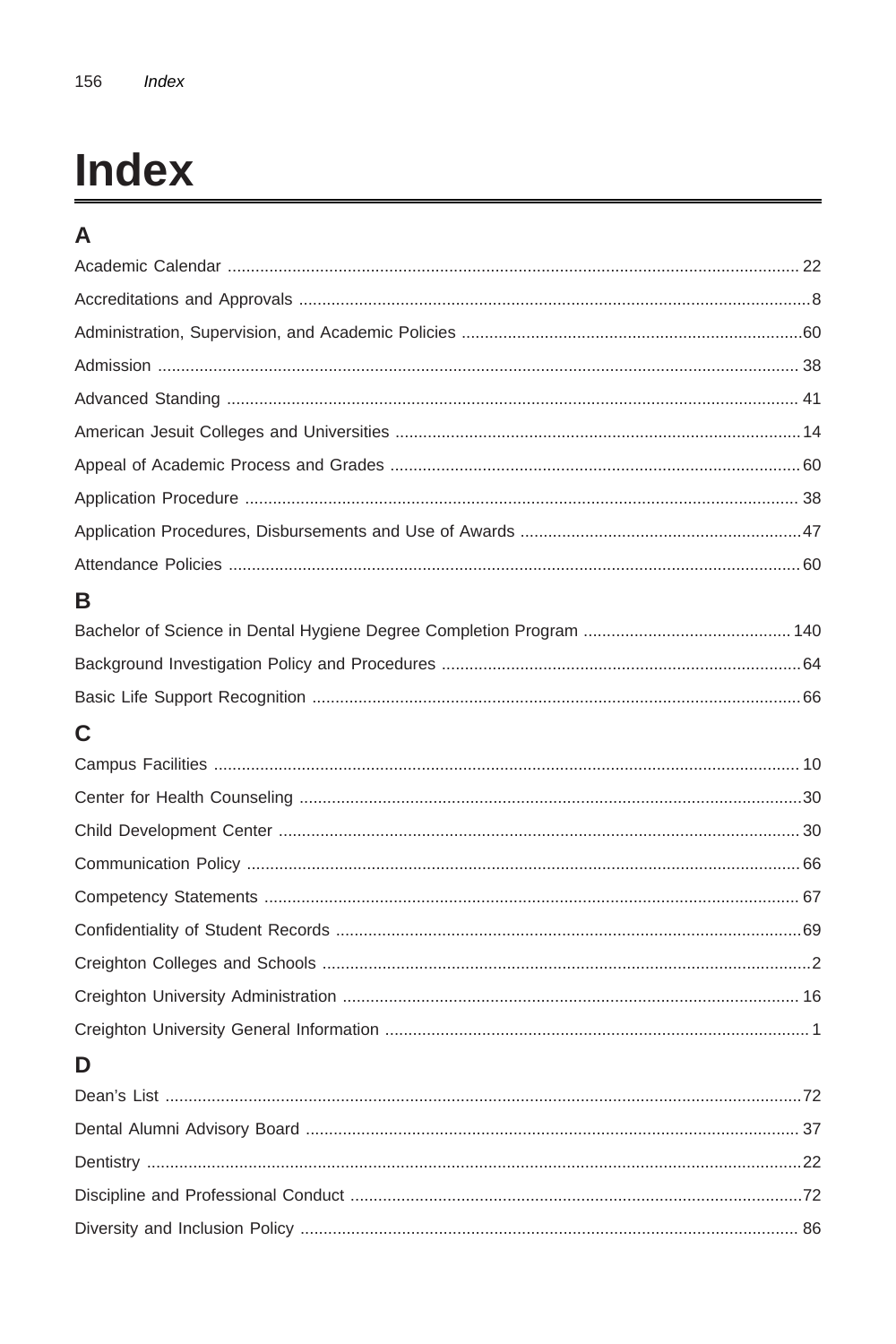# Index

## A

Academic Calendar .......... 22

Accreditations and Approvals .......... 8

Administration, Supervision, and Academic Policies .......... 60

Admission .......... 38

Advanced Standing .......... 41

American Jesuit Colleges and Universities .......... 14

Appeal of Academic Process and Grades .......... 60

Application Procedure .......... 38

Application Procedures, Disbursements and Use of Awards .......... 47

Attendance Policies .......... 60

## B

Bachelor of Science in Dental Hygiene Degree Completion Program .......... 140

Background Investigation Policy and Procedures .......... 64

Basic Life Support Recognition .......... 66

## C

Campus Facilities .......... 10

Center for Health Counseling .......... 30

Child Development Center .......... 30

Communication Policy .......... 66

Competency Statements .......... 67

Confidentiality of Student Records .......... 69

Creighton Colleges and Schools .......... 2

Creighton University Administration .......... 16

Creighton University General Information .......... 1

## D

Dean's List .......... 72

Dental Alumni Advisory Board .......... 37

Dentistry .......... 22

Discipline and Professional Conduct .......... 72

Diversity and Inclusion Policy .......... 86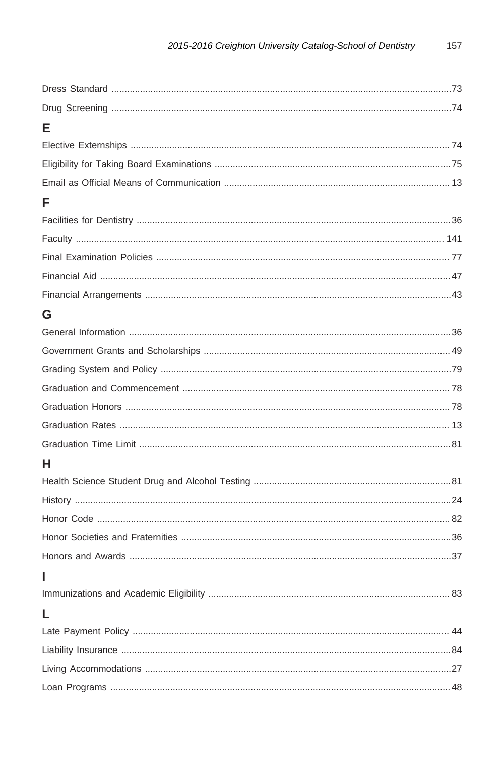Dress Standard ....................................................................................................................................73

Drug Screening ...................................................................................................................................74

## E

Elective Externships ........................................................................................................................... 74

Eligibility for Taking Board Examinations ...........................................................................................75

Email as Official Means of Communication ...................................................................................... 13

## F

Facilities for Dentistry .........................................................................................................................36

Faculty ............................................................................................................................................. 141

Final Examination Policies ................................................................................................................. 77

Financial Aid .......................................................................................................................................47

Financial Arrangements ......................................................................................................................43

## G

General Information ............................................................................................................................36

Government Grants and Scholarships ............................................................................................... 49

Grading System and Policy ................................................................................................................79

Graduation and Commencement ...................................................................................................... 78

Graduation Honors ............................................................................................................................ 78

Graduation Rates .............................................................................................................................. 13

Graduation Time Limit ........................................................................................................................81

## H

Health Science Student Drug and Alcohol Testing ............................................................................81

History .................................................................................................................................................24

Honor Code ........................................................................................................................................ 82

Honor Societies and Fraternities ........................................................................................................36

Honors and Awards ............................................................................................................................37

## I

Immunizations and Academic Eligibility ............................................................................................. 83

## L

Late Payment Policy .......................................................................................................................... 44

Liability Insurance ...............................................................................................................................84

Living Accommodations ......................................................................................................................27

Loan Programs ....................................................................................................................................48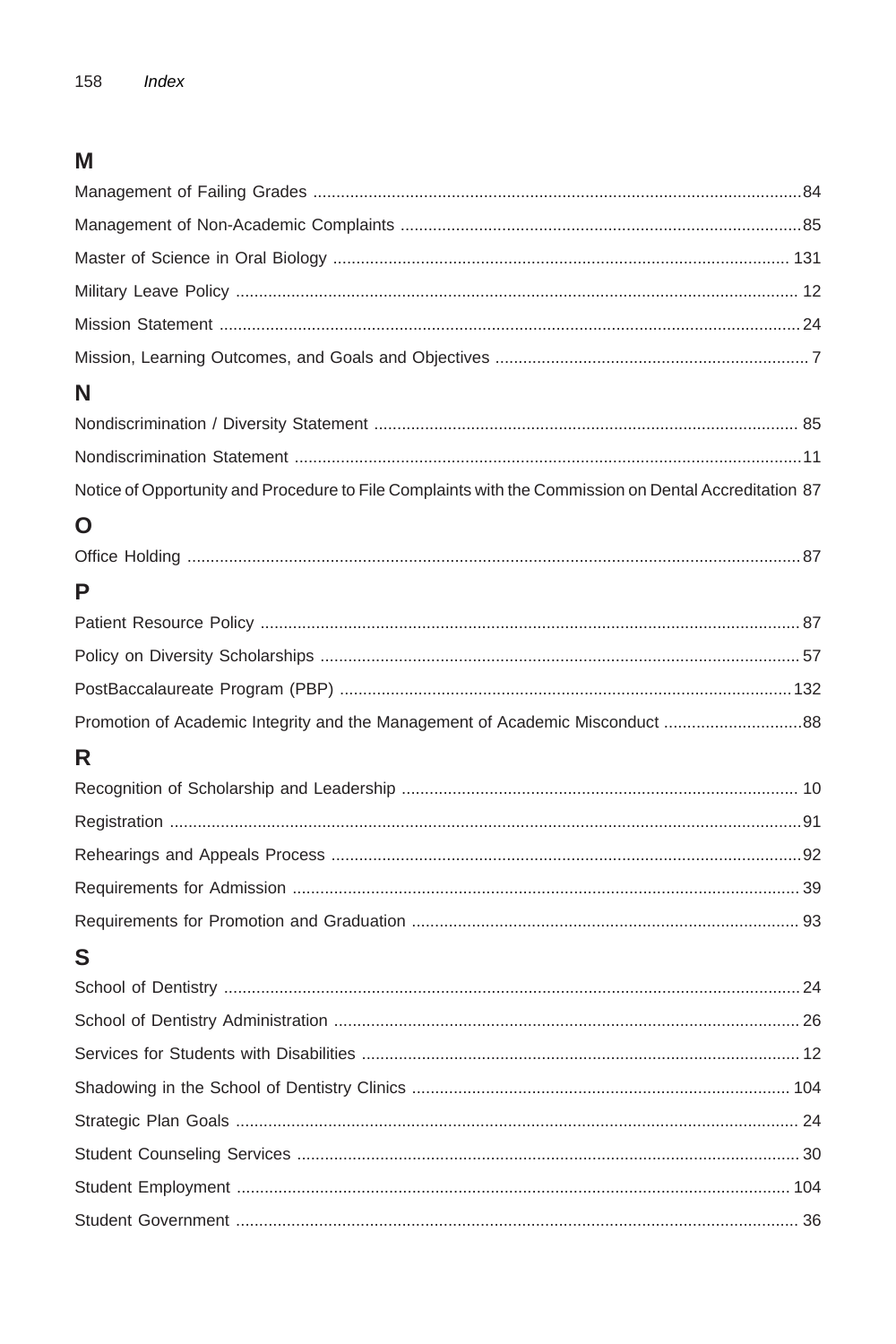## M

Management of Failing Grades ........ 84

Management of Non-Academic Complaints ........ 85

Master of Science in Oral Biology ........ 131

Military Leave Policy ........ 12

Mission Statement ........ 24

Mission, Learning Outcomes, and Goals and Objectives ........ 7

## N

Nondiscrimination / Diversity Statement ........ 85

Nondiscrimination Statement ........ 11

Notice of Opportunity and Procedure to File Complaints with the Commission on Dental Accreditation 87

## O

Office Holding ........ 87

## P

Patient Resource Policy ........ 87

Policy on Diversity Scholarships ........ 57

PostBaccalaureate Program (PBP) ........ 132

Promotion of Academic Integrity and the Management of Academic Misconduct ........ 88

## R

Recognition of Scholarship and Leadership ........ 10

Registration ........ 91

Rehearings and Appeals Process ........ 92

Requirements for Admission ........ 39

Requirements for Promotion and Graduation ........ 93

## S

School of Dentistry ........ 24

School of Dentistry Administration ........ 26

Services for Students with Disabilities ........ 12

Shadowing in the School of Dentistry Clinics ........ 104

Strategic Plan Goals ........ 24

Student Counseling Services ........ 30

Student Employment ........ 104

Student Government ........ 36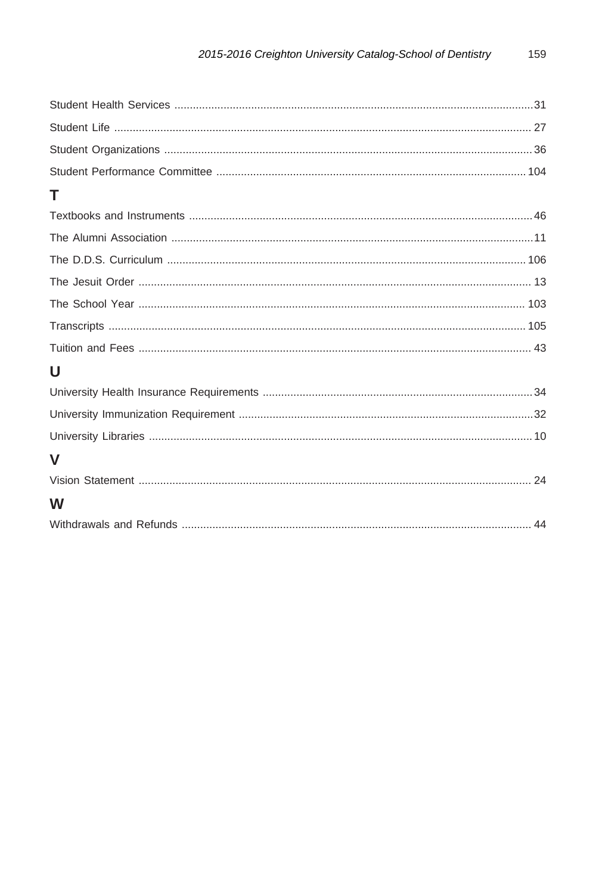Student Health Services ....................................................................................................................31

Student Life ....................................................................................................................................... 27

Student Organizations .......................................................................................................................36

Student Performance Committee ....................................................................................................104

## T

Textbooks and Instruments ...............................................................................................................46

The Alumni Association .....................................................................................................................11

The D.D.S. Curriculum ....................................................................................................................106

The Jesuit Order ............................................................................................................................... 13

The School Year ............................................................................................................................. 103

Transcripts ......................................................................................................................................105

Tuition and Fees ............................................................................................................................... 43

## U

University Health Insurance Requirements .......................................................................................34

University Immunization Requirement ...............................................................................................32

University Libraries ............................................................................................................................10

## V

Vision Statement ............................................................................................................................... 24

## W

Withdrawals and Refunds ................................................................................................................. 44